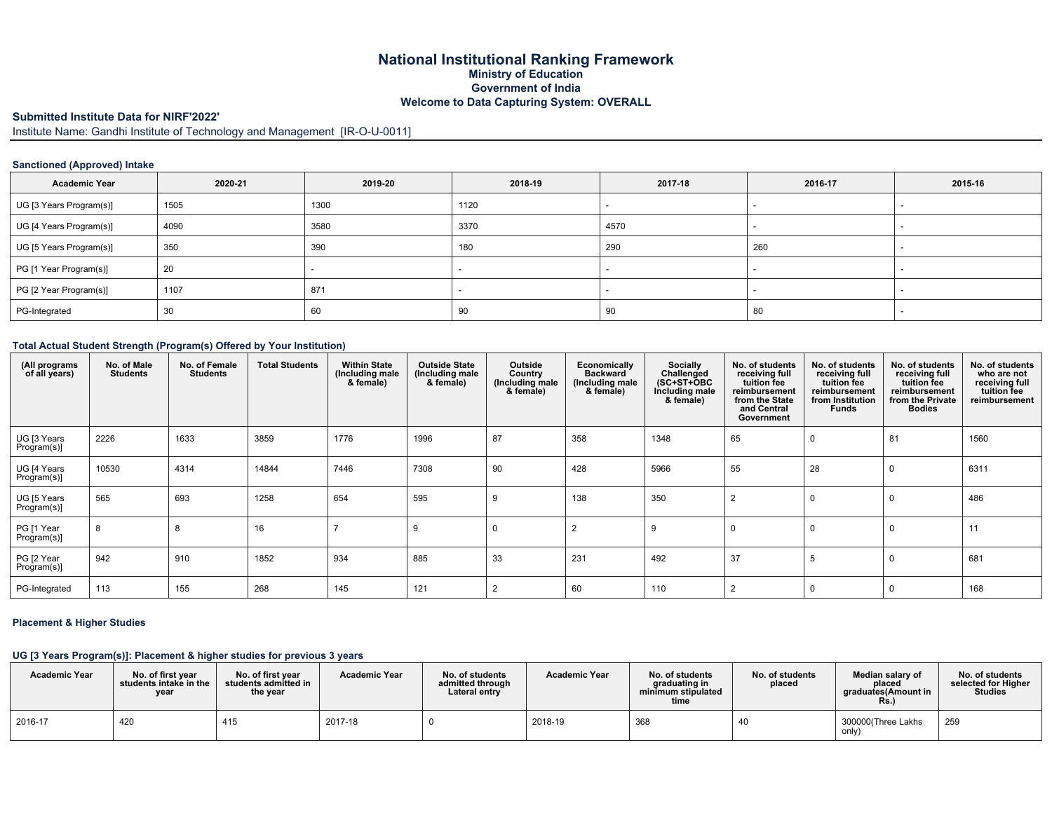# National Institutional Ranking Framework

**Ministry of Education**

**Government of India**

**Welcome to Data Capturing System: OVERALL**

**Submitted Institute Data for NIRF'2022'**

Institute Name: Gandhi Institute of Technology and Management [IR-O-U-0011]

### Sanctioned (Approved) Intake

| Academic Year | 2020-21 | 2019-20 | 2018-19 | 2017-18 | 2016-17 | 2015-16 |
|---|---|---|---|---|---|---|
| UG [3 Years Program(s)] | 1505 | 1300 | 1120 | - | - | - |
| UG [4 Years Program(s)] | 4090 | 3580 | 3370 | 4570 | - | - |
| UG [5 Years Program(s)] | 350 | 390 | 180 | 290 | 260 | - |
| PG [1 Year Program(s)] | 20 | - | - | - | - | - |
| PG [2 Year Program(s)] | 1107 | 871 | - | - | - | - |
| PG-Integrated | 30 | 60 | 90 | 90 | 80 | - |

### Total Actual Student Strength (Program(s) Offered by Your Institution)

| (All programs of all years) | No. of Male Students | No. of Female Students | Total Students | Within State (Including male & female) | Outside State (Including male & female) | Outside Country (Including male & female) | Economically Backward (Including male & female) | Socially Challenged (SC+ST+OBC Including male & female) | No. of students receiving full tuition fee reimbursement from the State and Central Government | No. of students receiving full tuition fee reimbursement from Institution Funds | No. of students receiving full tuition fee reimbursement from the Private Bodies | No. of students who are not receiving full tuition fee reimbursement |
|---|---|---|---|---|---|---|---|---|---|---|---|---|
| UG [3 Years Program(s)] | 2226 | 1633 | 3859 | 1776 | 1996 | 87 | 358 | 1348 | 65 | 0 | 81 | 1560 |
| UG [4 Years Program(s)] | 10530 | 4314 | 14844 | 7446 | 7308 | 90 | 428 | 5966 | 55 | 28 | 0 | 6311 |
| UG [5 Years Program(s)] | 565 | 693 | 1258 | 654 | 595 | 9 | 138 | 350 | 2 | 0 | 0 | 486 |
| PG [1 Year Program(s)] | 8 | 8 | 16 | 7 | 9 | 0 | 2 | 9 | 0 | 0 | 0 | 11 |
| PG [2 Year Program(s)] | 942 | 910 | 1852 | 934 | 885 | 33 | 231 | 492 | 37 | 5 | 0 | 681 |
| PG-Integrated | 113 | 155 | 268 | 145 | 121 | 2 | 60 | 110 | 2 | 0 | 0 | 168 |

### Placement & Higher Studies

#### UG [3 Years Program(s)]: Placement & higher studies for previous 3 years

| Academic Year | No. of first year students intake in the year | No. of first year students admitted in the year | Academic Year | No. of students admitted through Lateral entry | Academic Year | No. of students graduating in minimum stipulated time | No. of students placed | Median salary of placed graduates(Amount in Rs.) | No. of students selected for Higher Studies |
|---|---|---|---|---|---|---|---|---|---|
| 2016-17 | 420 | 415 | 2017-18 | 0 | 2018-19 | 368 | 40 | 300000(Three Lakhs only) | 259 |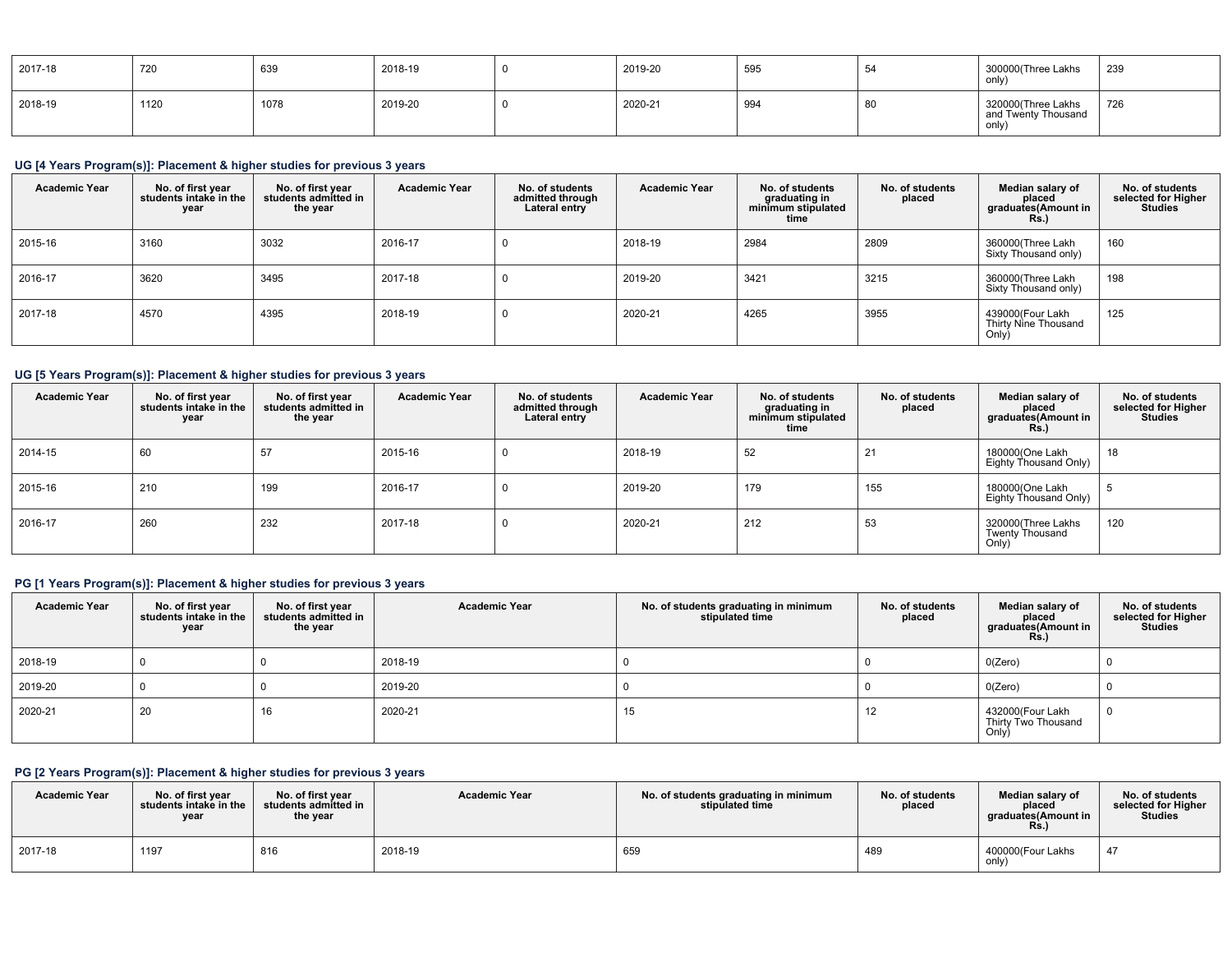| 2017-18 | 720 | 639 | 2018-19 | 0 | 2019-20 | 595 | 54 | 300000(Three Lakhs only) | 239 |
|---|---|---|---|---|---|---|---|---|---|
| 2018-19 | 1120 | 1078 | 2019-20 | 0 | 2020-21 | 994 | 80 | 320000(Three Lakhs and Twenty Thousand only) | 726 |

#### UG [4 Years Program(s)]: Placement & higher studies for previous 3 years

| Academic Year | No. of first year students intake in the year | No. of first year students admitted in the year | Academic Year | No. of students admitted through Lateral entry | Academic Year | No. of students graduating in minimum stipulated time | No. of students placed | Median salary of placed graduates(Amount in Rs.) | No. of students selected for Higher Studies |
|---|---|---|---|---|---|---|---|---|---|
| 2015-16 | 3160 | 3032 | 2016-17 | 0 | 2018-19 | 2984 | 2809 | 360000(Three Lakh Sixty Thousand only) | 160 |
| 2016-17 | 3620 | 3495 | 2017-18 | 0 | 2019-20 | 3421 | 3215 | 360000(Three Lakh Sixty Thousand only) | 198 |
| 2017-18 | 4570 | 4395 | 2018-19 | 0 | 2020-21 | 4265 | 3955 | 439000(Four Lakh Thirty Nine Thousand Only) | 125 |

#### UG [5 Years Program(s)]: Placement & higher studies for previous 3 years

| Academic Year | No. of first year students intake in the year | No. of first year students admitted in the year | Academic Year | No. of students admitted through Lateral entry | Academic Year | No. of students graduating in minimum stipulated time | No. of students placed | Median salary of placed graduates(Amount in Rs.) | No. of students selected for Higher Studies |
|---|---|---|---|---|---|---|---|---|---|
| 2014-15 | 60 | 57 | 2015-16 | 0 | 2018-19 | 52 | 21 | 180000(One Lakh Eighty Thousand Only) | 18 |
| 2015-16 | 210 | 199 | 2016-17 | 0 | 2019-20 | 179 | 155 | 180000(One Lakh Eighty Thousand Only) | 5 |
| 2016-17 | 260 | 232 | 2017-18 | 0 | 2020-21 | 212 | 53 | 320000(Three Lakhs Twenty Thousand Only) | 120 |

#### PG [1 Years Program(s)]: Placement & higher studies for previous 3 years

| Academic Year | No. of first year students intake in the year | No. of first year students admitted in the year | Academic Year | No. of students graduating in minimum stipulated time | No. of students placed | Median salary of placed graduates(Amount in Rs.) | No. of students selected for Higher Studies |
|---|---|---|---|---|---|---|---|
| 2018-19 | 0 | 0 | 2018-19 | 0 | 0 | 0(Zero) | 0 |
| 2019-20 | 0 | 0 | 2019-20 | 0 | 0 | 0(Zero) | 0 |
| 2020-21 | 20 | 16 | 2020-21 | 15 | 12 | 432000(Four Lakh Thirty Two Thousand Only) | 0 |

#### PG [2 Years Program(s)]: Placement & higher studies for previous 3 years

| Academic Year | No. of first year students intake in the year | No. of first year students admitted in the year | Academic Year | No. of students graduating in minimum stipulated time | No. of students placed | Median salary of placed graduates(Amount in Rs.) | No. of students selected for Higher Studies |
|---|---|---|---|---|---|---|---|
| 2017-18 | 1197 | 816 | 2018-19 | 659 | 489 | 400000(Four Lakhs only) | 47 |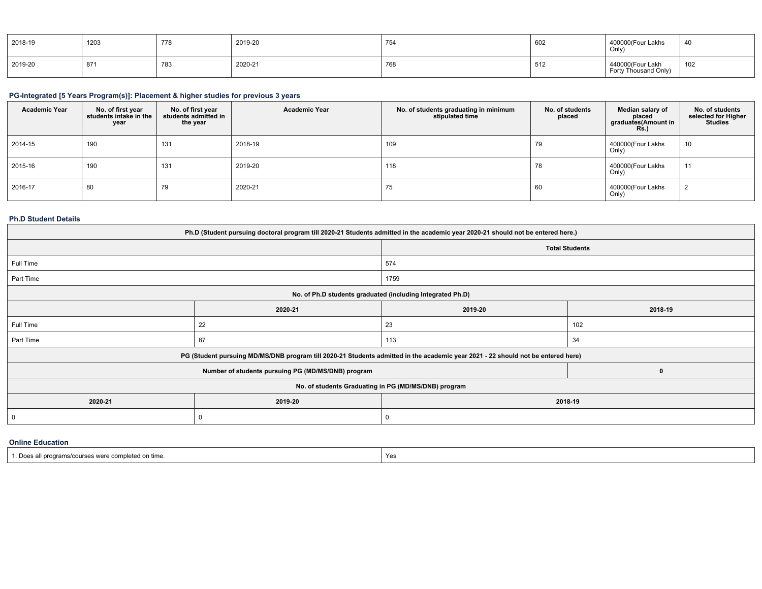| | | | | | | | |
|---|---|---|---|---|---|---|---|
| 2018-19 | 1203 | 778 | 2019-20 | 754 | 602 | 400000(Four Lakhs Only) | 40 |
| 2019-20 | 871 | 783 | 2020-21 | 768 | 512 | 440000(Four Lakh Forty Thousand Only) | 102 |

### PG-Integrated [5 Years Program(s)]: Placement & higher studies for previous 3 years

| Academic Year | No. of first year students intake in the year | No. of first year students admitted in the year | Academic Year | No. of students graduating in minimum stipulated time | No. of students placed | Median salary of placed graduates(Amount in Rs.) | No. of students selected for Higher Studies |
|---|---|---|---|---|---|---|---|
| 2014-15 | 190 | 131 | 2018-19 | 109 | 79 | 400000(Four Lakhs Only) | 10 |
| 2015-16 | 190 | 131 | 2019-20 | 118 | 78 | 400000(Four Lakhs Only) | 11 |
| 2016-17 | 80 | 79 | 2020-21 | 75 | 60 | 400000(Four Lakhs Only) | 2 |

### Ph.D Student Details

| Ph.D (Student pursuing doctoral program till 2020-21 Students admitted in the academic year 2020-21 should not be entered here.) | |
|---|---|
| | Total Students |
| Full Time | 574 |
| Part Time | 1759 |

| No. of Ph.D students graduated (including Integrated Ph.D) | | | |
|---|---|---|---|
| | 2020-21 | 2019-20 | 2018-19 |
| Full Time | 22 | 23 | 102 |
| Part Time | 87 | 113 | 34 |

| PG (Student pursuing MD/MS/DNB program till 2020-21 Students admitted in the academic year 2021 - 22 should not be entered here) | |
|---|---|
| Number of students pursuing PG (MD/MS/DNB) program | 0 |

| No. of students Graduating in PG (MD/MS/DNB) program | | |
|---|---|---|
| 2020-21 | 2019-20 | 2018-19 |
| 0 | 0 | 0 |

### Online Education

| | |
|---|---|
| 1. Does all programs/courses were completed on time. | Yes |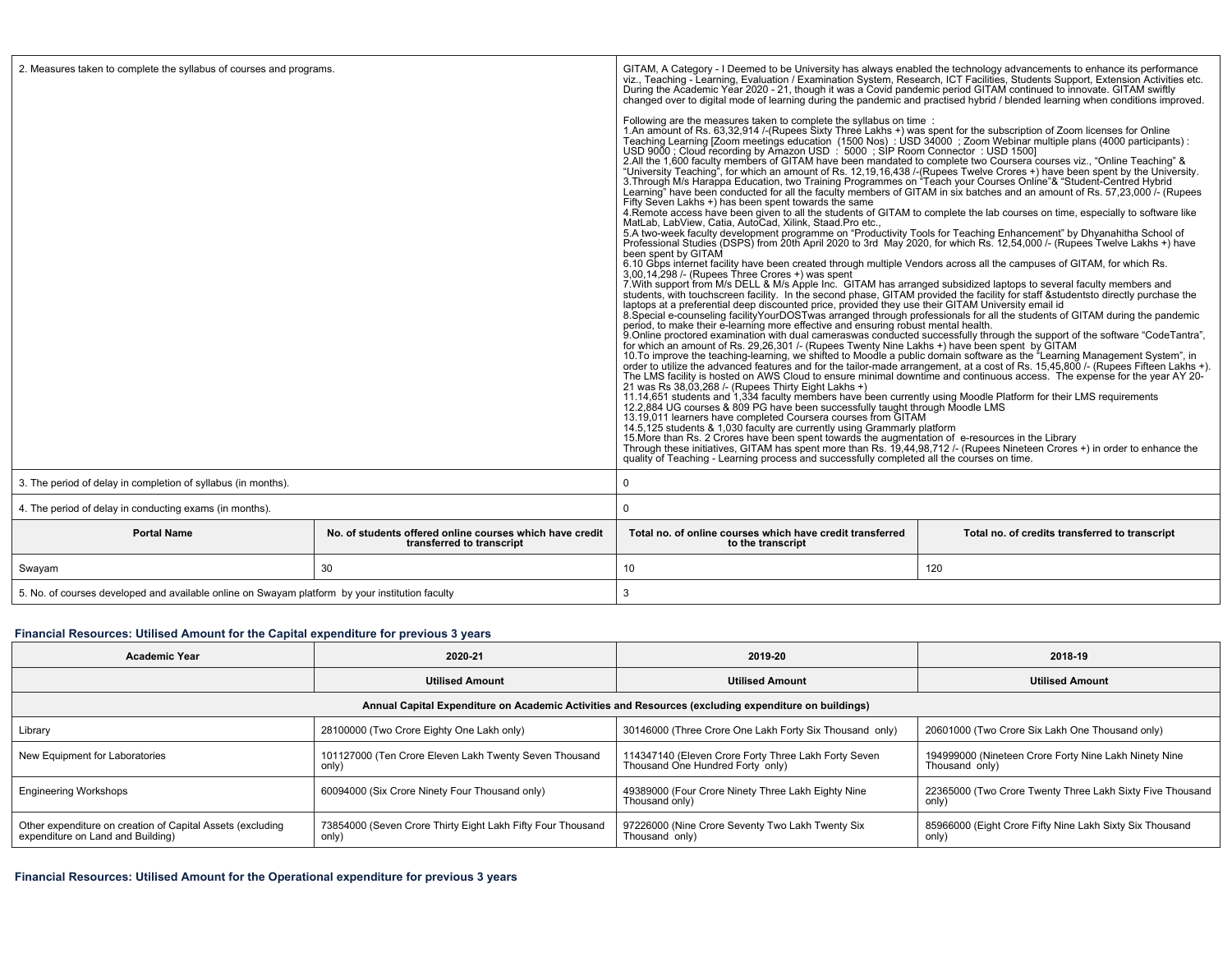| | | | |
|---|---|---|---|
| 2. Measures taken to complete the syllabus of courses and programs. | | GITAM, A Category - I Deemed to be University has always enabled the technology advancements to enhance its performance viz., Teaching - Learning, Evaluation / Examination System, Research, ICT Facilities, Students Support, Extension Activities etc. During the Academic Year 2020 - 21, though it was a Covid pandemic period GITAM continued to innovate. GITAM swiftly changed over to digital mode of learning during the pandemic and practised hybrid / blended learning when conditions improved.<br><br>Following are the measures taken to complete the syllabus on time :<br>1.An amount of Rs. 63,32,914 /-(Rupees Sixty Three Lakhs +) was spent for the subscription of Zoom licenses for Online Teaching Learning [Zoom meetings education (1500 Nos) : USD 34000 ; Zoom Webinar multiple plans (4000 participants) : USD 9000 ; Cloud recording by Amazon USD : 5000 ; SIP Room Connector : USD 1500]<br>2.All the 1,600 faculty members of GITAM have been mandated to complete two Coursera courses viz., "Online Teaching" & "University Teaching", for which an amount of Rs. 12,19,16,438 /-(Rupees Twelve Crores +) have been spent by the University.<br>3.Through M/s Harappa Education, two Training Programmes on "Teach your Courses Online"& "Student-Centred Hybrid Learning" have been conducted for all the faculty members of GITAM in six batches and an amount of Rs. 57,23,000 /- (Rupees Fifty Seven Lakhs +) has been spent towards the same<br>4.Remote access have been given to all the students of GITAM to complete the lab courses on time, especially to software like MatLab, LabView, Catia, AutoCad, Xilink, Staad.Pro etc.,<br>5.A two-week faculty development programme on "Productivity Tools for Teaching Enhancement" by Dhyanahitha School of Professional Studies (DSPS) from 20th April 2020 to 3rd May 2020, for which Rs. 12,54,000 /- (Rupees Twelve Lakhs +) have been spent by GITAM<br>6.10 Gbps internet facility have been created through multiple Vendors across all the campuses of GITAM, for which Rs. 3,00,14,298 /- (Rupees Three Crores +) was spent<br>7.With support from M/s DELL & M/s Apple Inc. GITAM has arranged subsidized laptops to several faculty members and students, with touchscreen facility. In the second phase, GITAM provided the facility for staff &studentsto directly purchase the laptops at a preferential deep discounted price, provided they use their GITAM University email id<br>8.Special e-counseling facilityYourDOSTwas arranged through professionals for all the students of GITAM during the pandemic period, to make their e-learning more effective and ensuring robust mental health.<br>9.Online proctored examination with dual camerawas was conducted successfully through the support of the software "CodeTantra", for which an amount of Rs. 29,26,301 /- (Rupees Twenty Nine Lakhs +) have been spent by GITAM<br>10.To improve the teaching-learning, we shifted to Moodle a public domain software as the "Learning Management System", in order to utilize the advanced features and for the tailor-made arrangement, at a cost of Rs. 15,45,800 /- (Rupees Fifteen Lakhs +). The LMS facility is hosted on AWS Cloud to ensure minimal downtime and continuous access. The expense for the year AY 20-21 was Rs 38,03,268 /- (Rupees Thirty Eight Lakhs +)<br>11.14,651 students and 1,334 faculty members have been currently using Moodle Platform for their LMS requirements<br>12.2,884 UG courses & 809 PG have been successfully taught through Moodle LMS<br>13.19,011 learners have completed Coursera courses from GITAM<br>14.5,125 students & 1,030 faculty are currently using Grammarly platform<br>15.More than Rs. 2 Crores have been spent towards the augmentation of e-resources in the Library<br>Through these initiatives, GITAM has spent more than Rs. 19,44,98,712 /- (Rupees Nineteen Crores +) in order to enhance the quality of Teaching - Learning process and successfully completed all the courses on time. | |
| 3. The period of delay in completion of syllabus (in months). | | 0 | |
| 4. The period of delay in conducting exams (in months). | | 0 | |
| **Portal Name** | **No. of students offered online courses which have credit transferred to transcript** | **Total no. of online courses which have credit transferred to the transcript** | **Total no. of credits transferred to transcript** |
| Swayam | 30 | 10 | 120 |
| 5. No. of courses developed and available online on Swayam platform by your institution faculty | | 3 | |

### Financial Resources: Utilised Amount for the Capital expenditure for previous 3 years

| Academic Year | 2020-21 | 2019-20 | 2018-19 |
|---|---|---|---|
| | **Utilised Amount** | **Utilised Amount** | **Utilised Amount** |
| **Annual Capital Expenditure on Academic Activities and Resources (excluding expenditure on buildings)** | | | |
| Library | 28100000 (Two Crore Eighty One Lakh only) | 30146000 (Three Crore One Lakh Forty Six Thousand only) | 20601000 (Two Crore Six Lakh One Thousand only) |
| New Equipment for Laboratories | 101127000 (Ten Crore Eleven Lakh Twenty Seven Thousand only) | 114347140 (Eleven Crore Forty Three Lakh Forty Seven Thousand One Hundred Forty only) | 194999000 (Nineteen Crore Forty Nine Lakh Ninety Nine Thousand only) |
| Engineering Workshops | 60094000 (Six Crore Ninety Four Thousand only) | 49389000 (Four Crore Ninety Three Lakh Eighty Nine Thousand only) | 22365000 (Two Crore Twenty Three Lakh Sixty Five Thousand only) |
| Other expenditure on creation of Capital Assets (excluding expenditure on Land and Building) | 73854000 (Seven Crore Thirty Eight Lakh Fifty Four Thousand only) | 97226000 (Nine Crore Seventy Two Lakh Twenty Six Thousand only) | 85966000 (Eight Crore Fifty Nine Lakh Sixty Six Thousand only) |

### Financial Resources: Utilised Amount for the Operational expenditure for previous 3 years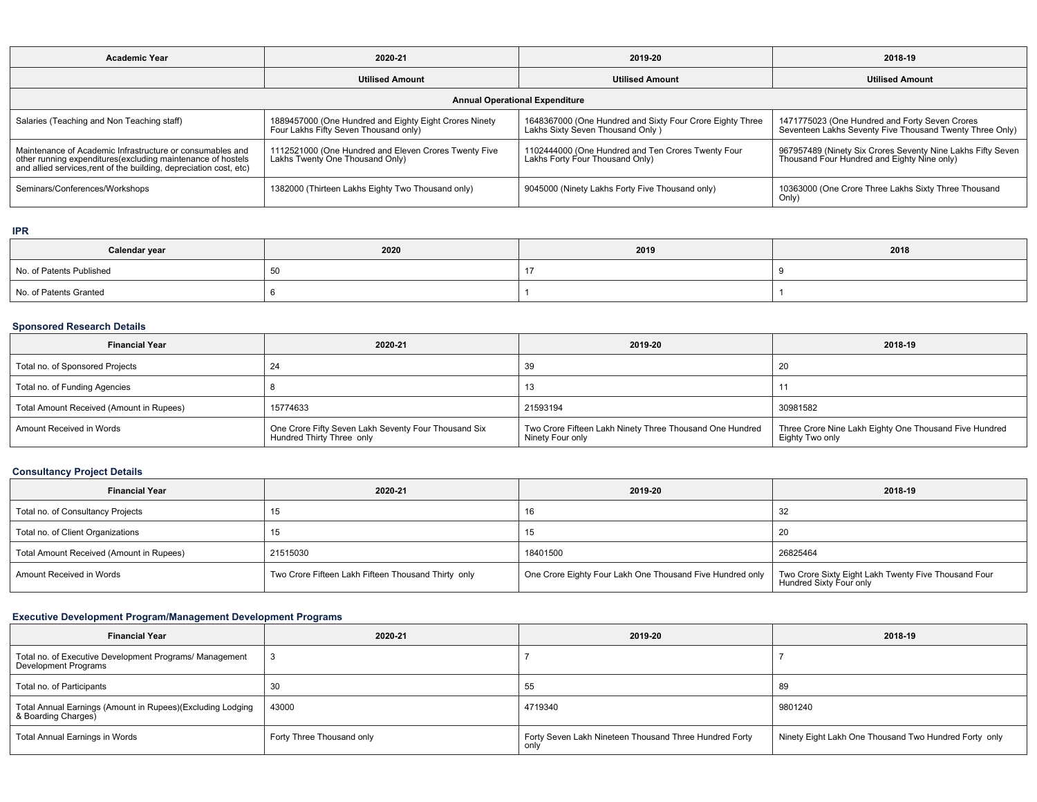| Academic Year | 2020-21 | 2019-20 | 2018-19 |
|---|---|---|---|
| | **Utilised Amount** | **Utilised Amount** | **Utilised Amount** |
| **Annual Operational Expenditure** | | | |
| Salaries (Teaching and Non Teaching staff) | 1889457000 (One Hundred and Eighty Eight Crores Ninety Four Lakhs Fifty Seven Thousand only) | 1648367000 (One Hundred and Sixty Four Crore Eighty Three Lakhs Sixty Seven Thousand Only ) | 1471775023 (One Hundred and Forty Seven Crores Seventeen Lakhs Seventy Five Thousand Twenty Three Only) |
| Maintenance of Academic Infrastructure or consumables and other running expenditures(excluding maintenance of hostels and allied services,rent of the building, depreciation cost, etc) | 1112521000 (One Hundred and Eleven Crores Twenty Five Lakhs Twenty One Thousand Only) | 1102444000 (One Hundred and Ten Crores Twenty Four Lakhs Forty Four Thousand Only) | 967957489 (Ninety Six Crores Seventy Nine Lakhs Fifty Seven Thousand Four Hundred and Eighty Nine only) |
| Seminars/Conferences/Workshops | 1382000 (Thirteen Lakhs Eighty Two Thousand only) | 9045000 (Ninety Lakhs Forty Five Thousand only) | 10363000 (One Crore Three Lakhs Sixty Three Thousand Only) |

## IPR

| Calendar year | 2020 | 2019 | 2018 |
|---|---|---|---|
| No. of Patents Published | 50 | 17 | 9 |
| No. of Patents Granted | 6 | 1 | 1 |

## Sponsored Research Details

| Financial Year | 2020-21 | 2019-20 | 2018-19 |
|---|---|---|---|
| Total no. of Sponsored Projects | 24 | 39 | 20 |
| Total no. of Funding Agencies | 8 | 13 | 11 |
| Total Amount Received (Amount in Rupees) | 15774633 | 21593194 | 30981582 |
| Amount Received in Words | One Crore Fifty Seven Lakh Seventy Four Thousand Six Hundred Thirty Three only | Two Crore Fifteen Lakh Ninety Three Thousand One Hundred Ninety Four only | Three Crore Nine Lakh Eighty One Thousand Five Hundred Eighty Two only |

## Consultancy Project Details

| Financial Year | 2020-21 | 2019-20 | 2018-19 |
|---|---|---|---|
| Total no. of Consultancy Projects | 15 | 16 | 32 |
| Total no. of Client Organizations | 15 | 15 | 20 |
| Total Amount Received (Amount in Rupees) | 21515030 | 18401500 | 26825464 |
| Amount Received in Words | Two Crore Fifteen Lakh Fifteen Thousand Thirty only | One Crore Eighty Four Lakh One Thousand Five Hundred only | Two Crore Sixty Eight Lakh Twenty Five Thousand Four Hundred Sixty Four only |

## Executive Development Program/Management Development Programs

| Financial Year | 2020-21 | 2019-20 | 2018-19 |
|---|---|---|---|
| Total no. of Executive Development Programs/ Management Development Programs | 3 | 7 | 7 |
| Total no. of Participants | 30 | 55 | 89 |
| Total Annual Earnings (Amount in Rupees)(Excluding Lodging & Boarding Charges) | 43000 | 4719340 | 9801240 |
| Total Annual Earnings in Words | Forty Three Thousand only | Forty Seven Lakh Nineteen Thousand Three Hundred Forty only | Ninety Eight Lakh One Thousand Two Hundred Forty only |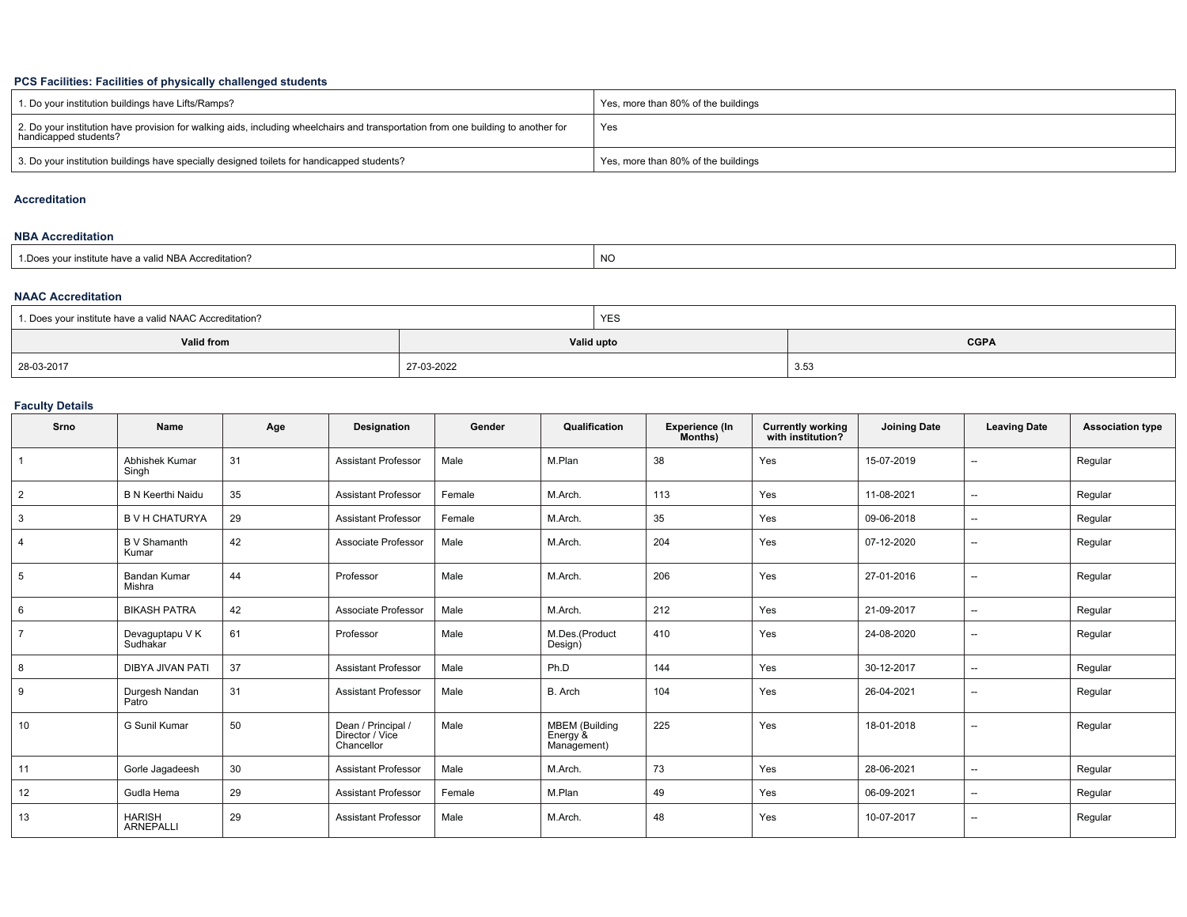### PCS Facilities: Facilities of physically challenged students

| | |
|---|---|
| 1. Do your institution buildings have Lifts/Ramps? | Yes, more than 80% of the buildings |
| 2. Do your institution have provision for walking aids, including wheelchairs and transportation from one building to another for handicapped students? | Yes |
| 3. Do your institution buildings have specially designed toilets for handicapped students? | Yes, more than 80% of the buildings |

### Accreditation

### NBA Accreditation

| | |
|---|---|
| 1.Does your institute have a valid NBA Accreditation? | NO |

### NAAC Accreditation

| | | |
|---|---|---|
| 1. Does your institute have a valid NAAC Accreditation? | YES | |
| **Valid from** | **Valid upto** | **CGPA** |
| 28-03-2017 | 27-03-2022 | 3.53 |

### Faculty Details

| Srno | Name | Age | Designation | Gender | Qualification | Experience (In Months) | Currently working with institution? | Joining Date | Leaving Date | Association type |
|---|---|---|---|---|---|---|---|---|---|---|
| 1 | Abhishek Kumar Singh | 31 | Assistant Professor | Male | M.Plan | 38 | Yes | 15-07-2019 | -- | Regular |
| 2 | B N Keerthi Naidu | 35 | Assistant Professor | Female | M.Arch. | 113 | Yes | 11-08-2021 | -- | Regular |
| 3 | B V H CHATURYA | 29 | Assistant Professor | Female | M.Arch. | 35 | Yes | 09-06-2018 | -- | Regular |
| 4 | B V Shamanth Kumar | 42 | Associate Professor | Male | M.Arch. | 204 | Yes | 07-12-2020 | -- | Regular |
| 5 | Bandan Kumar Mishra | 44 | Professor | Male | M.Arch. | 206 | Yes | 27-01-2016 | -- | Regular |
| 6 | BIKASH PATRA | 42 | Associate Professor | Male | M.Arch. | 212 | Yes | 21-09-2017 | -- | Regular |
| 7 | Devaguptapu V K Sudhakar | 61 | Professor | Male | M.Des.(Product Design) | 410 | Yes | 24-08-2020 | -- | Regular |
| 8 | DIBYA JIVAN PATI | 37 | Assistant Professor | Male | Ph.D | 144 | Yes | 30-12-2017 | -- | Regular |
| 9 | Durgesh Nandan Patro | 31 | Assistant Professor | Male | B. Arch | 104 | Yes | 26-04-2021 | -- | Regular |
| 10 | G Sunil Kumar | 50 | Dean / Principal / Director / Vice Chancellor | Male | MBEM (Building Energy & Management) | 225 | Yes | 18-01-2018 | -- | Regular |
| 11 | Gorle Jagadeesh | 30 | Assistant Professor | Male | M.Arch. | 73 | Yes | 28-06-2021 | -- | Regular |
| 12 | Gudla Hema | 29 | Assistant Professor | Female | M.Plan | 49 | Yes | 06-09-2021 | -- | Regular |
| 13 | HARISH ARNEPALLI | 29 | Assistant Professor | Male | M.Arch. | 48 | Yes | 10-07-2017 | -- | Regular |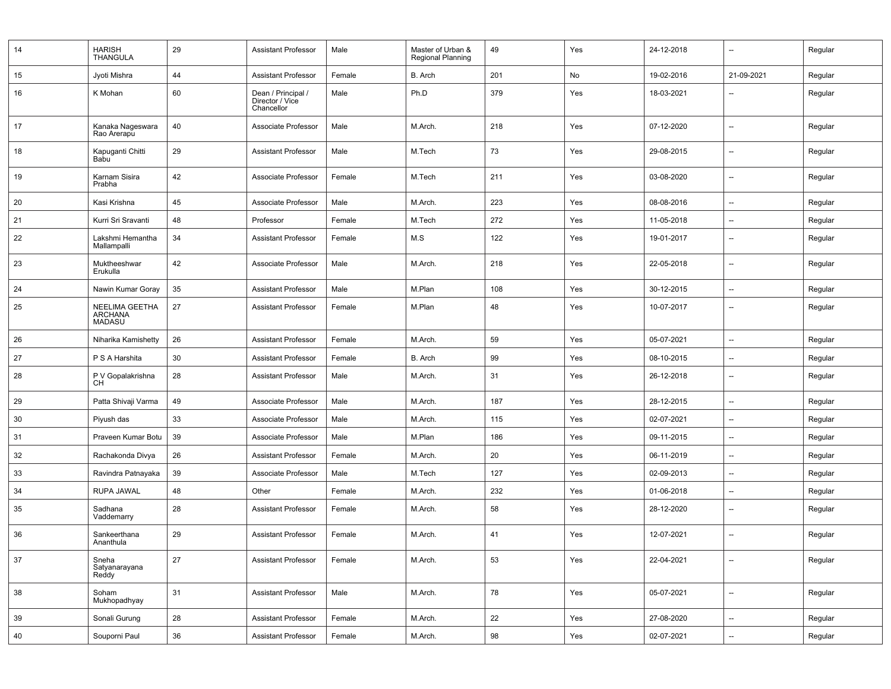| 14 | HARISH THANGULA | 29 | Assistant Professor | Male | Master of Urban & Regional Planning | 49 | Yes | 24-12-2018 | -- | Regular |
|---|---|---|---|---|---|---|---|---|---|---|
| 15 | Jyoti Mishra | 44 | Assistant Professor | Female | B. Arch | 201 | No | 19-02-2016 | 21-09-2021 | Regular |
| 16 | K Mohan | 60 | Dean / Principal / Director / Vice Chancellor | Male | Ph.D | 379 | Yes | 18-03-2021 | -- | Regular |
| 17 | Kanaka Nageswara Rao Arerapu | 40 | Associate Professor | Male | M.Arch. | 218 | Yes | 07-12-2020 | -- | Regular |
| 18 | Kapuganti Chitti Babu | 29 | Assistant Professor | Male | M.Tech | 73 | Yes | 29-08-2015 | -- | Regular |
| 19 | Karnam Sisira Prabha | 42 | Associate Professor | Female | M.Tech | 211 | Yes | 03-08-2020 | -- | Regular |
| 20 | Kasi Krishna | 45 | Associate Professor | Male | M.Arch. | 223 | Yes | 08-08-2016 | -- | Regular |
| 21 | Kurri Sri Sravanti | 48 | Professor | Female | M.Tech | 272 | Yes | 11-05-2018 | -- | Regular |
| 22 | Lakshmi Hemantha Mallampalli | 34 | Assistant Professor | Female | M.S | 122 | Yes | 19-01-2017 | -- | Regular |
| 23 | Muktheeshwar Erukulla | 42 | Associate Professor | Male | M.Arch. | 218 | Yes | 22-05-2018 | -- | Regular |
| 24 | Nawin Kumar Goray | 35 | Assistant Professor | Male | M.Plan | 108 | Yes | 30-12-2015 | -- | Regular |
| 25 | NEELIMA GEETHA ARCHANA MADASU | 27 | Assistant Professor | Female | M.Plan | 48 | Yes | 10-07-2017 | -- | Regular |
| 26 | Niharika Kamishetty | 26 | Assistant Professor | Female | M.Arch. | 59 | Yes | 05-07-2021 | -- | Regular |
| 27 | P S A Harshita | 30 | Assistant Professor | Female | B. Arch | 99 | Yes | 08-10-2015 | -- | Regular |
| 28 | P V Gopalakrishna CH | 28 | Assistant Professor | Male | M.Arch. | 31 | Yes | 26-12-2018 | -- | Regular |
| 29 | Patta Shivaji Varma | 49 | Associate Professor | Male | M.Arch. | 187 | Yes | 28-12-2015 | -- | Regular |
| 30 | Piyush das | 33 | Associate Professor | Male | M.Arch. | 115 | Yes | 02-07-2021 | -- | Regular |
| 31 | Praveen Kumar Botu | 39 | Associate Professor | Male | M.Plan | 186 | Yes | 09-11-2015 | -- | Regular |
| 32 | Rachakonda Divya | 26 | Assistant Professor | Female | M.Arch. | 20 | Yes | 06-11-2019 | -- | Regular |
| 33 | Ravindra Patnayaka | 39 | Associate Professor | Male | M.Tech | 127 | Yes | 02-09-2013 | -- | Regular |
| 34 | RUPA JAWAL | 48 | Other | Female | M.Arch. | 232 | Yes | 01-06-2018 | -- | Regular |
| 35 | Sadhana Vaddemarry | 28 | Assistant Professor | Female | M.Arch. | 58 | Yes | 28-12-2020 | -- | Regular |
| 36 | Sankeerthana Ananthula | 29 | Assistant Professor | Female | M.Arch. | 41 | Yes | 12-07-2021 | -- | Regular |
| 37 | Sneha Satyanarayana Reddy | 27 | Assistant Professor | Female | M.Arch. | 53 | Yes | 22-04-2021 | -- | Regular |
| 38 | Soham Mukhopadhyay | 31 | Assistant Professor | Male | M.Arch. | 78 | Yes | 05-07-2021 | -- | Regular |
| 39 | Sonali Gurung | 28 | Assistant Professor | Female | M.Arch. | 22 | Yes | 27-08-2020 | -- | Regular |
| 40 | Souporni Paul | 36 | Assistant Professor | Female | M.Arch. | 98 | Yes | 02-07-2021 | -- | Regular |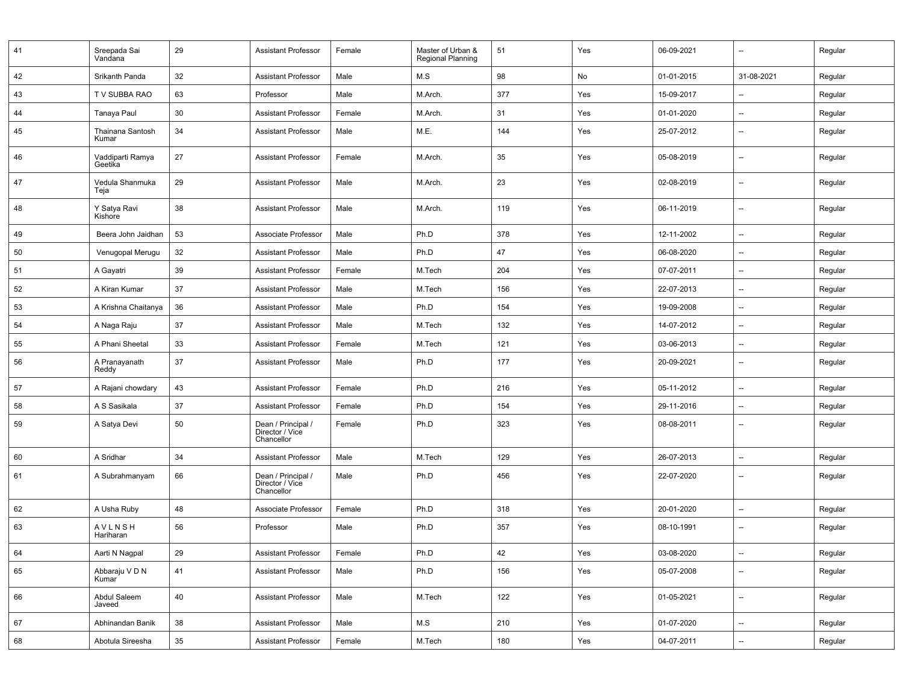| 41 | Sreepada Sai Vandana | 29 | Assistant Professor | Female | Master of Urban & Regional Planning | 51 | Yes | 06-09-2021 | -- | Regular |
|---|---|---|---|---|---|---|---|---|---|---|
| 42 | Srikanth Panda | 32 | Assistant Professor | Male | M.S | 98 | No | 01-01-2015 | 31-08-2021 | Regular |
| 43 | T V SUBBA RAO | 63 | Professor | Male | M.Arch. | 377 | Yes | 15-09-2017 | -- | Regular |
| 44 | Tanaya Paul | 30 | Assistant Professor | Female | M.Arch. | 31 | Yes | 01-01-2020 | -- | Regular |
| 45 | Thainana Santosh Kumar | 34 | Assistant Professor | Male | M.E. | 144 | Yes | 25-07-2012 | -- | Regular |
| 46 | Vaddiparti Ramya Geetika | 27 | Assistant Professor | Female | M.Arch. | 35 | Yes | 05-08-2019 | -- | Regular |
| 47 | Vedula Shanmuka Teja | 29 | Assistant Professor | Male | M.Arch. | 23 | Yes | 02-08-2019 | -- | Regular |
| 48 | Y Satya Ravi Kishore | 38 | Assistant Professor | Male | M.Arch. | 119 | Yes | 06-11-2019 | -- | Regular |
| 49 | Beera John Jaidhan | 53 | Associate Professor | Male | Ph.D | 378 | Yes | 12-11-2002 | -- | Regular |
| 50 | Venugopal Merugu | 32 | Assistant Professor | Male | Ph.D | 47 | Yes | 06-08-2020 | -- | Regular |
| 51 | A Gayatri | 39 | Assistant Professor | Female | M.Tech | 204 | Yes | 07-07-2011 | -- | Regular |
| 52 | A Kiran Kumar | 37 | Assistant Professor | Male | M.Tech | 156 | Yes | 22-07-2013 | -- | Regular |
| 53 | A Krishna Chaitanya | 36 | Assistant Professor | Male | Ph.D | 154 | Yes | 19-09-2008 | -- | Regular |
| 54 | A Naga Raju | 37 | Assistant Professor | Male | M.Tech | 132 | Yes | 14-07-2012 | -- | Regular |
| 55 | A Phani Sheetal | 33 | Assistant Professor | Female | M.Tech | 121 | Yes | 03-06-2013 | -- | Regular |
| 56 | A Pranayanath Reddy | 37 | Assistant Professor | Male | Ph.D | 177 | Yes | 20-09-2021 | -- | Regular |
| 57 | A Rajani chowdary | 43 | Assistant Professor | Female | Ph.D | 216 | Yes | 05-11-2012 | -- | Regular |
| 58 | A S Sasikala | 37 | Assistant Professor | Female | Ph.D | 154 | Yes | 29-11-2016 | -- | Regular |
| 59 | A Satya Devi | 50 | Dean / Principal / Director / Vice Chancellor | Female | Ph.D | 323 | Yes | 08-08-2011 | -- | Regular |
| 60 | A Sridhar | 34 | Assistant Professor | Male | M.Tech | 129 | Yes | 26-07-2013 | -- | Regular |
| 61 | A Subrahmanyam | 66 | Dean / Principal / Director / Vice Chancellor | Male | Ph.D | 456 | Yes | 22-07-2020 | -- | Regular |
| 62 | A Usha Ruby | 48 | Associate Professor | Female | Ph.D | 318 | Yes | 20-01-2020 | -- | Regular |
| 63 | A V L N S H Hariharan | 56 | Professor | Male | Ph.D | 357 | Yes | 08-10-1991 | -- | Regular |
| 64 | Aarti N Nagpal | 29 | Assistant Professor | Female | Ph.D | 42 | Yes | 03-08-2020 | -- | Regular |
| 65 | Abbaraju V D N Kumar | 41 | Assistant Professor | Male | Ph.D | 156 | Yes | 05-07-2008 | -- | Regular |
| 66 | Abdul Saleem Javeed | 40 | Assistant Professor | Male | M.Tech | 122 | Yes | 01-05-2021 | -- | Regular |
| 67 | Abhinandan Banik | 38 | Assistant Professor | Male | M.S | 210 | Yes | 01-07-2020 | -- | Regular |
| 68 | Abotula Sireesha | 35 | Assistant Professor | Female | M.Tech | 180 | Yes | 04-07-2011 | -- | Regular |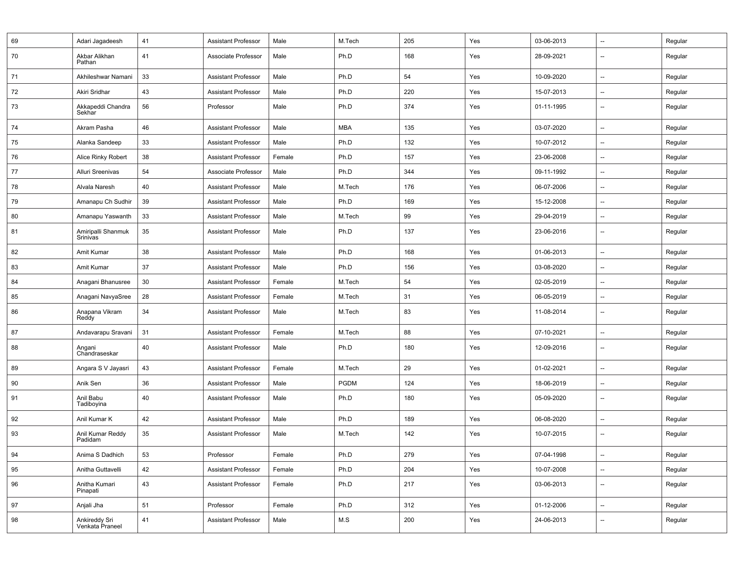| | | | | | | | | | | |
|---|---|---|---|---|---|---|---|---|---|---|
| 69 | Adari Jagadeesh | 41 | Assistant Professor | Male | M.Tech | 205 | Yes | 03-06-2013 | -- | Regular |
| 70 | Akbar Alikhan Pathan | 41 | Associate Professor | Male | Ph.D | 168 | Yes | 28-09-2021 | -- | Regular |
| 71 | Akhileshwar Namani | 33 | Assistant Professor | Male | Ph.D | 54 | Yes | 10-09-2020 | -- | Regular |
| 72 | Akiri Sridhar | 43 | Assistant Professor | Male | Ph.D | 220 | Yes | 15-07-2013 | -- | Regular |
| 73 | Akkapeddi Chandra Sekhar | 56 | Professor | Male | Ph.D | 374 | Yes | 01-11-1995 | -- | Regular |
| 74 | Akram Pasha | 46 | Assistant Professor | Male | MBA | 135 | Yes | 03-07-2020 | -- | Regular |
| 75 | Alanka Sandeep | 33 | Assistant Professor | Male | Ph.D | 132 | Yes | 10-07-2012 | -- | Regular |
| 76 | Alice Rinky Robert | 38 | Assistant Professor | Female | Ph.D | 157 | Yes | 23-06-2008 | -- | Regular |
| 77 | Alluri Sreenivas | 54 | Associate Professor | Male | Ph.D | 344 | Yes | 09-11-1992 | -- | Regular |
| 78 | Alvala Naresh | 40 | Assistant Professor | Male | M.Tech | 176 | Yes | 06-07-2006 | -- | Regular |
| 79 | Amanapu Ch Sudhir | 39 | Assistant Professor | Male | Ph.D | 169 | Yes | 15-12-2008 | -- | Regular |
| 80 | Amanapu Yaswanth | 33 | Assistant Professor | Male | M.Tech | 99 | Yes | 29-04-2019 | -- | Regular |
| 81 | Amiripalli Shanmuk Srinivas | 35 | Assistant Professor | Male | Ph.D | 137 | Yes | 23-06-2016 | -- | Regular |
| 82 | Amit Kumar | 38 | Assistant Professor | Male | Ph.D | 168 | Yes | 01-06-2013 | -- | Regular |
| 83 | Amit Kumar | 37 | Assistant Professor | Male | Ph.D | 156 | Yes | 03-08-2020 | -- | Regular |
| 84 | Anagani Bhanusree | 30 | Assistant Professor | Female | M.Tech | 54 | Yes | 02-05-2019 | -- | Regular |
| 85 | Anagani NavyaSree | 28 | Assistant Professor | Female | M.Tech | 31 | Yes | 06-05-2019 | -- | Regular |
| 86 | Anapana Vikram Reddy | 34 | Assistant Professor | Male | M.Tech | 83 | Yes | 11-08-2014 | -- | Regular |
| 87 | Andavarapu Sravani | 31 | Assistant Professor | Female | M.Tech | 88 | Yes | 07-10-2021 | -- | Regular |
| 88 | Angani Chandraseskar | 40 | Assistant Professor | Male | Ph.D | 180 | Yes | 12-09-2016 | -- | Regular |
| 89 | Angara S V Jayasri | 43 | Assistant Professor | Female | M.Tech | 29 | Yes | 01-02-2021 | -- | Regular |
| 90 | Anik Sen | 36 | Assistant Professor | Male | PGDM | 124 | Yes | 18-06-2019 | -- | Regular |
| 91 | Anil Babu Tadiboyina | 40 | Assistant Professor | Male | Ph.D | 180 | Yes | 05-09-2020 | -- | Regular |
| 92 | Anil Kumar K | 42 | Assistant Professor | Male | Ph.D | 189 | Yes | 06-08-2020 | -- | Regular |
| 93 | Anil Kumar Reddy Padidam | 35 | Assistant Professor | Male | M.Tech | 142 | Yes | 10-07-2015 | -- | Regular |
| 94 | Anima S Dadhich | 53 | Professor | Female | Ph.D | 279 | Yes | 07-04-1998 | -- | Regular |
| 95 | Anitha Guttavelli | 42 | Assistant Professor | Female | Ph.D | 204 | Yes | 10-07-2008 | -- | Regular |
| 96 | Anitha Kumari Pinapati | 43 | Assistant Professor | Female | Ph.D | 217 | Yes | 03-06-2013 | -- | Regular |
| 97 | Anjali Jha | 51 | Professor | Female | Ph.D | 312 | Yes | 01-12-2006 | -- | Regular |
| 98 | Ankireddy Sri Venkata Praneel | 41 | Assistant Professor | Male | M.S | 200 | Yes | 24-06-2013 | -- | Regular |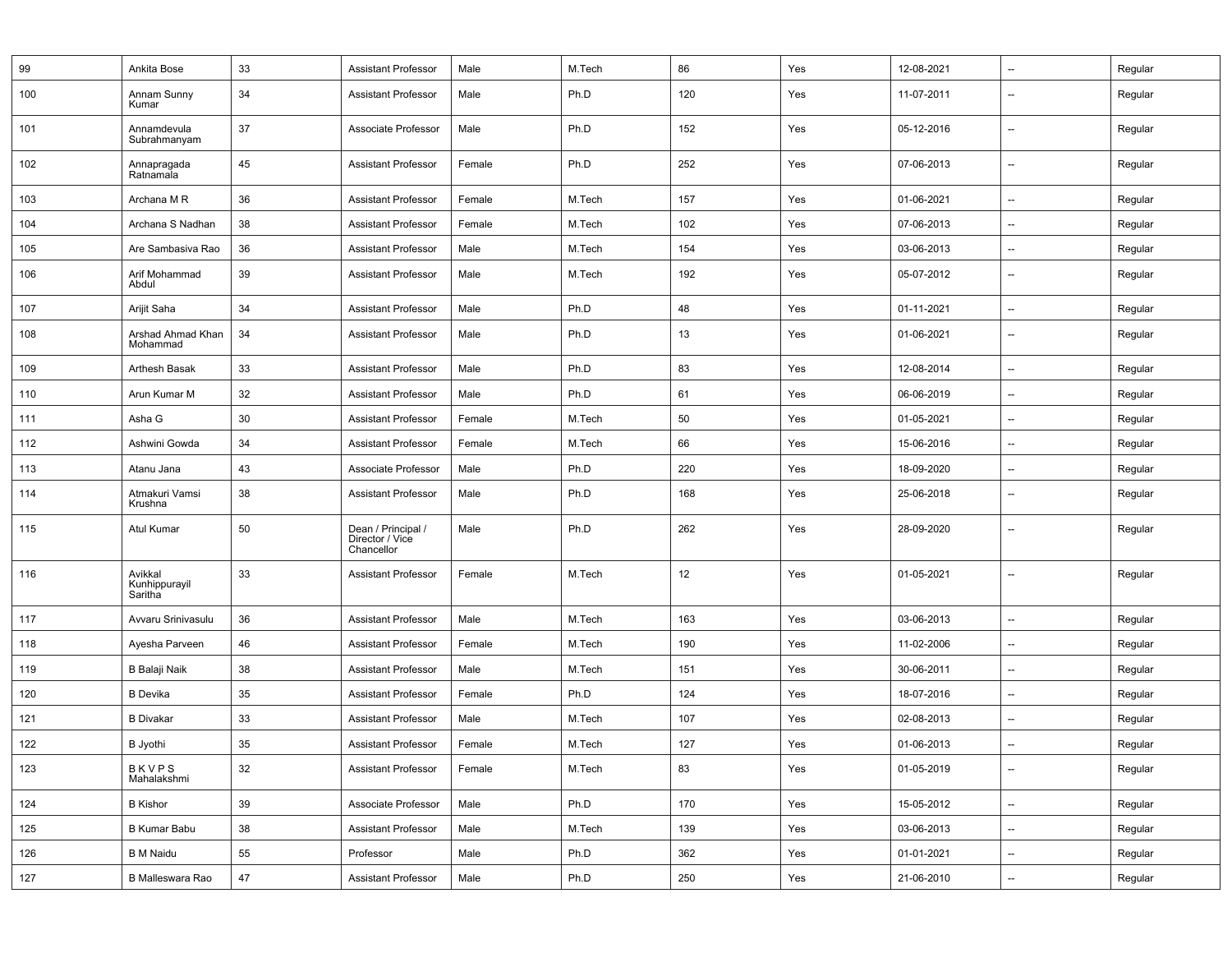| | | | | | | | | | | |
|---|---|---|---|---|---|---|---|---|---|---|
| 99 | Ankita Bose | 33 | Assistant Professor | Male | M.Tech | 86 | Yes | 12-08-2021 | -- | Regular |
| 100 | Annam Sunny Kumar | 34 | Assistant Professor | Male | Ph.D | 120 | Yes | 11-07-2011 | -- | Regular |
| 101 | Annamdevula Subrahmanyam | 37 | Associate Professor | Male | Ph.D | 152 | Yes | 05-12-2016 | -- | Regular |
| 102 | Annapragada Ratnamala | 45 | Assistant Professor | Female | Ph.D | 252 | Yes | 07-06-2013 | -- | Regular |
| 103 | Archana M R | 36 | Assistant Professor | Female | M.Tech | 157 | Yes | 01-06-2021 | -- | Regular |
| 104 | Archana S Nadhan | 38 | Assistant Professor | Female | M.Tech | 102 | Yes | 07-06-2013 | -- | Regular |
| 105 | Are Sambasiva Rao | 36 | Assistant Professor | Male | M.Tech | 154 | Yes | 03-06-2013 | -- | Regular |
| 106 | Arif Mohammad Abdul | 39 | Assistant Professor | Male | M.Tech | 192 | Yes | 05-07-2012 | -- | Regular |
| 107 | Arijit Saha | 34 | Assistant Professor | Male | Ph.D | 48 | Yes | 01-11-2021 | -- | Regular |
| 108 | Arshad Ahmad Khan Mohammad | 34 | Assistant Professor | Male | Ph.D | 13 | Yes | 01-06-2021 | -- | Regular |
| 109 | Arthesh Basak | 33 | Assistant Professor | Male | Ph.D | 83 | Yes | 12-08-2014 | -- | Regular |
| 110 | Arun Kumar M | 32 | Assistant Professor | Male | Ph.D | 61 | Yes | 06-06-2019 | -- | Regular |
| 111 | Asha G | 30 | Assistant Professor | Female | M.Tech | 50 | Yes | 01-05-2021 | -- | Regular |
| 112 | Ashwini Gowda | 34 | Assistant Professor | Female | M.Tech | 66 | Yes | 15-06-2016 | -- | Regular |
| 113 | Atanu Jana | 43 | Associate Professor | Male | Ph.D | 220 | Yes | 18-09-2020 | -- | Regular |
| 114 | Atmakuri Vamsi Krushna | 38 | Assistant Professor | Male | Ph.D | 168 | Yes | 25-06-2018 | -- | Regular |
| 115 | Atul Kumar | 50 | Dean / Principal / Director / Vice Chancellor | Male | Ph.D | 262 | Yes | 28-09-2020 | -- | Regular |
| 116 | Avikkal Kunhippurayil Saritha | 33 | Assistant Professor | Female | M.Tech | 12 | Yes | 01-05-2021 | -- | Regular |
| 117 | Avvaru Srinivasulu | 36 | Assistant Professor | Male | M.Tech | 163 | Yes | 03-06-2013 | -- | Regular |
| 118 | Ayesha Parveen | 46 | Assistant Professor | Female | M.Tech | 190 | Yes | 11-02-2006 | -- | Regular |
| 119 | B Balaji Naik | 38 | Assistant Professor | Male | M.Tech | 151 | Yes | 30-06-2011 | -- | Regular |
| 120 | B Devika | 35 | Assistant Professor | Female | Ph.D | 124 | Yes | 18-07-2016 | -- | Regular |
| 121 | B Divakar | 33 | Assistant Professor | Male | M.Tech | 107 | Yes | 02-08-2013 | -- | Regular |
| 122 | B Jyothi | 35 | Assistant Professor | Female | M.Tech | 127 | Yes | 01-06-2013 | -- | Regular |
| 123 | B K V P S Mahalakshmi | 32 | Assistant Professor | Female | M.Tech | 83 | Yes | 01-05-2019 | -- | Regular |
| 124 | B Kishor | 39 | Associate Professor | Male | Ph.D | 170 | Yes | 15-05-2012 | -- | Regular |
| 125 | B Kumar Babu | 38 | Assistant Professor | Male | M.Tech | 139 | Yes | 03-06-2013 | -- | Regular |
| 126 | B M Naidu | 55 | Professor | Male | Ph.D | 362 | Yes | 01-01-2021 | -- | Regular |
| 127 | B Malleswara Rao | 47 | Assistant Professor | Male | Ph.D | 250 | Yes | 21-06-2010 | -- | Regular |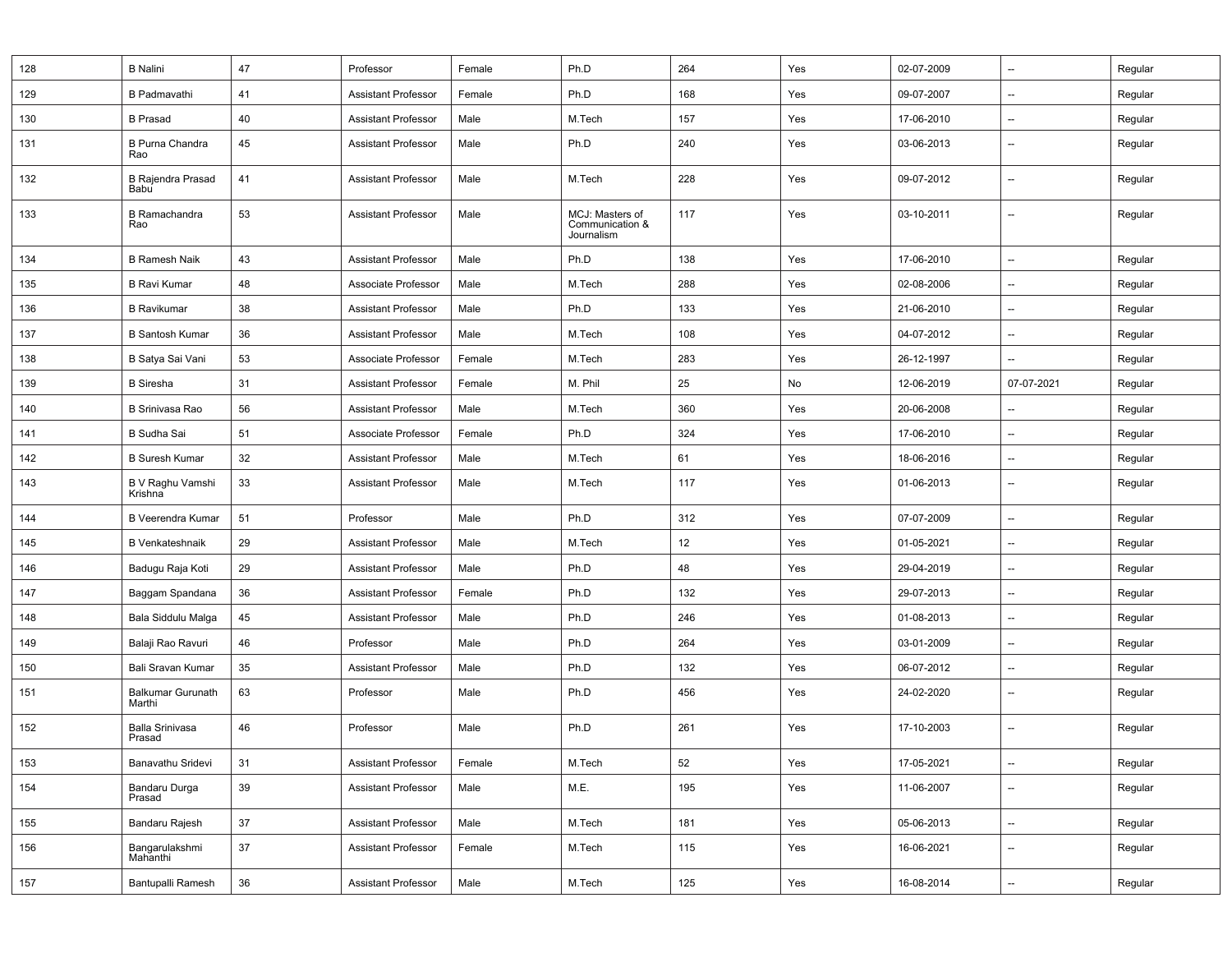| | | | | | | | | | | |
|---|---|---|---|---|---|---|---|---|---|---|
| 128 | B Nalini | 47 | Professor | Female | Ph.D | 264 | Yes | 02-07-2009 | -- | Regular |
| 129 | B Padmavathi | 41 | Assistant Professor | Female | Ph.D | 168 | Yes | 09-07-2007 | -- | Regular |
| 130 | B Prasad | 40 | Assistant Professor | Male | M.Tech | 157 | Yes | 17-06-2010 | -- | Regular |
| 131 | B Purna Chandra Rao | 45 | Assistant Professor | Male | Ph.D | 240 | Yes | 03-06-2013 | -- | Regular |
| 132 | B Rajendra Prasad Babu | 41 | Assistant Professor | Male | M.Tech | 228 | Yes | 09-07-2012 | -- | Regular |
| 133 | B Ramachandra Rao | 53 | Assistant Professor | Male | MCJ: Masters of Communication & Journalism | 117 | Yes | 03-10-2011 | -- | Regular |
| 134 | B Ramesh Naik | 43 | Assistant Professor | Male | Ph.D | 138 | Yes | 17-06-2010 | -- | Regular |
| 135 | B Ravi Kumar | 48 | Associate Professor | Male | M.Tech | 288 | Yes | 02-08-2006 | -- | Regular |
| 136 | B Ravikumar | 38 | Assistant Professor | Male | Ph.D | 133 | Yes | 21-06-2010 | -- | Regular |
| 137 | B Santosh Kumar | 36 | Assistant Professor | Male | M.Tech | 108 | Yes | 04-07-2012 | -- | Regular |
| 138 | B Satya Sai Vani | 53 | Associate Professor | Female | M.Tech | 283 | Yes | 26-12-1997 | -- | Regular |
| 139 | B Siresha | 31 | Assistant Professor | Female | M. Phil | 25 | No | 12-06-2019 | 07-07-2021 | Regular |
| 140 | B Srinivasa Rao | 56 | Assistant Professor | Male | M.Tech | 360 | Yes | 20-06-2008 | -- | Regular |
| 141 | B Sudha Sai | 51 | Associate Professor | Female | Ph.D | 324 | Yes | 17-06-2010 | -- | Regular |
| 142 | B Suresh Kumar | 32 | Assistant Professor | Male | M.Tech | 61 | Yes | 18-06-2016 | -- | Regular |
| 143 | B V Raghu Vamshi Krishna | 33 | Assistant Professor | Male | M.Tech | 117 | Yes | 01-06-2013 | -- | Regular |
| 144 | B Veerendra Kumar | 51 | Professor | Male | Ph.D | 312 | Yes | 07-07-2009 | -- | Regular |
| 145 | B Venkateshnaik | 29 | Assistant Professor | Male | M.Tech | 12 | Yes | 01-05-2021 | -- | Regular |
| 146 | Badugu Raja Koti | 29 | Assistant Professor | Male | Ph.D | 48 | Yes | 29-04-2019 | -- | Regular |
| 147 | Baggam Spandana | 36 | Assistant Professor | Female | Ph.D | 132 | Yes | 29-07-2013 | -- | Regular |
| 148 | Bala Siddulu Malga | 45 | Assistant Professor | Male | Ph.D | 246 | Yes | 01-08-2013 | -- | Regular |
| 149 | Balaji Rao Ravuri | 46 | Professor | Male | Ph.D | 264 | Yes | 03-01-2009 | -- | Regular |
| 150 | Bali Sravan Kumar | 35 | Assistant Professor | Male | Ph.D | 132 | Yes | 06-07-2012 | -- | Regular |
| 151 | Balkumar Gurunath Marthi | 63 | Professor | Male | Ph.D | 456 | Yes | 24-02-2020 | -- | Regular |
| 152 | Balla Srinivasa Prasad | 46 | Professor | Male | Ph.D | 261 | Yes | 17-10-2003 | -- | Regular |
| 153 | Banavathu Sridevi | 31 | Assistant Professor | Female | M.Tech | 52 | Yes | 17-05-2021 | -- | Regular |
| 154 | Bandaru Durga Prasad | 39 | Assistant Professor | Male | M.E. | 195 | Yes | 11-06-2007 | -- | Regular |
| 155 | Bandaru Rajesh | 37 | Assistant Professor | Male | M.Tech | 181 | Yes | 05-06-2013 | -- | Regular |
| 156 | Bangarulakshmi Mahanthi | 37 | Assistant Professor | Female | M.Tech | 115 | Yes | 16-06-2021 | -- | Regular |
| 157 | Bantupalli Ramesh | 36 | Assistant Professor | Male | M.Tech | 125 | Yes | 16-08-2014 | -- | Regular |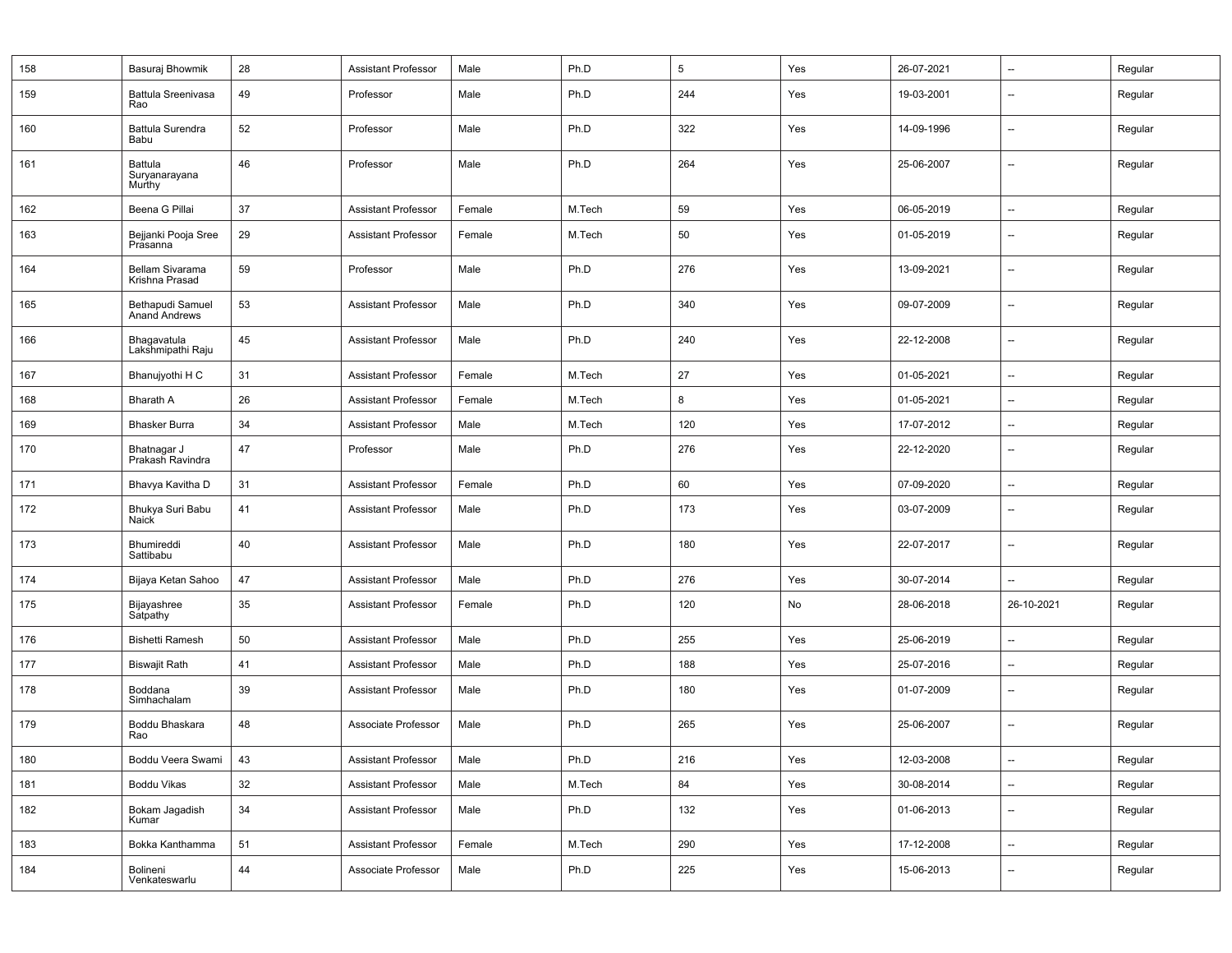| 158 | Basuraj Bhowmik | 28 | Assistant Professor | Male | Ph.D | 5 | Yes | 26-07-2021 | -- | Regular |
|---|---|---|---|---|---|---|---|---|---|---|
| 159 | Battula Sreenivasa Rao | 49 | Professor | Male | Ph.D | 244 | Yes | 19-03-2001 | -- | Regular |
| 160 | Battula Surendra Babu | 52 | Professor | Male | Ph.D | 322 | Yes | 14-09-1996 | -- | Regular |
| 161 | Battula Suryanarayana Murthy | 46 | Professor | Male | Ph.D | 264 | Yes | 25-06-2007 | -- | Regular |
| 162 | Beena G Pillai | 37 | Assistant Professor | Female | M.Tech | 59 | Yes | 06-05-2019 | -- | Regular |
| 163 | Bejjanki Pooja Sree Prasanna | 29 | Assistant Professor | Female | M.Tech | 50 | Yes | 01-05-2019 | -- | Regular |
| 164 | Bellam Sivarama Krishna Prasad | 59 | Professor | Male | Ph.D | 276 | Yes | 13-09-2021 | -- | Regular |
| 165 | Bethapudi Samuel Anand Andrews | 53 | Assistant Professor | Male | Ph.D | 340 | Yes | 09-07-2009 | -- | Regular |
| 166 | Bhagavatula Lakshmipathi Raju | 45 | Assistant Professor | Male | Ph.D | 240 | Yes | 22-12-2008 | -- | Regular |
| 167 | Bhanujyothi H C | 31 | Assistant Professor | Female | M.Tech | 27 | Yes | 01-05-2021 | -- | Regular |
| 168 | Bharath A | 26 | Assistant Professor | Female | M.Tech | 8 | Yes | 01-05-2021 | -- | Regular |
| 169 | Bhasker Burra | 34 | Assistant Professor | Male | M.Tech | 120 | Yes | 17-07-2012 | -- | Regular |
| 170 | Bhatnagar J Prakash Ravindra | 47 | Professor | Male | Ph.D | 276 | Yes | 22-12-2020 | -- | Regular |
| 171 | Bhavya Kavitha D | 31 | Assistant Professor | Female | Ph.D | 60 | Yes | 07-09-2020 | -- | Regular |
| 172 | Bhukya Suri Babu Naick | 41 | Assistant Professor | Male | Ph.D | 173 | Yes | 03-07-2009 | -- | Regular |
| 173 | Bhumireddi Sattibabu | 40 | Assistant Professor | Male | Ph.D | 180 | Yes | 22-07-2017 | -- | Regular |
| 174 | Bijaya Ketan Sahoo | 47 | Assistant Professor | Male | Ph.D | 276 | Yes | 30-07-2014 | -- | Regular |
| 175 | Bijayashree Satpathy | 35 | Assistant Professor | Female | Ph.D | 120 | No | 28-06-2018 | 26-10-2021 | Regular |
| 176 | Bishetti Ramesh | 50 | Assistant Professor | Male | Ph.D | 255 | Yes | 25-06-2019 | -- | Regular |
| 177 | Biswajit Rath | 41 | Assistant Professor | Male | Ph.D | 188 | Yes | 25-07-2016 | -- | Regular |
| 178 | Boddana Simhachalam | 39 | Assistant Professor | Male | Ph.D | 180 | Yes | 01-07-2009 | -- | Regular |
| 179 | Boddu Bhaskara Rao | 48 | Associate Professor | Male | Ph.D | 265 | Yes | 25-06-2007 | -- | Regular |
| 180 | Boddu Veera Swami | 43 | Assistant Professor | Male | Ph.D | 216 | Yes | 12-03-2008 | -- | Regular |
| 181 | Boddu Vikas | 32 | Assistant Professor | Male | M.Tech | 84 | Yes | 30-08-2014 | -- | Regular |
| 182 | Bokam Jagadish Kumar | 34 | Assistant Professor | Male | Ph.D | 132 | Yes | 01-06-2013 | -- | Regular |
| 183 | Bokka Kanthamma | 51 | Assistant Professor | Female | M.Tech | 290 | Yes | 17-12-2008 | -- | Regular |
| 184 | Bolineni Venkateswarlu | 44 | Associate Professor | Male | Ph.D | 225 | Yes | 15-06-2013 | -- | Regular |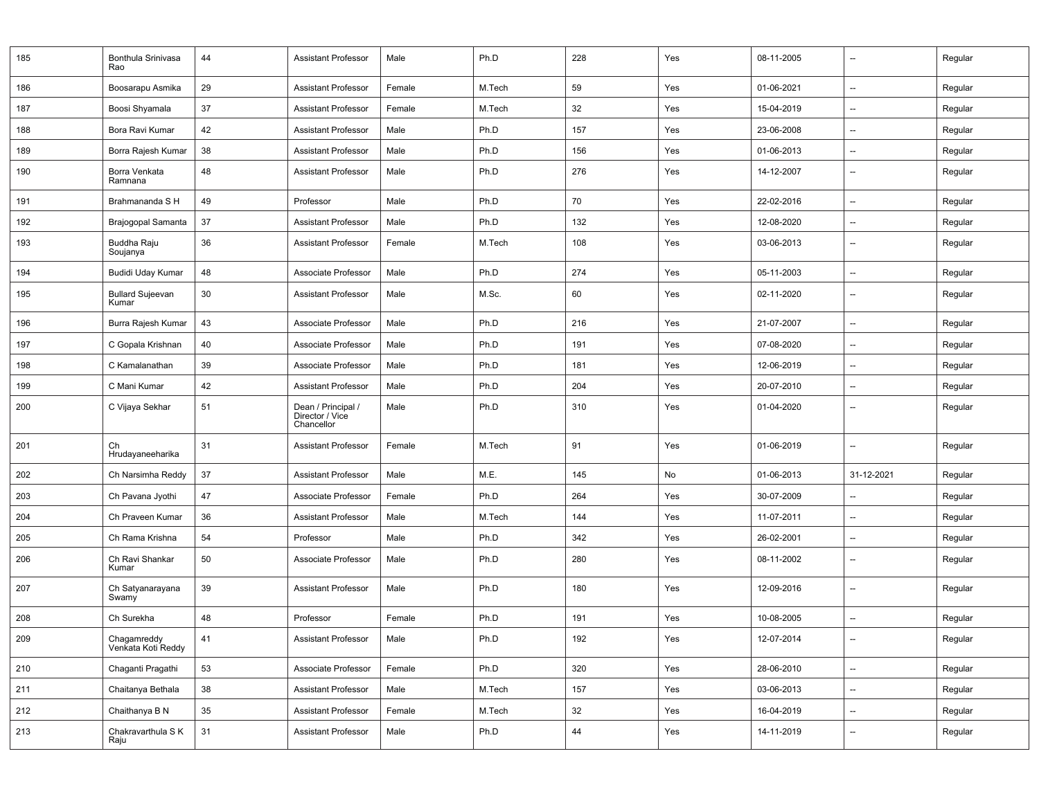| 185 | Bonthula Srinivasa Rao | 44 | Assistant Professor | Male | Ph.D | 228 | Yes | 08-11-2005 | -- | Regular |
|---|---|---|---|---|---|---|---|---|---|---|
| 186 | Boosarapu Asmika | 29 | Assistant Professor | Female | M.Tech | 59 | Yes | 01-06-2021 | -- | Regular |
| 187 | Boosi Shyamala | 37 | Assistant Professor | Female | M.Tech | 32 | Yes | 15-04-2019 | -- | Regular |
| 188 | Bora Ravi Kumar | 42 | Assistant Professor | Male | Ph.D | 157 | Yes | 23-06-2008 | -- | Regular |
| 189 | Borra Rajesh Kumar | 38 | Assistant Professor | Male | Ph.D | 156 | Yes | 01-06-2013 | -- | Regular |
| 190 | Borra Venkata Ramnana | 48 | Assistant Professor | Male | Ph.D | 276 | Yes | 14-12-2007 | -- | Regular |
| 191 | Brahmananda S H | 49 | Professor | Male | Ph.D | 70 | Yes | 22-02-2016 | -- | Regular |
| 192 | Brajogopal Samanta | 37 | Assistant Professor | Male | Ph.D | 132 | Yes | 12-08-2020 | -- | Regular |
| 193 | Buddha Raju Soujanya | 36 | Assistant Professor | Female | M.Tech | 108 | Yes | 03-06-2013 | -- | Regular |
| 194 | Budidi Uday Kumar | 48 | Associate Professor | Male | Ph.D | 274 | Yes | 05-11-2003 | -- | Regular |
| 195 | Bullard Sujeevan Kumar | 30 | Assistant Professor | Male | M.Sc. | 60 | Yes | 02-11-2020 | -- | Regular |
| 196 | Burra Rajesh Kumar | 43 | Associate Professor | Male | Ph.D | 216 | Yes | 21-07-2007 | -- | Regular |
| 197 | C Gopala Krishnan | 40 | Associate Professor | Male | Ph.D | 191 | Yes | 07-08-2020 | -- | Regular |
| 198 | C Kamalanathan | 39 | Associate Professor | Male | Ph.D | 181 | Yes | 12-06-2019 | -- | Regular |
| 199 | C Mani Kumar | 42 | Assistant Professor | Male | Ph.D | 204 | Yes | 20-07-2010 | -- | Regular |
| 200 | C Vijaya Sekhar | 51 | Dean / Principal / Director / Vice Chancellor | Male | Ph.D | 310 | Yes | 01-04-2020 | -- | Regular |
| 201 | Ch Hrudayaneeharika | 31 | Assistant Professor | Female | M.Tech | 91 | Yes | 01-06-2019 | -- | Regular |
| 202 | Ch Narsimha Reddy | 37 | Assistant Professor | Male | M.E. | 145 | No | 01-06-2013 | 31-12-2021 | Regular |
| 203 | Ch Pavana Jyothi | 47 | Associate Professor | Female | Ph.D | 264 | Yes | 30-07-2009 | -- | Regular |
| 204 | Ch Praveen Kumar | 36 | Assistant Professor | Male | M.Tech | 144 | Yes | 11-07-2011 | -- | Regular |
| 205 | Ch Rama Krishna | 54 | Professor | Male | Ph.D | 342 | Yes | 26-02-2001 | -- | Regular |
| 206 | Ch Ravi Shankar Kumar | 50 | Associate Professor | Male | Ph.D | 280 | Yes | 08-11-2002 | -- | Regular |
| 207 | Ch Satyanarayana Swamy | 39 | Assistant Professor | Male | Ph.D | 180 | Yes | 12-09-2016 | -- | Regular |
| 208 | Ch Surekha | 48 | Professor | Female | Ph.D | 191 | Yes | 10-08-2005 | -- | Regular |
| 209 | Chagamreddy Venkata Koti Reddy | 41 | Assistant Professor | Male | Ph.D | 192 | Yes | 12-07-2014 | -- | Regular |
| 210 | Chaganti Pragathi | 53 | Associate Professor | Female | Ph.D | 320 | Yes | 28-06-2010 | -- | Regular |
| 211 | Chaitanya Bethala | 38 | Assistant Professor | Male | M.Tech | 157 | Yes | 03-06-2013 | -- | Regular |
| 212 | Chaithanya B N | 35 | Assistant Professor | Female | M.Tech | 32 | Yes | 16-04-2019 | -- | Regular |
| 213 | Chakravarthula S K Raju | 31 | Assistant Professor | Male | Ph.D | 44 | Yes | 14-11-2019 | -- | Regular |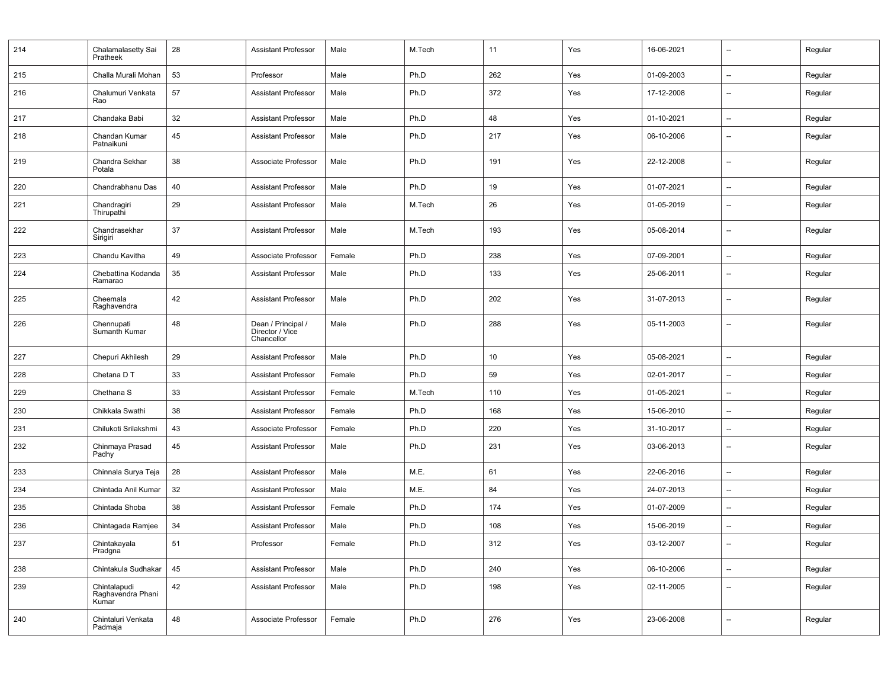| 214 | Chalamalasetty Sai Pratheek | 28 | Assistant Professor | Male | M.Tech | 11 | Yes | 16-06-2021 | -- | Regular |
|---|---|---|---|---|---|---|---|---|---|---|
| 215 | Challa Murali Mohan | 53 | Professor | Male | Ph.D | 262 | Yes | 01-09-2003 | -- | Regular |
| 216 | Chalumuri Venkata Rao | 57 | Assistant Professor | Male | Ph.D | 372 | Yes | 17-12-2008 | -- | Regular |
| 217 | Chandaka Babi | 32 | Assistant Professor | Male | Ph.D | 48 | Yes | 01-10-2021 | -- | Regular |
| 218 | Chandan Kumar Patnaikuni | 45 | Assistant Professor | Male | Ph.D | 217 | Yes | 06-10-2006 | -- | Regular |
| 219 | Chandra Sekhar Potala | 38 | Associate Professor | Male | Ph.D | 191 | Yes | 22-12-2008 | -- | Regular |
| 220 | Chandrabhanu Das | 40 | Assistant Professor | Male | Ph.D | 19 | Yes | 01-07-2021 | -- | Regular |
| 221 | Chandragiri Thirupathi | 29 | Assistant Professor | Male | M.Tech | 26 | Yes | 01-05-2019 | -- | Regular |
| 222 | Chandrasekhar Sirigiri | 37 | Assistant Professor | Male | M.Tech | 193 | Yes | 05-08-2014 | -- | Regular |
| 223 | Chandu Kavitha | 49 | Associate Professor | Female | Ph.D | 238 | Yes | 07-09-2001 | -- | Regular |
| 224 | Chebattina Kodanda Ramarao | 35 | Assistant Professor | Male | Ph.D | 133 | Yes | 25-06-2011 | -- | Regular |
| 225 | Cheemala Raghavendra | 42 | Assistant Professor | Male | Ph.D | 202 | Yes | 31-07-2013 | -- | Regular |
| 226 | Chennupati Sumanth Kumar | 48 | Dean / Principal / Director / Vice Chancellor | Male | Ph.D | 288 | Yes | 05-11-2003 | -- | Regular |
| 227 | Chepuri Akhilesh | 29 | Assistant Professor | Male | Ph.D | 10 | Yes | 05-08-2021 | -- | Regular |
| 228 | Chetana D T | 33 | Assistant Professor | Female | Ph.D | 59 | Yes | 02-01-2017 | -- | Regular |
| 229 | Chethana S | 33 | Assistant Professor | Female | M.Tech | 110 | Yes | 01-05-2021 | -- | Regular |
| 230 | Chikkala Swathi | 38 | Assistant Professor | Female | Ph.D | 168 | Yes | 15-06-2010 | -- | Regular |
| 231 | Chilukoti Srilakshmi | 43 | Associate Professor | Female | Ph.D | 220 | Yes | 31-10-2017 | -- | Regular |
| 232 | Chinmaya Prasad Padhy | 45 | Assistant Professor | Male | Ph.D | 231 | Yes | 03-06-2013 | -- | Regular |
| 233 | Chinnala Surya Teja | 28 | Assistant Professor | Male | M.E. | 61 | Yes | 22-06-2016 | -- | Regular |
| 234 | Chintada Anil Kumar | 32 | Assistant Professor | Male | M.E. | 84 | Yes | 24-07-2013 | -- | Regular |
| 235 | Chintada Shoba | 38 | Assistant Professor | Female | Ph.D | 174 | Yes | 01-07-2009 | -- | Regular |
| 236 | Chintagada Ramjee | 34 | Assistant Professor | Male | Ph.D | 108 | Yes | 15-06-2019 | -- | Regular |
| 237 | Chintakayala Pradgna | 51 | Professor | Female | Ph.D | 312 | Yes | 03-12-2007 | -- | Regular |
| 238 | Chintakula Sudhakar | 45 | Assistant Professor | Male | Ph.D | 240 | Yes | 06-10-2006 | -- | Regular |
| 239 | Chintalapudi Raghavendra Phani Kumar | 42 | Assistant Professor | Male | Ph.D | 198 | Yes | 02-11-2005 | -- | Regular |
| 240 | Chintaluri Venkata Padmaja | 48 | Associate Professor | Female | Ph.D | 276 | Yes | 23-06-2008 | -- | Regular |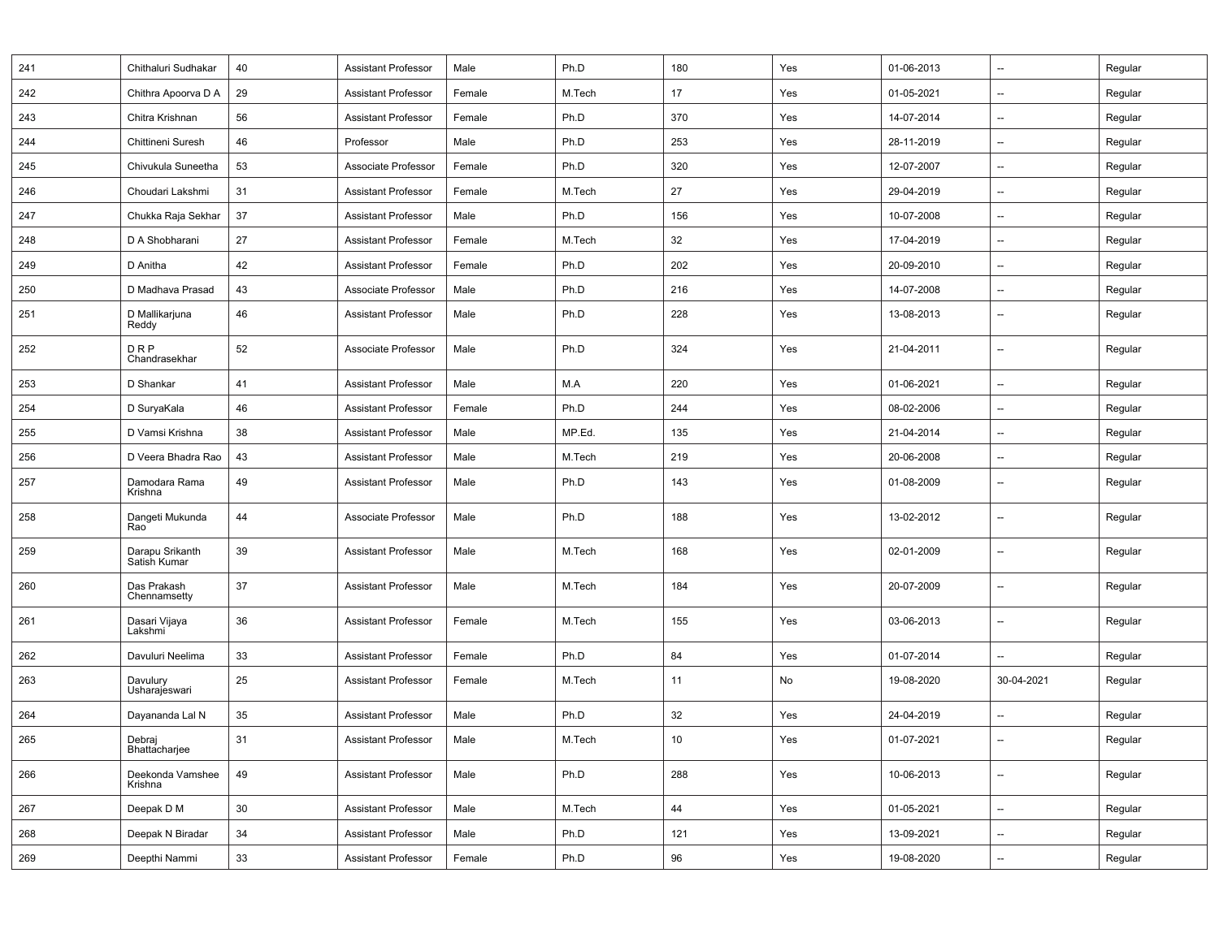| 241 | Chithaluri Sudhakar | 40 | Assistant Professor | Male | Ph.D | 180 | Yes | 01-06-2013 | -- | Regular |
|---|---|---|---|---|---|---|---|---|---|---|
| 242 | Chithra Apoorva D A | 29 | Assistant Professor | Female | M.Tech | 17 | Yes | 01-05-2021 | -- | Regular |
| 243 | Chitra Krishnan | 56 | Assistant Professor | Female | Ph.D | 370 | Yes | 14-07-2014 | -- | Regular |
| 244 | Chittineni Suresh | 46 | Professor | Male | Ph.D | 253 | Yes | 28-11-2019 | -- | Regular |
| 245 | Chivukula Suneetha | 53 | Associate Professor | Female | Ph.D | 320 | Yes | 12-07-2007 | -- | Regular |
| 246 | Choudari Lakshmi | 31 | Assistant Professor | Female | M.Tech | 27 | Yes | 29-04-2019 | -- | Regular |
| 247 | Chukka Raja Sekhar | 37 | Assistant Professor | Male | Ph.D | 156 | Yes | 10-07-2008 | -- | Regular |
| 248 | D A Shobharani | 27 | Assistant Professor | Female | M.Tech | 32 | Yes | 17-04-2019 | -- | Regular |
| 249 | D Anitha | 42 | Assistant Professor | Female | Ph.D | 202 | Yes | 20-09-2010 | -- | Regular |
| 250 | D Madhava Prasad | 43 | Associate Professor | Male | Ph.D | 216 | Yes | 14-07-2008 | -- | Regular |
| 251 | D Mallikarjuna Reddy | 46 | Assistant Professor | Male | Ph.D | 228 | Yes | 13-08-2013 | -- | Regular |
| 252 | D R P Chandrasekhar | 52 | Associate Professor | Male | Ph.D | 324 | Yes | 21-04-2011 | -- | Regular |
| 253 | D Shankar | 41 | Assistant Professor | Male | M.A | 220 | Yes | 01-06-2021 | -- | Regular |
| 254 | D SuryaKala | 46 | Assistant Professor | Female | Ph.D | 244 | Yes | 08-02-2006 | -- | Regular |
| 255 | D Vamsi Krishna | 38 | Assistant Professor | Male | MP.Ed. | 135 | Yes | 21-04-2014 | -- | Regular |
| 256 | D Veera Bhadra Rao | 43 | Assistant Professor | Male | M.Tech | 219 | Yes | 20-06-2008 | -- | Regular |
| 257 | Damodara Rama Krishna | 49 | Assistant Professor | Male | Ph.D | 143 | Yes | 01-08-2009 | -- | Regular |
| 258 | Dangeti Mukunda Rao | 44 | Associate Professor | Male | Ph.D | 188 | Yes | 13-02-2012 | -- | Regular |
| 259 | Darapu Srikanth Satish Kumar | 39 | Assistant Professor | Male | M.Tech | 168 | Yes | 02-01-2009 | -- | Regular |
| 260 | Das Prakash Chennamsetty | 37 | Assistant Professor | Male | M.Tech | 184 | Yes | 20-07-2009 | -- | Regular |
| 261 | Dasari Vijaya Lakshmi | 36 | Assistant Professor | Female | M.Tech | 155 | Yes | 03-06-2013 | -- | Regular |
| 262 | Davuluri Neelima | 33 | Assistant Professor | Female | Ph.D | 84 | Yes | 01-07-2014 | -- | Regular |
| 263 | Davulury Usharajeswari | 25 | Assistant Professor | Female | M.Tech | 11 | No | 19-08-2020 | 30-04-2021 | Regular |
| 264 | Dayananda Lal N | 35 | Assistant Professor | Male | Ph.D | 32 | Yes | 24-04-2019 | -- | Regular |
| 265 | Debraj Bhattacharjee | 31 | Assistant Professor | Male | M.Tech | 10 | Yes | 01-07-2021 | -- | Regular |
| 266 | Deekonda Vamshee Krishna | 49 | Assistant Professor | Male | Ph.D | 288 | Yes | 10-06-2013 | -- | Regular |
| 267 | Deepak D M | 30 | Assistant Professor | Male | M.Tech | 44 | Yes | 01-05-2021 | -- | Regular |
| 268 | Deepak N Biradar | 34 | Assistant Professor | Male | Ph.D | 121 | Yes | 13-09-2021 | -- | Regular |
| 269 | Deepthi Nammi | 33 | Assistant Professor | Female | Ph.D | 96 | Yes | 19-08-2020 | -- | Regular |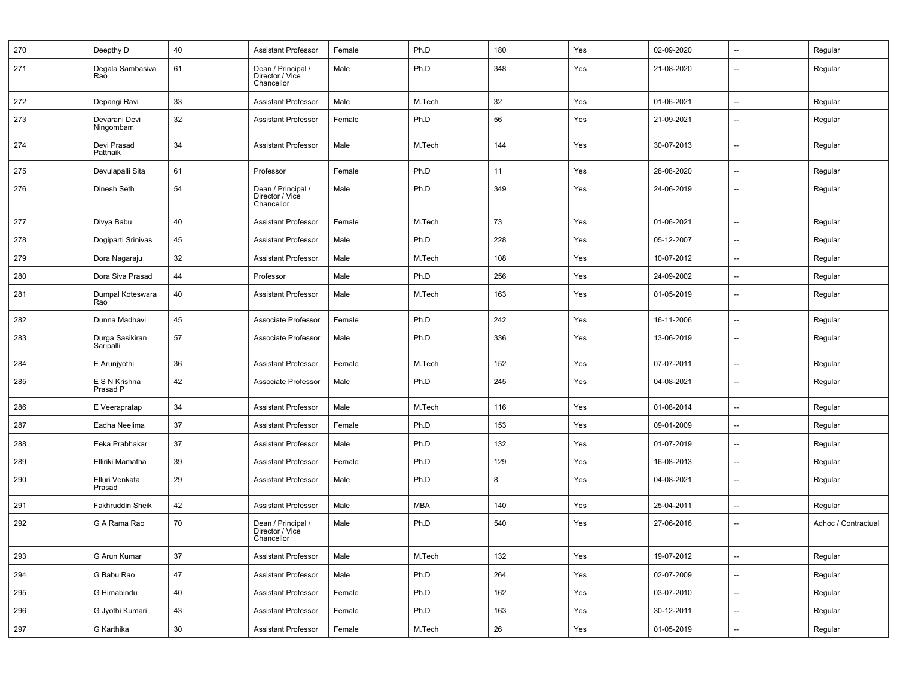| 270 | Deepthy D | 40 | Assistant Professor | Female | Ph.D | 180 | Yes | 02-09-2020 | -- | Regular |
|---|---|---|---|---|---|---|---|---|---|---|
| 271 | Degala Sambasiva Rao | 61 | Dean / Principal / Director / Vice Chancellor | Male | Ph.D | 348 | Yes | 21-08-2020 | -- | Regular |
| 272 | Depangi Ravi | 33 | Assistant Professor | Male | M.Tech | 32 | Yes | 01-06-2021 | -- | Regular |
| 273 | Devarani Devi Ningombam | 32 | Assistant Professor | Female | Ph.D | 56 | Yes | 21-09-2021 | -- | Regular |
| 274 | Devi Prasad Pattnaik | 34 | Assistant Professor | Male | M.Tech | 144 | Yes | 30-07-2013 | -- | Regular |
| 275 | Devulapalli Sita | 61 | Professor | Female | Ph.D | 11 | Yes | 28-08-2020 | -- | Regular |
| 276 | Dinesh Seth | 54 | Dean / Principal / Director / Vice Chancellor | Male | Ph.D | 349 | Yes | 24-06-2019 | -- | Regular |
| 277 | Divya Babu | 40 | Assistant Professor | Female | M.Tech | 73 | Yes | 01-06-2021 | -- | Regular |
| 278 | Dogiparti Srinivas | 45 | Assistant Professor | Male | Ph.D | 228 | Yes | 05-12-2007 | -- | Regular |
| 279 | Dora Nagaraju | 32 | Assistant Professor | Male | M.Tech | 108 | Yes | 10-07-2012 | -- | Regular |
| 280 | Dora Siva Prasad | 44 | Professor | Male | Ph.D | 256 | Yes | 24-09-2002 | -- | Regular |
| 281 | Dumpal Koteswara Rao | 40 | Assistant Professor | Male | M.Tech | 163 | Yes | 01-05-2019 | -- | Regular |
| 282 | Dunna Madhavi | 45 | Associate Professor | Female | Ph.D | 242 | Yes | 16-11-2006 | -- | Regular |
| 283 | Durga Sasikiran Saripalli | 57 | Associate Professor | Male | Ph.D | 336 | Yes | 13-06-2019 | -- | Regular |
| 284 | E Arunjyothi | 36 | Assistant Professor | Female | M.Tech | 152 | Yes | 07-07-2011 | -- | Regular |
| 285 | E S N Krishna Prasad P | 42 | Associate Professor | Male | Ph.D | 245 | Yes | 04-08-2021 | -- | Regular |
| 286 | E Veerapratap | 34 | Assistant Professor | Male | M.Tech | 116 | Yes | 01-08-2014 | -- | Regular |
| 287 | Eadha Neelima | 37 | Assistant Professor | Female | Ph.D | 153 | Yes | 09-01-2009 | -- | Regular |
| 288 | Eeka Prabhakar | 37 | Assistant Professor | Male | Ph.D | 132 | Yes | 01-07-2019 | -- | Regular |
| 289 | Elliriki Mamatha | 39 | Assistant Professor | Female | Ph.D | 129 | Yes | 16-08-2013 | -- | Regular |
| 290 | Elluri Venkata Prasad | 29 | Assistant Professor | Male | Ph.D | 8 | Yes | 04-08-2021 | -- | Regular |
| 291 | Fakhruddin Sheik | 42 | Assistant Professor | Male | MBA | 140 | Yes | 25-04-2011 | -- | Regular |
| 292 | G A Rama Rao | 70 | Dean / Principal / Director / Vice Chancellor | Male | Ph.D | 540 | Yes | 27-06-2016 | -- | Adhoc / Contractual |
| 293 | G Arun Kumar | 37 | Assistant Professor | Male | M.Tech | 132 | Yes | 19-07-2012 | -- | Regular |
| 294 | G Babu Rao | 47 | Assistant Professor | Male | Ph.D | 264 | Yes | 02-07-2009 | -- | Regular |
| 295 | G Himabindu | 40 | Assistant Professor | Female | Ph.D | 162 | Yes | 03-07-2010 | -- | Regular |
| 296 | G Jyothi Kumari | 43 | Assistant Professor | Female | Ph.D | 163 | Yes | 30-12-2011 | -- | Regular |
| 297 | G Karthika | 30 | Assistant Professor | Female | M.Tech | 26 | Yes | 01-05-2019 | -- | Regular |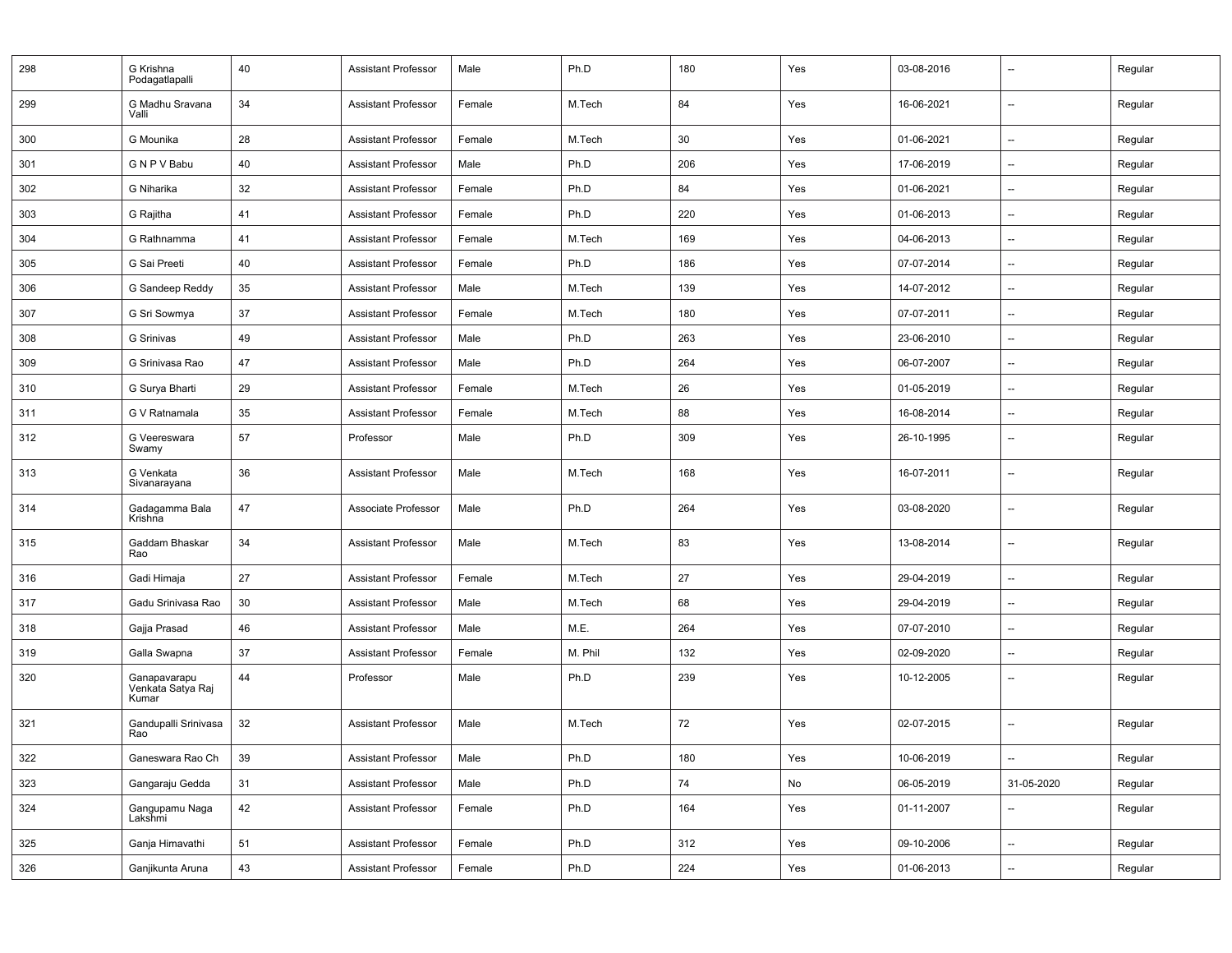| | | | | | | | | | | |
|---|---|---|---|---|---|---|---|---|---|---|
| 298 | G Krishna Podagatlapalli | 40 | Assistant Professor | Male | Ph.D | 180 | Yes | 03-08-2016 | -- | Regular |
| 299 | G Madhu Sravana Valli | 34 | Assistant Professor | Female | M.Tech | 84 | Yes | 16-06-2021 | -- | Regular |
| 300 | G Mounika | 28 | Assistant Professor | Female | M.Tech | 30 | Yes | 01-06-2021 | -- | Regular |
| 301 | G N P V Babu | 40 | Assistant Professor | Male | Ph.D | 206 | Yes | 17-06-2019 | -- | Regular |
| 302 | G Niharika | 32 | Assistant Professor | Female | Ph.D | 84 | Yes | 01-06-2021 | -- | Regular |
| 303 | G Rajitha | 41 | Assistant Professor | Female | Ph.D | 220 | Yes | 01-06-2013 | -- | Regular |
| 304 | G Rathnamma | 41 | Assistant Professor | Female | M.Tech | 169 | Yes | 04-06-2013 | -- | Regular |
| 305 | G Sai Preeti | 40 | Assistant Professor | Female | Ph.D | 186 | Yes | 07-07-2014 | -- | Regular |
| 306 | G Sandeep Reddy | 35 | Assistant Professor | Male | M.Tech | 139 | Yes | 14-07-2012 | -- | Regular |
| 307 | G Sri Sowmya | 37 | Assistant Professor | Female | M.Tech | 180 | Yes | 07-07-2011 | -- | Regular |
| 308 | G Srinivas | 49 | Assistant Professor | Male | Ph.D | 263 | Yes | 23-06-2010 | -- | Regular |
| 309 | G Srinivasa Rao | 47 | Assistant Professor | Male | Ph.D | 264 | Yes | 06-07-2007 | -- | Regular |
| 310 | G Surya Bharti | 29 | Assistant Professor | Female | M.Tech | 26 | Yes | 01-05-2019 | -- | Regular |
| 311 | G V Ratnamala | 35 | Assistant Professor | Female | M.Tech | 88 | Yes | 16-08-2014 | -- | Regular |
| 312 | G Veereswara Swamy | 57 | Professor | Male | Ph.D | 309 | Yes | 26-10-1995 | -- | Regular |
| 313 | G Venkata Sivanarayana | 36 | Assistant Professor | Male | M.Tech | 168 | Yes | 16-07-2011 | -- | Regular |
| 314 | Gadagamma Bala Krishna | 47 | Associate Professor | Male | Ph.D | 264 | Yes | 03-08-2020 | -- | Regular |
| 315 | Gaddam Bhaskar Rao | 34 | Assistant Professor | Male | M.Tech | 83 | Yes | 13-08-2014 | -- | Regular |
| 316 | Gadi Himaja | 27 | Assistant Professor | Female | M.Tech | 27 | Yes | 29-04-2019 | -- | Regular |
| 317 | Gadu Srinivasa Rao | 30 | Assistant Professor | Male | M.Tech | 68 | Yes | 29-04-2019 | -- | Regular |
| 318 | Gajja Prasad | 46 | Assistant Professor | Male | M.E. | 264 | Yes | 07-07-2010 | -- | Regular |
| 319 | Galla Swapna | 37 | Assistant Professor | Female | M. Phil | 132 | Yes | 02-09-2020 | -- | Regular |
| 320 | Ganapavarapu Venkata Satya Raj Kumar | 44 | Professor | Male | Ph.D | 239 | Yes | 10-12-2005 | -- | Regular |
| 321 | Gandupalli Srinivasa Rao | 32 | Assistant Professor | Male | M.Tech | 72 | Yes | 02-07-2015 | -- | Regular |
| 322 | Ganeswara Rao Ch | 39 | Assistant Professor | Male | Ph.D | 180 | Yes | 10-06-2019 | -- | Regular |
| 323 | Gangaraju Gedda | 31 | Assistant Professor | Male | Ph.D | 74 | No | 06-05-2019 | 31-05-2020 | Regular |
| 324 | Gangupamu Naga Lakshmi | 42 | Assistant Professor | Female | Ph.D | 164 | Yes | 01-11-2007 | -- | Regular |
| 325 | Ganja Himavathi | 51 | Assistant Professor | Female | Ph.D | 312 | Yes | 09-10-2006 | -- | Regular |
| 326 | Ganjikunta Aruna | 43 | Assistant Professor | Female | Ph.D | 224 | Yes | 01-06-2013 | -- | Regular |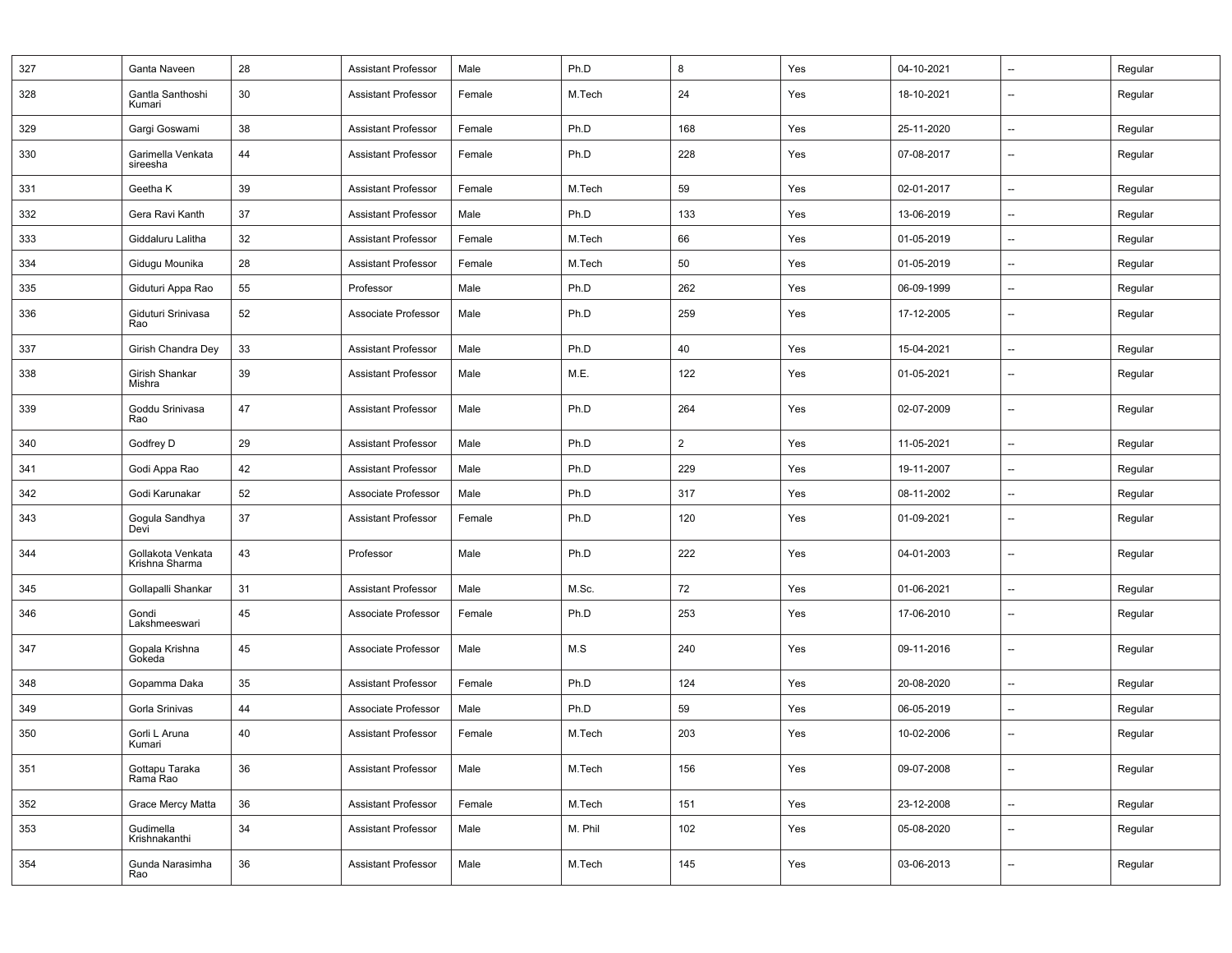| | | | | | | | | | | |
|---|---|---|---|---|---|---|---|---|---|---|
| 327 | Ganta Naveen | 28 | Assistant Professor | Male | Ph.D | 8 | Yes | 04-10-2021 | -- | Regular |
| 328 | Gantla Santhoshi Kumari | 30 | Assistant Professor | Female | M.Tech | 24 | Yes | 18-10-2021 | -- | Regular |
| 329 | Gargi Goswami | 38 | Assistant Professor | Female | Ph.D | 168 | Yes | 25-11-2020 | -- | Regular |
| 330 | Garimella Venkata sireesha | 44 | Assistant Professor | Female | Ph.D | 228 | Yes | 07-08-2017 | -- | Regular |
| 331 | Geetha K | 39 | Assistant Professor | Female | M.Tech | 59 | Yes | 02-01-2017 | -- | Regular |
| 332 | Gera Ravi Kanth | 37 | Assistant Professor | Male | Ph.D | 133 | Yes | 13-06-2019 | -- | Regular |
| 333 | Giddaluru Lalitha | 32 | Assistant Professor | Female | M.Tech | 66 | Yes | 01-05-2019 | -- | Regular |
| 334 | Gidugu Mounika | 28 | Assistant Professor | Female | M.Tech | 50 | Yes | 01-05-2019 | -- | Regular |
| 335 | Giduturi Appa Rao | 55 | Professor | Male | Ph.D | 262 | Yes | 06-09-1999 | -- | Regular |
| 336 | Giduturi Srinivasa Rao | 52 | Associate Professor | Male | Ph.D | 259 | Yes | 17-12-2005 | -- | Regular |
| 337 | Girish Chandra Dey | 33 | Assistant Professor | Male | Ph.D | 40 | Yes | 15-04-2021 | -- | Regular |
| 338 | Girish Shankar Mishra | 39 | Assistant Professor | Male | M.E. | 122 | Yes | 01-05-2021 | -- | Regular |
| 339 | Goddu Srinivasa Rao | 47 | Assistant Professor | Male | Ph.D | 264 | Yes | 02-07-2009 | -- | Regular |
| 340 | Godfrey D | 29 | Assistant Professor | Male | Ph.D | 2 | Yes | 11-05-2021 | -- | Regular |
| 341 | Godi Appa Rao | 42 | Assistant Professor | Male | Ph.D | 229 | Yes | 19-11-2007 | -- | Regular |
| 342 | Godi Karunakar | 52 | Associate Professor | Male | Ph.D | 317 | Yes | 08-11-2002 | -- | Regular |
| 343 | Gogula Sandhya Devi | 37 | Assistant Professor | Female | Ph.D | 120 | Yes | 01-09-2021 | -- | Regular |
| 344 | Gollakota Venkata Krishna Sharma | 43 | Professor | Male | Ph.D | 222 | Yes | 04-01-2003 | -- | Regular |
| 345 | Gollapalli Shankar | 31 | Assistant Professor | Male | M.Sc. | 72 | Yes | 01-06-2021 | -- | Regular |
| 346 | Gondi Lakshmeeswari | 45 | Associate Professor | Female | Ph.D | 253 | Yes | 17-06-2010 | -- | Regular |
| 347 | Gopala Krishna Gokeda | 45 | Associate Professor | Male | M.S | 240 | Yes | 09-11-2016 | -- | Regular |
| 348 | Gopamma Daka | 35 | Assistant Professor | Female | Ph.D | 124 | Yes | 20-08-2020 | -- | Regular |
| 349 | Gorla Srinivas | 44 | Associate Professor | Male | Ph.D | 59 | Yes | 06-05-2019 | -- | Regular |
| 350 | Gorli L Aruna Kumari | 40 | Assistant Professor | Female | M.Tech | 203 | Yes | 10-02-2006 | -- | Regular |
| 351 | Gottapu Taraka Rama Rao | 36 | Assistant Professor | Male | M.Tech | 156 | Yes | 09-07-2008 | -- | Regular |
| 352 | Grace Mercy Matta | 36 | Assistant Professor | Female | M.Tech | 151 | Yes | 23-12-2008 | -- | Regular |
| 353 | Gudimella Krishnakanthi | 34 | Assistant Professor | Male | M. Phil | 102 | Yes | 05-08-2020 | -- | Regular |
| 354 | Gunda Narasimha Rao | 36 | Assistant Professor | Male | M.Tech | 145 | Yes | 03-06-2013 | -- | Regular |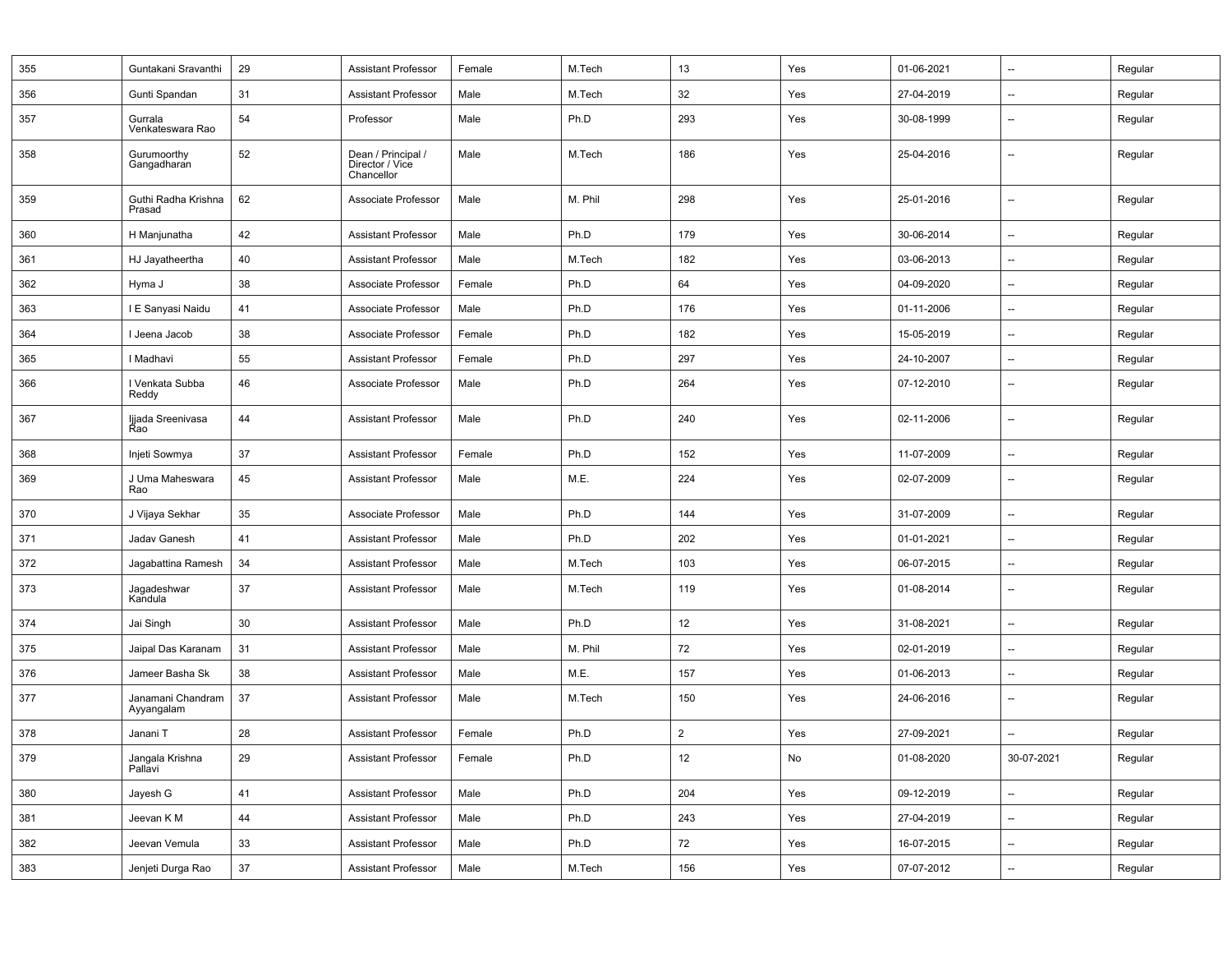| 355 | Guntakani Sravanthi | 29 | Assistant Professor | Female | M.Tech | 13 | Yes | 01-06-2021 | -- | Regular |
|---|---|---|---|---|---|---|---|---|---|---|
| 356 | Gunti Spandan | 31 | Assistant Professor | Male | M.Tech | 32 | Yes | 27-04-2019 | -- | Regular |
| 357 | Gurrala Venkateswara Rao | 54 | Professor | Male | Ph.D | 293 | Yes | 30-08-1999 | -- | Regular |
| 358 | Gurumoorthy Gangadharan | 52 | Dean / Principal / Director / Vice Chancellor | Male | M.Tech | 186 | Yes | 25-04-2016 | -- | Regular |
| 359 | Guthi Radha Krishna Prasad | 62 | Associate Professor | Male | M. Phil | 298 | Yes | 25-01-2016 | -- | Regular |
| 360 | H Manjunatha | 42 | Assistant Professor | Male | Ph.D | 179 | Yes | 30-06-2014 | -- | Regular |
| 361 | HJ Jayatheertha | 40 | Assistant Professor | Male | M.Tech | 182 | Yes | 03-06-2013 | -- | Regular |
| 362 | Hyma J | 38 | Associate Professor | Female | Ph.D | 64 | Yes | 04-09-2020 | -- | Regular |
| 363 | I E Sanyasi Naidu | 41 | Associate Professor | Male | Ph.D | 176 | Yes | 01-11-2006 | -- | Regular |
| 364 | I Jeena Jacob | 38 | Associate Professor | Female | Ph.D | 182 | Yes | 15-05-2019 | -- | Regular |
| 365 | I Madhavi | 55 | Assistant Professor | Female | Ph.D | 297 | Yes | 24-10-2007 | -- | Regular |
| 366 | I Venkata Subba Reddy | 46 | Associate Professor | Male | Ph.D | 264 | Yes | 07-12-2010 | -- | Regular |
| 367 | Ijjada Sreenivasa Rao | 44 | Assistant Professor | Male | Ph.D | 240 | Yes | 02-11-2006 | -- | Regular |
| 368 | Injeti Sowmya | 37 | Assistant Professor | Female | Ph.D | 152 | Yes | 11-07-2009 | -- | Regular |
| 369 | J Uma Maheswara Rao | 45 | Assistant Professor | Male | M.E. | 224 | Yes | 02-07-2009 | -- | Regular |
| 370 | J Vijaya Sekhar | 35 | Associate Professor | Male | Ph.D | 144 | Yes | 31-07-2009 | -- | Regular |
| 371 | Jadav Ganesh | 41 | Assistant Professor | Male | Ph.D | 202 | Yes | 01-01-2021 | -- | Regular |
| 372 | Jagabattina Ramesh | 34 | Assistant Professor | Male | M.Tech | 103 | Yes | 06-07-2015 | -- | Regular |
| 373 | Jagadeshwar Kandula | 37 | Assistant Professor | Male | M.Tech | 119 | Yes | 01-08-2014 | -- | Regular |
| 374 | Jai Singh | 30 | Assistant Professor | Male | Ph.D | 12 | Yes | 31-08-2021 | -- | Regular |
| 375 | Jaipal Das Karanam | 31 | Assistant Professor | Male | M. Phil | 72 | Yes | 02-01-2019 | -- | Regular |
| 376 | Jameer Basha Sk | 38 | Assistant Professor | Male | M.E. | 157 | Yes | 01-06-2013 | -- | Regular |
| 377 | Janamani Chandram Ayyangalam | 37 | Assistant Professor | Male | M.Tech | 150 | Yes | 24-06-2016 | -- | Regular |
| 378 | Janani T | 28 | Assistant Professor | Female | Ph.D | 2 | Yes | 27-09-2021 | -- | Regular |
| 379 | Jangala Krishna Pallavi | 29 | Assistant Professor | Female | Ph.D | 12 | No | 01-08-2020 | 30-07-2021 | Regular |
| 380 | Jayesh G | 41 | Assistant Professor | Male | Ph.D | 204 | Yes | 09-12-2019 | -- | Regular |
| 381 | Jeevan K M | 44 | Assistant Professor | Male | Ph.D | 243 | Yes | 27-04-2019 | -- | Regular |
| 382 | Jeevan Vemula | 33 | Assistant Professor | Male | Ph.D | 72 | Yes | 16-07-2015 | -- | Regular |
| 383 | Jenjeti Durga Rao | 37 | Assistant Professor | Male | M.Tech | 156 | Yes | 07-07-2012 | -- | Regular |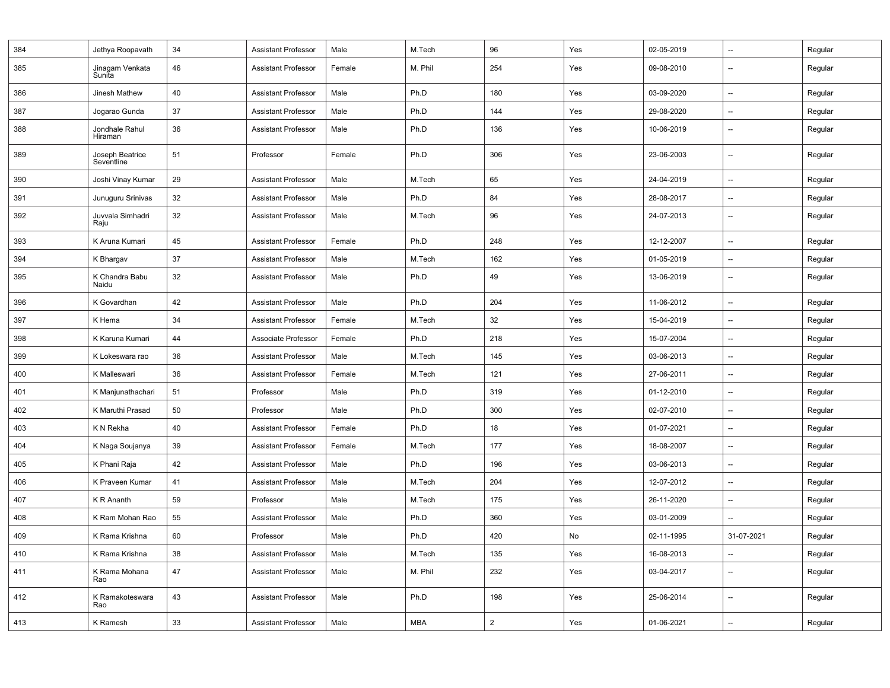| | | | | | | | | | | |
|---|---|---|---|---|---|---|---|---|---|---|
| 384 | Jethya Roopavath | 34 | Assistant Professor | Male | M.Tech | 96 | Yes | 02-05-2019 | -- | Regular |
| 385 | Jinagam Venkata Sunita | 46 | Assistant Professor | Female | M. Phil | 254 | Yes | 09-08-2010 | -- | Regular |
| 386 | Jinesh Mathew | 40 | Assistant Professor | Male | Ph.D | 180 | Yes | 03-09-2020 | -- | Regular |
| 387 | Jogarao Gunda | 37 | Assistant Professor | Male | Ph.D | 144 | Yes | 29-08-2020 | -- | Regular |
| 388 | Jondhale Rahul Hiraman | 36 | Assistant Professor | Male | Ph.D | 136 | Yes | 10-06-2019 | -- | Regular |
| 389 | Joseph Beatrice Seventline | 51 | Professor | Female | Ph.D | 306 | Yes | 23-06-2003 | -- | Regular |
| 390 | Joshi Vinay Kumar | 29 | Assistant Professor | Male | M.Tech | 65 | Yes | 24-04-2019 | -- | Regular |
| 391 | Junuguru Srinivas | 32 | Assistant Professor | Male | Ph.D | 84 | Yes | 28-08-2017 | -- | Regular |
| 392 | Juvvala Simhadri Raju | 32 | Assistant Professor | Male | M.Tech | 96 | Yes | 24-07-2013 | -- | Regular |
| 393 | K Aruna Kumari | 45 | Assistant Professor | Female | Ph.D | 248 | Yes | 12-12-2007 | -- | Regular |
| 394 | K Bhargav | 37 | Assistant Professor | Male | M.Tech | 162 | Yes | 01-05-2019 | -- | Regular |
| 395 | K Chandra Babu Naidu | 32 | Assistant Professor | Male | Ph.D | 49 | Yes | 13-06-2019 | -- | Regular |
| 396 | K Govardhan | 42 | Assistant Professor | Male | Ph.D | 204 | Yes | 11-06-2012 | -- | Regular |
| 397 | K Hema | 34 | Assistant Professor | Female | M.Tech | 32 | Yes | 15-04-2019 | -- | Regular |
| 398 | K Karuna Kumari | 44 | Associate Professor | Female | Ph.D | 218 | Yes | 15-07-2004 | -- | Regular |
| 399 | K Lokeswara rao | 36 | Assistant Professor | Male | M.Tech | 145 | Yes | 03-06-2013 | -- | Regular |
| 400 | K Malleswari | 36 | Assistant Professor | Female | M.Tech | 121 | Yes | 27-06-2011 | -- | Regular |
| 401 | K Manjunathachari | 51 | Professor | Male | Ph.D | 319 | Yes | 01-12-2010 | -- | Regular |
| 402 | K Maruthi Prasad | 50 | Professor | Male | Ph.D | 300 | Yes | 02-07-2010 | -- | Regular |
| 403 | K N Rekha | 40 | Assistant Professor | Female | Ph.D | 18 | Yes | 01-07-2021 | -- | Regular |
| 404 | K Naga Soujanya | 39 | Assistant Professor | Female | M.Tech | 177 | Yes | 18-08-2007 | -- | Regular |
| 405 | K Phani Raja | 42 | Assistant Professor | Male | Ph.D | 196 | Yes | 03-06-2013 | -- | Regular |
| 406 | K Praveen Kumar | 41 | Assistant Professor | Male | M.Tech | 204 | Yes | 12-07-2012 | -- | Regular |
| 407 | K R Ananth | 59 | Professor | Male | M.Tech | 175 | Yes | 26-11-2020 | -- | Regular |
| 408 | K Ram Mohan Rao | 55 | Assistant Professor | Male | Ph.D | 360 | Yes | 03-01-2009 | -- | Regular |
| 409 | K Rama Krishna | 60 | Professor | Male | Ph.D | 420 | No | 02-11-1995 | 31-07-2021 | Regular |
| 410 | K Rama Krishna | 38 | Assistant Professor | Male | M.Tech | 135 | Yes | 16-08-2013 | -- | Regular |
| 411 | K Rama Mohana Rao | 47 | Assistant Professor | Male | M. Phil | 232 | Yes | 03-04-2017 | -- | Regular |
| 412 | K Ramakoteswara Rao | 43 | Assistant Professor | Male | Ph.D | 198 | Yes | 25-06-2014 | -- | Regular |
| 413 | K Ramesh | 33 | Assistant Professor | Male | MBA | 2 | Yes | 01-06-2021 | -- | Regular |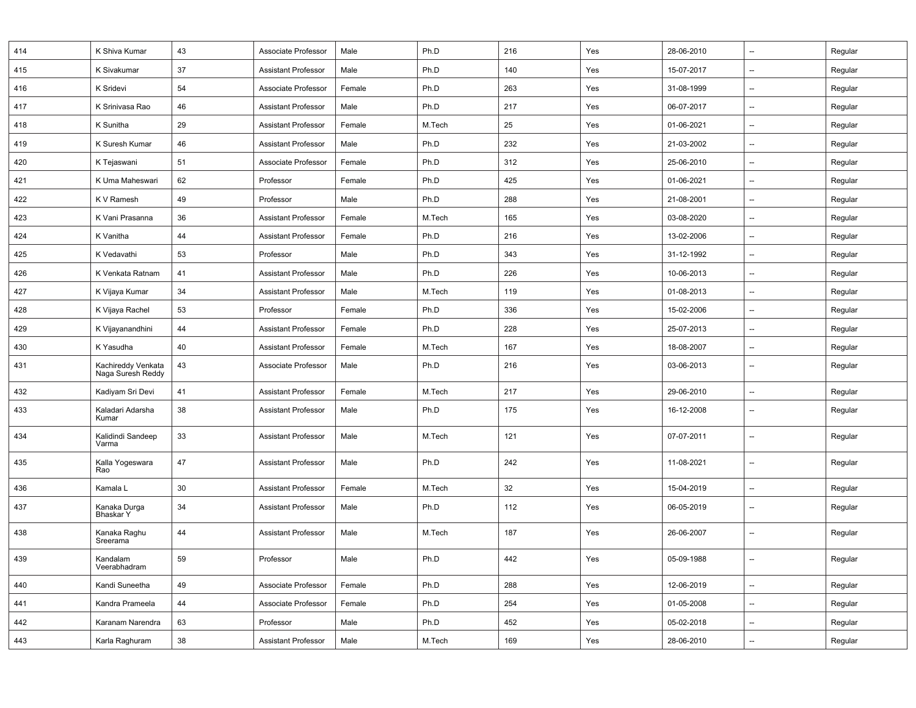| | | | | | | | | | | |
|---|---|---|---|---|---|---|---|---|---|---|
| 414 | K Shiva Kumar | 43 | Associate Professor | Male | Ph.D | 216 | Yes | 28-06-2010 | -- | Regular |
| 415 | K Sivakumar | 37 | Assistant Professor | Male | Ph.D | 140 | Yes | 15-07-2017 | -- | Regular |
| 416 | K Sridevi | 54 | Associate Professor | Female | Ph.D | 263 | Yes | 31-08-1999 | -- | Regular |
| 417 | K Srinivasa Rao | 46 | Assistant Professor | Male | Ph.D | 217 | Yes | 06-07-2017 | -- | Regular |
| 418 | K Sunitha | 29 | Assistant Professor | Female | M.Tech | 25 | Yes | 01-06-2021 | -- | Regular |
| 419 | K Suresh Kumar | 46 | Assistant Professor | Male | Ph.D | 232 | Yes | 21-03-2002 | -- | Regular |
| 420 | K Tejaswani | 51 | Associate Professor | Female | Ph.D | 312 | Yes | 25-06-2010 | -- | Regular |
| 421 | K Uma Maheswari | 62 | Professor | Female | Ph.D | 425 | Yes | 01-06-2021 | -- | Regular |
| 422 | K V Ramesh | 49 | Professor | Male | Ph.D | 288 | Yes | 21-08-2001 | -- | Regular |
| 423 | K Vani Prasanna | 36 | Assistant Professor | Female | M.Tech | 165 | Yes | 03-08-2020 | -- | Regular |
| 424 | K Vanitha | 44 | Assistant Professor | Female | Ph.D | 216 | Yes | 13-02-2006 | -- | Regular |
| 425 | K Vedavathi | 53 | Professor | Male | Ph.D | 343 | Yes | 31-12-1992 | -- | Regular |
| 426 | K Venkata Ratnam | 41 | Assistant Professor | Male | Ph.D | 226 | Yes | 10-06-2013 | -- | Regular |
| 427 | K Vijaya Kumar | 34 | Assistant Professor | Male | M.Tech | 119 | Yes | 01-08-2013 | -- | Regular |
| 428 | K Vijaya Rachel | 53 | Professor | Female | Ph.D | 336 | Yes | 15-02-2006 | -- | Regular |
| 429 | K Vijayanandhini | 44 | Assistant Professor | Female | Ph.D | 228 | Yes | 25-07-2013 | -- | Regular |
| 430 | K Yasudha | 40 | Assistant Professor | Female | M.Tech | 167 | Yes | 18-08-2007 | -- | Regular |
| 431 | Kachireddy Venkata Naga Suresh Reddy | 43 | Associate Professor | Male | Ph.D | 216 | Yes | 03-06-2013 | -- | Regular |
| 432 | Kadiyam Sri Devi | 41 | Assistant Professor | Female | M.Tech | 217 | Yes | 29-06-2010 | -- | Regular |
| 433 | Kaladari Adarsha Kumar | 38 | Assistant Professor | Male | Ph.D | 175 | Yes | 16-12-2008 | -- | Regular |
| 434 | Kalidindi Sandeep Varma | 33 | Assistant Professor | Male | M.Tech | 121 | Yes | 07-07-2011 | -- | Regular |
| 435 | Kalla Yogeswara Rao | 47 | Assistant Professor | Male | Ph.D | 242 | Yes | 11-08-2021 | -- | Regular |
| 436 | Kamala L | 30 | Assistant Professor | Female | M.Tech | 32 | Yes | 15-04-2019 | -- | Regular |
| 437 | Kanaka Durga Bhaskar Y | 34 | Assistant Professor | Male | Ph.D | 112 | Yes | 06-05-2019 | -- | Regular |
| 438 | Kanaka Raghu Sreerama | 44 | Assistant Professor | Male | M.Tech | 187 | Yes | 26-06-2007 | -- | Regular |
| 439 | Kandalam Veerabhadram | 59 | Professor | Male | Ph.D | 442 | Yes | 05-09-1988 | -- | Regular |
| 440 | Kandi Suneetha | 49 | Associate Professor | Female | Ph.D | 288 | Yes | 12-06-2019 | -- | Regular |
| 441 | Kandra Prameela | 44 | Associate Professor | Female | Ph.D | 254 | Yes | 01-05-2008 | -- | Regular |
| 442 | Karanam Narendra | 63 | Professor | Male | Ph.D | 452 | Yes | 05-02-2018 | -- | Regular |
| 443 | Karla Raghuram | 38 | Assistant Professor | Male | M.Tech | 169 | Yes | 28-06-2010 | -- | Regular |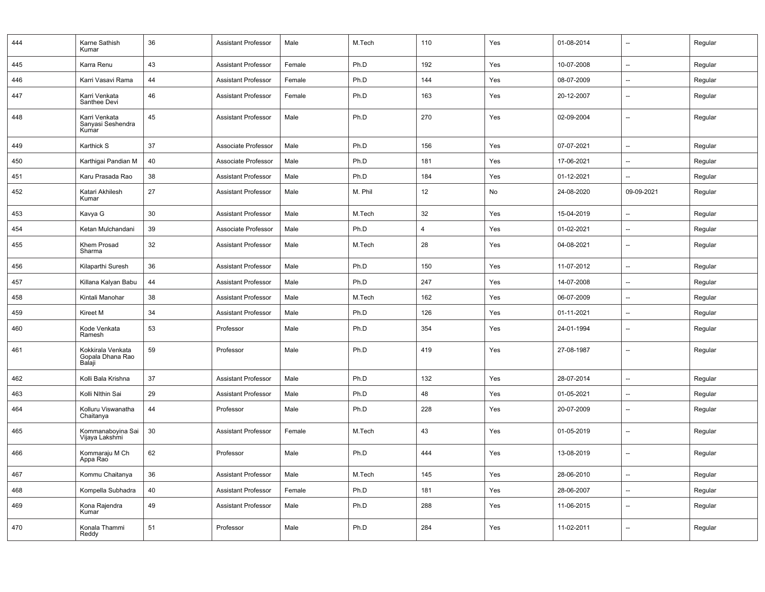| 444 | Karne Sathish Kumar | 36 | Assistant Professor | Male | M.Tech | 110 | Yes | 01-08-2014 | -- | Regular |
|---|---|---|---|---|---|---|---|---|---|---|
| 445 | Karra Renu | 43 | Assistant Professor | Female | Ph.D | 192 | Yes | 10-07-2008 | -- | Regular |
| 446 | Karri Vasavi Rama | 44 | Assistant Professor | Female | Ph.D | 144 | Yes | 08-07-2009 | -- | Regular |
| 447 | Karri Venkata Santhee Devi | 46 | Assistant Professor | Female | Ph.D | 163 | Yes | 20-12-2007 | -- | Regular |
| 448 | Karri Venkata Sanyasi Seshendra Kumar | 45 | Assistant Professor | Male | Ph.D | 270 | Yes | 02-09-2004 | -- | Regular |
| 449 | Karthick S | 37 | Associate Professor | Male | Ph.D | 156 | Yes | 07-07-2021 | -- | Regular |
| 450 | Karthigai Pandian M | 40 | Associate Professor | Male | Ph.D | 181 | Yes | 17-06-2021 | -- | Regular |
| 451 | Karu Prasada Rao | 38 | Assistant Professor | Male | Ph.D | 184 | Yes | 01-12-2021 | -- | Regular |
| 452 | Katari Akhilesh Kumar | 27 | Assistant Professor | Male | M. Phil | 12 | No | 24-08-2020 | 09-09-2021 | Regular |
| 453 | Kavya G | 30 | Assistant Professor | Male | M.Tech | 32 | Yes | 15-04-2019 | -- | Regular |
| 454 | Ketan Mulchandani | 39 | Associate Professor | Male | Ph.D | 4 | Yes | 01-02-2021 | -- | Regular |
| 455 | Khem Prosad Sharma | 32 | Assistant Professor | Male | M.Tech | 28 | Yes | 04-08-2021 | -- | Regular |
| 456 | Kilaparthi Suresh | 36 | Assistant Professor | Male | Ph.D | 150 | Yes | 11-07-2012 | -- | Regular |
| 457 | Killana Kalyan Babu | 44 | Assistant Professor | Male | Ph.D | 247 | Yes | 14-07-2008 | -- | Regular |
| 458 | Kintali Manohar | 38 | Assistant Professor | Male | M.Tech | 162 | Yes | 06-07-2009 | -- | Regular |
| 459 | Kireet M | 34 | Assistant Professor | Male | Ph.D | 126 | Yes | 01-11-2021 | -- | Regular |
| 460 | Kode Venkata Ramesh | 53 | Professor | Male | Ph.D | 354 | Yes | 24-01-1994 | -- | Regular |
| 461 | Kokkirala Venkata Gopala Dhana Rao Balaji | 59 | Professor | Male | Ph.D | 419 | Yes | 27-08-1987 | -- | Regular |
| 462 | Kolli Bala Krishna | 37 | Assistant Professor | Male | Ph.D | 132 | Yes | 28-07-2014 | -- | Regular |
| 463 | Kolli NIthin Sai | 29 | Assistant Professor | Male | Ph.D | 48 | Yes | 01-05-2021 | -- | Regular |
| 464 | Kolluru Viswanatha Chaitanya | 44 | Professor | Male | Ph.D | 228 | Yes | 20-07-2009 | -- | Regular |
| 465 | Kommanaboyina Sai Vijaya Lakshmi | 30 | Assistant Professor | Female | M.Tech | 43 | Yes | 01-05-2019 | -- | Regular |
| 466 | Kommaraju M Ch Appa Rao | 62 | Professor | Male | Ph.D | 444 | Yes | 13-08-2019 | -- | Regular |
| 467 | Kommu Chaitanya | 36 | Assistant Professor | Male | M.Tech | 145 | Yes | 28-06-2010 | -- | Regular |
| 468 | Kompella Subhadra | 40 | Assistant Professor | Female | Ph.D | 181 | Yes | 28-06-2007 | -- | Regular |
| 469 | Kona Rajendra Kumar | 49 | Assistant Professor | Male | Ph.D | 288 | Yes | 11-06-2015 | -- | Regular |
| 470 | Konala Thammi Reddy | 51 | Professor | Male | Ph.D | 284 | Yes | 11-02-2011 | -- | Regular |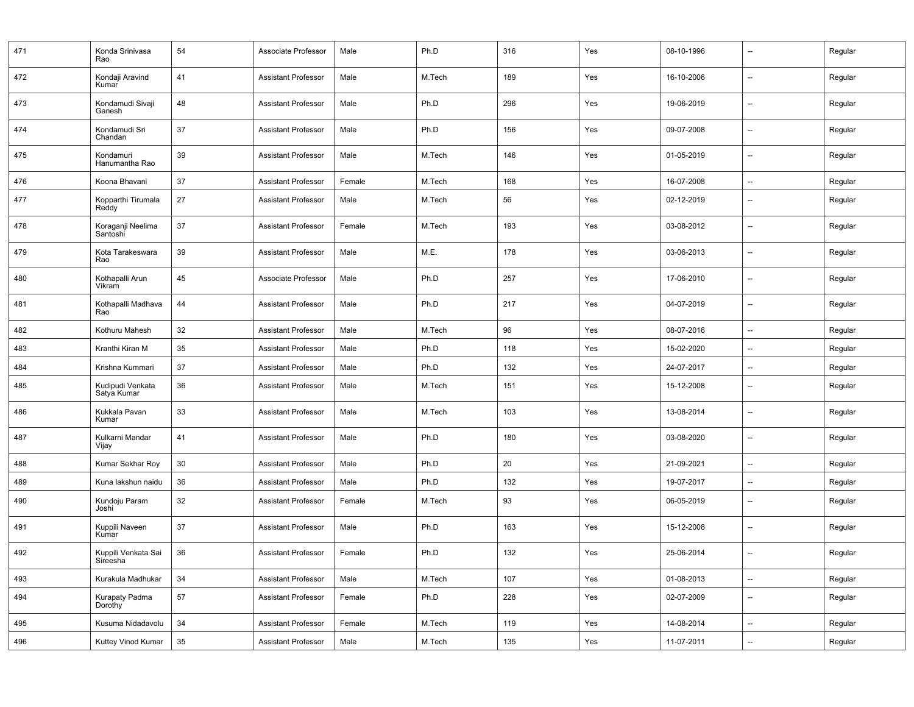| 471 | Konda Srinivasa Rao | 54 | Associate Professor | Male | Ph.D | 316 | Yes | 08-10-1996 | -- | Regular |
|---|---|---|---|---|---|---|---|---|---|---|
| 472 | Kondaji Aravind Kumar | 41 | Assistant Professor | Male | M.Tech | 189 | Yes | 16-10-2006 | -- | Regular |
| 473 | Kondamudi Sivaji Ganesh | 48 | Assistant Professor | Male | Ph.D | 296 | Yes | 19-06-2019 | -- | Regular |
| 474 | Kondamudi Sri Chandan | 37 | Assistant Professor | Male | Ph.D | 156 | Yes | 09-07-2008 | -- | Regular |
| 475 | Kondamuri Hanumantha Rao | 39 | Assistant Professor | Male | M.Tech | 146 | Yes | 01-05-2019 | -- | Regular |
| 476 | Koona Bhavani | 37 | Assistant Professor | Female | M.Tech | 168 | Yes | 16-07-2008 | -- | Regular |
| 477 | Kopparthi Tirumala Reddy | 27 | Assistant Professor | Male | M.Tech | 56 | Yes | 02-12-2019 | -- | Regular |
| 478 | Koraganji Neelima Santoshi | 37 | Assistant Professor | Female | M.Tech | 193 | Yes | 03-08-2012 | -- | Regular |
| 479 | Kota Tarakeswara Rao | 39 | Assistant Professor | Male | M.E. | 178 | Yes | 03-06-2013 | -- | Regular |
| 480 | Kothapalli Arun Vikram | 45 | Associate Professor | Male | Ph.D | 257 | Yes | 17-06-2010 | -- | Regular |
| 481 | Kothapalli Madhava Rao | 44 | Assistant Professor | Male | Ph.D | 217 | Yes | 04-07-2019 | -- | Regular |
| 482 | Kothuru Mahesh | 32 | Assistant Professor | Male | M.Tech | 96 | Yes | 08-07-2016 | -- | Regular |
| 483 | Kranthi Kiran M | 35 | Assistant Professor | Male | Ph.D | 118 | Yes | 15-02-2020 | -- | Regular |
| 484 | Krishna Kummari | 37 | Assistant Professor | Male | Ph.D | 132 | Yes | 24-07-2017 | -- | Regular |
| 485 | Kudipudi Venkata Satya Kumar | 36 | Assistant Professor | Male | M.Tech | 151 | Yes | 15-12-2008 | -- | Regular |
| 486 | Kukkala Pavan Kumar | 33 | Assistant Professor | Male | M.Tech | 103 | Yes | 13-08-2014 | -- | Regular |
| 487 | Kulkarni Mandar Vijay | 41 | Assistant Professor | Male | Ph.D | 180 | Yes | 03-08-2020 | -- | Regular |
| 488 | Kumar Sekhar Roy | 30 | Assistant Professor | Male | Ph.D | 20 | Yes | 21-09-2021 | -- | Regular |
| 489 | Kuna lakshun naidu | 36 | Assistant Professor | Male | Ph.D | 132 | Yes | 19-07-2017 | -- | Regular |
| 490 | Kundoju Param Joshi | 32 | Assistant Professor | Female | M.Tech | 93 | Yes | 06-05-2019 | -- | Regular |
| 491 | Kuppili Naveen Kumar | 37 | Assistant Professor | Male | Ph.D | 163 | Yes | 15-12-2008 | -- | Regular |
| 492 | Kuppili Venkata Sai Sireesha | 36 | Assistant Professor | Female | Ph.D | 132 | Yes | 25-06-2014 | -- | Regular |
| 493 | Kurakula Madhukar | 34 | Assistant Professor | Male | M.Tech | 107 | Yes | 01-08-2013 | -- | Regular |
| 494 | Kurapaty Padma Dorothy | 57 | Assistant Professor | Female | Ph.D | 228 | Yes | 02-07-2009 | -- | Regular |
| 495 | Kusuma Nidadavolu | 34 | Assistant Professor | Female | M.Tech | 119 | Yes | 14-08-2014 | -- | Regular |
| 496 | Kuttey Vinod Kumar | 35 | Assistant Professor | Male | M.Tech | 135 | Yes | 11-07-2011 | -- | Regular |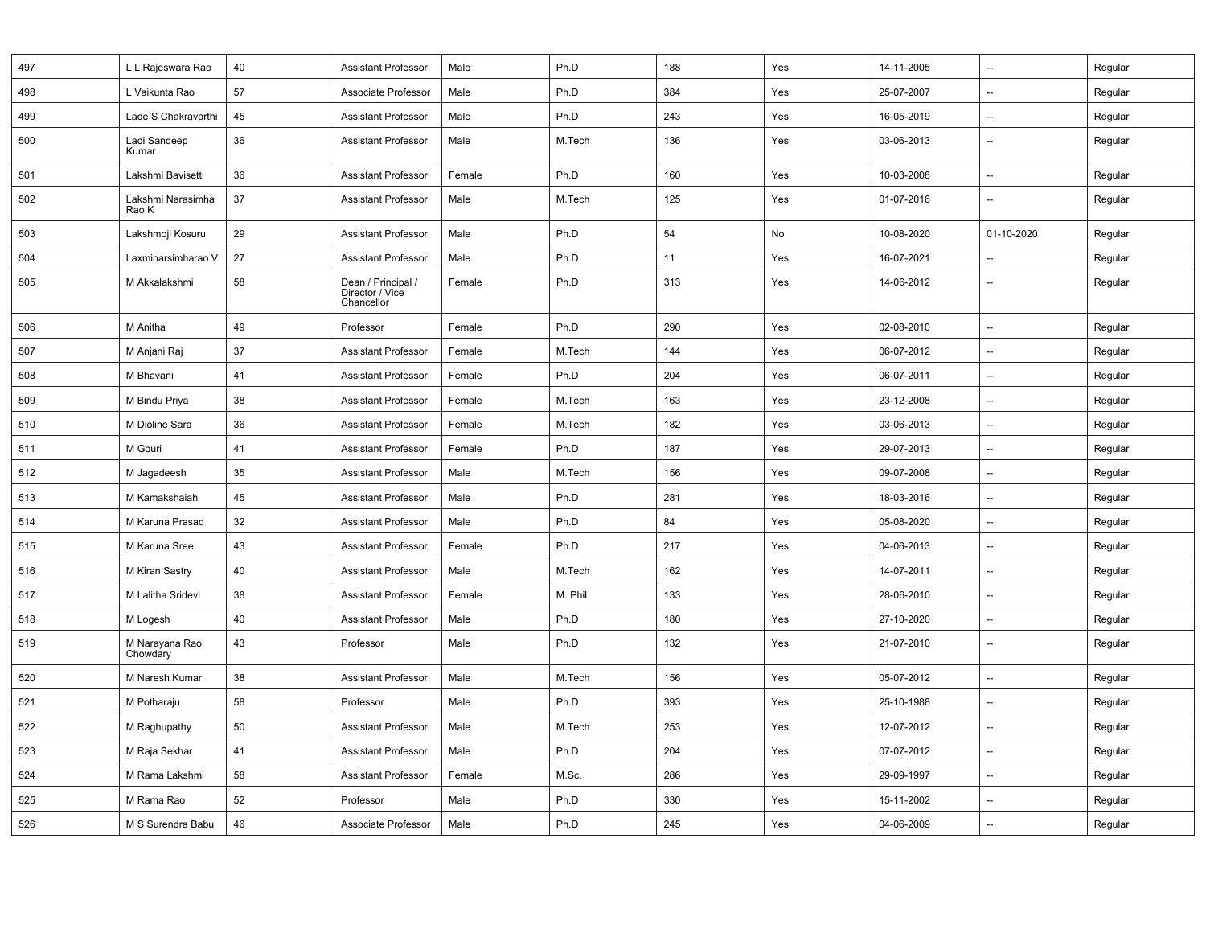| | | | | | | | | | | |
|---|---|---|---|---|---|---|---|---|---|---|
| 497 | L L Rajeswara Rao | 40 | Assistant Professor | Male | Ph.D | 188 | Yes | 14-11-2005 | -- | Regular |
| 498 | L Vaikunta Rao | 57 | Associate Professor | Male | Ph.D | 384 | Yes | 25-07-2007 | -- | Regular |
| 499 | Lade S Chakravarthi | 45 | Assistant Professor | Male | Ph.D | 243 | Yes | 16-05-2019 | -- | Regular |
| 500 | Ladi Sandeep Kumar | 36 | Assistant Professor | Male | M.Tech | 136 | Yes | 03-06-2013 | -- | Regular |
| 501 | Lakshmi Bavisetti | 36 | Assistant Professor | Female | Ph.D | 160 | Yes | 10-03-2008 | -- | Regular |
| 502 | Lakshmi Narasimha Rao K | 37 | Assistant Professor | Male | M.Tech | 125 | Yes | 01-07-2016 | -- | Regular |
| 503 | Lakshmoji Kosuru | 29 | Assistant Professor | Male | Ph.D | 54 | No | 10-08-2020 | 01-10-2020 | Regular |
| 504 | Laxminarsimharao V | 27 | Assistant Professor | Male | Ph.D | 11 | Yes | 16-07-2021 | -- | Regular |
| 505 | M Akkalakshmi | 58 | Dean / Principal / Director / Vice Chancellor | Female | Ph.D | 313 | Yes | 14-06-2012 | -- | Regular |
| 506 | M Anitha | 49 | Professor | Female | Ph.D | 290 | Yes | 02-08-2010 | -- | Regular |
| 507 | M Anjani Raj | 37 | Assistant Professor | Female | M.Tech | 144 | Yes | 06-07-2012 | -- | Regular |
| 508 | M Bhavani | 41 | Assistant Professor | Female | Ph.D | 204 | Yes | 06-07-2011 | -- | Regular |
| 509 | M Bindu Priya | 38 | Assistant Professor | Female | M.Tech | 163 | Yes | 23-12-2008 | -- | Regular |
| 510 | M Dioline Sara | 36 | Assistant Professor | Female | M.Tech | 182 | Yes | 03-06-2013 | -- | Regular |
| 511 | M Gouri | 41 | Assistant Professor | Female | Ph.D | 187 | Yes | 29-07-2013 | -- | Regular |
| 512 | M Jagadeesh | 35 | Assistant Professor | Male | M.Tech | 156 | Yes | 09-07-2008 | -- | Regular |
| 513 | M Kamakshaiah | 45 | Assistant Professor | Male | Ph.D | 281 | Yes | 18-03-2016 | -- | Regular |
| 514 | M Karuna Prasad | 32 | Assistant Professor | Male | Ph.D | 84 | Yes | 05-08-2020 | -- | Regular |
| 515 | M Karuna Sree | 43 | Assistant Professor | Female | Ph.D | 217 | Yes | 04-06-2013 | -- | Regular |
| 516 | M Kiran Sastry | 40 | Assistant Professor | Male | M.Tech | 162 | Yes | 14-07-2011 | -- | Regular |
| 517 | M Lalitha Sridevi | 38 | Assistant Professor | Female | M. Phil | 133 | Yes | 28-06-2010 | -- | Regular |
| 518 | M Logesh | 40 | Assistant Professor | Male | Ph.D | 180 | Yes | 27-10-2020 | -- | Regular |
| 519 | M Narayana Rao Chowdary | 43 | Professor | Male | Ph.D | 132 | Yes | 21-07-2010 | -- | Regular |
| 520 | M Naresh Kumar | 38 | Assistant Professor | Male | M.Tech | 156 | Yes | 05-07-2012 | -- | Regular |
| 521 | M Potharaju | 58 | Professor | Male | Ph.D | 393 | Yes | 25-10-1988 | -- | Regular |
| 522 | M Raghupathy | 50 | Assistant Professor | Male | M.Tech | 253 | Yes | 12-07-2012 | -- | Regular |
| 523 | M Raja Sekhar | 41 | Assistant Professor | Male | Ph.D | 204 | Yes | 07-07-2012 | -- | Regular |
| 524 | M Rama Lakshmi | 58 | Assistant Professor | Female | M.Sc. | 286 | Yes | 29-09-1997 | -- | Regular |
| 525 | M Rama Rao | 52 | Professor | Male | Ph.D | 330 | Yes | 15-11-2002 | -- | Regular |
| 526 | M S Surendra Babu | 46 | Associate Professor | Male | Ph.D | 245 | Yes | 04-06-2009 | -- | Regular |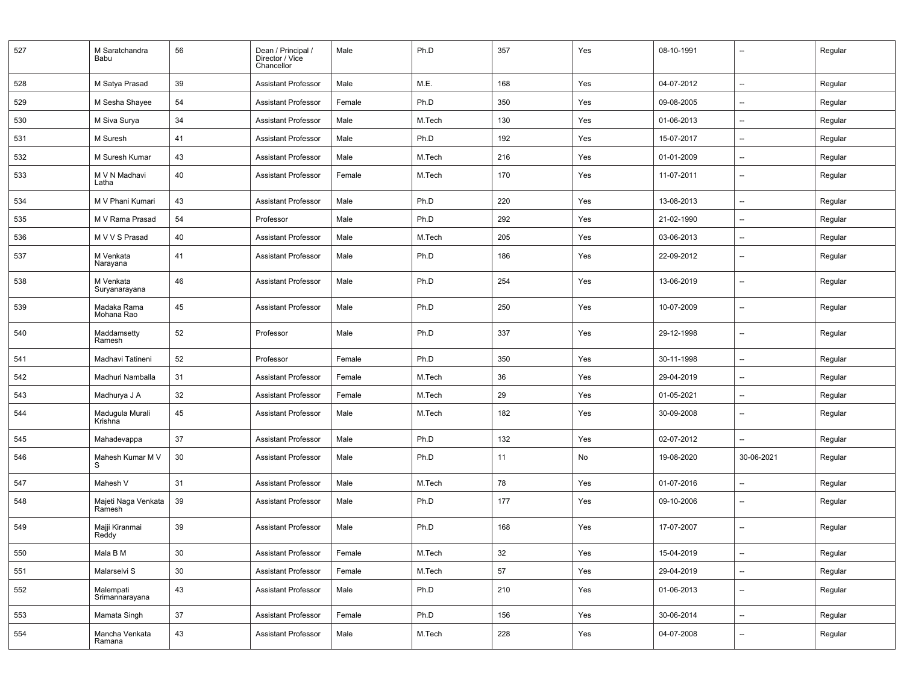| | | | | | | | | | | |
|---|---|---|---|---|---|---|---|---|---|---|
| 527 | M Saratchandra Babu | 56 | Dean / Principal / Director / Vice Chancellor | Male | Ph.D | 357 | Yes | 08-10-1991 | -- | Regular |
| 528 | M Satya Prasad | 39 | Assistant Professor | Male | M.E. | 168 | Yes | 04-07-2012 | -- | Regular |
| 529 | M Sesha Shayee | 54 | Assistant Professor | Female | Ph.D | 350 | Yes | 09-08-2005 | -- | Regular |
| 530 | M Siva Surya | 34 | Assistant Professor | Male | M.Tech | 130 | Yes | 01-06-2013 | -- | Regular |
| 531 | M Suresh | 41 | Assistant Professor | Male | Ph.D | 192 | Yes | 15-07-2017 | -- | Regular |
| 532 | M Suresh Kumar | 43 | Assistant Professor | Male | M.Tech | 216 | Yes | 01-01-2009 | -- | Regular |
| 533 | M V N Madhavi Latha | 40 | Assistant Professor | Female | M.Tech | 170 | Yes | 11-07-2011 | -- | Regular |
| 534 | M V Phani Kumari | 43 | Assistant Professor | Male | Ph.D | 220 | Yes | 13-08-2013 | -- | Regular |
| 535 | M V Rama Prasad | 54 | Professor | Male | Ph.D | 292 | Yes | 21-02-1990 | -- | Regular |
| 536 | M V V S Prasad | 40 | Assistant Professor | Male | M.Tech | 205 | Yes | 03-06-2013 | -- | Regular |
| 537 | M Venkata Narayana | 41 | Assistant Professor | Male | Ph.D | 186 | Yes | 22-09-2012 | -- | Regular |
| 538 | M Venkata Suryanarayana | 46 | Assistant Professor | Male | Ph.D | 254 | Yes | 13-06-2019 | -- | Regular |
| 539 | Madaka Rama Mohana Rao | 45 | Assistant Professor | Male | Ph.D | 250 | Yes | 10-07-2009 | -- | Regular |
| 540 | Maddamsetty Ramesh | 52 | Professor | Male | Ph.D | 337 | Yes | 29-12-1998 | -- | Regular |
| 541 | Madhavi Tatineni | 52 | Professor | Female | Ph.D | 350 | Yes | 30-11-1998 | -- | Regular |
| 542 | Madhuri Namballa | 31 | Assistant Professor | Female | M.Tech | 36 | Yes | 29-04-2019 | -- | Regular |
| 543 | Madhurya J A | 32 | Assistant Professor | Female | M.Tech | 29 | Yes | 01-05-2021 | -- | Regular |
| 544 | Madugula Murali Krishna | 45 | Assistant Professor | Male | M.Tech | 182 | Yes | 30-09-2008 | -- | Regular |
| 545 | Mahadevappa | 37 | Assistant Professor | Male | Ph.D | 132 | Yes | 02-07-2012 | -- | Regular |
| 546 | Mahesh Kumar M V S | 30 | Assistant Professor | Male | Ph.D | 11 | No | 19-08-2020 | 30-06-2021 | Regular |
| 547 | Mahesh V | 31 | Assistant Professor | Male | M.Tech | 78 | Yes | 01-07-2016 | -- | Regular |
| 548 | Majeti Naga Venkata Ramesh | 39 | Assistant Professor | Male | Ph.D | 177 | Yes | 09-10-2006 | -- | Regular |
| 549 | Majji Kiranmai Reddy | 39 | Assistant Professor | Male | Ph.D | 168 | Yes | 17-07-2007 | -- | Regular |
| 550 | Mala B M | 30 | Assistant Professor | Female | M.Tech | 32 | Yes | 15-04-2019 | -- | Regular |
| 551 | Malarselvi S | 30 | Assistant Professor | Female | M.Tech | 57 | Yes | 29-04-2019 | -- | Regular |
| 552 | Malempati Srimannarayana | 43 | Assistant Professor | Male | Ph.D | 210 | Yes | 01-06-2013 | -- | Regular |
| 553 | Mamata Singh | 37 | Assistant Professor | Female | Ph.D | 156 | Yes | 30-06-2014 | -- | Regular |
| 554 | Mancha Venkata Ramana | 43 | Assistant Professor | Male | M.Tech | 228 | Yes | 04-07-2008 | -- | Regular |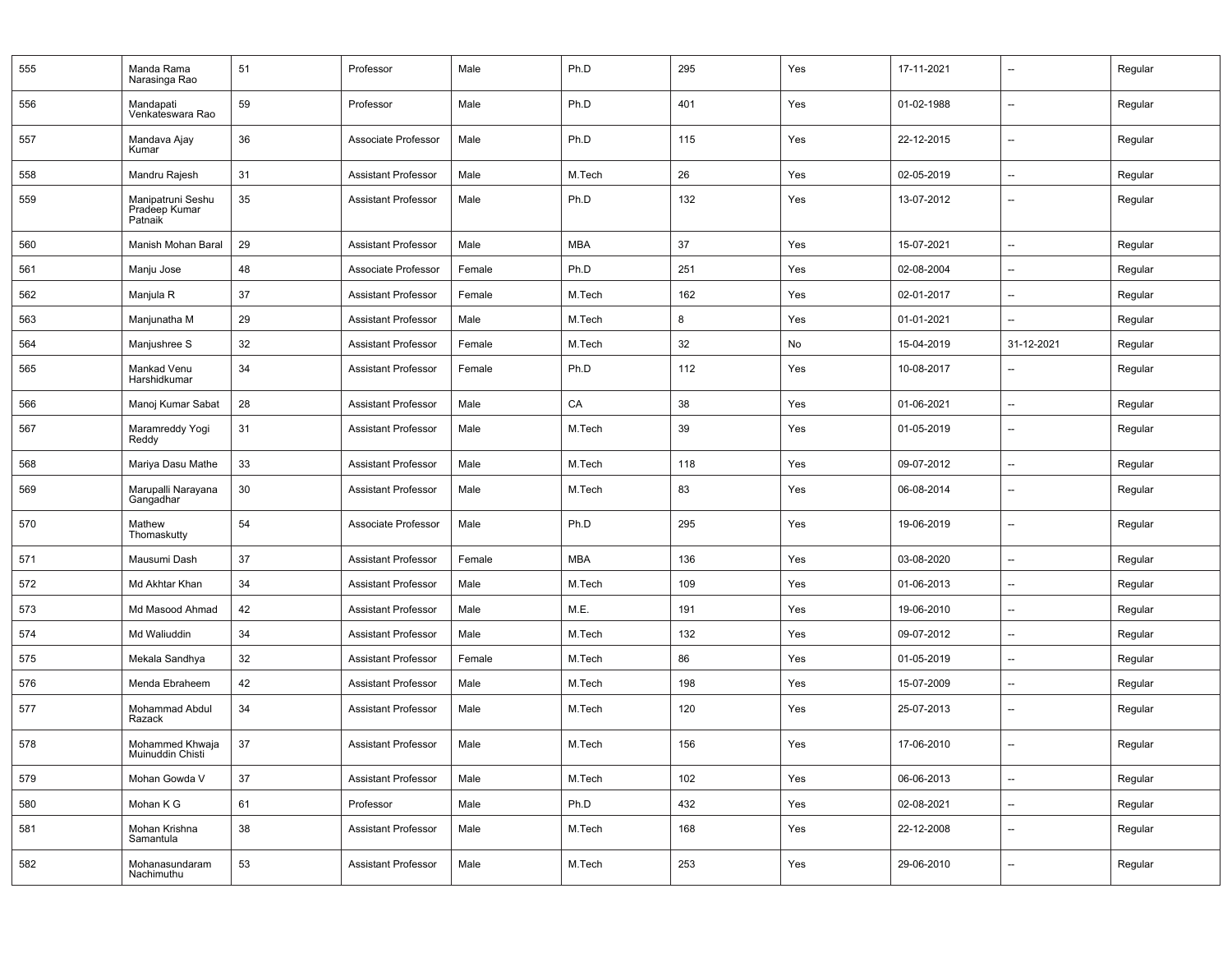| 555 | Manda Rama Narasinga Rao | 51 | Professor | Male | Ph.D | 295 | Yes | 17-11-2021 | -- | Regular |
|---|---|---|---|---|---|---|---|---|---|---|
| 556 | Mandapati Venkateswara Rao | 59 | Professor | Male | Ph.D | 401 | Yes | 01-02-1988 | -- | Regular |
| 557 | Mandava Ajay Kumar | 36 | Associate Professor | Male | Ph.D | 115 | Yes | 22-12-2015 | -- | Regular |
| 558 | Mandru Rajesh | 31 | Assistant Professor | Male | M.Tech | 26 | Yes | 02-05-2019 | -- | Regular |
| 559 | Manipatruni Seshu Pradeep Kumar Patnaik | 35 | Assistant Professor | Male | Ph.D | 132 | Yes | 13-07-2012 | -- | Regular |
| 560 | Manish Mohan Baral | 29 | Assistant Professor | Male | MBA | 37 | Yes | 15-07-2021 | -- | Regular |
| 561 | Manju Jose | 48 | Associate Professor | Female | Ph.D | 251 | Yes | 02-08-2004 | -- | Regular |
| 562 | Manjula R | 37 | Assistant Professor | Female | M.Tech | 162 | Yes | 02-01-2017 | -- | Regular |
| 563 | Manjunatha M | 29 | Assistant Professor | Male | M.Tech | 8 | Yes | 01-01-2021 | -- | Regular |
| 564 | Manjushree S | 32 | Assistant Professor | Female | M.Tech | 32 | No | 15-04-2019 | 31-12-2021 | Regular |
| 565 | Mankad Venu Harshidkumar | 34 | Assistant Professor | Female | Ph.D | 112 | Yes | 10-08-2017 | -- | Regular |
| 566 | Manoj Kumar Sabat | 28 | Assistant Professor | Male | CA | 38 | Yes | 01-06-2021 | -- | Regular |
| 567 | Maramreddy Yogi Reddy | 31 | Assistant Professor | Male | M.Tech | 39 | Yes | 01-05-2019 | -- | Regular |
| 568 | Mariya Dasu Mathe | 33 | Assistant Professor | Male | M.Tech | 118 | Yes | 09-07-2012 | -- | Regular |
| 569 | Marupalli Narayana Gangadhar | 30 | Assistant Professor | Male | M.Tech | 83 | Yes | 06-08-2014 | -- | Regular |
| 570 | Mathew Thomaskutty | 54 | Associate Professor | Male | Ph.D | 295 | Yes | 19-06-2019 | -- | Regular |
| 571 | Mausumi Dash | 37 | Assistant Professor | Female | MBA | 136 | Yes | 03-08-2020 | -- | Regular |
| 572 | Md Akhtar Khan | 34 | Assistant Professor | Male | M.Tech | 109 | Yes | 01-06-2013 | -- | Regular |
| 573 | Md Masood Ahmad | 42 | Assistant Professor | Male | M.E. | 191 | Yes | 19-06-2010 | -- | Regular |
| 574 | Md Waliuddin | 34 | Assistant Professor | Male | M.Tech | 132 | Yes | 09-07-2012 | -- | Regular |
| 575 | Mekala Sandhya | 32 | Assistant Professor | Female | M.Tech | 86 | Yes | 01-05-2019 | -- | Regular |
| 576 | Menda Ebraheem | 42 | Assistant Professor | Male | M.Tech | 198 | Yes | 15-07-2009 | -- | Regular |
| 577 | Mohammad Abdul Razack | 34 | Assistant Professor | Male | M.Tech | 120 | Yes | 25-07-2013 | -- | Regular |
| 578 | Mohammed Khwaja Muinuddin Chisti | 37 | Assistant Professor | Male | M.Tech | 156 | Yes | 17-06-2010 | -- | Regular |
| 579 | Mohan Gowda V | 37 | Assistant Professor | Male | M.Tech | 102 | Yes | 06-06-2013 | -- | Regular |
| 580 | Mohan K G | 61 | Professor | Male | Ph.D | 432 | Yes | 02-08-2021 | -- | Regular |
| 581 | Mohan Krishna Samantula | 38 | Assistant Professor | Male | M.Tech | 168 | Yes | 22-12-2008 | -- | Regular |
| 582 | Mohanasundaram Nachimuthu | 53 | Assistant Professor | Male | M.Tech | 253 | Yes | 29-06-2010 | -- | Regular |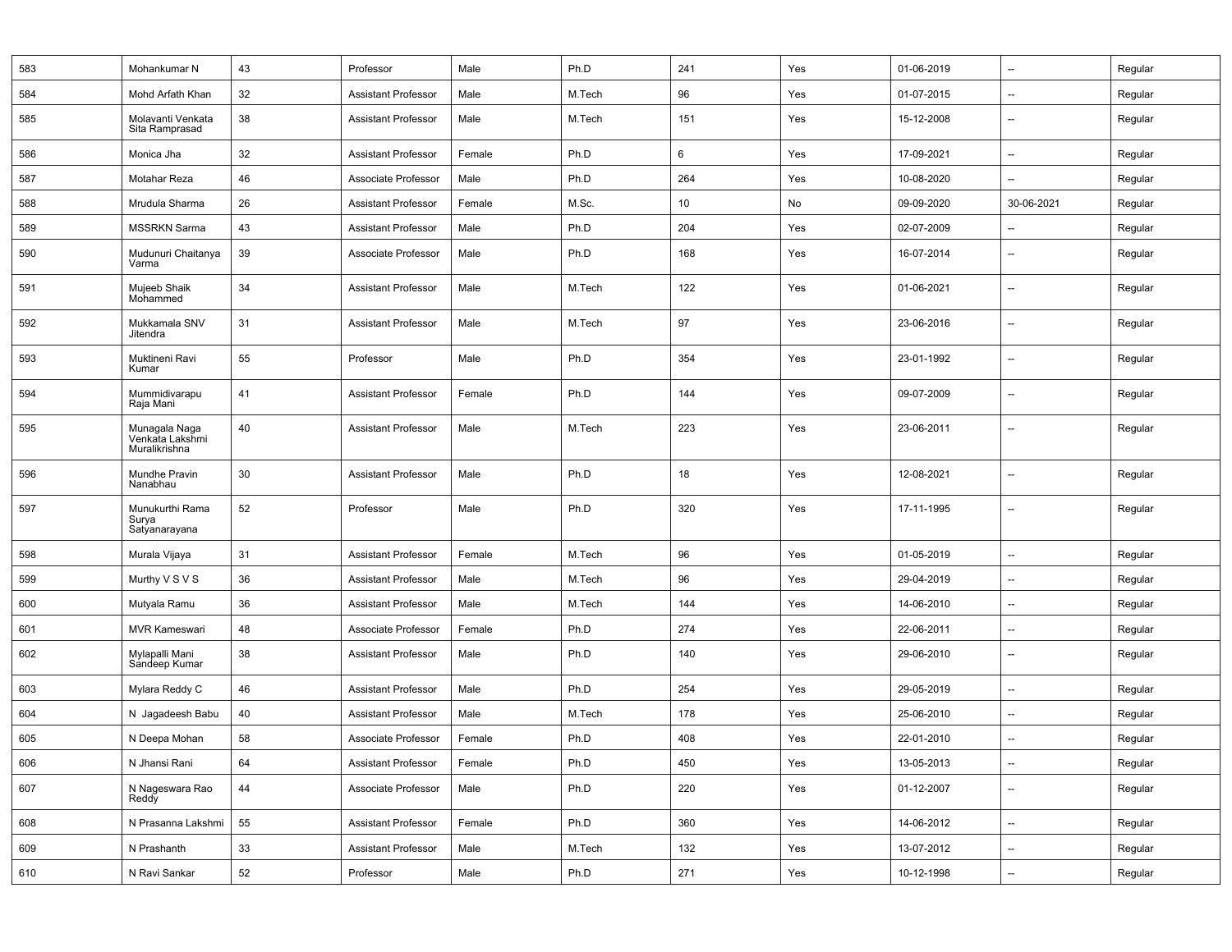| 583 | Mohankumar N | 43 | Professor | Male | Ph.D | 241 | Yes | 01-06-2019 | -- | Regular |
|---|---|---|---|---|---|---|---|---|---|---|
| 584 | Mohd Arfath Khan | 32 | Assistant Professor | Male | M.Tech | 96 | Yes | 01-07-2015 | -- | Regular |
| 585 | Molavanti Venkata Sita Ramprasad | 38 | Assistant Professor | Male | M.Tech | 151 | Yes | 15-12-2008 | -- | Regular |
| 586 | Monica Jha | 32 | Assistant Professor | Female | Ph.D | 6 | Yes | 17-09-2021 | -- | Regular |
| 587 | Motahar Reza | 46 | Associate Professor | Male | Ph.D | 264 | Yes | 10-08-2020 | -- | Regular |
| 588 | Mrudula Sharma | 26 | Assistant Professor | Female | M.Sc. | 10 | No | 09-09-2020 | 30-06-2021 | Regular |
| 589 | MSSRKN Sarma | 43 | Assistant Professor | Male | Ph.D | 204 | Yes | 02-07-2009 | -- | Regular |
| 590 | Mudunuri Chaitanya Varma | 39 | Associate Professor | Male | Ph.D | 168 | Yes | 16-07-2014 | -- | Regular |
| 591 | Mujeeb Shaik Mohammed | 34 | Assistant Professor | Male | M.Tech | 122 | Yes | 01-06-2021 | -- | Regular |
| 592 | Mukkamala SNV Jitendra | 31 | Assistant Professor | Male | M.Tech | 97 | Yes | 23-06-2016 | -- | Regular |
| 593 | Muktineni Ravi Kumar | 55 | Professor | Male | Ph.D | 354 | Yes | 23-01-1992 | -- | Regular |
| 594 | Mummidivarapu Raja Mani | 41 | Assistant Professor | Female | Ph.D | 144 | Yes | 09-07-2009 | -- | Regular |
| 595 | Munagala Naga Venkata Lakshmi Muralikrishna | 40 | Assistant Professor | Male | M.Tech | 223 | Yes | 23-06-2011 | -- | Regular |
| 596 | Mundhe Pravin Nanabhau | 30 | Assistant Professor | Male | Ph.D | 18 | Yes | 12-08-2021 | -- | Regular |
| 597 | Munukurthi Rama Surya Satyanarayana | 52 | Professor | Male | Ph.D | 320 | Yes | 17-11-1995 | -- | Regular |
| 598 | Murala Vijaya | 31 | Assistant Professor | Female | M.Tech | 96 | Yes | 01-05-2019 | -- | Regular |
| 599 | Murthy V S V S | 36 | Assistant Professor | Male | M.Tech | 96 | Yes | 29-04-2019 | -- | Regular |
| 600 | Mutyala Ramu | 36 | Assistant Professor | Male | M.Tech | 144 | Yes | 14-06-2010 | -- | Regular |
| 601 | MVR Kameswari | 48 | Associate Professor | Female | Ph.D | 274 | Yes | 22-06-2011 | -- | Regular |
| 602 | Mylapalli Mani Sandeep Kumar | 38 | Assistant Professor | Male | Ph.D | 140 | Yes | 29-06-2010 | -- | Regular |
| 603 | Mylara Reddy C | 46 | Assistant Professor | Male | Ph.D | 254 | Yes | 29-05-2019 | -- | Regular |
| 604 | N Jagadeesh Babu | 40 | Assistant Professor | Male | M.Tech | 178 | Yes | 25-06-2010 | -- | Regular |
| 605 | N Deepa Mohan | 58 | Associate Professor | Female | Ph.D | 408 | Yes | 22-01-2010 | -- | Regular |
| 606 | N Jhansi Rani | 64 | Assistant Professor | Female | Ph.D | 450 | Yes | 13-05-2013 | -- | Regular |
| 607 | N Nageswara Rao Reddy | 44 | Associate Professor | Male | Ph.D | 220 | Yes | 01-12-2007 | -- | Regular |
| 608 | N Prasanna Lakshmi | 55 | Assistant Professor | Female | Ph.D | 360 | Yes | 14-06-2012 | -- | Regular |
| 609 | N Prashanth | 33 | Assistant Professor | Male | M.Tech | 132 | Yes | 13-07-2012 | -- | Regular |
| 610 | N Ravi Sankar | 52 | Professor | Male | Ph.D | 271 | Yes | 10-12-1998 | -- | Regular |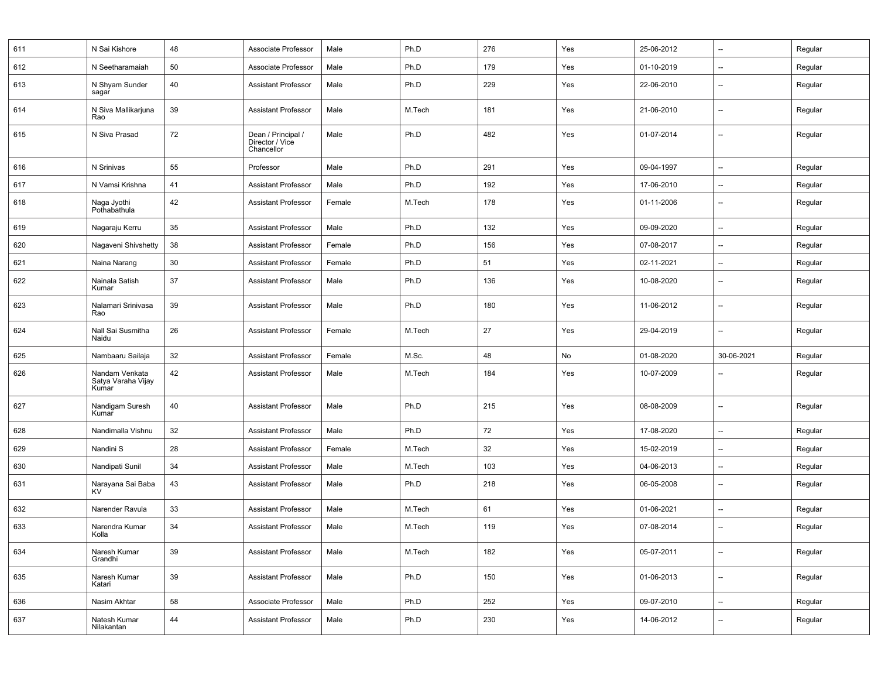| | | | | | | | | | | |
|---|---|---|---|---|---|---|---|---|---|---|
| 611 | N Sai Kishore | 48 | Associate Professor | Male | Ph.D | 276 | Yes | 25-06-2012 | -- | Regular |
| 612 | N Seetharamaiah | 50 | Associate Professor | Male | Ph.D | 179 | Yes | 01-10-2019 | -- | Regular |
| 613 | N Shyam Sunder sagar | 40 | Assistant Professor | Male | Ph.D | 229 | Yes | 22-06-2010 | -- | Regular |
| 614 | N Siva Mallikarjuna Rao | 39 | Assistant Professor | Male | M.Tech | 181 | Yes | 21-06-2010 | -- | Regular |
| 615 | N Siva Prasad | 72 | Dean / Principal / Director / Vice Chancellor | Male | Ph.D | 482 | Yes | 01-07-2014 | -- | Regular |
| 616 | N Srinivas | 55 | Professor | Male | Ph.D | 291 | Yes | 09-04-1997 | -- | Regular |
| 617 | N Vamsi Krishna | 41 | Assistant Professor | Male | Ph.D | 192 | Yes | 17-06-2010 | -- | Regular |
| 618 | Naga Jyothi Pothabathula | 42 | Assistant Professor | Female | M.Tech | 178 | Yes | 01-11-2006 | -- | Regular |
| 619 | Nagaraju Kerru | 35 | Assistant Professor | Male | Ph.D | 132 | Yes | 09-09-2020 | -- | Regular |
| 620 | Nagaveni Shivshetty | 38 | Assistant Professor | Female | Ph.D | 156 | Yes | 07-08-2017 | -- | Regular |
| 621 | Naina Narang | 30 | Assistant Professor | Female | Ph.D | 51 | Yes | 02-11-2021 | -- | Regular |
| 622 | Nainala Satish Kumar | 37 | Assistant Professor | Male | Ph.D | 136 | Yes | 10-08-2020 | -- | Regular |
| 623 | Nalamari Srinivasa Rao | 39 | Assistant Professor | Male | Ph.D | 180 | Yes | 11-06-2012 | -- | Regular |
| 624 | Nall Sai Susmitha Naidu | 26 | Assistant Professor | Female | M.Tech | 27 | Yes | 29-04-2019 | -- | Regular |
| 625 | Nambaaru Sailaja | 32 | Assistant Professor | Female | M.Sc. | 48 | No | 01-08-2020 | 30-06-2021 | Regular |
| 626 | Nandam Venkata Satya Varaha Vijay Kumar | 42 | Assistant Professor | Male | M.Tech | 184 | Yes | 10-07-2009 | -- | Regular |
| 627 | Nandigam Suresh Kumar | 40 | Assistant Professor | Male | Ph.D | 215 | Yes | 08-08-2009 | -- | Regular |
| 628 | Nandimalla Vishnu | 32 | Assistant Professor | Male | Ph.D | 72 | Yes | 17-08-2020 | -- | Regular |
| 629 | Nandini S | 28 | Assistant Professor | Female | M.Tech | 32 | Yes | 15-02-2019 | -- | Regular |
| 630 | Nandipati Sunil | 34 | Assistant Professor | Male | M.Tech | 103 | Yes | 04-06-2013 | -- | Regular |
| 631 | Narayana Sai Baba KV | 43 | Assistant Professor | Male | Ph.D | 218 | Yes | 06-05-2008 | -- | Regular |
| 632 | Narender Ravula | 33 | Assistant Professor | Male | M.Tech | 61 | Yes | 01-06-2021 | -- | Regular |
| 633 | Narendra Kumar Kolla | 34 | Assistant Professor | Male | M.Tech | 119 | Yes | 07-08-2014 | -- | Regular |
| 634 | Naresh Kumar Grandhi | 39 | Assistant Professor | Male | M.Tech | 182 | Yes | 05-07-2011 | -- | Regular |
| 635 | Naresh Kumar Katari | 39 | Assistant Professor | Male | Ph.D | 150 | Yes | 01-06-2013 | -- | Regular |
| 636 | Nasim Akhtar | 58 | Associate Professor | Male | Ph.D | 252 | Yes | 09-07-2010 | -- | Regular |
| 637 | Natesh Kumar Nilakantan | 44 | Assistant Professor | Male | Ph.D | 230 | Yes | 14-06-2012 | -- | Regular |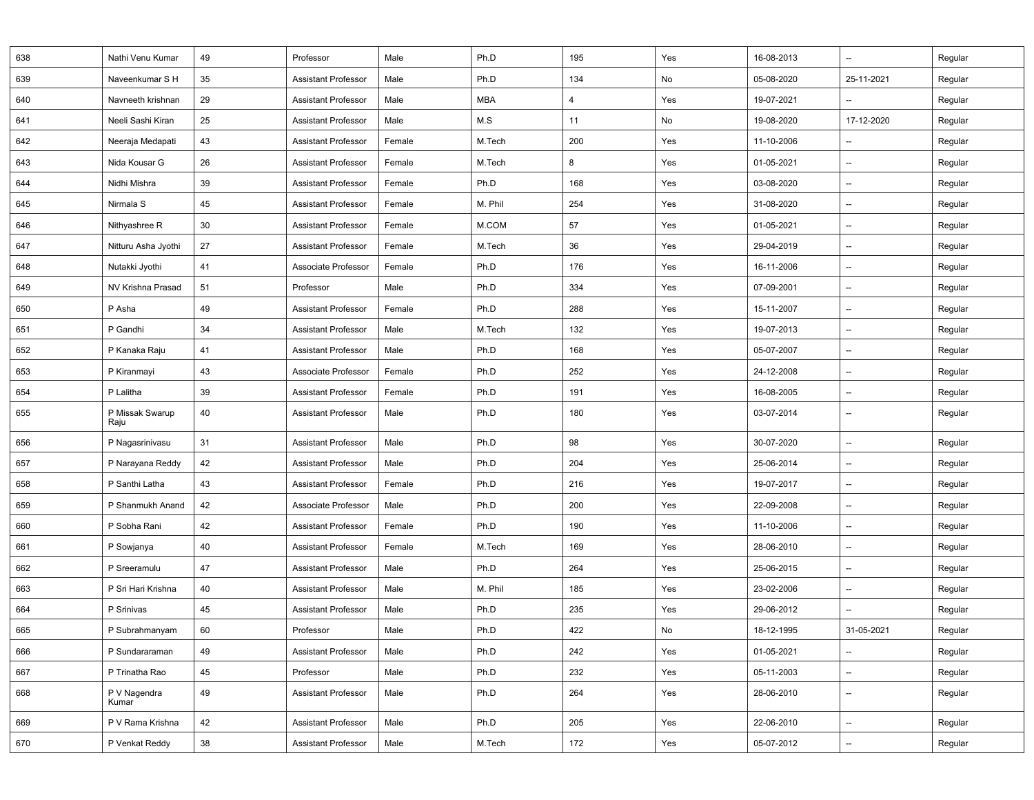| | | | | | | | | | | |
|---|---|---|---|---|---|---|---|---|---|---|
| 638 | Nathi Venu Kumar | 49 | Professor | Male | Ph.D | 195 | Yes | 16-08-2013 | -- | Regular |
| 639 | Naveenkumar S H | 35 | Assistant Professor | Male | Ph.D | 134 | No | 05-08-2020 | 25-11-2021 | Regular |
| 640 | Navneeth krishnan | 29 | Assistant Professor | Male | MBA | 4 | Yes | 19-07-2021 | -- | Regular |
| 641 | Neeli Sashi Kiran | 25 | Assistant Professor | Male | M.S | 11 | No | 19-08-2020 | 17-12-2020 | Regular |
| 642 | Neeraja Medapati | 43 | Assistant Professor | Female | M.Tech | 200 | Yes | 11-10-2006 | -- | Regular |
| 643 | Nida Kousar G | 26 | Assistant Professor | Female | M.Tech | 8 | Yes | 01-05-2021 | -- | Regular |
| 644 | Nidhi Mishra | 39 | Assistant Professor | Female | Ph.D | 168 | Yes | 03-08-2020 | -- | Regular |
| 645 | Nirmala S | 45 | Assistant Professor | Female | M. Phil | 254 | Yes | 31-08-2020 | -- | Regular |
| 646 | Nithyashree R | 30 | Assistant Professor | Female | M.COM | 57 | Yes | 01-05-2021 | -- | Regular |
| 647 | Nitturu Asha Jyothi | 27 | Assistant Professor | Female | M.Tech | 36 | Yes | 29-04-2019 | -- | Regular |
| 648 | Nutakki Jyothi | 41 | Associate Professor | Female | Ph.D | 176 | Yes | 16-11-2006 | -- | Regular |
| 649 | NV Krishna Prasad | 51 | Professor | Male | Ph.D | 334 | Yes | 07-09-2001 | -- | Regular |
| 650 | P Asha | 49 | Assistant Professor | Female | Ph.D | 288 | Yes | 15-11-2007 | -- | Regular |
| 651 | P Gandhi | 34 | Assistant Professor | Male | M.Tech | 132 | Yes | 19-07-2013 | -- | Regular |
| 652 | P Kanaka Raju | 41 | Assistant Professor | Male | Ph.D | 168 | Yes | 05-07-2007 | -- | Regular |
| 653 | P Kiranmayi | 43 | Associate Professor | Female | Ph.D | 252 | Yes | 24-12-2008 | -- | Regular |
| 654 | P Lalitha | 39 | Assistant Professor | Female | Ph.D | 191 | Yes | 16-08-2005 | -- | Regular |
| 655 | P Missak Swarup Raju | 40 | Assistant Professor | Male | Ph.D | 180 | Yes | 03-07-2014 | -- | Regular |
| 656 | P Nagasrinivasu | 31 | Assistant Professor | Male | Ph.D | 98 | Yes | 30-07-2020 | -- | Regular |
| 657 | P Narayana Reddy | 42 | Assistant Professor | Male | Ph.D | 204 | Yes | 25-06-2014 | -- | Regular |
| 658 | P Santhi Latha | 43 | Assistant Professor | Female | Ph.D | 216 | Yes | 19-07-2017 | -- | Regular |
| 659 | P Shanmukh Anand | 42 | Associate Professor | Male | Ph.D | 200 | Yes | 22-09-2008 | -- | Regular |
| 660 | P Sobha Rani | 42 | Assistant Professor | Female | Ph.D | 190 | Yes | 11-10-2006 | -- | Regular |
| 661 | P Sowjanya | 40 | Assistant Professor | Female | M.Tech | 169 | Yes | 28-06-2010 | -- | Regular |
| 662 | P Sreeramulu | 47 | Assistant Professor | Male | Ph.D | 264 | Yes | 25-06-2015 | -- | Regular |
| 663 | P Sri Hari Krishna | 40 | Assistant Professor | Male | M. Phil | 185 | Yes | 23-02-2006 | -- | Regular |
| 664 | P Srinivas | 45 | Assistant Professor | Male | Ph.D | 235 | Yes | 29-06-2012 | -- | Regular |
| 665 | P Subrahmanyam | 60 | Professor | Male | Ph.D | 422 | No | 18-12-1995 | 31-05-2021 | Regular |
| 666 | P Sundararaman | 49 | Assistant Professor | Male | Ph.D | 242 | Yes | 01-05-2021 | -- | Regular |
| 667 | P Trinatha Rao | 45 | Professor | Male | Ph.D | 232 | Yes | 05-11-2003 | -- | Regular |
| 668 | P V Nagendra Kumar | 49 | Assistant Professor | Male | Ph.D | 264 | Yes | 28-06-2010 | -- | Regular |
| 669 | P V Rama Krishna | 42 | Assistant Professor | Male | Ph.D | 205 | Yes | 22-06-2010 | -- | Regular |
| 670 | P Venkat Reddy | 38 | Assistant Professor | Male | M.Tech | 172 | Yes | 05-07-2012 | -- | Regular |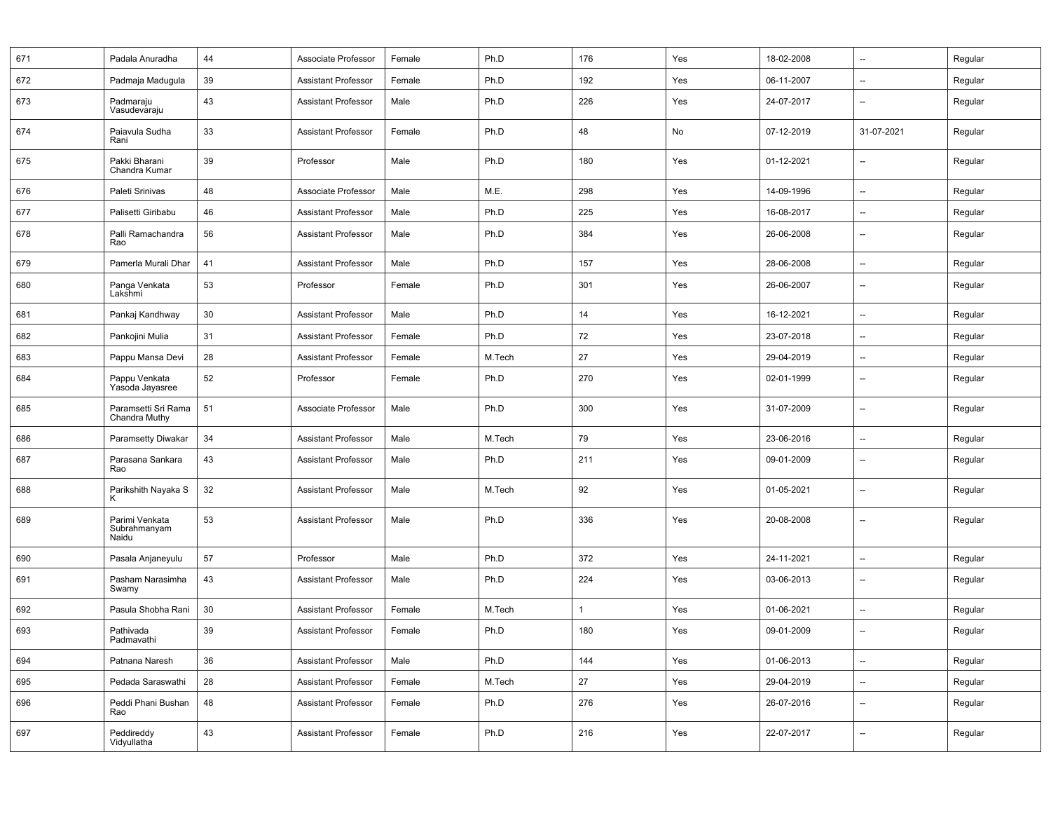| | | | | | | | | | | |
|---|---|---|---|---|---|---|---|---|---|---|
| 671 | Padala Anuradha | 44 | Associate Professor | Female | Ph.D | 176 | Yes | 18-02-2008 | -- | Regular |
| 672 | Padmaja Madugula | 39 | Assistant Professor | Female | Ph.D | 192 | Yes | 06-11-2007 | -- | Regular |
| 673 | Padmaraju Vasudevaraju | 43 | Assistant Professor | Male | Ph.D | 226 | Yes | 24-07-2017 | -- | Regular |
| 674 | Paiavula Sudha Rani | 33 | Assistant Professor | Female | Ph.D | 48 | No | 07-12-2019 | 31-07-2021 | Regular |
| 675 | Pakki Bharani Chandra Kumar | 39 | Professor | Male | Ph.D | 180 | Yes | 01-12-2021 | -- | Regular |
| 676 | Paleti Srinivas | 48 | Associate Professor | Male | M.E. | 298 | Yes | 14-09-1996 | -- | Regular |
| 677 | Palisetti Giribabu | 46 | Assistant Professor | Male | Ph.D | 225 | Yes | 16-08-2017 | -- | Regular |
| 678 | Palli Ramachandra Rao | 56 | Assistant Professor | Male | Ph.D | 384 | Yes | 26-06-2008 | -- | Regular |
| 679 | Pamerla Murali Dhar | 41 | Assistant Professor | Male | Ph.D | 157 | Yes | 28-06-2008 | -- | Regular |
| 680 | Panga Venkata Lakshmi | 53 | Professor | Female | Ph.D | 301 | Yes | 26-06-2007 | -- | Regular |
| 681 | Pankaj Kandhway | 30 | Assistant Professor | Male | Ph.D | 14 | Yes | 16-12-2021 | -- | Regular |
| 682 | Pankojini Mulia | 31 | Assistant Professor | Female | Ph.D | 72 | Yes | 23-07-2018 | -- | Regular |
| 683 | Pappu Mansa Devi | 28 | Assistant Professor | Female | M.Tech | 27 | Yes | 29-04-2019 | -- | Regular |
| 684 | Pappu Venkata Yasoda Jayasree | 52 | Professor | Female | Ph.D | 270 | Yes | 02-01-1999 | -- | Regular |
| 685 | Paramsetti Sri Rama Chandra Muthy | 51 | Associate Professor | Male | Ph.D | 300 | Yes | 31-07-2009 | -- | Regular |
| 686 | Paramsetty Diwakar | 34 | Assistant Professor | Male | M.Tech | 79 | Yes | 23-06-2016 | -- | Regular |
| 687 | Parasana Sankara Rao | 43 | Assistant Professor | Male | Ph.D | 211 | Yes | 09-01-2009 | -- | Regular |
| 688 | Parikshith Nayaka S K | 32 | Assistant Professor | Male | M.Tech | 92 | Yes | 01-05-2021 | -- | Regular |
| 689 | Parimi Venkata Subrahmanyam Naidu | 53 | Assistant Professor | Male | Ph.D | 336 | Yes | 20-08-2008 | -- | Regular |
| 690 | Pasala Anjaneyulu | 57 | Professor | Male | Ph.D | 372 | Yes | 24-11-2021 | -- | Regular |
| 691 | Pasham Narasimha Swamy | 43 | Assistant Professor | Male | Ph.D | 224 | Yes | 03-06-2013 | -- | Regular |
| 692 | Pasula Shobha Rani | 30 | Assistant Professor | Female | M.Tech | 1 | Yes | 01-06-2021 | -- | Regular |
| 693 | Pathivada Padmavathi | 39 | Assistant Professor | Female | Ph.D | 180 | Yes | 09-01-2009 | -- | Regular |
| 694 | Patnana Naresh | 36 | Assistant Professor | Male | Ph.D | 144 | Yes | 01-06-2013 | -- | Regular |
| 695 | Pedada Saraswathi | 28 | Assistant Professor | Female | M.Tech | 27 | Yes | 29-04-2019 | -- | Regular |
| 696 | Peddi Phani Bushan Rao | 48 | Assistant Professor | Female | Ph.D | 276 | Yes | 26-07-2016 | -- | Regular |
| 697 | Peddireddy Vidyullatha | 43 | Assistant Professor | Female | Ph.D | 216 | Yes | 22-07-2017 | -- | Regular |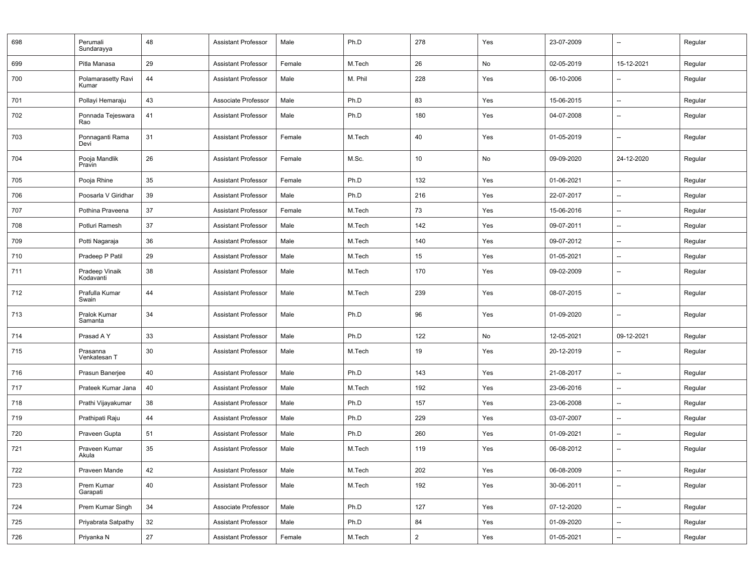| 698 | Perumali Sundarayya | 48 | Assistant Professor | Male | Ph.D | 278 | Yes | 23-07-2009 | -- | Regular |
|---|---|---|---|---|---|---|---|---|---|---|
| 699 | Pitla Manasa | 29 | Assistant Professor | Female | M.Tech | 26 | No | 02-05-2019 | 15-12-2021 | Regular |
| 700 | Polamarasetty Ravi Kumar | 44 | Assistant Professor | Male | M. Phil | 228 | Yes | 06-10-2006 | -- | Regular |
| 701 | Pollayi Hemaraju | 43 | Associate Professor | Male | Ph.D | 83 | Yes | 15-06-2015 | -- | Regular |
| 702 | Ponnada Tejeswara Rao | 41 | Assistant Professor | Male | Ph.D | 180 | Yes | 04-07-2008 | -- | Regular |
| 703 | Ponnaganti Rama Devi | 31 | Assistant Professor | Female | M.Tech | 40 | Yes | 01-05-2019 | -- | Regular |
| 704 | Pooja Mandlik Pravin | 26 | Assistant Professor | Female | M.Sc. | 10 | No | 09-09-2020 | 24-12-2020 | Regular |
| 705 | Pooja Rhine | 35 | Assistant Professor | Female | Ph.D | 132 | Yes | 01-06-2021 | -- | Regular |
| 706 | Poosarla V Giridhar | 39 | Assistant Professor | Male | Ph.D | 216 | Yes | 22-07-2017 | -- | Regular |
| 707 | Pothina Praveena | 37 | Assistant Professor | Female | M.Tech | 73 | Yes | 15-06-2016 | -- | Regular |
| 708 | Potluri Ramesh | 37 | Assistant Professor | Male | M.Tech | 142 | Yes | 09-07-2011 | -- | Regular |
| 709 | Potti Nagaraja | 36 | Assistant Professor | Male | M.Tech | 140 | Yes | 09-07-2012 | -- | Regular |
| 710 | Pradeep P Patil | 29 | Assistant Professor | Male | M.Tech | 15 | Yes | 01-05-2021 | -- | Regular |
| 711 | Pradeep Vinaik Kodavanti | 38 | Assistant Professor | Male | M.Tech | 170 | Yes | 09-02-2009 | -- | Regular |
| 712 | Prafulla Kumar Swain | 44 | Assistant Professor | Male | M.Tech | 239 | Yes | 08-07-2015 | -- | Regular |
| 713 | Pralok Kumar Samanta | 34 | Assistant Professor | Male | Ph.D | 96 | Yes | 01-09-2020 | -- | Regular |
| 714 | Prasad A Y | 33 | Assistant Professor | Male | Ph.D | 122 | No | 12-05-2021 | 09-12-2021 | Regular |
| 715 | Prasanna Venkatesan T | 30 | Assistant Professor | Male | M.Tech | 19 | Yes | 20-12-2019 | -- | Regular |
| 716 | Prasun Banerjee | 40 | Assistant Professor | Male | Ph.D | 143 | Yes | 21-08-2017 | -- | Regular |
| 717 | Prateek Kumar Jana | 40 | Assistant Professor | Male | M.Tech | 192 | Yes | 23-06-2016 | -- | Regular |
| 718 | Prathi Vijayakumar | 38 | Assistant Professor | Male | Ph.D | 157 | Yes | 23-06-2008 | -- | Regular |
| 719 | Prathipati Raju | 44 | Assistant Professor | Male | Ph.D | 229 | Yes | 03-07-2007 | -- | Regular |
| 720 | Praveen Gupta | 51 | Assistant Professor | Male | Ph.D | 260 | Yes | 01-09-2021 | -- | Regular |
| 721 | Praveen Kumar Akula | 35 | Assistant Professor | Male | M.Tech | 119 | Yes | 06-08-2012 | -- | Regular |
| 722 | Praveen Mande | 42 | Assistant Professor | Male | M.Tech | 202 | Yes | 06-08-2009 | -- | Regular |
| 723 | Prem Kumar Garapati | 40 | Assistant Professor | Male | M.Tech | 192 | Yes | 30-06-2011 | -- | Regular |
| 724 | Prem Kumar Singh | 34 | Associate Professor | Male | Ph.D | 127 | Yes | 07-12-2020 | -- | Regular |
| 725 | Priyabrata Satpathy | 32 | Assistant Professor | Male | Ph.D | 84 | Yes | 01-09-2020 | -- | Regular |
| 726 | Priyanka N | 27 | Assistant Professor | Female | M.Tech | 2 | Yes | 01-05-2021 | -- | Regular |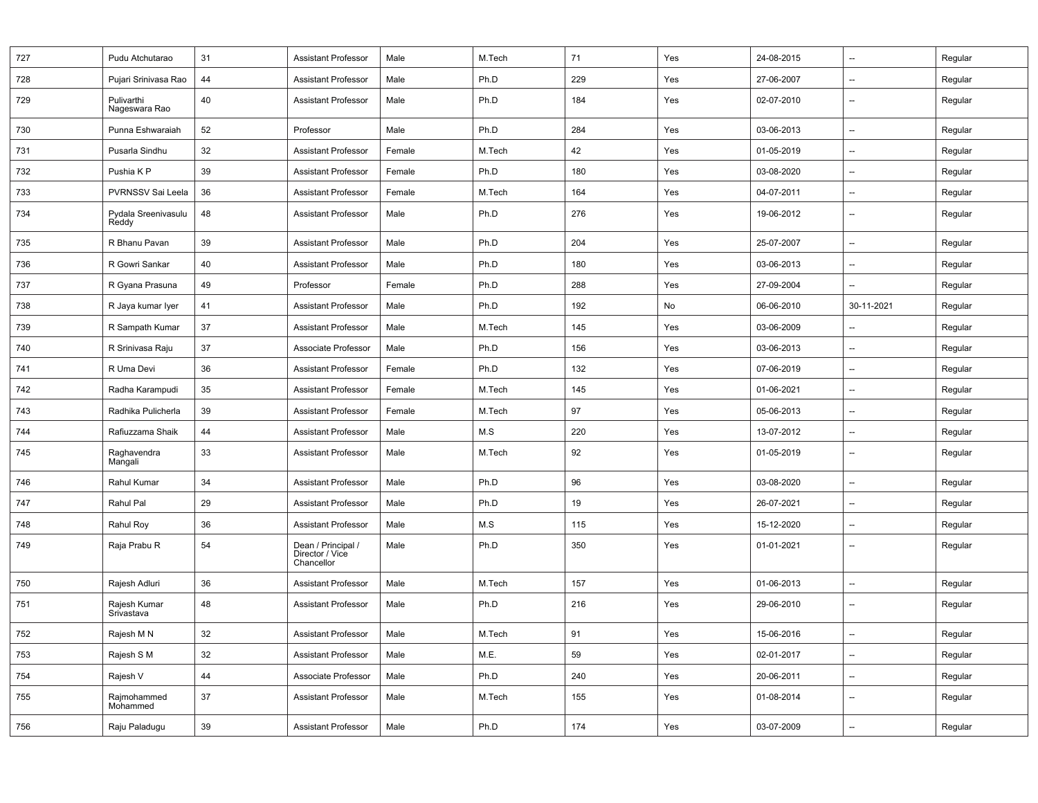| | | | | | | | | | | |
|---|---|---|---|---|---|---|---|---|---|---|
| 727 | Pudu Atchutarao | 31 | Assistant Professor | Male | M.Tech | 71 | Yes | 24-08-2015 | -- | Regular |
| 728 | Pujari Srinivasa Rao | 44 | Assistant Professor | Male | Ph.D | 229 | Yes | 27-06-2007 | -- | Regular |
| 729 | Pulivarthi Nageswara Rao | 40 | Assistant Professor | Male | Ph.D | 184 | Yes | 02-07-2010 | -- | Regular |
| 730 | Punna Eshwaraiah | 52 | Professor | Male | Ph.D | 284 | Yes | 03-06-2013 | -- | Regular |
| 731 | Pusarla Sindhu | 32 | Assistant Professor | Female | M.Tech | 42 | Yes | 01-05-2019 | -- | Regular |
| 732 | Pushia K P | 39 | Assistant Professor | Female | Ph.D | 180 | Yes | 03-08-2020 | -- | Regular |
| 733 | PVRNSSV Sai Leela | 36 | Assistant Professor | Female | M.Tech | 164 | Yes | 04-07-2011 | -- | Regular |
| 734 | Pydala Sreenivasulu Reddy | 48 | Assistant Professor | Male | Ph.D | 276 | Yes | 19-06-2012 | -- | Regular |
| 735 | R Bhanu Pavan | 39 | Assistant Professor | Male | Ph.D | 204 | Yes | 25-07-2007 | -- | Regular |
| 736 | R Gowri Sankar | 40 | Assistant Professor | Male | Ph.D | 180 | Yes | 03-06-2013 | -- | Regular |
| 737 | R Gyana Prasuna | 49 | Professor | Female | Ph.D | 288 | Yes | 27-09-2004 | -- | Regular |
| 738 | R Jaya kumar Iyer | 41 | Assistant Professor | Male | Ph.D | 192 | No | 06-06-2010 | 30-11-2021 | Regular |
| 739 | R Sampath Kumar | 37 | Assistant Professor | Male | M.Tech | 145 | Yes | 03-06-2009 | -- | Regular |
| 740 | R Srinivasa Raju | 37 | Associate Professor | Male | Ph.D | 156 | Yes | 03-06-2013 | -- | Regular |
| 741 | R Uma Devi | 36 | Assistant Professor | Female | Ph.D | 132 | Yes | 07-06-2019 | -- | Regular |
| 742 | Radha Karampudi | 35 | Assistant Professor | Female | M.Tech | 145 | Yes | 01-06-2021 | -- | Regular |
| 743 | Radhika Pulicherla | 39 | Assistant Professor | Female | M.Tech | 97 | Yes | 05-06-2013 | -- | Regular |
| 744 | Rafiuzzama Shaik | 44 | Assistant Professor | Male | M.S | 220 | Yes | 13-07-2012 | -- | Regular |
| 745 | Raghavendra Mangali | 33 | Assistant Professor | Male | M.Tech | 92 | Yes | 01-05-2019 | -- | Regular |
| 746 | Rahul Kumar | 34 | Assistant Professor | Male | Ph.D | 96 | Yes | 03-08-2020 | -- | Regular |
| 747 | Rahul Pal | 29 | Assistant Professor | Male | Ph.D | 19 | Yes | 26-07-2021 | -- | Regular |
| 748 | Rahul Roy | 36 | Assistant Professor | Male | M.S | 115 | Yes | 15-12-2020 | -- | Regular |
| 749 | Raja Prabu R | 54 | Dean / Principal / Director / Vice Chancellor | Male | Ph.D | 350 | Yes | 01-01-2021 | -- | Regular |
| 750 | Rajesh Adluri | 36 | Assistant Professor | Male | M.Tech | 157 | Yes | 01-06-2013 | -- | Regular |
| 751 | Rajesh Kumar Srivastava | 48 | Assistant Professor | Male | Ph.D | 216 | Yes | 29-06-2010 | -- | Regular |
| 752 | Rajesh M N | 32 | Assistant Professor | Male | M.Tech | 91 | Yes | 15-06-2016 | -- | Regular |
| 753 | Rajesh S M | 32 | Assistant Professor | Male | M.E. | 59 | Yes | 02-01-2017 | -- | Regular |
| 754 | Rajesh V | 44 | Associate Professor | Male | Ph.D | 240 | Yes | 20-06-2011 | -- | Regular |
| 755 | Rajmohammed Mohammed | 37 | Assistant Professor | Male | M.Tech | 155 | Yes | 01-08-2014 | -- | Regular |
| 756 | Raju Paladugu | 39 | Assistant Professor | Male | Ph.D | 174 | Yes | 03-07-2009 | -- | Regular |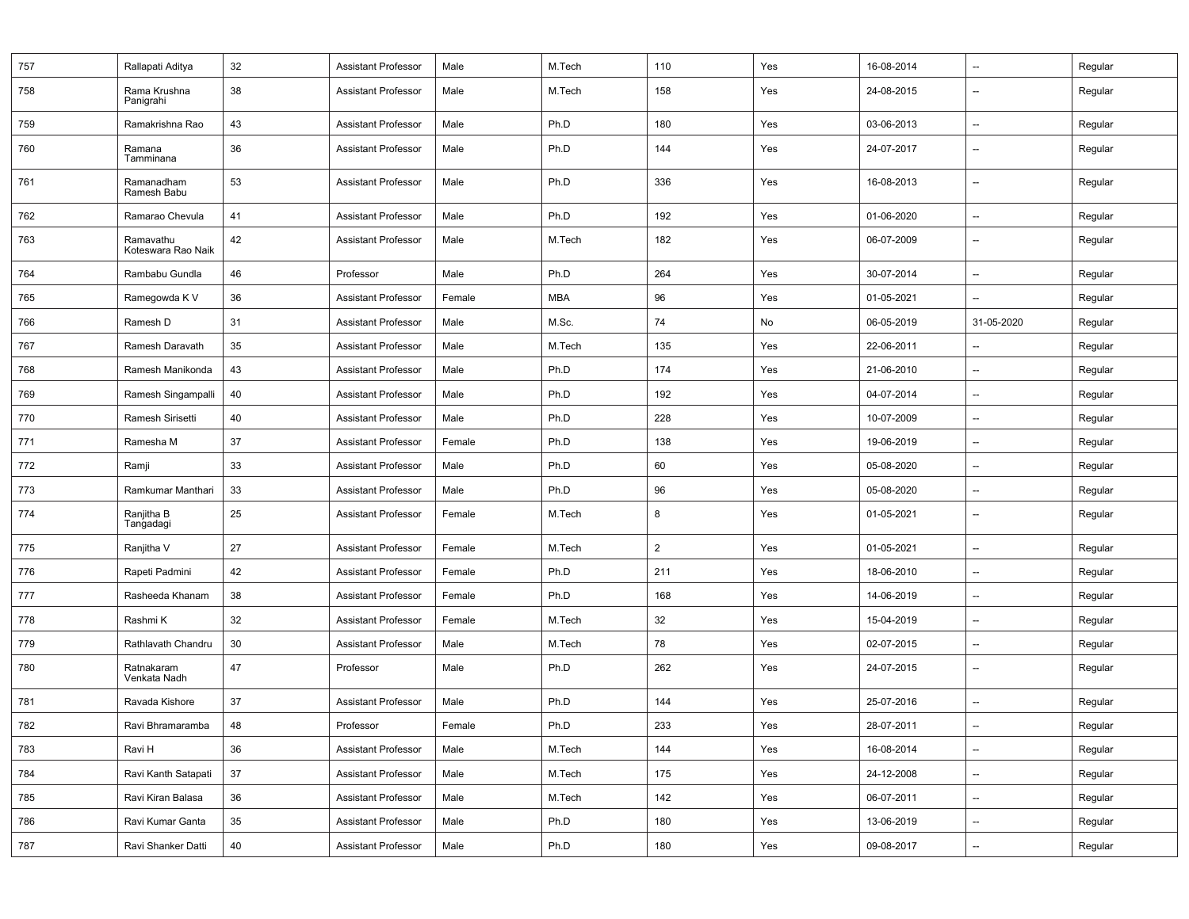| 757 | Rallapati Aditya | 32 | Assistant Professor | Male | M.Tech | 110 | Yes | 16-08-2014 | -- | Regular |
|---|---|---|---|---|---|---|---|---|---|---|
| 758 | Rama Krushna Panigrahi | 38 | Assistant Professor | Male | M.Tech | 158 | Yes | 24-08-2015 | -- | Regular |
| 759 | Ramakrishna Rao | 43 | Assistant Professor | Male | Ph.D | 180 | Yes | 03-06-2013 | -- | Regular |
| 760 | Ramana Tamminana | 36 | Assistant Professor | Male | Ph.D | 144 | Yes | 24-07-2017 | -- | Regular |
| 761 | Ramanadham Ramesh Babu | 53 | Assistant Professor | Male | Ph.D | 336 | Yes | 16-08-2013 | -- | Regular |
| 762 | Ramarao Chevula | 41 | Assistant Professor | Male | Ph.D | 192 | Yes | 01-06-2020 | -- | Regular |
| 763 | Ramavathu Koteswara Rao Naik | 42 | Assistant Professor | Male | M.Tech | 182 | Yes | 06-07-2009 | -- | Regular |
| 764 | Rambabu Gundla | 46 | Professor | Male | Ph.D | 264 | Yes | 30-07-2014 | -- | Regular |
| 765 | Ramegowda K V | 36 | Assistant Professor | Female | MBA | 96 | Yes | 01-05-2021 | -- | Regular |
| 766 | Ramesh D | 31 | Assistant Professor | Male | M.Sc. | 74 | No | 06-05-2019 | 31-05-2020 | Regular |
| 767 | Ramesh Daravath | 35 | Assistant Professor | Male | M.Tech | 135 | Yes | 22-06-2011 | -- | Regular |
| 768 | Ramesh Manikonda | 43 | Assistant Professor | Male | Ph.D | 174 | Yes | 21-06-2010 | -- | Regular |
| 769 | Ramesh Singampalli | 40 | Assistant Professor | Male | Ph.D | 192 | Yes | 04-07-2014 | -- | Regular |
| 770 | Ramesh Sirisetti | 40 | Assistant Professor | Male | Ph.D | 228 | Yes | 10-07-2009 | -- | Regular |
| 771 | Ramesha M | 37 | Assistant Professor | Female | Ph.D | 138 | Yes | 19-06-2019 | -- | Regular |
| 772 | Ramji | 33 | Assistant Professor | Male | Ph.D | 60 | Yes | 05-08-2020 | -- | Regular |
| 773 | Ramkumar Manthari | 33 | Assistant Professor | Male | Ph.D | 96 | Yes | 05-08-2020 | -- | Regular |
| 774 | Ranjitha B Tangadagi | 25 | Assistant Professor | Female | M.Tech | 8 | Yes | 01-05-2021 | -- | Regular |
| 775 | Ranjitha V | 27 | Assistant Professor | Female | M.Tech | 2 | Yes | 01-05-2021 | -- | Regular |
| 776 | Rapeti Padmini | 42 | Assistant Professor | Female | Ph.D | 211 | Yes | 18-06-2010 | -- | Regular |
| 777 | Rasheeda Khanam | 38 | Assistant Professor | Female | Ph.D | 168 | Yes | 14-06-2019 | -- | Regular |
| 778 | Rashmi K | 32 | Assistant Professor | Female | M.Tech | 32 | Yes | 15-04-2019 | -- | Regular |
| 779 | Rathlavath Chandru | 30 | Assistant Professor | Male | M.Tech | 78 | Yes | 02-07-2015 | -- | Regular |
| 780 | Ratnakaram Venkata Nadh | 47 | Professor | Male | Ph.D | 262 | Yes | 24-07-2015 | -- | Regular |
| 781 | Ravada Kishore | 37 | Assistant Professor | Male | Ph.D | 144 | Yes | 25-07-2016 | -- | Regular |
| 782 | Ravi Bhramaramba | 48 | Professor | Female | Ph.D | 233 | Yes | 28-07-2011 | -- | Regular |
| 783 | Ravi H | 36 | Assistant Professor | Male | M.Tech | 144 | Yes | 16-08-2014 | -- | Regular |
| 784 | Ravi Kanth Satapati | 37 | Assistant Professor | Male | M.Tech | 175 | Yes | 24-12-2008 | -- | Regular |
| 785 | Ravi Kiran Balasa | 36 | Assistant Professor | Male | M.Tech | 142 | Yes | 06-07-2011 | -- | Regular |
| 786 | Ravi Kumar Ganta | 35 | Assistant Professor | Male | Ph.D | 180 | Yes | 13-06-2019 | -- | Regular |
| 787 | Ravi Shanker Datti | 40 | Assistant Professor | Male | Ph.D | 180 | Yes | 09-08-2017 | -- | Regular |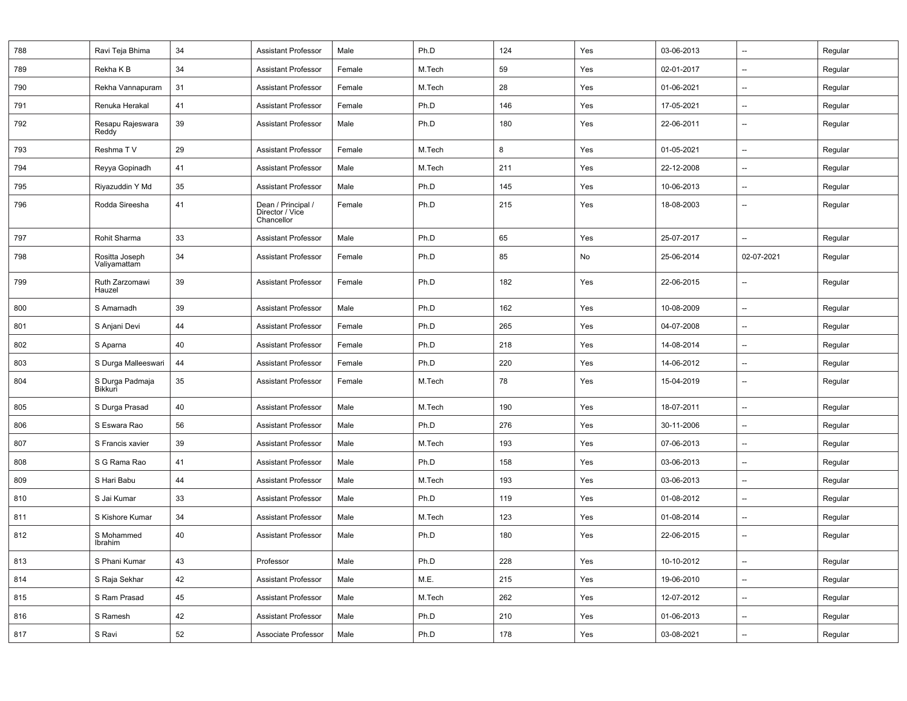| | | | | | | | | | | |
|---|---|---|---|---|---|---|---|---|---|---|
| 788 | Ravi Teja Bhima | 34 | Assistant Professor | Male | Ph.D | 124 | Yes | 03-06-2013 | -- | Regular |
| 789 | Rekha K B | 34 | Assistant Professor | Female | M.Tech | 59 | Yes | 02-01-2017 | -- | Regular |
| 790 | Rekha Vannapuram | 31 | Assistant Professor | Female | M.Tech | 28 | Yes | 01-06-2021 | -- | Regular |
| 791 | Renuka Herakal | 41 | Assistant Professor | Female | Ph.D | 146 | Yes | 17-05-2021 | -- | Regular |
| 792 | Resapu Rajeswara Reddy | 39 | Assistant Professor | Male | Ph.D | 180 | Yes | 22-06-2011 | -- | Regular |
| 793 | Reshma T V | 29 | Assistant Professor | Female | M.Tech | 8 | Yes | 01-05-2021 | -- | Regular |
| 794 | Reyya Gopinadh | 41 | Assistant Professor | Male | M.Tech | 211 | Yes | 22-12-2008 | -- | Regular |
| 795 | Riyazuddin Y Md | 35 | Assistant Professor | Male | Ph.D | 145 | Yes | 10-06-2013 | -- | Regular |
| 796 | Rodda Sireesha | 41 | Dean / Principal / Director / Vice Chancellor | Female | Ph.D | 215 | Yes | 18-08-2003 | -- | Regular |
| 797 | Rohit Sharma | 33 | Assistant Professor | Male | Ph.D | 65 | Yes | 25-07-2017 | -- | Regular |
| 798 | Rositta Joseph Valiyamattam | 34 | Assistant Professor | Female | Ph.D | 85 | No | 25-06-2014 | 02-07-2021 | Regular |
| 799 | Ruth Zarzomawi Hauzel | 39 | Assistant Professor | Female | Ph.D | 182 | Yes | 22-06-2015 | -- | Regular |
| 800 | S Amarnadh | 39 | Assistant Professor | Male | Ph.D | 162 | Yes | 10-08-2009 | -- | Regular |
| 801 | S Anjani Devi | 44 | Assistant Professor | Female | Ph.D | 265 | Yes | 04-07-2008 | -- | Regular |
| 802 | S Aparna | 40 | Assistant Professor | Female | Ph.D | 218 | Yes | 14-08-2014 | -- | Regular |
| 803 | S Durga Malleeswari | 44 | Assistant Professor | Female | Ph.D | 220 | Yes | 14-06-2012 | -- | Regular |
| 804 | S Durga Padmaja Bikkuri | 35 | Assistant Professor | Female | M.Tech | 78 | Yes | 15-04-2019 | -- | Regular |
| 805 | S Durga Prasad | 40 | Assistant Professor | Male | M.Tech | 190 | Yes | 18-07-2011 | -- | Regular |
| 806 | S Eswara Rao | 56 | Assistant Professor | Male | Ph.D | 276 | Yes | 30-11-2006 | -- | Regular |
| 807 | S Francis xavier | 39 | Assistant Professor | Male | M.Tech | 193 | Yes | 07-06-2013 | -- | Regular |
| 808 | S G Rama Rao | 41 | Assistant Professor | Male | Ph.D | 158 | Yes | 03-06-2013 | -- | Regular |
| 809 | S Hari Babu | 44 | Assistant Professor | Male | M.Tech | 193 | Yes | 03-06-2013 | -- | Regular |
| 810 | S Jai Kumar | 33 | Assistant Professor | Male | Ph.D | 119 | Yes | 01-08-2012 | -- | Regular |
| 811 | S Kishore Kumar | 34 | Assistant Professor | Male | M.Tech | 123 | Yes | 01-08-2014 | -- | Regular |
| 812 | S Mohammed Ibrahim | 40 | Assistant Professor | Male | Ph.D | 180 | Yes | 22-06-2015 | -- | Regular |
| 813 | S Phani Kumar | 43 | Professor | Male | Ph.D | 228 | Yes | 10-10-2012 | -- | Regular |
| 814 | S Raja Sekhar | 42 | Assistant Professor | Male | M.E. | 215 | Yes | 19-06-2010 | -- | Regular |
| 815 | S Ram Prasad | 45 | Assistant Professor | Male | M.Tech | 262 | Yes | 12-07-2012 | -- | Regular |
| 816 | S Ramesh | 42 | Assistant Professor | Male | Ph.D | 210 | Yes | 01-06-2013 | -- | Regular |
| 817 | S Ravi | 52 | Associate Professor | Male | Ph.D | 178 | Yes | 03-08-2021 | -- | Regular |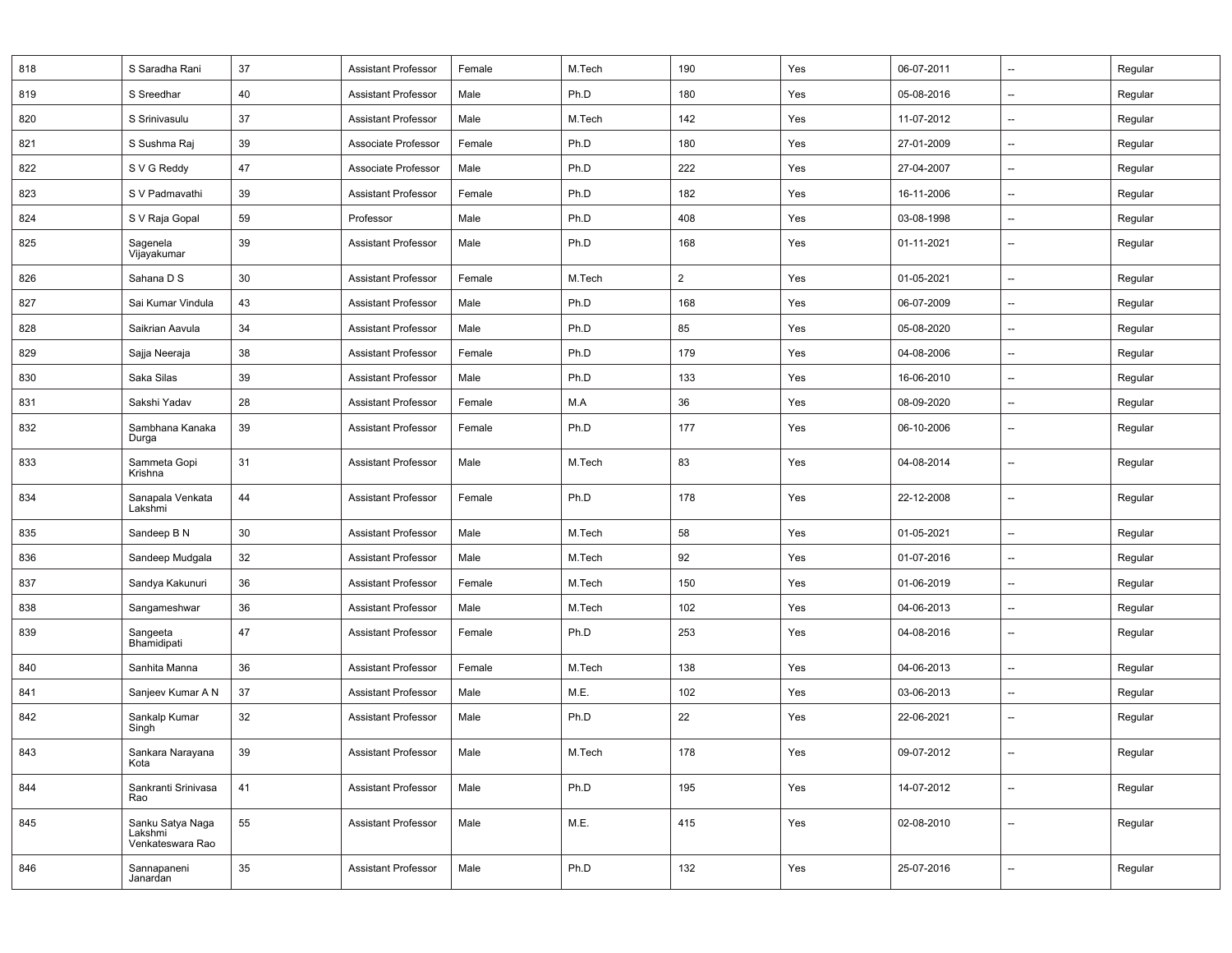| 818 | S Saradha Rani | 37 | Assistant Professor | Female | M.Tech | 190 | Yes | 06-07-2011 | -- | Regular |
|---|---|---|---|---|---|---|---|---|---|---|
| 819 | S Sreedhar | 40 | Assistant Professor | Male | Ph.D | 180 | Yes | 05-08-2016 | -- | Regular |
| 820 | S Srinivasulu | 37 | Assistant Professor | Male | M.Tech | 142 | Yes | 11-07-2012 | -- | Regular |
| 821 | S Sushma Raj | 39 | Associate Professor | Female | Ph.D | 180 | Yes | 27-01-2009 | -- | Regular |
| 822 | S V G Reddy | 47 | Associate Professor | Male | Ph.D | 222 | Yes | 27-04-2007 | -- | Regular |
| 823 | S V Padmavathi | 39 | Assistant Professor | Female | Ph.D | 182 | Yes | 16-11-2006 | -- | Regular |
| 824 | S V Raja Gopal | 59 | Professor | Male | Ph.D | 408 | Yes | 03-08-1998 | -- | Regular |
| 825 | Sagenela Vijayakumar | 39 | Assistant Professor | Male | Ph.D | 168 | Yes | 01-11-2021 | -- | Regular |
| 826 | Sahana D S | 30 | Assistant Professor | Female | M.Tech | 2 | Yes | 01-05-2021 | -- | Regular |
| 827 | Sai Kumar Vindula | 43 | Assistant Professor | Male | Ph.D | 168 | Yes | 06-07-2009 | -- | Regular |
| 828 | Saikrian Aavula | 34 | Assistant Professor | Male | Ph.D | 85 | Yes | 05-08-2020 | -- | Regular |
| 829 | Sajja Neeraja | 38 | Assistant Professor | Female | Ph.D | 179 | Yes | 04-08-2006 | -- | Regular |
| 830 | Saka Silas | 39 | Assistant Professor | Male | Ph.D | 133 | Yes | 16-06-2010 | -- | Regular |
| 831 | Sakshi Yadav | 28 | Assistant Professor | Female | M.A | 36 | Yes | 08-09-2020 | -- | Regular |
| 832 | Sambhana Kanaka Durga | 39 | Assistant Professor | Female | Ph.D | 177 | Yes | 06-10-2006 | -- | Regular |
| 833 | Sammeta Gopi Krishna | 31 | Assistant Professor | Male | M.Tech | 83 | Yes | 04-08-2014 | -- | Regular |
| 834 | Sanapala Venkata Lakshmi | 44 | Assistant Professor | Female | Ph.D | 178 | Yes | 22-12-2008 | -- | Regular |
| 835 | Sandeep B N | 30 | Assistant Professor | Male | M.Tech | 58 | Yes | 01-05-2021 | -- | Regular |
| 836 | Sandeep Mudgala | 32 | Assistant Professor | Male | M.Tech | 92 | Yes | 01-07-2016 | -- | Regular |
| 837 | Sandya Kakunuri | 36 | Assistant Professor | Female | M.Tech | 150 | Yes | 01-06-2019 | -- | Regular |
| 838 | Sangameshwar | 36 | Assistant Professor | Male | M.Tech | 102 | Yes | 04-06-2013 | -- | Regular |
| 839 | Sangeeta Bhamidipati | 47 | Assistant Professor | Female | Ph.D | 253 | Yes | 04-08-2016 | -- | Regular |
| 840 | Sanhita Manna | 36 | Assistant Professor | Female | M.Tech | 138 | Yes | 04-06-2013 | -- | Regular |
| 841 | Sanjeev Kumar A N | 37 | Assistant Professor | Male | M.E. | 102 | Yes | 03-06-2013 | -- | Regular |
| 842 | Sankalp Kumar Singh | 32 | Assistant Professor | Male | Ph.D | 22 | Yes | 22-06-2021 | -- | Regular |
| 843 | Sankara Narayana Kota | 39 | Assistant Professor | Male | M.Tech | 178 | Yes | 09-07-2012 | -- | Regular |
| 844 | Sankranti Srinivasa Rao | 41 | Assistant Professor | Male | Ph.D | 195 | Yes | 14-07-2012 | -- | Regular |
| 845 | Sanku Satya Naga Lakshmi Venkateswara Rao | 55 | Assistant Professor | Male | M.E. | 415 | Yes | 02-08-2010 | -- | Regular |
| 846 | Sannapaneni Janardan | 35 | Assistant Professor | Male | Ph.D | 132 | Yes | 25-07-2016 | -- | Regular |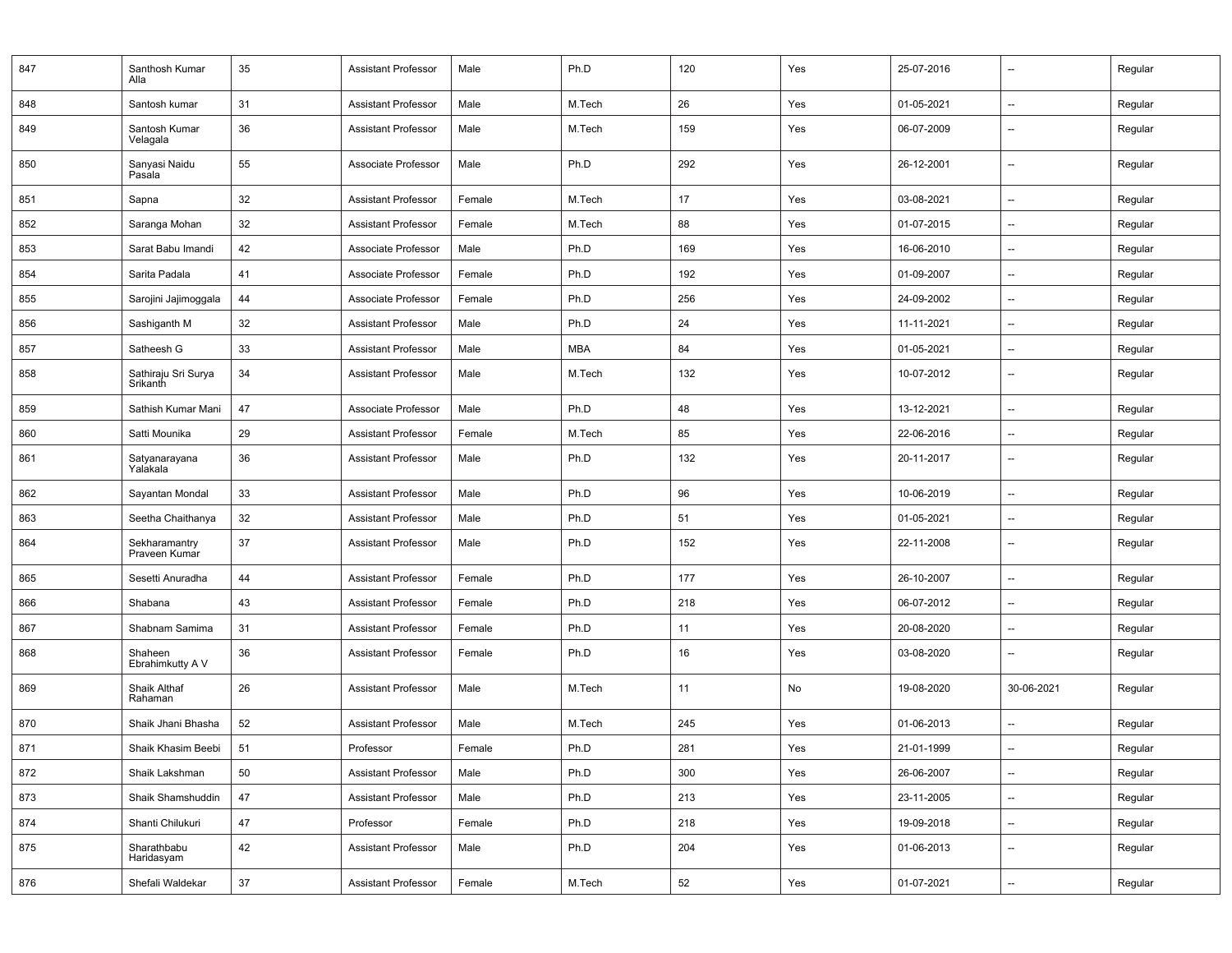| | | | | | | | | | | |
|---|---|---|---|---|---|---|---|---|---|---|
| 847 | Santhosh Kumar Alla | 35 | Assistant Professor | Male | Ph.D | 120 | Yes | 25-07-2016 | -- | Regular |
| 848 | Santosh kumar | 31 | Assistant Professor | Male | M.Tech | 26 | Yes | 01-05-2021 | -- | Regular |
| 849 | Santosh Kumar Velagala | 36 | Assistant Professor | Male | M.Tech | 159 | Yes | 06-07-2009 | -- | Regular |
| 850 | Sanyasi Naidu Pasala | 55 | Associate Professor | Male | Ph.D | 292 | Yes | 26-12-2001 | -- | Regular |
| 851 | Sapna | 32 | Assistant Professor | Female | M.Tech | 17 | Yes | 03-08-2021 | -- | Regular |
| 852 | Saranga Mohan | 32 | Assistant Professor | Female | M.Tech | 88 | Yes | 01-07-2015 | -- | Regular |
| 853 | Sarat Babu Imandi | 42 | Associate Professor | Male | Ph.D | 169 | Yes | 16-06-2010 | -- | Regular |
| 854 | Sarita Padala | 41 | Associate Professor | Female | Ph.D | 192 | Yes | 01-09-2007 | -- | Regular |
| 855 | Sarojini Jajimoggala | 44 | Associate Professor | Female | Ph.D | 256 | Yes | 24-09-2002 | -- | Regular |
| 856 | Sashiganth M | 32 | Assistant Professor | Male | Ph.D | 24 | Yes | 11-11-2021 | -- | Regular |
| 857 | Satheesh G | 33 | Assistant Professor | Male | MBA | 84 | Yes | 01-05-2021 | -- | Regular |
| 858 | Sathiraju Sri Surya Srikanth | 34 | Assistant Professor | Male | M.Tech | 132 | Yes | 10-07-2012 | -- | Regular |
| 859 | Sathish Kumar Mani | 47 | Associate Professor | Male | Ph.D | 48 | Yes | 13-12-2021 | -- | Regular |
| 860 | Satti Mounika | 29 | Assistant Professor | Female | M.Tech | 85 | Yes | 22-06-2016 | -- | Regular |
| 861 | Satyanarayana Yalakala | 36 | Assistant Professor | Male | Ph.D | 132 | Yes | 20-11-2017 | -- | Regular |
| 862 | Sayantan Mondal | 33 | Assistant Professor | Male | Ph.D | 96 | Yes | 10-06-2019 | -- | Regular |
| 863 | Seetha Chaithanya | 32 | Assistant Professor | Male | Ph.D | 51 | Yes | 01-05-2021 | -- | Regular |
| 864 | Sekharamantry Praveen Kumar | 37 | Assistant Professor | Male | Ph.D | 152 | Yes | 22-11-2008 | -- | Regular |
| 865 | Sesetti Anuradha | 44 | Assistant Professor | Female | Ph.D | 177 | Yes | 26-10-2007 | -- | Regular |
| 866 | Shabana | 43 | Assistant Professor | Female | Ph.D | 218 | Yes | 06-07-2012 | -- | Regular |
| 867 | Shabnam Samima | 31 | Assistant Professor | Female | Ph.D | 11 | Yes | 20-08-2020 | -- | Regular |
| 868 | Shaheen Ebrahimkutty A V | 36 | Assistant Professor | Female | Ph.D | 16 | Yes | 03-08-2020 | -- | Regular |
| 869 | Shaik Althaf Rahaman | 26 | Assistant Professor | Male | M.Tech | 11 | No | 19-08-2020 | 30-06-2021 | Regular |
| 870 | Shaik Jhani Bhasha | 52 | Assistant Professor | Male | M.Tech | 245 | Yes | 01-06-2013 | -- | Regular |
| 871 | Shaik Khasim Beebi | 51 | Professor | Female | Ph.D | 281 | Yes | 21-01-1999 | -- | Regular |
| 872 | Shaik Lakshman | 50 | Assistant Professor | Male | Ph.D | 300 | Yes | 26-06-2007 | -- | Regular |
| 873 | Shaik Shamshuddin | 47 | Assistant Professor | Male | Ph.D | 213 | Yes | 23-11-2005 | -- | Regular |
| 874 | Shanti Chilukuri | 47 | Professor | Female | Ph.D | 218 | Yes | 19-09-2018 | -- | Regular |
| 875 | Sharathbabu Haridasyam | 42 | Assistant Professor | Male | Ph.D | 204 | Yes | 01-06-2013 | -- | Regular |
| 876 | Shefali Waldekar | 37 | Assistant Professor | Female | M.Tech | 52 | Yes | 01-07-2021 | -- | Regular |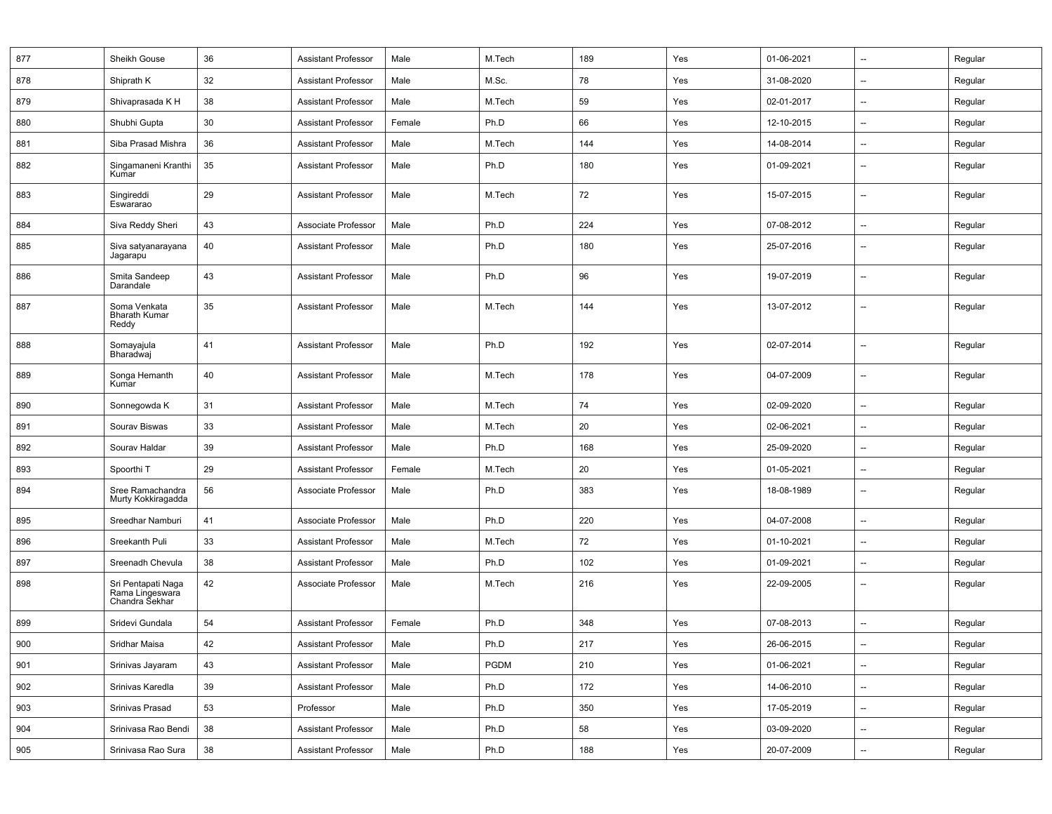| | | | | | | | | | | |
|---|---|---|---|---|---|---|---|---|---|---|
| 877 | Sheikh Gouse | 36 | Assistant Professor | Male | M.Tech | 189 | Yes | 01-06-2021 | -- | Regular |
| 878 | Shiprath K | 32 | Assistant Professor | Male | M.Sc. | 78 | Yes | 31-08-2020 | -- | Regular |
| 879 | Shivaprasada K H | 38 | Assistant Professor | Male | M.Tech | 59 | Yes | 02-01-2017 | -- | Regular |
| 880 | Shubhi Gupta | 30 | Assistant Professor | Female | Ph.D | 66 | Yes | 12-10-2015 | -- | Regular |
| 881 | Siba Prasad Mishra | 36 | Assistant Professor | Male | M.Tech | 144 | Yes | 14-08-2014 | -- | Regular |
| 882 | Singamaneni Kranthi Kumar | 35 | Assistant Professor | Male | Ph.D | 180 | Yes | 01-09-2021 | -- | Regular |
| 883 | Singireddi Eswararao | 29 | Assistant Professor | Male | M.Tech | 72 | Yes | 15-07-2015 | -- | Regular |
| 884 | Siva Reddy Sheri | 43 | Associate Professor | Male | Ph.D | 224 | Yes | 07-08-2012 | -- | Regular |
| 885 | Siva satyanarayana Jagarapu | 40 | Assistant Professor | Male | Ph.D | 180 | Yes | 25-07-2016 | -- | Regular |
| 886 | Smita Sandeep Darandale | 43 | Assistant Professor | Male | Ph.D | 96 | Yes | 19-07-2019 | -- | Regular |
| 887 | Soma Venkata Bharath Kumar Reddy | 35 | Assistant Professor | Male | M.Tech | 144 | Yes | 13-07-2012 | -- | Regular |
| 888 | Somayajula Bharadwaj | 41 | Assistant Professor | Male | Ph.D | 192 | Yes | 02-07-2014 | -- | Regular |
| 889 | Songa Hemanth Kumar | 40 | Assistant Professor | Male | M.Tech | 178 | Yes | 04-07-2009 | -- | Regular |
| 890 | Sonnegowda K | 31 | Assistant Professor | Male | M.Tech | 74 | Yes | 02-09-2020 | -- | Regular |
| 891 | Sourav Biswas | 33 | Assistant Professor | Male | M.Tech | 20 | Yes | 02-06-2021 | -- | Regular |
| 892 | Sourav Haldar | 39 | Assistant Professor | Male | Ph.D | 168 | Yes | 25-09-2020 | -- | Regular |
| 893 | Spoorthi T | 29 | Assistant Professor | Female | M.Tech | 20 | Yes | 01-05-2021 | -- | Regular |
| 894 | Sree Ramachandra Murty Kokkiragadda | 56 | Associate Professor | Male | Ph.D | 383 | Yes | 18-08-1989 | -- | Regular |
| 895 | Sreedhar Namburi | 41 | Associate Professor | Male | Ph.D | 220 | Yes | 04-07-2008 | -- | Regular |
| 896 | Sreekanth Puli | 33 | Assistant Professor | Male | M.Tech | 72 | Yes | 01-10-2021 | -- | Regular |
| 897 | Sreenadh Chevula | 38 | Assistant Professor | Male | Ph.D | 102 | Yes | 01-09-2021 | -- | Regular |
| 898 | Sri Pentapati Naga Rama Lingeswara Chandra Sekhar | 42 | Associate Professor | Male | M.Tech | 216 | Yes | 22-09-2005 | -- | Regular |
| 899 | Sridevi Gundala | 54 | Assistant Professor | Female | Ph.D | 348 | Yes | 07-08-2013 | -- | Regular |
| 900 | Sridhar Maisa | 42 | Assistant Professor | Male | Ph.D | 217 | Yes | 26-06-2015 | -- | Regular |
| 901 | Srinivas Jayaram | 43 | Assistant Professor | Male | PGDM | 210 | Yes | 01-06-2021 | -- | Regular |
| 902 | Srinivas Karedla | 39 | Assistant Professor | Male | Ph.D | 172 | Yes | 14-06-2010 | -- | Regular |
| 903 | Srinivas Prasad | 53 | Professor | Male | Ph.D | 350 | Yes | 17-05-2019 | -- | Regular |
| 904 | Srinivasa Rao Bendi | 38 | Assistant Professor | Male | Ph.D | 58 | Yes | 03-09-2020 | -- | Regular |
| 905 | Srinivasa Rao Sura | 38 | Assistant Professor | Male | Ph.D | 188 | Yes | 20-07-2009 | -- | Regular |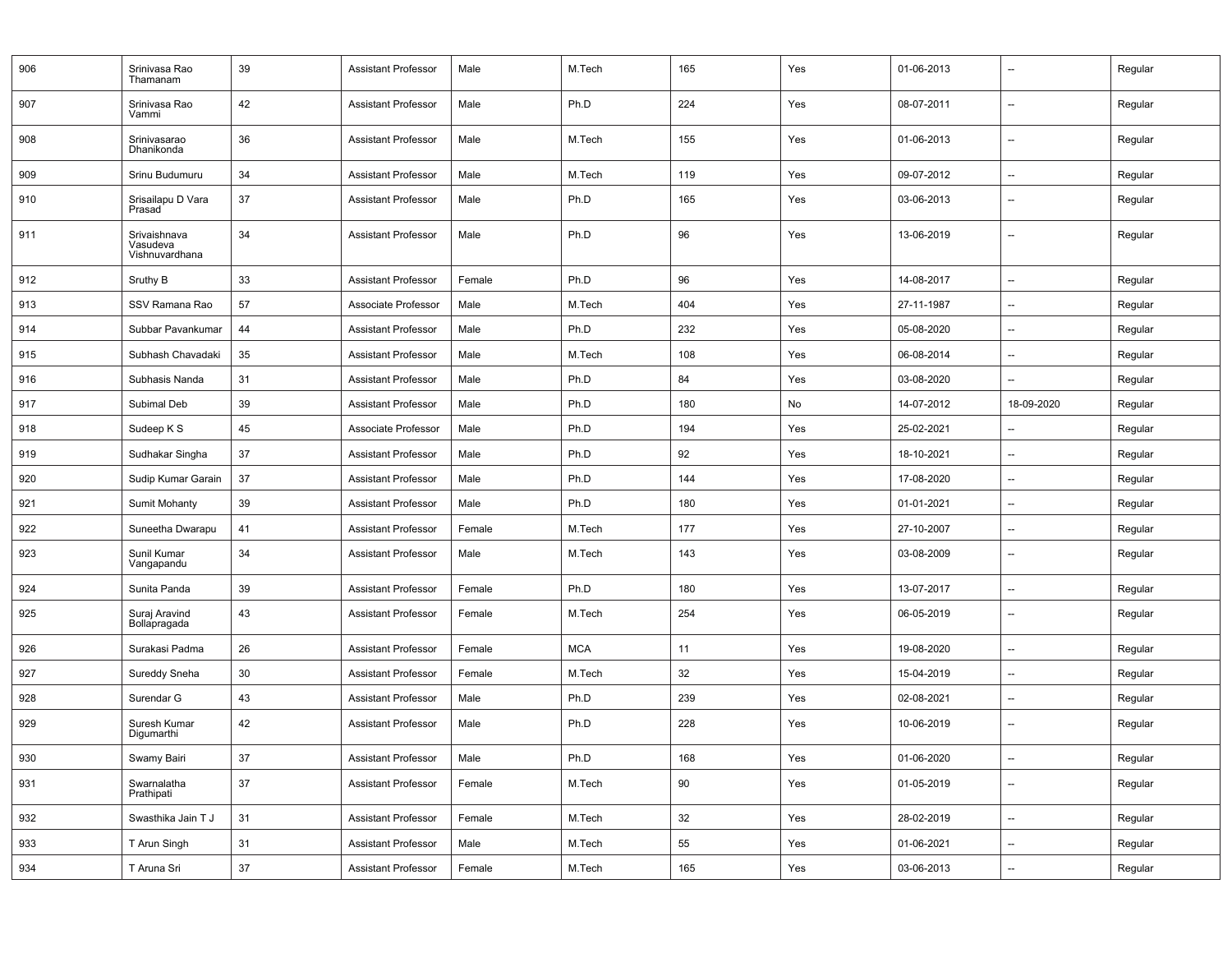| 906 | Srinivasa Rao Thamanam | 39 | Assistant Professor | Male | M.Tech | 165 | Yes | 01-06-2013 | -- | Regular |
|---|---|---|---|---|---|---|---|---|---|---|
| 907 | Srinivasa Rao Vammi | 42 | Assistant Professor | Male | Ph.D | 224 | Yes | 08-07-2011 | -- | Regular |
| 908 | Srinivasarao Dhanikonda | 36 | Assistant Professor | Male | M.Tech | 155 | Yes | 01-06-2013 | -- | Regular |
| 909 | Srinu Budumuru | 34 | Assistant Professor | Male | M.Tech | 119 | Yes | 09-07-2012 | -- | Regular |
| 910 | Srisailapu D Vara Prasad | 37 | Assistant Professor | Male | Ph.D | 165 | Yes | 03-06-2013 | -- | Regular |
| 911 | Srivaishnava Vasudeva Vishnuvardhana | 34 | Assistant Professor | Male | Ph.D | 96 | Yes | 13-06-2019 | -- | Regular |
| 912 | Sruthy B | 33 | Assistant Professor | Female | Ph.D | 96 | Yes | 14-08-2017 | -- | Regular |
| 913 | SSV Ramana Rao | 57 | Associate Professor | Male | M.Tech | 404 | Yes | 27-11-1987 | -- | Regular |
| 914 | Subbar Pavankumar | 44 | Assistant Professor | Male | Ph.D | 232 | Yes | 05-08-2020 | -- | Regular |
| 915 | Subhash Chavadaki | 35 | Assistant Professor | Male | M.Tech | 108 | Yes | 06-08-2014 | -- | Regular |
| 916 | Subhasis Nanda | 31 | Assistant Professor | Male | Ph.D | 84 | Yes | 03-08-2020 | -- | Regular |
| 917 | Subimal Deb | 39 | Assistant Professor | Male | Ph.D | 180 | No | 14-07-2012 | 18-09-2020 | Regular |
| 918 | Sudeep K S | 45 | Associate Professor | Male | Ph.D | 194 | Yes | 25-02-2021 | -- | Regular |
| 919 | Sudhakar Singha | 37 | Assistant Professor | Male | Ph.D | 92 | Yes | 18-10-2021 | -- | Regular |
| 920 | Sudip Kumar Garain | 37 | Assistant Professor | Male | Ph.D | 144 | Yes | 17-08-2020 | -- | Regular |
| 921 | Sumit Mohanty | 39 | Assistant Professor | Male | Ph.D | 180 | Yes | 01-01-2021 | -- | Regular |
| 922 | Suneetha Dwarapu | 41 | Assistant Professor | Female | M.Tech | 177 | Yes | 27-10-2007 | -- | Regular |
| 923 | Sunil Kumar Vangapandu | 34 | Assistant Professor | Male | M.Tech | 143 | Yes | 03-08-2009 | -- | Regular |
| 924 | Sunita Panda | 39 | Assistant Professor | Female | Ph.D | 180 | Yes | 13-07-2017 | -- | Regular |
| 925 | Suraj Aravind Bollapragada | 43 | Assistant Professor | Female | M.Tech | 254 | Yes | 06-05-2019 | -- | Regular |
| 926 | Surakasi Padma | 26 | Assistant Professor | Female | MCA | 11 | Yes | 19-08-2020 | -- | Regular |
| 927 | Sureddy Sneha | 30 | Assistant Professor | Female | M.Tech | 32 | Yes | 15-04-2019 | -- | Regular |
| 928 | Surendar G | 43 | Assistant Professor | Male | Ph.D | 239 | Yes | 02-08-2021 | -- | Regular |
| 929 | Suresh Kumar Digumarthi | 42 | Assistant Professor | Male | Ph.D | 228 | Yes | 10-06-2019 | -- | Regular |
| 930 | Swamy Bairi | 37 | Assistant Professor | Male | Ph.D | 168 | Yes | 01-06-2020 | -- | Regular |
| 931 | Swarnalatha Prathipati | 37 | Assistant Professor | Female | M.Tech | 90 | Yes | 01-05-2019 | -- | Regular |
| 932 | Swasthika Jain T J | 31 | Assistant Professor | Female | M.Tech | 32 | Yes | 28-02-2019 | -- | Regular |
| 933 | T Arun Singh | 31 | Assistant Professor | Male | M.Tech | 55 | Yes | 01-06-2021 | -- | Regular |
| 934 | T Aruna Sri | 37 | Assistant Professor | Female | M.Tech | 165 | Yes | 03-06-2013 | -- | Regular |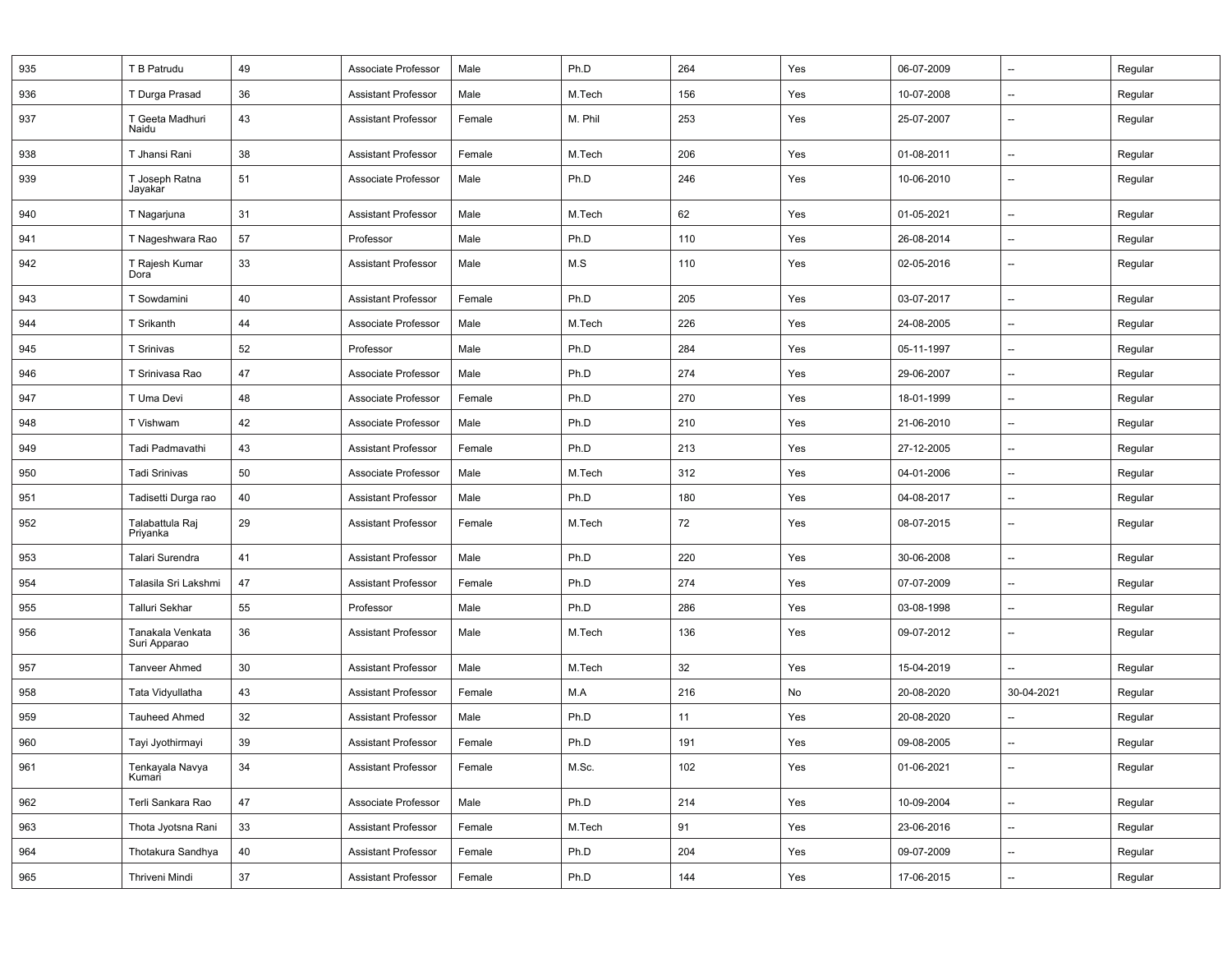| 935 | T B Patrudu | 49 | Associate Professor | Male | Ph.D | 264 | Yes | 06-07-2009 | -- | Regular |
|---|---|---|---|---|---|---|---|---|---|---|
| 936 | T Durga Prasad | 36 | Assistant Professor | Male | M.Tech | 156 | Yes | 10-07-2008 | -- | Regular |
| 937 | T Geeta Madhuri Naidu | 43 | Assistant Professor | Female | M. Phil | 253 | Yes | 25-07-2007 | -- | Regular |
| 938 | T Jhansi Rani | 38 | Assistant Professor | Female | M.Tech | 206 | Yes | 01-08-2011 | -- | Regular |
| 939 | T Joseph Ratna Jayakar | 51 | Associate Professor | Male | Ph.D | 246 | Yes | 10-06-2010 | -- | Regular |
| 940 | T Nagarjuna | 31 | Assistant Professor | Male | M.Tech | 62 | Yes | 01-05-2021 | -- | Regular |
| 941 | T Nageshwara Rao | 57 | Professor | Male | Ph.D | 110 | Yes | 26-08-2014 | -- | Regular |
| 942 | T Rajesh Kumar Dora | 33 | Assistant Professor | Male | M.S | 110 | Yes | 02-05-2016 | -- | Regular |
| 943 | T Sowdamini | 40 | Assistant Professor | Female | Ph.D | 205 | Yes | 03-07-2017 | -- | Regular |
| 944 | T Srikanth | 44 | Associate Professor | Male | M.Tech | 226 | Yes | 24-08-2005 | -- | Regular |
| 945 | T Srinivas | 52 | Professor | Male | Ph.D | 284 | Yes | 05-11-1997 | -- | Regular |
| 946 | T Srinivasa Rao | 47 | Associate Professor | Male | Ph.D | 274 | Yes | 29-06-2007 | -- | Regular |
| 947 | T Uma Devi | 48 | Associate Professor | Female | Ph.D | 270 | Yes | 18-01-1999 | -- | Regular |
| 948 | T Vishwam | 42 | Associate Professor | Male | Ph.D | 210 | Yes | 21-06-2010 | -- | Regular |
| 949 | Tadi Padmavathi | 43 | Assistant Professor | Female | Ph.D | 213 | Yes | 27-12-2005 | -- | Regular |
| 950 | Tadi Srinivas | 50 | Associate Professor | Male | M.Tech | 312 | Yes | 04-01-2006 | -- | Regular |
| 951 | Tadisetti Durga rao | 40 | Assistant Professor | Male | Ph.D | 180 | Yes | 04-08-2017 | -- | Regular |
| 952 | Talabattula Raj Priyanka | 29 | Assistant Professor | Female | M.Tech | 72 | Yes | 08-07-2015 | -- | Regular |
| 953 | Talari Surendra | 41 | Assistant Professor | Male | Ph.D | 220 | Yes | 30-06-2008 | -- | Regular |
| 954 | Talasila Sri Lakshmi | 47 | Assistant Professor | Female | Ph.D | 274 | Yes | 07-07-2009 | -- | Regular |
| 955 | Talluri Sekhar | 55 | Professor | Male | Ph.D | 286 | Yes | 03-08-1998 | -- | Regular |
| 956 | Tanakala Venkata Suri Apparao | 36 | Assistant Professor | Male | M.Tech | 136 | Yes | 09-07-2012 | -- | Regular |
| 957 | Tanveer Ahmed | 30 | Assistant Professor | Male | M.Tech | 32 | Yes | 15-04-2019 | -- | Regular |
| 958 | Tata Vidyullatha | 43 | Assistant Professor | Female | M.A | 216 | No | 20-08-2020 | 30-04-2021 | Regular |
| 959 | Tauheed Ahmed | 32 | Assistant Professor | Male | Ph.D | 11 | Yes | 20-08-2020 | -- | Regular |
| 960 | Tayi Jyothirmayi | 39 | Assistant Professor | Female | Ph.D | 191 | Yes | 09-08-2005 | -- | Regular |
| 961 | Tenkayala Navya Kumari | 34 | Assistant Professor | Female | M.Sc. | 102 | Yes | 01-06-2021 | -- | Regular |
| 962 | Terli Sankara Rao | 47 | Associate Professor | Male | Ph.D | 214 | Yes | 10-09-2004 | -- | Regular |
| 963 | Thota Jyotsna Rani | 33 | Assistant Professor | Female | M.Tech | 91 | Yes | 23-06-2016 | -- | Regular |
| 964 | Thotakura Sandhya | 40 | Assistant Professor | Female | Ph.D | 204 | Yes | 09-07-2009 | -- | Regular |
| 965 | Thriveni Mindi | 37 | Assistant Professor | Female | Ph.D | 144 | Yes | 17-06-2015 | -- | Regular |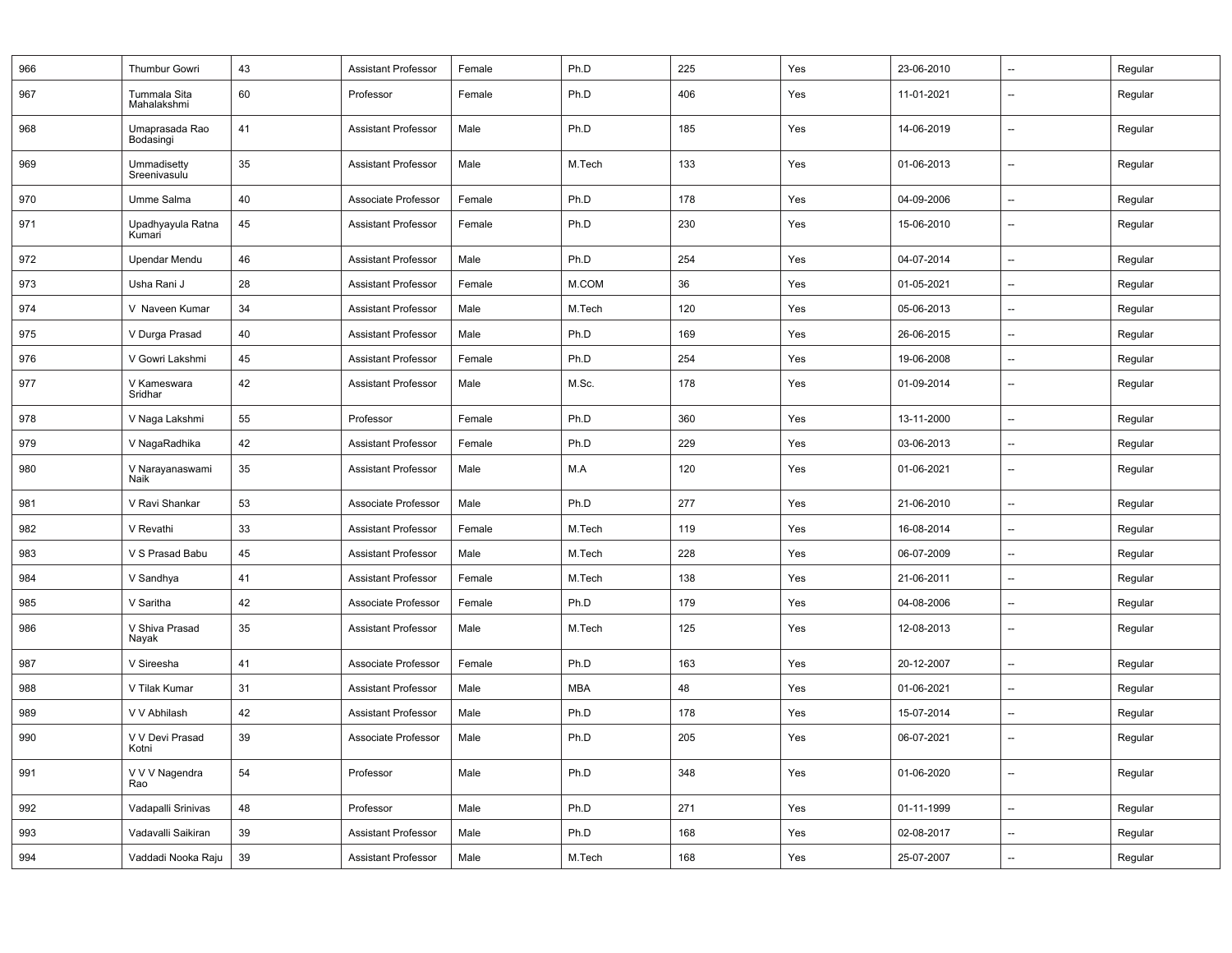| | | | | | | | | | | |
|---|---|---|---|---|---|---|---|---|---|---|
| 966 | Thumbur Gowri | 43 | Assistant Professor | Female | Ph.D | 225 | Yes | 23-06-2010 | -- | Regular |
| 967 | Tummala Sita Mahalakshmi | 60 | Professor | Female | Ph.D | 406 | Yes | 11-01-2021 | -- | Regular |
| 968 | Umaprasada Rao Bodasingi | 41 | Assistant Professor | Male | Ph.D | 185 | Yes | 14-06-2019 | -- | Regular |
| 969 | Ummadisetty Sreenivasulu | 35 | Assistant Professor | Male | M.Tech | 133 | Yes | 01-06-2013 | -- | Regular |
| 970 | Umme Salma | 40 | Associate Professor | Female | Ph.D | 178 | Yes | 04-09-2006 | -- | Regular |
| 971 | Upadhyayula Ratna Kumari | 45 | Assistant Professor | Female | Ph.D | 230 | Yes | 15-06-2010 | -- | Regular |
| 972 | Upendar Mendu | 46 | Assistant Professor | Male | Ph.D | 254 | Yes | 04-07-2014 | -- | Regular |
| 973 | Usha Rani J | 28 | Assistant Professor | Female | M.COM | 36 | Yes | 01-05-2021 | -- | Regular |
| 974 | V Naveen Kumar | 34 | Assistant Professor | Male | M.Tech | 120 | Yes | 05-06-2013 | -- | Regular |
| 975 | V Durga Prasad | 40 | Assistant Professor | Male | Ph.D | 169 | Yes | 26-06-2015 | -- | Regular |
| 976 | V Gowri Lakshmi | 45 | Assistant Professor | Female | Ph.D | 254 | Yes | 19-06-2008 | -- | Regular |
| 977 | V Kameswara Sridhar | 42 | Assistant Professor | Male | M.Sc. | 178 | Yes | 01-09-2014 | -- | Regular |
| 978 | V Naga Lakshmi | 55 | Professor | Female | Ph.D | 360 | Yes | 13-11-2000 | -- | Regular |
| 979 | V NagaRadhika | 42 | Assistant Professor | Female | Ph.D | 229 | Yes | 03-06-2013 | -- | Regular |
| 980 | V Narayanaswami Naik | 35 | Assistant Professor | Male | M.A | 120 | Yes | 01-06-2021 | -- | Regular |
| 981 | V Ravi Shankar | 53 | Associate Professor | Male | Ph.D | 277 | Yes | 21-06-2010 | -- | Regular |
| 982 | V Revathi | 33 | Assistant Professor | Female | M.Tech | 119 | Yes | 16-08-2014 | -- | Regular |
| 983 | V S Prasad Babu | 45 | Assistant Professor | Male | M.Tech | 228 | Yes | 06-07-2009 | -- | Regular |
| 984 | V Sandhya | 41 | Assistant Professor | Female | M.Tech | 138 | Yes | 21-06-2011 | -- | Regular |
| 985 | V Saritha | 42 | Associate Professor | Female | Ph.D | 179 | Yes | 04-08-2006 | -- | Regular |
| 986 | V Shiva Prasad Nayak | 35 | Assistant Professor | Male | M.Tech | 125 | Yes | 12-08-2013 | -- | Regular |
| 987 | V Sireesha | 41 | Associate Professor | Female | Ph.D | 163 | Yes | 20-12-2007 | -- | Regular |
| 988 | V Tilak Kumar | 31 | Assistant Professor | Male | MBA | 48 | Yes | 01-06-2021 | -- | Regular |
| 989 | V V Abhilash | 42 | Assistant Professor | Male | Ph.D | 178 | Yes | 15-07-2014 | -- | Regular |
| 990 | V V Devi Prasad Kotni | 39 | Associate Professor | Male | Ph.D | 205 | Yes | 06-07-2021 | -- | Regular |
| 991 | V V V Nagendra Rao | 54 | Professor | Male | Ph.D | 348 | Yes | 01-06-2020 | -- | Regular |
| 992 | Vadapalli Srinivas | 48 | Professor | Male | Ph.D | 271 | Yes | 01-11-1999 | -- | Regular |
| 993 | Vadavalli Saikiran | 39 | Assistant Professor | Male | Ph.D | 168 | Yes | 02-08-2017 | -- | Regular |
| 994 | Vaddadi Nooka Raju | 39 | Assistant Professor | Male | M.Tech | 168 | Yes | 25-07-2007 | -- | Regular |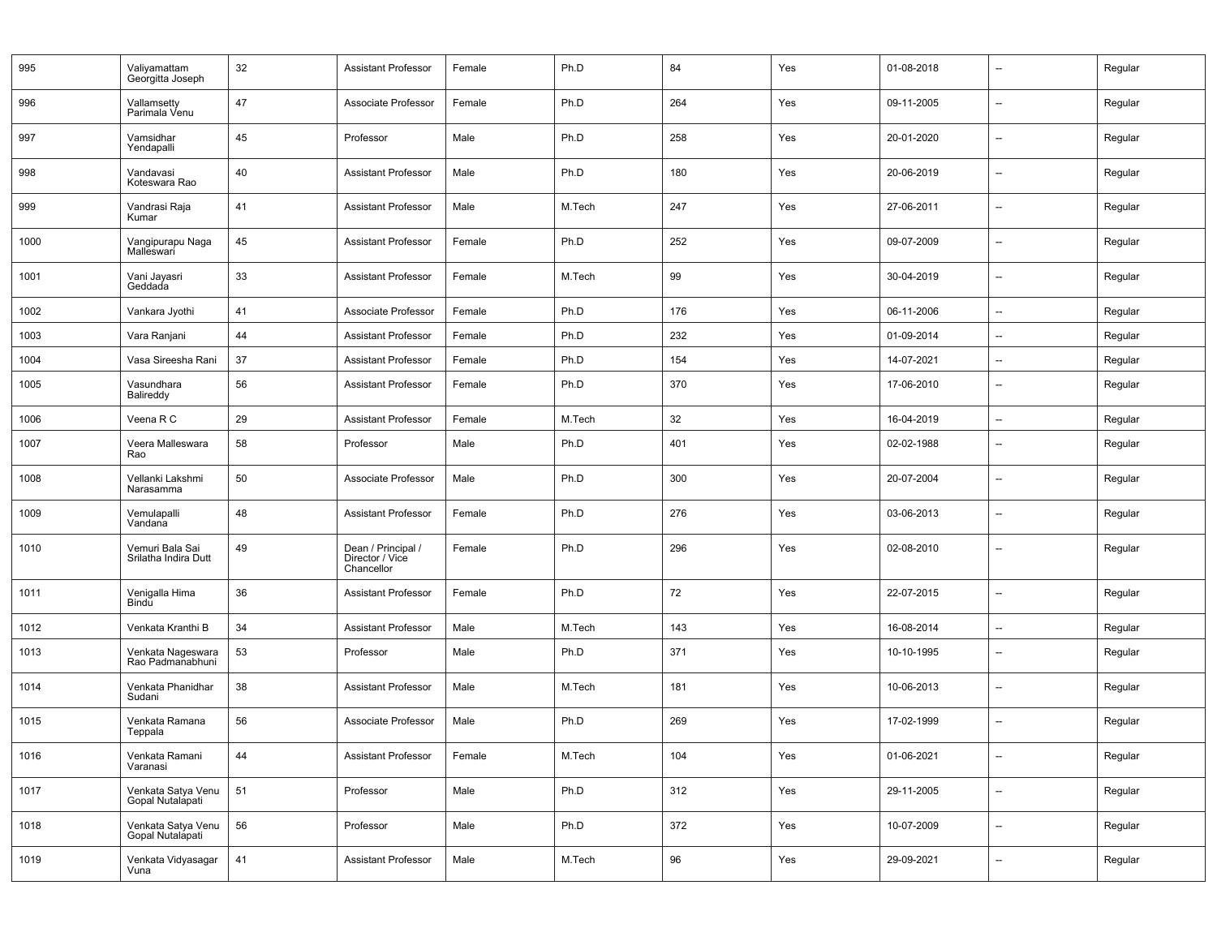| | | | | | | | | | | |
|---|---|---|---|---|---|---|---|---|---|---|
| 995 | Valiyamattam Georgitta Joseph | 32 | Assistant Professor | Female | Ph.D | 84 | Yes | 01-08-2018 | -- | Regular |
| 996 | Vallamsetty Parimala Venu | 47 | Associate Professor | Female | Ph.D | 264 | Yes | 09-11-2005 | -- | Regular |
| 997 | Vamsidhar Yendapalli | 45 | Professor | Male | Ph.D | 258 | Yes | 20-01-2020 | -- | Regular |
| 998 | Vandavasi Koteswara Rao | 40 | Assistant Professor | Male | Ph.D | 180 | Yes | 20-06-2019 | -- | Regular |
| 999 | Vandrasi Raja Kumar | 41 | Assistant Professor | Male | M.Tech | 247 | Yes | 27-06-2011 | -- | Regular |
| 1000 | Vangipurapu Naga Malleswari | 45 | Assistant Professor | Female | Ph.D | 252 | Yes | 09-07-2009 | -- | Regular |
| 1001 | Vani Jayasri Geddada | 33 | Assistant Professor | Female | M.Tech | 99 | Yes | 30-04-2019 | -- | Regular |
| 1002 | Vankara Jyothi | 41 | Associate Professor | Female | Ph.D | 176 | Yes | 06-11-2006 | -- | Regular |
| 1003 | Vara Ranjani | 44 | Assistant Professor | Female | Ph.D | 232 | Yes | 01-09-2014 | -- | Regular |
| 1004 | Vasa Sireesha Rani | 37 | Assistant Professor | Female | Ph.D | 154 | Yes | 14-07-2021 | -- | Regular |
| 1005 | Vasundhara Balireddy | 56 | Assistant Professor | Female | Ph.D | 370 | Yes | 17-06-2010 | -- | Regular |
| 1006 | Veena R C | 29 | Assistant Professor | Female | M.Tech | 32 | Yes | 16-04-2019 | -- | Regular |
| 1007 | Veera Malleswara Rao | 58 | Professor | Male | Ph.D | 401 | Yes | 02-02-1988 | -- | Regular |
| 1008 | Vellanki Lakshmi Narasamma | 50 | Associate Professor | Male | Ph.D | 300 | Yes | 20-07-2004 | -- | Regular |
| 1009 | Vemulapalli Vandana | 48 | Assistant Professor | Female | Ph.D | 276 | Yes | 03-06-2013 | -- | Regular |
| 1010 | Vemuri Bala Sai Srilatha Indira Dutt | 49 | Dean / Principal / Director / Vice Chancellor | Female | Ph.D | 296 | Yes | 02-08-2010 | -- | Regular |
| 1011 | Venigalla Hima Bindu | 36 | Assistant Professor | Female | Ph.D | 72 | Yes | 22-07-2015 | -- | Regular |
| 1012 | Venkata Kranthi B | 34 | Assistant Professor | Male | M.Tech | 143 | Yes | 16-08-2014 | -- | Regular |
| 1013 | Venkata Nageswara Rao Padmanabhuni | 53 | Professor | Male | Ph.D | 371 | Yes | 10-10-1995 | -- | Regular |
| 1014 | Venkata Phanidhar Sudani | 38 | Assistant Professor | Male | M.Tech | 181 | Yes | 10-06-2013 | -- | Regular |
| 1015 | Venkata Ramana Teppala | 56 | Associate Professor | Male | Ph.D | 269 | Yes | 17-02-1999 | -- | Regular |
| 1016 | Venkata Ramani Varanasi | 44 | Assistant Professor | Female | M.Tech | 104 | Yes | 01-06-2021 | -- | Regular |
| 1017 | Venkata Satya Venu Gopal Nutalapati | 51 | Professor | Male | Ph.D | 312 | Yes | 29-11-2005 | -- | Regular |
| 1018 | Venkata Satya Venu Gopal Nutalapati | 56 | Professor | Male | Ph.D | 372 | Yes | 10-07-2009 | -- | Regular |
| 1019 | Venkata Vidyasagar Vuna | 41 | Assistant Professor | Male | M.Tech | 96 | Yes | 29-09-2021 | -- | Regular |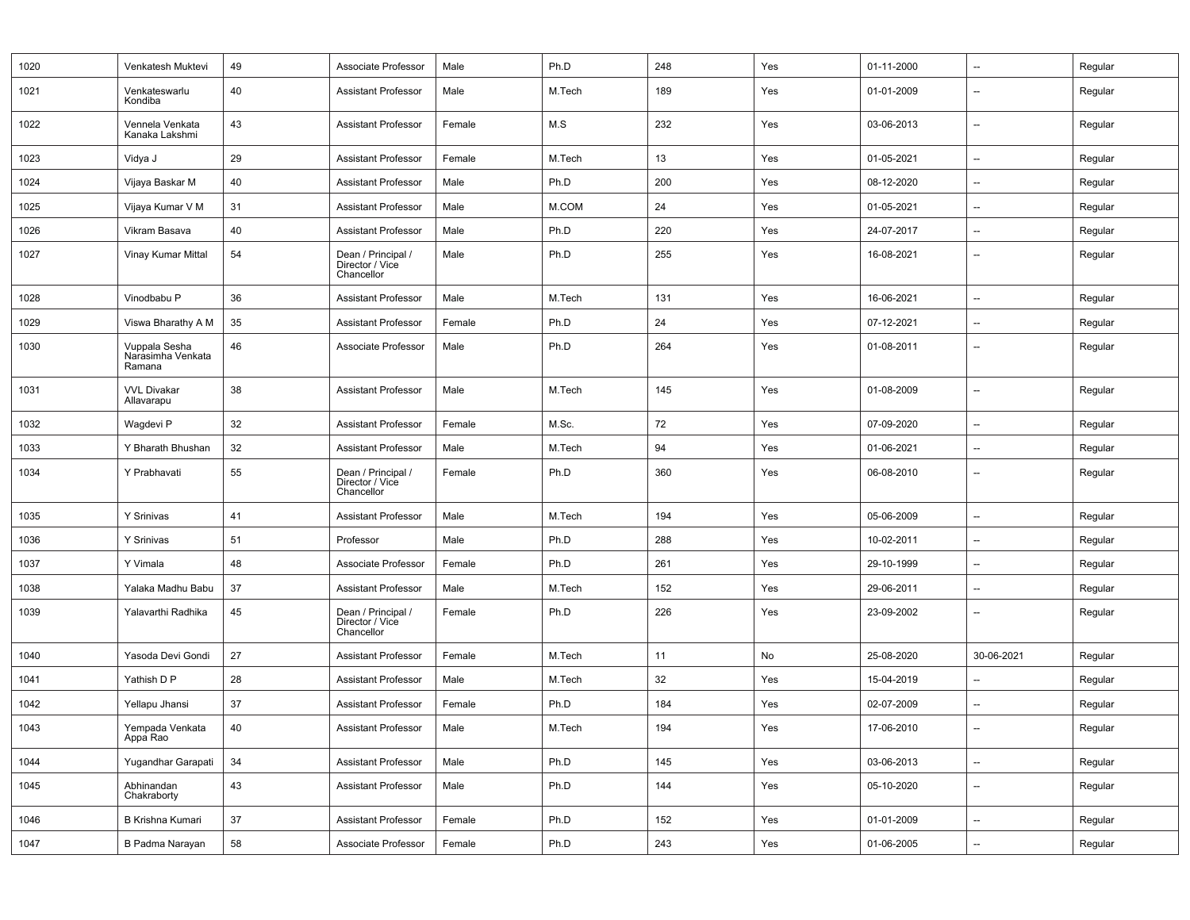| 1020 | Venkatesh Muktevi | 49 | Associate Professor | Male | Ph.D | 248 | Yes | 01-11-2000 | -- | Regular |
|---|---|---|---|---|---|---|---|---|---|---|
| 1021 | Venkateswarlu Kondiba | 40 | Assistant Professor | Male | M.Tech | 189 | Yes | 01-01-2009 | -- | Regular |
| 1022 | Vennela Venkata Kanaka Lakshmi | 43 | Assistant Professor | Female | M.S | 232 | Yes | 03-06-2013 | -- | Regular |
| 1023 | Vidya J | 29 | Assistant Professor | Female | M.Tech | 13 | Yes | 01-05-2021 | -- | Regular |
| 1024 | Vijaya Baskar M | 40 | Assistant Professor | Male | Ph.D | 200 | Yes | 08-12-2020 | -- | Regular |
| 1025 | Vijaya Kumar V M | 31 | Assistant Professor | Male | M.COM | 24 | Yes | 01-05-2021 | -- | Regular |
| 1026 | Vikram Basava | 40 | Assistant Professor | Male | Ph.D | 220 | Yes | 24-07-2017 | -- | Regular |
| 1027 | Vinay Kumar Mittal | 54 | Dean / Principal / Director / Vice Chancellor | Male | Ph.D | 255 | Yes | 16-08-2021 | -- | Regular |
| 1028 | Vinodbabu P | 36 | Assistant Professor | Male | M.Tech | 131 | Yes | 16-06-2021 | -- | Regular |
| 1029 | Viswa Bharathy A M | 35 | Assistant Professor | Female | Ph.D | 24 | Yes | 07-12-2021 | -- | Regular |
| 1030 | Vuppala Sesha Narasimha Venkata Ramana | 46 | Associate Professor | Male | Ph.D | 264 | Yes | 01-08-2011 | -- | Regular |
| 1031 | VVL Divakar Allavarapu | 38 | Assistant Professor | Male | M.Tech | 145 | Yes | 01-08-2009 | -- | Regular |
| 1032 | Wagdevi P | 32 | Assistant Professor | Female | M.Sc. | 72 | Yes | 07-09-2020 | -- | Regular |
| 1033 | Y Bharath Bhushan | 32 | Assistant Professor | Male | M.Tech | 94 | Yes | 01-06-2021 | -- | Regular |
| 1034 | Y Prabhavati | 55 | Dean / Principal / Director / Vice Chancellor | Female | Ph.D | 360 | Yes | 06-08-2010 | -- | Regular |
| 1035 | Y Srinivas | 41 | Assistant Professor | Male | M.Tech | 194 | Yes | 05-06-2009 | -- | Regular |
| 1036 | Y Srinivas | 51 | Professor | Male | Ph.D | 288 | Yes | 10-02-2011 | -- | Regular |
| 1037 | Y Vimala | 48 | Associate Professor | Female | Ph.D | 261 | Yes | 29-10-1999 | -- | Regular |
| 1038 | Yalaka Madhu Babu | 37 | Assistant Professor | Male | M.Tech | 152 | Yes | 29-06-2011 | -- | Regular |
| 1039 | Yalavarthi Radhika | 45 | Dean / Principal / Director / Vice Chancellor | Female | Ph.D | 226 | Yes | 23-09-2002 | -- | Regular |
| 1040 | Yasoda Devi Gondi | 27 | Assistant Professor | Female | M.Tech | 11 | No | 25-08-2020 | 30-06-2021 | Regular |
| 1041 | Yathish D P | 28 | Assistant Professor | Male | M.Tech | 32 | Yes | 15-04-2019 | -- | Regular |
| 1042 | Yellapu Jhansi | 37 | Assistant Professor | Female | Ph.D | 184 | Yes | 02-07-2009 | -- | Regular |
| 1043 | Yempada Venkata Appa Rao | 40 | Assistant Professor | Male | M.Tech | 194 | Yes | 17-06-2010 | -- | Regular |
| 1044 | Yugandhar Garapati | 34 | Assistant Professor | Male | Ph.D | 145 | Yes | 03-06-2013 | -- | Regular |
| 1045 | Abhinandan Chakraborty | 43 | Assistant Professor | Male | Ph.D | 144 | Yes | 05-10-2020 | -- | Regular |
| 1046 | B Krishna Kumari | 37 | Assistant Professor | Female | Ph.D | 152 | Yes | 01-01-2009 | -- | Regular |
| 1047 | B Padma Narayan | 58 | Associate Professor | Female | Ph.D | 243 | Yes | 01-06-2005 | -- | Regular |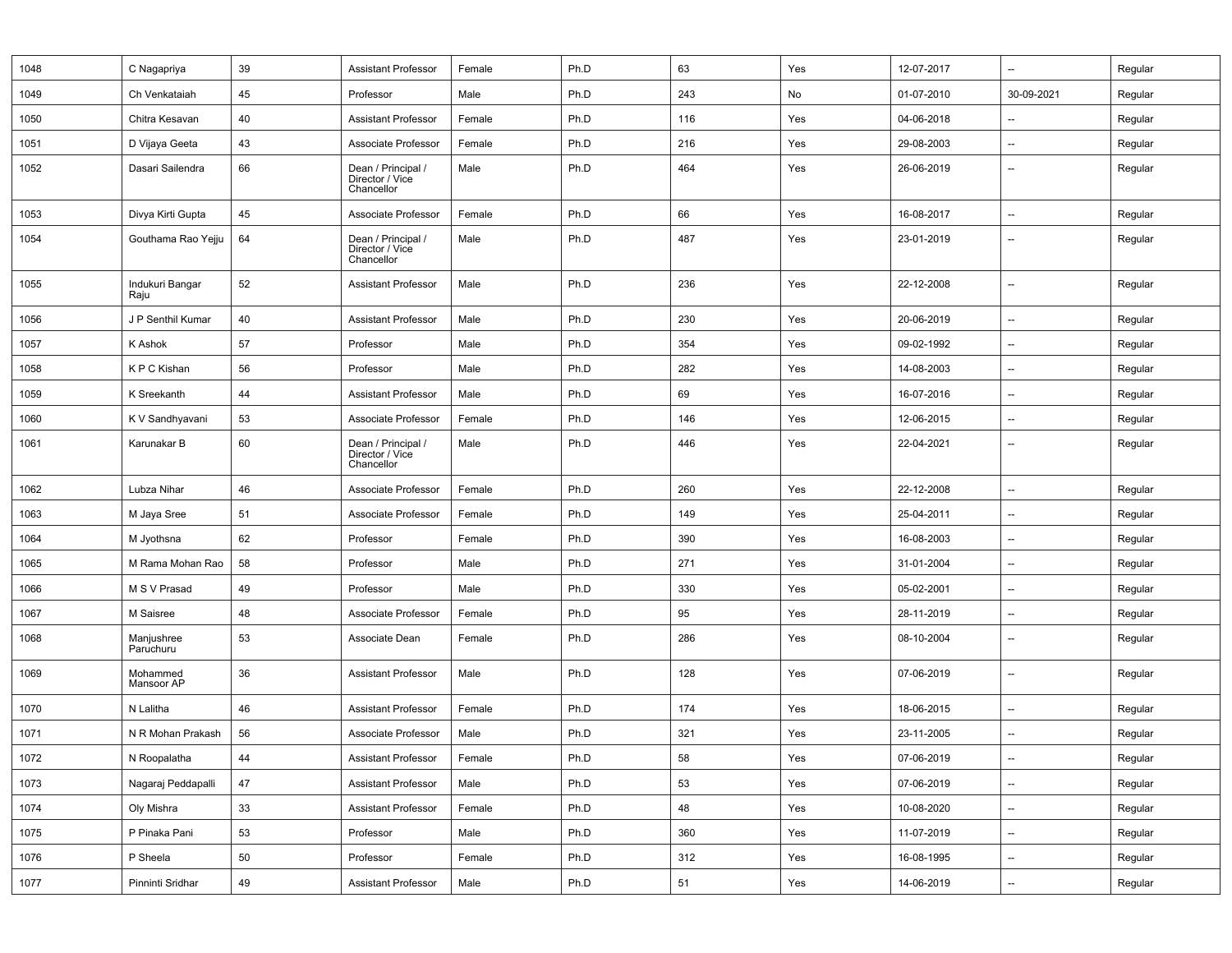| | | | | | | | | | | |
|---|---|---|---|---|---|---|---|---|---|---|
| 1048 | C Nagapriya | 39 | Assistant Professor | Female | Ph.D | 63 | Yes | 12-07-2017 | -- | Regular |
| 1049 | Ch Venkataiah | 45 | Professor | Male | Ph.D | 243 | No | 01-07-2010 | 30-09-2021 | Regular |
| 1050 | Chitra Kesavan | 40 | Assistant Professor | Female | Ph.D | 116 | Yes | 04-06-2018 | -- | Regular |
| 1051 | D Vijaya Geeta | 43 | Associate Professor | Female | Ph.D | 216 | Yes | 29-08-2003 | -- | Regular |
| 1052 | Dasari Sailendra | 66 | Dean / Principal / Director / Vice Chancellor | Male | Ph.D | 464 | Yes | 26-06-2019 | -- | Regular |
| 1053 | Divya Kirti Gupta | 45 | Associate Professor | Female | Ph.D | 66 | Yes | 16-08-2017 | -- | Regular |
| 1054 | Gouthama Rao Yejju | 64 | Dean / Principal / Director / Vice Chancellor | Male | Ph.D | 487 | Yes | 23-01-2019 | -- | Regular |
| 1055 | Indukuri Bangar Raju | 52 | Assistant Professor | Male | Ph.D | 236 | Yes | 22-12-2008 | -- | Regular |
| 1056 | J P Senthil Kumar | 40 | Assistant Professor | Male | Ph.D | 230 | Yes | 20-06-2019 | -- | Regular |
| 1057 | K Ashok | 57 | Professor | Male | Ph.D | 354 | Yes | 09-02-1992 | -- | Regular |
| 1058 | K P C Kishan | 56 | Professor | Male | Ph.D | 282 | Yes | 14-08-2003 | -- | Regular |
| 1059 | K Sreekanth | 44 | Assistant Professor | Male | Ph.D | 69 | Yes | 16-07-2016 | -- | Regular |
| 1060 | K V Sandhyavani | 53 | Associate Professor | Female | Ph.D | 146 | Yes | 12-06-2015 | -- | Regular |
| 1061 | Karunakar B | 60 | Dean / Principal / Director / Vice Chancellor | Male | Ph.D | 446 | Yes | 22-04-2021 | -- | Regular |
| 1062 | Lubza Nihar | 46 | Associate Professor | Female | Ph.D | 260 | Yes | 22-12-2008 | -- | Regular |
| 1063 | M Jaya Sree | 51 | Associate Professor | Female | Ph.D | 149 | Yes | 25-04-2011 | -- | Regular |
| 1064 | M Jyothsna | 62 | Professor | Female | Ph.D | 390 | Yes | 16-08-2003 | -- | Regular |
| 1065 | M Rama Mohan Rao | 58 | Professor | Male | Ph.D | 271 | Yes | 31-01-2004 | -- | Regular |
| 1066 | M S V Prasad | 49 | Professor | Male | Ph.D | 330 | Yes | 05-02-2001 | -- | Regular |
| 1067 | M Saisree | 48 | Associate Professor | Female | Ph.D | 95 | Yes | 28-11-2019 | -- | Regular |
| 1068 | Manjushree Paruchuru | 53 | Associate Dean | Female | Ph.D | 286 | Yes | 08-10-2004 | -- | Regular |
| 1069 | Mohammed Mansoor AP | 36 | Assistant Professor | Male | Ph.D | 128 | Yes | 07-06-2019 | -- | Regular |
| 1070 | N Lalitha | 46 | Assistant Professor | Female | Ph.D | 174 | Yes | 18-06-2015 | -- | Regular |
| 1071 | N R Mohan Prakash | 56 | Associate Professor | Male | Ph.D | 321 | Yes | 23-11-2005 | -- | Regular |
| 1072 | N Roopalatha | 44 | Assistant Professor | Female | Ph.D | 58 | Yes | 07-06-2019 | -- | Regular |
| 1073 | Nagaraj Peddapalli | 47 | Assistant Professor | Male | Ph.D | 53 | Yes | 07-06-2019 | -- | Regular |
| 1074 | Oly Mishra | 33 | Assistant Professor | Female | Ph.D | 48 | Yes | 10-08-2020 | -- | Regular |
| 1075 | P Pinaka Pani | 53 | Professor | Male | Ph.D | 360 | Yes | 11-07-2019 | -- | Regular |
| 1076 | P Sheela | 50 | Professor | Female | Ph.D | 312 | Yes | 16-08-1995 | -- | Regular |
| 1077 | Pinninti Sridhar | 49 | Assistant Professor | Male | Ph.D | 51 | Yes | 14-06-2019 | -- | Regular |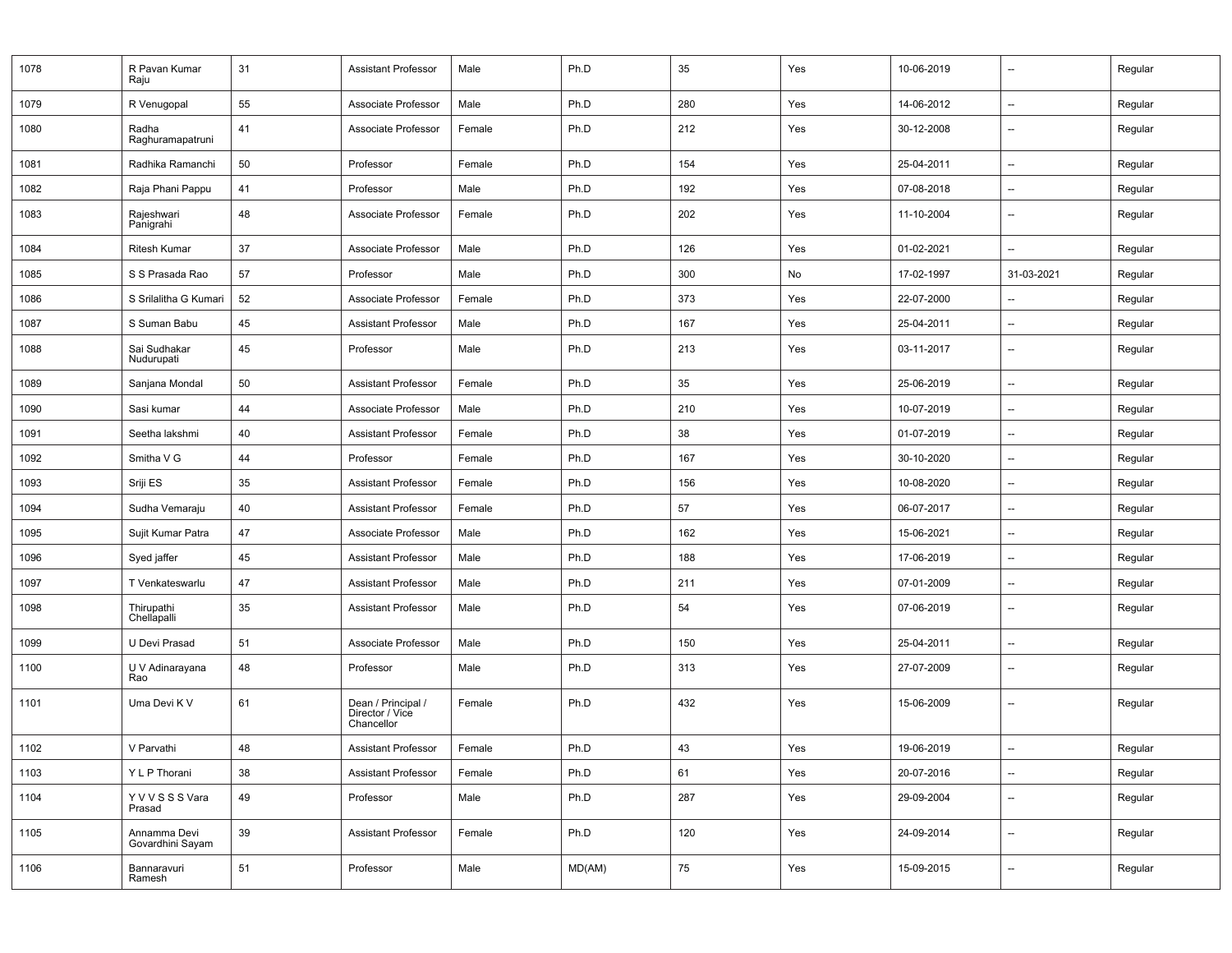| 1078 | R Pavan Kumar Raju | 31 | Assistant Professor | Male | Ph.D | 35 | Yes | 10-06-2019 | -- | Regular |
|---|---|---|---|---|---|---|---|---|---|---|
| 1079 | R Venugopal | 55 | Associate Professor | Male | Ph.D | 280 | Yes | 14-06-2012 | -- | Regular |
| 1080 | Radha Raghuramapatruni | 41 | Associate Professor | Female | Ph.D | 212 | Yes | 30-12-2008 | -- | Regular |
| 1081 | Radhika Ramanchi | 50 | Professor | Female | Ph.D | 154 | Yes | 25-04-2011 | -- | Regular |
| 1082 | Raja Phani Pappu | 41 | Professor | Male | Ph.D | 192 | Yes | 07-08-2018 | -- | Regular |
| 1083 | Rajeshwari Panigrahi | 48 | Associate Professor | Female | Ph.D | 202 | Yes | 11-10-2004 | -- | Regular |
| 1084 | Ritesh Kumar | 37 | Associate Professor | Male | Ph.D | 126 | Yes | 01-02-2021 | -- | Regular |
| 1085 | S S Prasada Rao | 57 | Professor | Male | Ph.D | 300 | No | 17-02-1997 | 31-03-2021 | Regular |
| 1086 | S Srilalitha G Kumari | 52 | Associate Professor | Female | Ph.D | 373 | Yes | 22-07-2000 | -- | Regular |
| 1087 | S Suman Babu | 45 | Assistant Professor | Male | Ph.D | 167 | Yes | 25-04-2011 | -- | Regular |
| 1088 | Sai Sudhakar Nudurupati | 45 | Professor | Male | Ph.D | 213 | Yes | 03-11-2017 | -- | Regular |
| 1089 | Sanjana Mondal | 50 | Assistant Professor | Female | Ph.D | 35 | Yes | 25-06-2019 | -- | Regular |
| 1090 | Sasi kumar | 44 | Associate Professor | Male | Ph.D | 210 | Yes | 10-07-2019 | -- | Regular |
| 1091 | Seetha lakshmi | 40 | Assistant Professor | Female | Ph.D | 38 | Yes | 01-07-2019 | -- | Regular |
| 1092 | Smitha V G | 44 | Professor | Female | Ph.D | 167 | Yes | 30-10-2020 | -- | Regular |
| 1093 | Sriji ES | 35 | Assistant Professor | Female | Ph.D | 156 | Yes | 10-08-2020 | -- | Regular |
| 1094 | Sudha Vemaraju | 40 | Assistant Professor | Female | Ph.D | 57 | Yes | 06-07-2017 | -- | Regular |
| 1095 | Sujit Kumar Patra | 47 | Associate Professor | Male | Ph.D | 162 | Yes | 15-06-2021 | -- | Regular |
| 1096 | Syed jaffer | 45 | Assistant Professor | Male | Ph.D | 188 | Yes | 17-06-2019 | -- | Regular |
| 1097 | T Venkateswarlu | 47 | Assistant Professor | Male | Ph.D | 211 | Yes | 07-01-2009 | -- | Regular |
| 1098 | Thirupathi Chellapalli | 35 | Assistant Professor | Male | Ph.D | 54 | Yes | 07-06-2019 | -- | Regular |
| 1099 | U Devi Prasad | 51 | Associate Professor | Male | Ph.D | 150 | Yes | 25-04-2011 | -- | Regular |
| 1100 | U V Adinarayana Rao | 48 | Professor | Male | Ph.D | 313 | Yes | 27-07-2009 | -- | Regular |
| 1101 | Uma Devi K V | 61 | Dean / Principal / Director / Vice Chancellor | Female | Ph.D | 432 | Yes | 15-06-2009 | -- | Regular |
| 1102 | V Parvathi | 48 | Assistant Professor | Female | Ph.D | 43 | Yes | 19-06-2019 | -- | Regular |
| 1103 | Y L P Thorani | 38 | Assistant Professor | Female | Ph.D | 61 | Yes | 20-07-2016 | -- | Regular |
| 1104 | Y V V S S S Vara Prasad | 49 | Professor | Male | Ph.D | 287 | Yes | 29-09-2004 | -- | Regular |
| 1105 | Annamma Devi Govardhini Sayam | 39 | Assistant Professor | Female | Ph.D | 120 | Yes | 24-09-2014 | -- | Regular |
| 1106 | Bannaravuri Ramesh | 51 | Professor | Male | MD(AM) | 75 | Yes | 15-09-2015 | -- | Regular |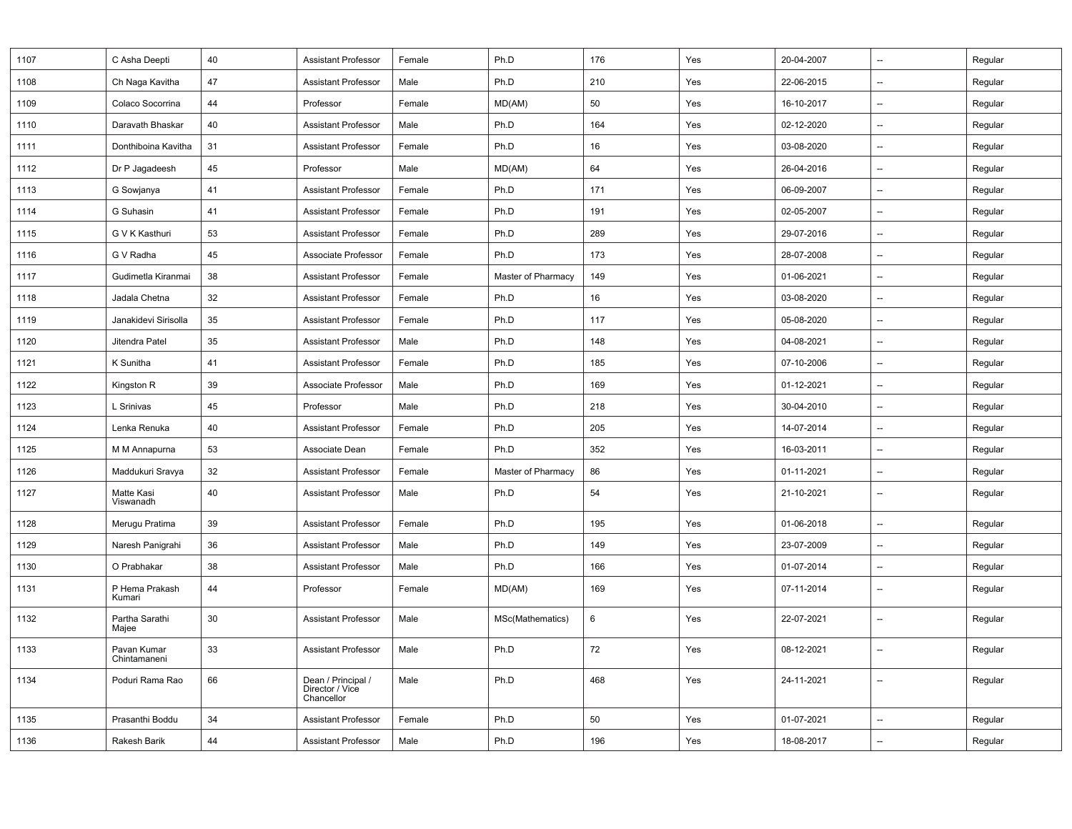| 1107 | C Asha Deepti | 40 | Assistant Professor | Female | Ph.D | 176 | Yes | 20-04-2007 | -- | Regular |
|---|---|---|---|---|---|---|---|---|---|---|
| 1108 | Ch Naga Kavitha | 47 | Assistant Professor | Male | Ph.D | 210 | Yes | 22-06-2015 | -- | Regular |
| 1109 | Colaco Socorrina | 44 | Professor | Female | MD(AM) | 50 | Yes | 16-10-2017 | -- | Regular |
| 1110 | Daravath Bhaskar | 40 | Assistant Professor | Male | Ph.D | 164 | Yes | 02-12-2020 | -- | Regular |
| 1111 | Donthiboina Kavitha | 31 | Assistant Professor | Female | Ph.D | 16 | Yes | 03-08-2020 | -- | Regular |
| 1112 | Dr P Jagadeesh | 45 | Professor | Male | MD(AM) | 64 | Yes | 26-04-2016 | -- | Regular |
| 1113 | G Sowjanya | 41 | Assistant Professor | Female | Ph.D | 171 | Yes | 06-09-2007 | -- | Regular |
| 1114 | G Suhasin | 41 | Assistant Professor | Female | Ph.D | 191 | Yes | 02-05-2007 | -- | Regular |
| 1115 | G V K Kasthuri | 53 | Assistant Professor | Female | Ph.D | 289 | Yes | 29-07-2016 | -- | Regular |
| 1116 | G V Radha | 45 | Associate Professor | Female | Ph.D | 173 | Yes | 28-07-2008 | -- | Regular |
| 1117 | Gudimetla Kiranmai | 38 | Assistant Professor | Female | Master of Pharmacy | 149 | Yes | 01-06-2021 | -- | Regular |
| 1118 | Jadala Chetna | 32 | Assistant Professor | Female | Ph.D | 16 | Yes | 03-08-2020 | -- | Regular |
| 1119 | Janakidevi Sirisolla | 35 | Assistant Professor | Female | Ph.D | 117 | Yes | 05-08-2020 | -- | Regular |
| 1120 | Jitendra Patel | 35 | Assistant Professor | Male | Ph.D | 148 | Yes | 04-08-2021 | -- | Regular |
| 1121 | K Sunitha | 41 | Assistant Professor | Female | Ph.D | 185 | Yes | 07-10-2006 | -- | Regular |
| 1122 | Kingston R | 39 | Associate Professor | Male | Ph.D | 169 | Yes | 01-12-2021 | -- | Regular |
| 1123 | L Srinivas | 45 | Professor | Male | Ph.D | 218 | Yes | 30-04-2010 | -- | Regular |
| 1124 | Lenka Renuka | 40 | Assistant Professor | Female | Ph.D | 205 | Yes | 14-07-2014 | -- | Regular |
| 1125 | M M Annapurna | 53 | Associate Dean | Female | Ph.D | 352 | Yes | 16-03-2011 | -- | Regular |
| 1126 | Maddukuri Sravya | 32 | Assistant Professor | Female | Master of Pharmacy | 86 | Yes | 01-11-2021 | -- | Regular |
| 1127 | Matte Kasi Viswanadh | 40 | Assistant Professor | Male | Ph.D | 54 | Yes | 21-10-2021 | -- | Regular |
| 1128 | Merugu Pratima | 39 | Assistant Professor | Female | Ph.D | 195 | Yes | 01-06-2018 | -- | Regular |
| 1129 | Naresh Panigrahi | 36 | Assistant Professor | Male | Ph.D | 149 | Yes | 23-07-2009 | -- | Regular |
| 1130 | O Prabhakar | 38 | Assistant Professor | Male | Ph.D | 166 | Yes | 01-07-2014 | -- | Regular |
| 1131 | P Hema Prakash Kumari | 44 | Professor | Female | MD(AM) | 169 | Yes | 07-11-2014 | -- | Regular |
| 1132 | Partha Sarathi Majee | 30 | Assistant Professor | Male | MSc(Mathematics) | 6 | Yes | 22-07-2021 | -- | Regular |
| 1133 | Pavan Kumar Chintamaneni | 33 | Assistant Professor | Male | Ph.D | 72 | Yes | 08-12-2021 | -- | Regular |
| 1134 | Poduri Rama Rao | 66 | Dean / Principal / Director / Vice Chancellor | Male | Ph.D | 468 | Yes | 24-11-2021 | -- | Regular |
| 1135 | Prasanthi Boddu | 34 | Assistant Professor | Female | Ph.D | 50 | Yes | 01-07-2021 | -- | Regular |
| 1136 | Rakesh Barik | 44 | Assistant Professor | Male | Ph.D | 196 | Yes | 18-08-2017 | -- | Regular |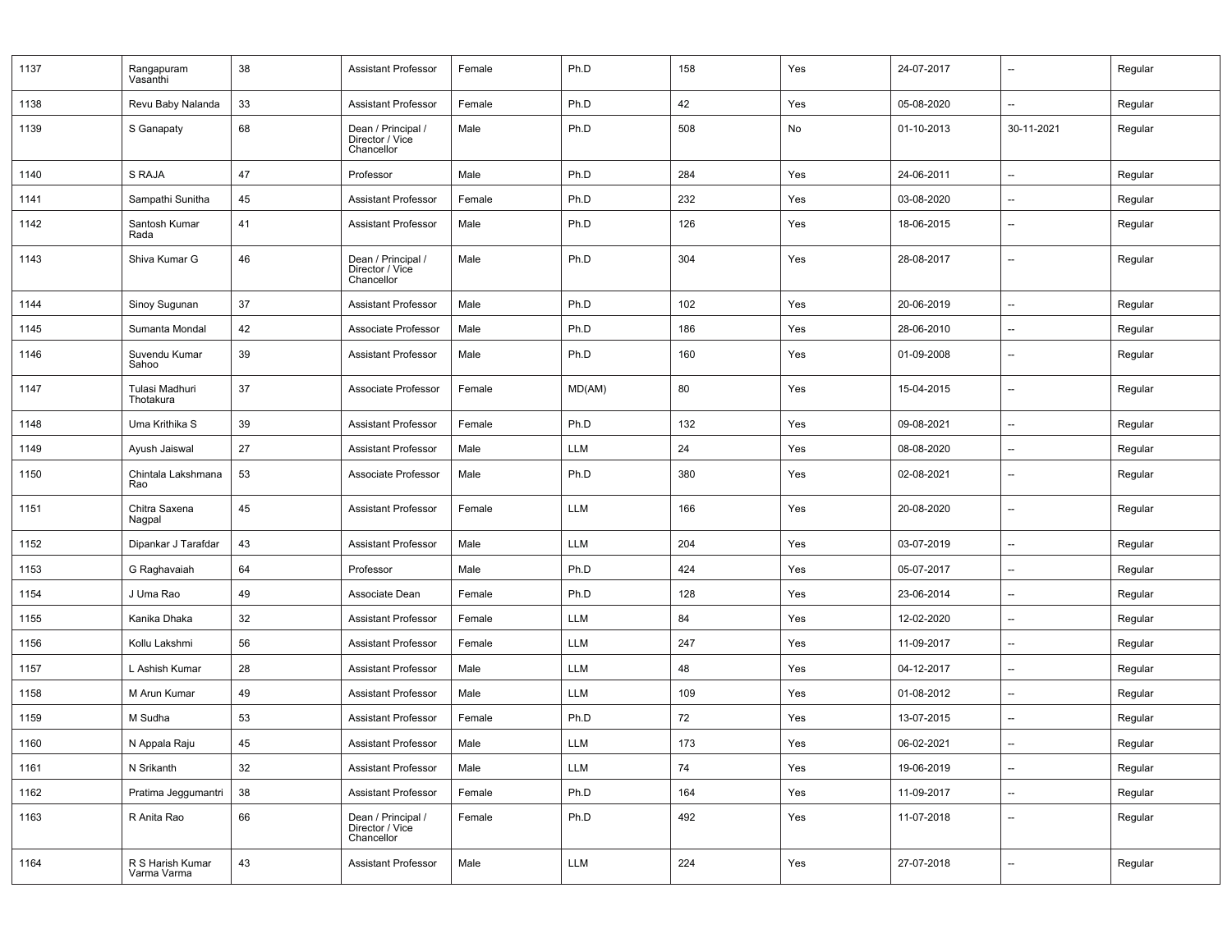| | | | | | | | | | | |
|---|---|---|---|---|---|---|---|---|---|---|
| 1137 | Rangapuram Vasanthi | 38 | Assistant Professor | Female | Ph.D | 158 | Yes | 24-07-2017 | -- | Regular |
| 1138 | Revu Baby Nalanda | 33 | Assistant Professor | Female | Ph.D | 42 | Yes | 05-08-2020 | -- | Regular |
| 1139 | S Ganapaty | 68 | Dean / Principal / Director / Vice Chancellor | Male | Ph.D | 508 | No | 01-10-2013 | 30-11-2021 | Regular |
| 1140 | S RAJA | 47 | Professor | Male | Ph.D | 284 | Yes | 24-06-2011 | -- | Regular |
| 1141 | Sampathi Sunitha | 45 | Assistant Professor | Female | Ph.D | 232 | Yes | 03-08-2020 | -- | Regular |
| 1142 | Santosh Kumar Rada | 41 | Assistant Professor | Male | Ph.D | 126 | Yes | 18-06-2015 | -- | Regular |
| 1143 | Shiva Kumar G | 46 | Dean / Principal / Director / Vice Chancellor | Male | Ph.D | 304 | Yes | 28-08-2017 | -- | Regular |
| 1144 | Sinoy Sugunan | 37 | Assistant Professor | Male | Ph.D | 102 | Yes | 20-06-2019 | -- | Regular |
| 1145 | Sumanta Mondal | 42 | Associate Professor | Male | Ph.D | 186 | Yes | 28-06-2010 | -- | Regular |
| 1146 | Suvendu Kumar Sahoo | 39 | Assistant Professor | Male | Ph.D | 160 | Yes | 01-09-2008 | -- | Regular |
| 1147 | Tulasi Madhuri Thotakura | 37 | Associate Professor | Female | MD(AM) | 80 | Yes | 15-04-2015 | -- | Regular |
| 1148 | Uma Krithika S | 39 | Assistant Professor | Female | Ph.D | 132 | Yes | 09-08-2021 | -- | Regular |
| 1149 | Ayush Jaiswal | 27 | Assistant Professor | Male | LLM | 24 | Yes | 08-08-2020 | -- | Regular |
| 1150 | Chintala Lakshmana Rao | 53 | Associate Professor | Male | Ph.D | 380 | Yes | 02-08-2021 | -- | Regular |
| 1151 | Chitra Saxena Nagpal | 45 | Assistant Professor | Female | LLM | 166 | Yes | 20-08-2020 | -- | Regular |
| 1152 | Dipankar J Tarafdar | 43 | Assistant Professor | Male | LLM | 204 | Yes | 03-07-2019 | -- | Regular |
| 1153 | G Raghavaiah | 64 | Professor | Male | Ph.D | 424 | Yes | 05-07-2017 | -- | Regular |
| 1154 | J Uma Rao | 49 | Associate Dean | Female | Ph.D | 128 | Yes | 23-06-2014 | -- | Regular |
| 1155 | Kanika Dhaka | 32 | Assistant Professor | Female | LLM | 84 | Yes | 12-02-2020 | -- | Regular |
| 1156 | Kollu Lakshmi | 56 | Assistant Professor | Female | LLM | 247 | Yes | 11-09-2017 | -- | Regular |
| 1157 | L Ashish Kumar | 28 | Assistant Professor | Male | LLM | 48 | Yes | 04-12-2017 | -- | Regular |
| 1158 | M Arun Kumar | 49 | Assistant Professor | Male | LLM | 109 | Yes | 01-08-2012 | -- | Regular |
| 1159 | M Sudha | 53 | Assistant Professor | Female | Ph.D | 72 | Yes | 13-07-2015 | -- | Regular |
| 1160 | N Appala Raju | 45 | Assistant Professor | Male | LLM | 173 | Yes | 06-02-2021 | -- | Regular |
| 1161 | N Srikanth | 32 | Assistant Professor | Male | LLM | 74 | Yes | 19-06-2019 | -- | Regular |
| 1162 | Pratima Jeggumantri | 38 | Assistant Professor | Female | Ph.D | 164 | Yes | 11-09-2017 | -- | Regular |
| 1163 | R Anita Rao | 66 | Dean / Principal / Director / Vice Chancellor | Female | Ph.D | 492 | Yes | 11-07-2018 | -- | Regular |
| 1164 | R S Harish Kumar Varma Varma | 43 | Assistant Professor | Male | LLM | 224 | Yes | 27-07-2018 | -- | Regular |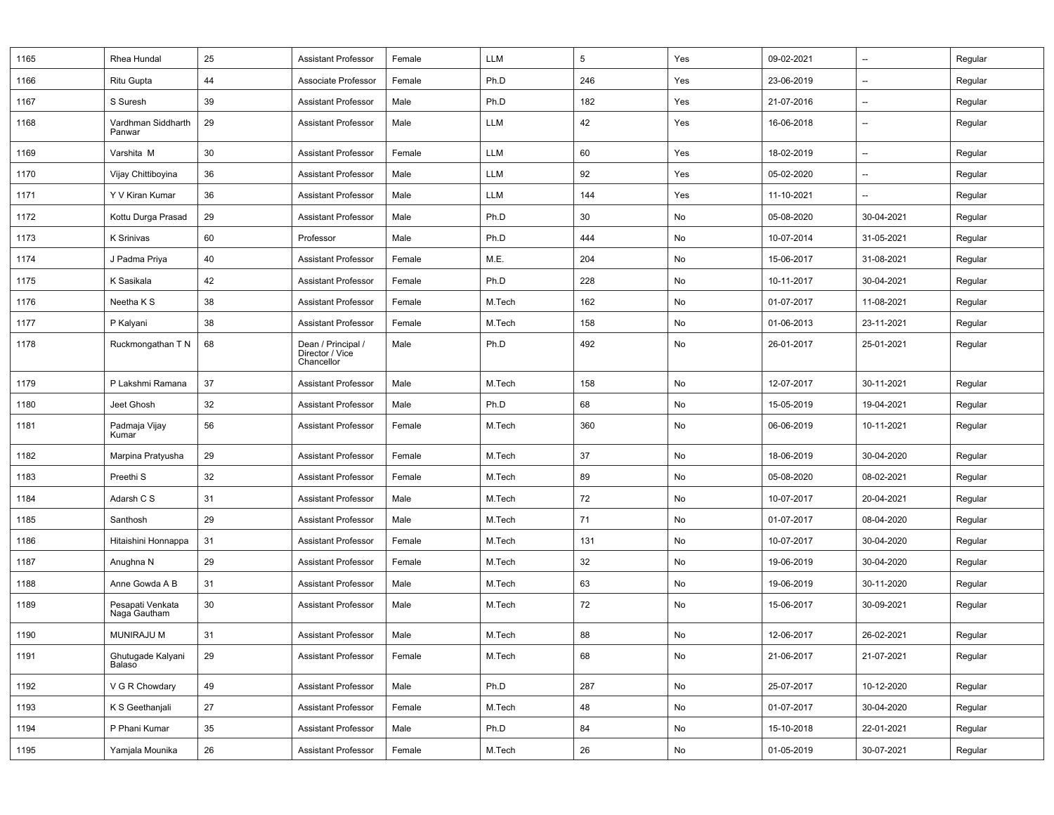| | | | | | | | | | | |
|---|---|---|---|---|---|---|---|---|---|---|
| 1165 | Rhea Hundal | 25 | Assistant Professor | Female | LLM | 5 | Yes | 09-02-2021 | -- | Regular |
| 1166 | Ritu Gupta | 44 | Associate Professor | Female | Ph.D | 246 | Yes | 23-06-2019 | -- | Regular |
| 1167 | S Suresh | 39 | Assistant Professor | Male | Ph.D | 182 | Yes | 21-07-2016 | -- | Regular |
| 1168 | Vardhman Siddharth Panwar | 29 | Assistant Professor | Male | LLM | 42 | Yes | 16-06-2018 | -- | Regular |
| 1169 | Varshita M | 30 | Assistant Professor | Female | LLM | 60 | Yes | 18-02-2019 | -- | Regular |
| 1170 | Vijay Chittiboyina | 36 | Assistant Professor | Male | LLM | 92 | Yes | 05-02-2020 | -- | Regular |
| 1171 | Y V Kiran Kumar | 36 | Assistant Professor | Male | LLM | 144 | Yes | 11-10-2021 | -- | Regular |
| 1172 | Kottu Durga Prasad | 29 | Assistant Professor | Male | Ph.D | 30 | No | 05-08-2020 | 30-04-2021 | Regular |
| 1173 | K Srinivas | 60 | Professor | Male | Ph.D | 444 | No | 10-07-2014 | 31-05-2021 | Regular |
| 1174 | J Padma Priya | 40 | Assistant Professor | Female | M.E. | 204 | No | 15-06-2017 | 31-08-2021 | Regular |
| 1175 | K Sasikala | 42 | Assistant Professor | Female | Ph.D | 228 | No | 10-11-2017 | 30-04-2021 | Regular |
| 1176 | Neetha K S | 38 | Assistant Professor | Female | M.Tech | 162 | No | 01-07-2017 | 11-08-2021 | Regular |
| 1177 | P Kalyani | 38 | Assistant Professor | Female | M.Tech | 158 | No | 01-06-2013 | 23-11-2021 | Regular |
| 1178 | Ruckmongathan T N | 68 | Dean / Principal / Director / Vice Chancellor | Male | Ph.D | 492 | No | 26-01-2017 | 25-01-2021 | Regular |
| 1179 | P Lakshmi Ramana | 37 | Assistant Professor | Male | M.Tech | 158 | No | 12-07-2017 | 30-11-2021 | Regular |
| 1180 | Jeet Ghosh | 32 | Assistant Professor | Male | Ph.D | 68 | No | 15-05-2019 | 19-04-2021 | Regular |
| 1181 | Padmaja Vijay Kumar | 56 | Assistant Professor | Female | M.Tech | 360 | No | 06-06-2019 | 10-11-2021 | Regular |
| 1182 | Marpina Pratyusha | 29 | Assistant Professor | Female | M.Tech | 37 | No | 18-06-2019 | 30-04-2020 | Regular |
| 1183 | Preethi S | 32 | Assistant Professor | Female | M.Tech | 89 | No | 05-08-2020 | 08-02-2021 | Regular |
| 1184 | Adarsh C S | 31 | Assistant Professor | Male | M.Tech | 72 | No | 10-07-2017 | 20-04-2021 | Regular |
| 1185 | Santhosh | 29 | Assistant Professor | Male | M.Tech | 71 | No | 01-07-2017 | 08-04-2020 | Regular |
| 1186 | Hitaishini Honnappa | 31 | Assistant Professor | Female | M.Tech | 131 | No | 10-07-2017 | 30-04-2020 | Regular |
| 1187 | Anughna N | 29 | Assistant Professor | Female | M.Tech | 32 | No | 19-06-2019 | 30-04-2020 | Regular |
| 1188 | Anne Gowda A B | 31 | Assistant Professor | Male | M.Tech | 63 | No | 19-06-2019 | 30-11-2020 | Regular |
| 1189 | Pesapati Venkata Naga Gautham | 30 | Assistant Professor | Male | M.Tech | 72 | No | 15-06-2017 | 30-09-2021 | Regular |
| 1190 | MUNIRAJU M | 31 | Assistant Professor | Male | M.Tech | 88 | No | 12-06-2017 | 26-02-2021 | Regular |
| 1191 | Ghutugade Kalyani Balaso | 29 | Assistant Professor | Female | M.Tech | 68 | No | 21-06-2017 | 21-07-2021 | Regular |
| 1192 | V G R Chowdary | 49 | Assistant Professor | Male | Ph.D | 287 | No | 25-07-2017 | 10-12-2020 | Regular |
| 1193 | K S Geethanjali | 27 | Assistant Professor | Female | M.Tech | 48 | No | 01-07-2017 | 30-04-2020 | Regular |
| 1194 | P Phani Kumar | 35 | Assistant Professor | Male | Ph.D | 84 | No | 15-10-2018 | 22-01-2021 | Regular |
| 1195 | Yamjala Mounika | 26 | Assistant Professor | Female | M.Tech | 26 | No | 01-05-2019 | 30-07-2021 | Regular |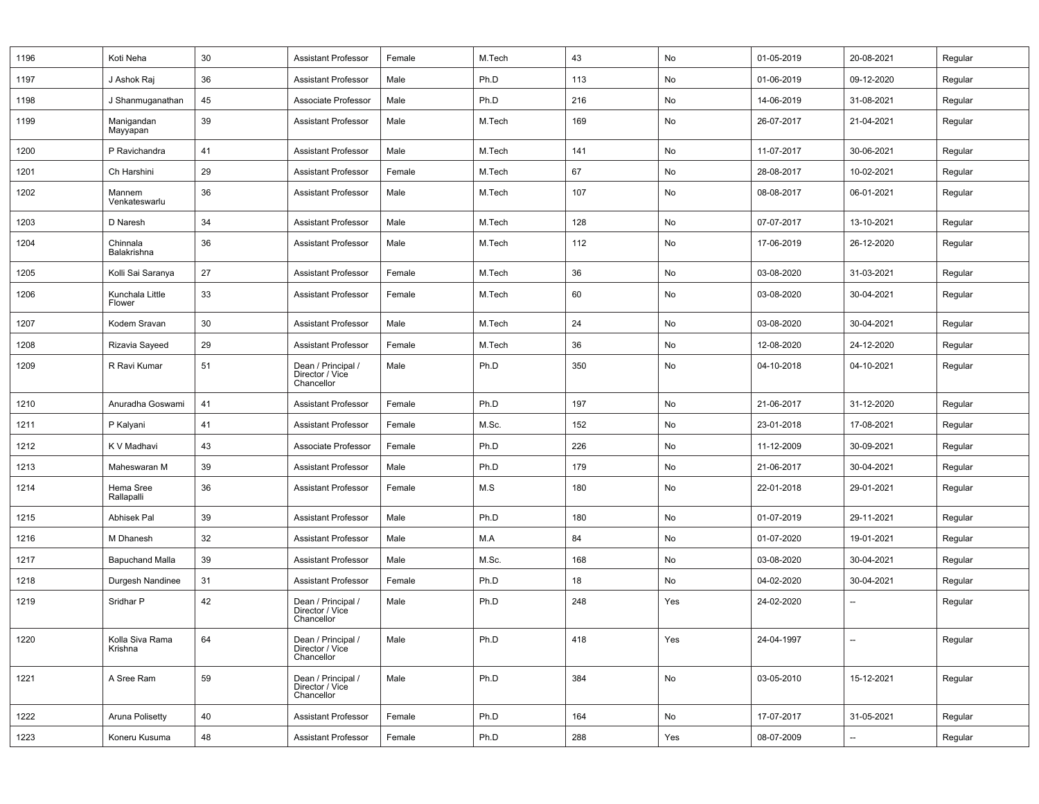| 1196 | Koti Neha | 30 | Assistant Professor | Female | M.Tech | 43 | No | 01-05-2019 | 20-08-2021 | Regular |
|---|---|---|---|---|---|---|---|---|---|---|
| 1197 | J Ashok Raj | 36 | Assistant Professor | Male | Ph.D | 113 | No | 01-06-2019 | 09-12-2020 | Regular |
| 1198 | J Shanmuganathan | 45 | Associate Professor | Male | Ph.D | 216 | No | 14-06-2019 | 31-08-2021 | Regular |
| 1199 | Manigandan Mayyapan | 39 | Assistant Professor | Male | M.Tech | 169 | No | 26-07-2017 | 21-04-2021 | Regular |
| 1200 | P Ravichandra | 41 | Assistant Professor | Male | M.Tech | 141 | No | 11-07-2017 | 30-06-2021 | Regular |
| 1201 | Ch Harshini | 29 | Assistant Professor | Female | M.Tech | 67 | No | 28-08-2017 | 10-02-2021 | Regular |
| 1202 | Mannem Venkateswarlu | 36 | Assistant Professor | Male | M.Tech | 107 | No | 08-08-2017 | 06-01-2021 | Regular |
| 1203 | D Naresh | 34 | Assistant Professor | Male | M.Tech | 128 | No | 07-07-2017 | 13-10-2021 | Regular |
| 1204 | Chinnala Balakrishna | 36 | Assistant Professor | Male | M.Tech | 112 | No | 17-06-2019 | 26-12-2020 | Regular |
| 1205 | Kolli Sai Saranya | 27 | Assistant Professor | Female | M.Tech | 36 | No | 03-08-2020 | 31-03-2021 | Regular |
| 1206 | Kunchala Little Flower | 33 | Assistant Professor | Female | M.Tech | 60 | No | 03-08-2020 | 30-04-2021 | Regular |
| 1207 | Kodem Sravan | 30 | Assistant Professor | Male | M.Tech | 24 | No | 03-08-2020 | 30-04-2021 | Regular |
| 1208 | Rizavia Sayeed | 29 | Assistant Professor | Female | M.Tech | 36 | No | 12-08-2020 | 24-12-2020 | Regular |
| 1209 | R Ravi Kumar | 51 | Dean / Principal / Director / Vice Chancellor | Male | Ph.D | 350 | No | 04-10-2018 | 04-10-2021 | Regular |
| 1210 | Anuradha Goswami | 41 | Assistant Professor | Female | Ph.D | 197 | No | 21-06-2017 | 31-12-2020 | Regular |
| 1211 | P Kalyani | 41 | Assistant Professor | Female | M.Sc. | 152 | No | 23-01-2018 | 17-08-2021 | Regular |
| 1212 | K V Madhavi | 43 | Associate Professor | Female | Ph.D | 226 | No | 11-12-2009 | 30-09-2021 | Regular |
| 1213 | Maheswaran M | 39 | Assistant Professor | Male | Ph.D | 179 | No | 21-06-2017 | 30-04-2021 | Regular |
| 1214 | Hema Sree Rallapalli | 36 | Assistant Professor | Female | M.S | 180 | No | 22-01-2018 | 29-01-2021 | Regular |
| 1215 | Abhisek Pal | 39 | Assistant Professor | Male | Ph.D | 180 | No | 01-07-2019 | 29-11-2021 | Regular |
| 1216 | M Dhanesh | 32 | Assistant Professor | Male | M.A | 84 | No | 01-07-2020 | 19-01-2021 | Regular |
| 1217 | Bapuchand Malla | 39 | Assistant Professor | Male | M.Sc. | 168 | No | 03-08-2020 | 30-04-2021 | Regular |
| 1218 | Durgesh Nandinee | 31 | Assistant Professor | Female | Ph.D | 18 | No | 04-02-2020 | 30-04-2021 | Regular |
| 1219 | Sridhar P | 42 | Dean / Principal / Director / Vice Chancellor | Male | Ph.D | 248 | Yes | 24-02-2020 | -- | Regular |
| 1220 | Kolla Siva Rama Krishna | 64 | Dean / Principal / Director / Vice Chancellor | Male | Ph.D | 418 | Yes | 24-04-1997 | -- | Regular |
| 1221 | A Sree Ram | 59 | Dean / Principal / Director / Vice Chancellor | Male | Ph.D | 384 | No | 03-05-2010 | 15-12-2021 | Regular |
| 1222 | Aruna Polisetty | 40 | Assistant Professor | Female | Ph.D | 164 | No | 17-07-2017 | 31-05-2021 | Regular |
| 1223 | Koneru Kusuma | 48 | Assistant Professor | Female | Ph.D | 288 | Yes | 08-07-2009 | -- | Regular |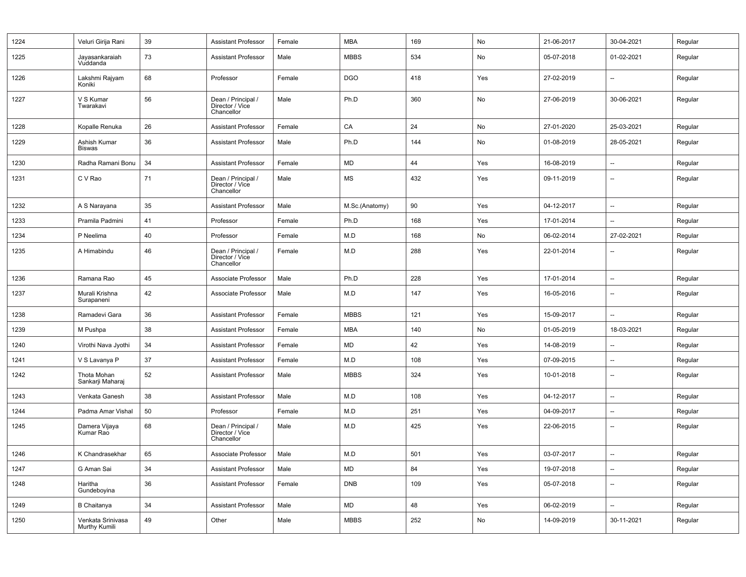| | | | | | | | | | | |
|---|---|---|---|---|---|---|---|---|---|---|
| 1224 | Veluri Girija Rani | 39 | Assistant Professor | Female | MBA | 169 | No | 21-06-2017 | 30-04-2021 | Regular |
| 1225 | Jayasankaraiah Vuddanda | 73 | Assistant Professor | Male | MBBS | 534 | No | 05-07-2018 | 01-02-2021 | Regular |
| 1226 | Lakshmi Rajyam Koniki | 68 | Professor | Female | DGO | 418 | Yes | 27-02-2019 | -- | Regular |
| 1227 | V S Kumar Twarakavi | 56 | Dean / Principal / Director / Vice Chancellor | Male | Ph.D | 360 | No | 27-06-2019 | 30-06-2021 | Regular |
| 1228 | Kopalle Renuka | 26 | Assistant Professor | Female | CA | 24 | No | 27-01-2020 | 25-03-2021 | Regular |
| 1229 | Ashish Kumar Biswas | 36 | Assistant Professor | Male | Ph.D | 144 | No | 01-08-2019 | 28-05-2021 | Regular |
| 1230 | Radha Ramani Bonu | 34 | Assistant Professor | Female | MD | 44 | Yes | 16-08-2019 | -- | Regular |
| 1231 | C V Rao | 71 | Dean / Principal / Director / Vice Chancellor | Male | MS | 432 | Yes | 09-11-2019 | -- | Regular |
| 1232 | A S Narayana | 35 | Assistant Professor | Male | M.Sc.(Anatomy) | 90 | Yes | 04-12-2017 | -- | Regular |
| 1233 | Pramila Padmini | 41 | Professor | Female | Ph.D | 168 | Yes | 17-01-2014 | -- | Regular |
| 1234 | P Neelima | 40 | Professor | Female | M.D | 168 | No | 06-02-2014 | 27-02-2021 | Regular |
| 1235 | A Himabindu | 46 | Dean / Principal / Director / Vice Chancellor | Female | M.D | 288 | Yes | 22-01-2014 | -- | Regular |
| 1236 | Ramana Rao | 45 | Associate Professor | Male | Ph.D | 228 | Yes | 17-01-2014 | -- | Regular |
| 1237 | Murali Krishna Surapaneni | 42 | Associate Professor | Male | M.D | 147 | Yes | 16-05-2016 | -- | Regular |
| 1238 | Ramadevi Gara | 36 | Assistant Professor | Female | MBBS | 121 | Yes | 15-09-2017 | -- | Regular |
| 1239 | M Pushpa | 38 | Assistant Professor | Female | MBA | 140 | No | 01-05-2019 | 18-03-2021 | Regular |
| 1240 | Virothi Nava Jyothi | 34 | Assistant Professor | Female | MD | 42 | Yes | 14-08-2019 | -- | Regular |
| 1241 | V S Lavanya P | 37 | Assistant Professor | Female | M.D | 108 | Yes | 07-09-2015 | -- | Regular |
| 1242 | Thota Mohan Sankarji Maharaj | 52 | Assistant Professor | Male | MBBS | 324 | Yes | 10-01-2018 | -- | Regular |
| 1243 | Venkata Ganesh | 38 | Assistant Professor | Male | M.D | 108 | Yes | 04-12-2017 | -- | Regular |
| 1244 | Padma Amar Vishal | 50 | Professor | Female | M.D | 251 | Yes | 04-09-2017 | -- | Regular |
| 1245 | Damera Vijaya Kumar Rao | 68 | Dean / Principal / Director / Vice Chancellor | Male | M.D | 425 | Yes | 22-06-2015 | -- | Regular |
| 1246 | K Chandrasekhar | 65 | Associate Professor | Male | M.D | 501 | Yes | 03-07-2017 | -- | Regular |
| 1247 | G Aman Sai | 34 | Assistant Professor | Male | MD | 84 | Yes | 19-07-2018 | -- | Regular |
| 1248 | Haritha Gundeboyina | 36 | Assistant Professor | Female | DNB | 109 | Yes | 05-07-2018 | -- | Regular |
| 1249 | B Chaitanya | 34 | Assistant Professor | Male | MD | 48 | Yes | 06-02-2019 | -- | Regular |
| 1250 | Venkata Srinivasa Murthy Kumili | 49 | Other | Male | MBBS | 252 | No | 14-09-2019 | 30-11-2021 | Regular |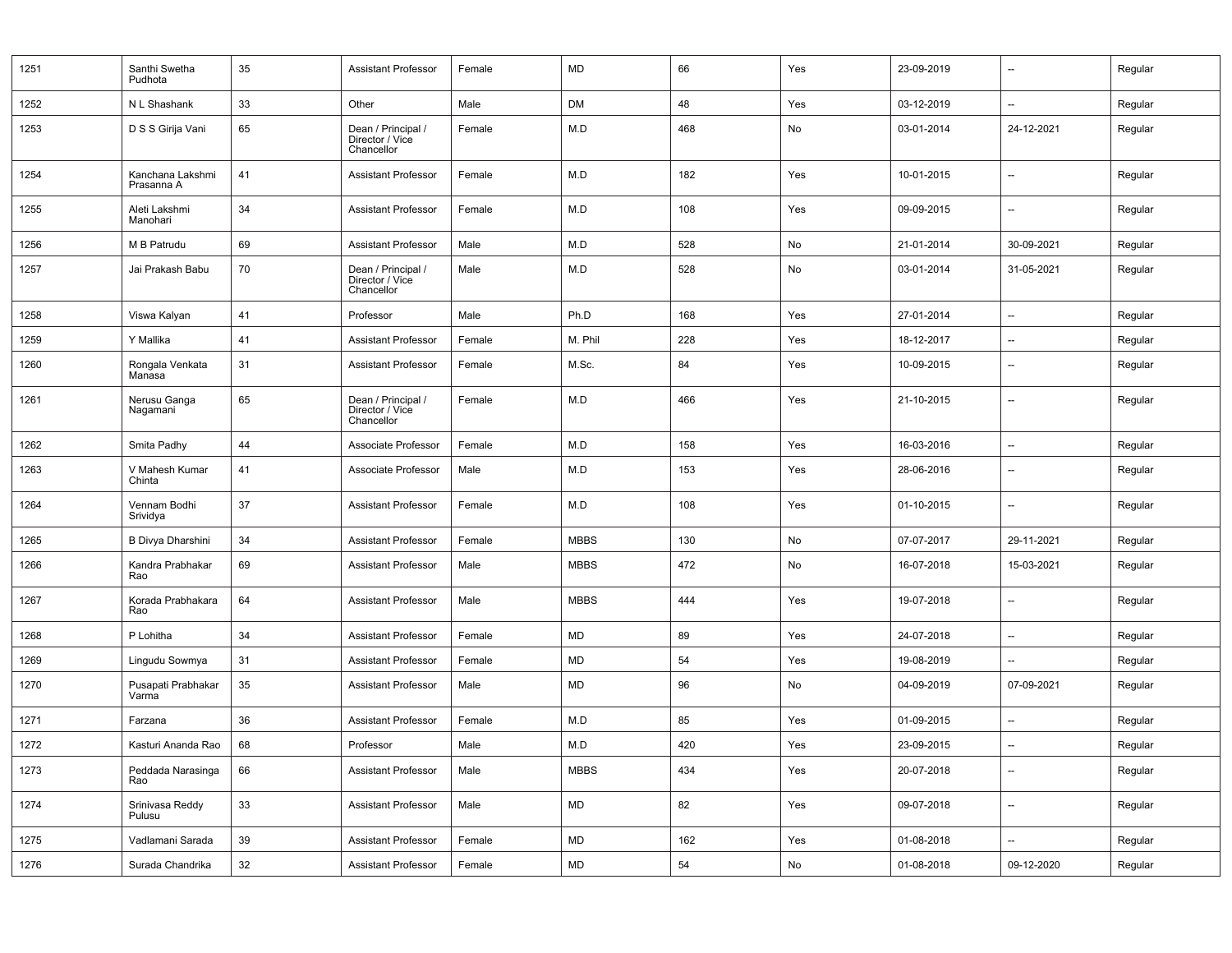| | | | | | | | | | | |
|---|---|---|---|---|---|---|---|---|---|---|
| 1251 | Santhi Swetha Pudhota | 35 | Assistant Professor | Female | MD | 66 | Yes | 23-09-2019 | -- | Regular |
| 1252 | N L Shashank | 33 | Other | Male | DM | 48 | Yes | 03-12-2019 | -- | Regular |
| 1253 | D S S Girija Vani | 65 | Dean / Principal / Director / Vice Chancellor | Female | M.D | 468 | No | 03-01-2014 | 24-12-2021 | Regular |
| 1254 | Kanchana Lakshmi Prasanna A | 41 | Assistant Professor | Female | M.D | 182 | Yes | 10-01-2015 | -- | Regular |
| 1255 | Aleti Lakshmi Manohari | 34 | Assistant Professor | Female | M.D | 108 | Yes | 09-09-2015 | -- | Regular |
| 1256 | M B Patrudu | 69 | Assistant Professor | Male | M.D | 528 | No | 21-01-2014 | 30-09-2021 | Regular |
| 1257 | Jai Prakash Babu | 70 | Dean / Principal / Director / Vice Chancellor | Male | M.D | 528 | No | 03-01-2014 | 31-05-2021 | Regular |
| 1258 | Viswa Kalyan | 41 | Professor | Male | Ph.D | 168 | Yes | 27-01-2014 | -- | Regular |
| 1259 | Y Mallika | 41 | Assistant Professor | Female | M. Phil | 228 | Yes | 18-12-2017 | -- | Regular |
| 1260 | Rongala Venkata Manasa | 31 | Assistant Professor | Female | M.Sc. | 84 | Yes | 10-09-2015 | -- | Regular |
| 1261 | Nerusu Ganga Nagamani | 65 | Dean / Principal / Director / Vice Chancellor | Female | M.D | 466 | Yes | 21-10-2015 | -- | Regular |
| 1262 | Smita Padhy | 44 | Associate Professor | Female | M.D | 158 | Yes | 16-03-2016 | -- | Regular |
| 1263 | V Mahesh Kumar Chinta | 41 | Associate Professor | Male | M.D | 153 | Yes | 28-06-2016 | -- | Regular |
| 1264 | Vennam Bodhi Srividya | 37 | Assistant Professor | Female | M.D | 108 | Yes | 01-10-2015 | -- | Regular |
| 1265 | B Divya Dharshini | 34 | Assistant Professor | Female | MBBS | 130 | No | 07-07-2017 | 29-11-2021 | Regular |
| 1266 | Kandra Prabhakar Rao | 69 | Assistant Professor | Male | MBBS | 472 | No | 16-07-2018 | 15-03-2021 | Regular |
| 1267 | Korada Prabhakara Rao | 64 | Assistant Professor | Male | MBBS | 444 | Yes | 19-07-2018 | -- | Regular |
| 1268 | P Lohitha | 34 | Assistant Professor | Female | MD | 89 | Yes | 24-07-2018 | -- | Regular |
| 1269 | Lingudu Sowmya | 31 | Assistant Professor | Female | MD | 54 | Yes | 19-08-2019 | -- | Regular |
| 1270 | Pusapati Prabhakar Varma | 35 | Assistant Professor | Male | MD | 96 | No | 04-09-2019 | 07-09-2021 | Regular |
| 1271 | Farzana | 36 | Assistant Professor | Female | M.D | 85 | Yes | 01-09-2015 | -- | Regular |
| 1272 | Kasturi Ananda Rao | 68 | Professor | Male | M.D | 420 | Yes | 23-09-2015 | -- | Regular |
| 1273 | Peddada Narasinga Rao | 66 | Assistant Professor | Male | MBBS | 434 | Yes | 20-07-2018 | -- | Regular |
| 1274 | Srinivasa Reddy Pulusu | 33 | Assistant Professor | Male | MD | 82 | Yes | 09-07-2018 | -- | Regular |
| 1275 | Vadlamani Sarada | 39 | Assistant Professor | Female | MD | 162 | Yes | 01-08-2018 | -- | Regular |
| 1276 | Surada Chandrika | 32 | Assistant Professor | Female | MD | 54 | No | 01-08-2018 | 09-12-2020 | Regular |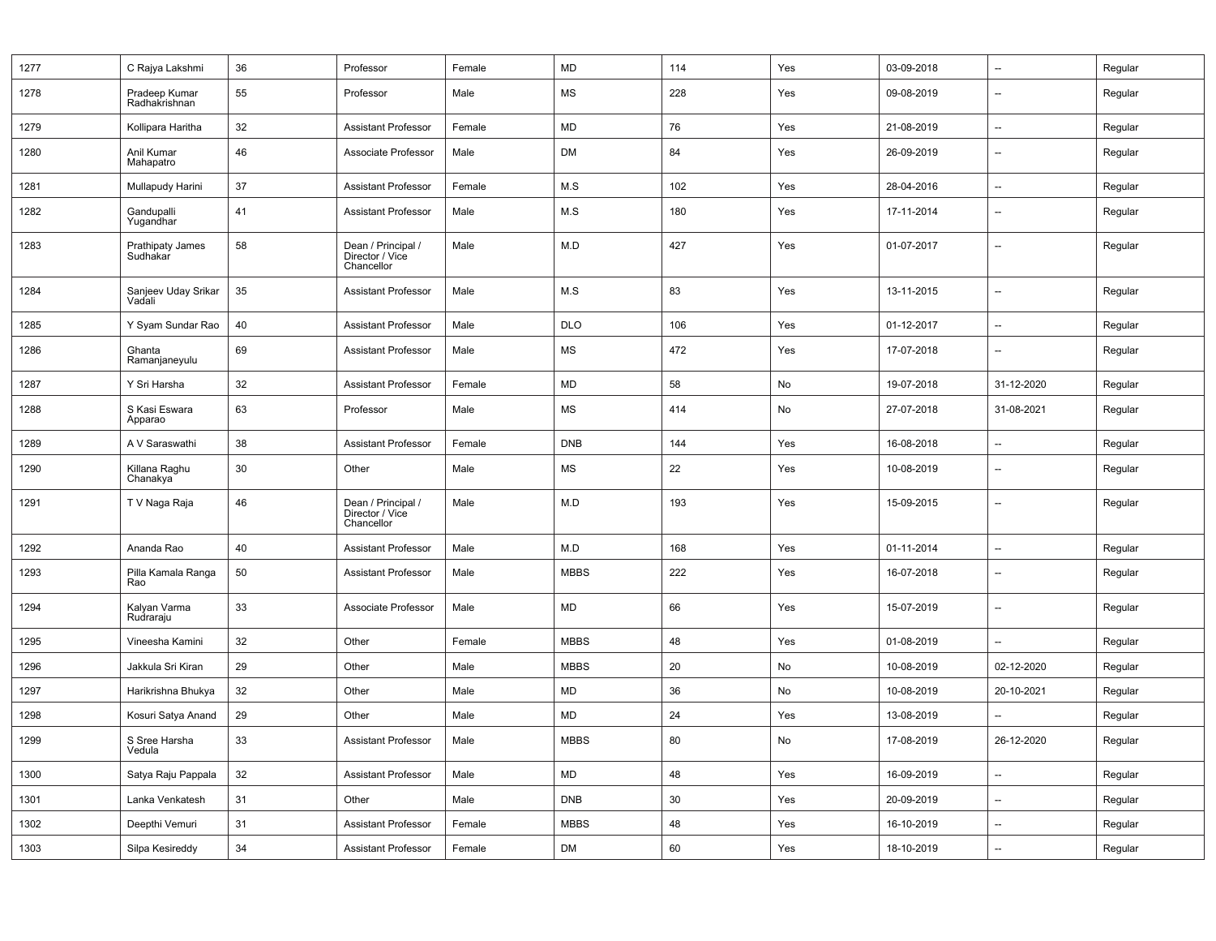| | | | | | | | | | | |
|---|---|---|---|---|---|---|---|---|---|---|
| 1277 | C Rajya Lakshmi | 36 | Professor | Female | MD | 114 | Yes | 03-09-2018 | -- | Regular |
| 1278 | Pradeep Kumar Radhakrishnan | 55 | Professor | Male | MS | 228 | Yes | 09-08-2019 | -- | Regular |
| 1279 | Kollipara Haritha | 32 | Assistant Professor | Female | MD | 76 | Yes | 21-08-2019 | -- | Regular |
| 1280 | Anil Kumar Mahapatro | 46 | Associate Professor | Male | DM | 84 | Yes | 26-09-2019 | -- | Regular |
| 1281 | Mullapudy Harini | 37 | Assistant Professor | Female | M.S | 102 | Yes | 28-04-2016 | -- | Regular |
| 1282 | Gandupalli Yugandhar | 41 | Assistant Professor | Male | M.S | 180 | Yes | 17-11-2014 | -- | Regular |
| 1283 | Prathipaty James Sudhakar | 58 | Dean / Principal / Director / Vice Chancellor | Male | M.D | 427 | Yes | 01-07-2017 | -- | Regular |
| 1284 | Sanjeev Uday Srikar Vadali | 35 | Assistant Professor | Male | M.S | 83 | Yes | 13-11-2015 | -- | Regular |
| 1285 | Y Syam Sundar Rao | 40 | Assistant Professor | Male | DLO | 106 | Yes | 01-12-2017 | -- | Regular |
| 1286 | Ghanta Ramanjaneyulu | 69 | Assistant Professor | Male | MS | 472 | Yes | 17-07-2018 | -- | Regular |
| 1287 | Y Sri Harsha | 32 | Assistant Professor | Female | MD | 58 | No | 19-07-2018 | 31-12-2020 | Regular |
| 1288 | S Kasi Eswara Apparao | 63 | Professor | Male | MS | 414 | No | 27-07-2018 | 31-08-2021 | Regular |
| 1289 | A V Saraswathi | 38 | Assistant Professor | Female | DNB | 144 | Yes | 16-08-2018 | -- | Regular |
| 1290 | Killana Raghu Chanakya | 30 | Other | Male | MS | 22 | Yes | 10-08-2019 | -- | Regular |
| 1291 | T V Naga Raja | 46 | Dean / Principal / Director / Vice Chancellor | Male | M.D | 193 | Yes | 15-09-2015 | -- | Regular |
| 1292 | Ananda Rao | 40 | Assistant Professor | Male | M.D | 168 | Yes | 01-11-2014 | -- | Regular |
| 1293 | Pilla Kamala Ranga Rao | 50 | Assistant Professor | Male | MBBS | 222 | Yes | 16-07-2018 | -- | Regular |
| 1294 | Kalyan Varma Rudraraju | 33 | Associate Professor | Male | MD | 66 | Yes | 15-07-2019 | -- | Regular |
| 1295 | Vineesha Kamini | 32 | Other | Female | MBBS | 48 | Yes | 01-08-2019 | -- | Regular |
| 1296 | Jakkula Sri Kiran | 29 | Other | Male | MBBS | 20 | No | 10-08-2019 | 02-12-2020 | Regular |
| 1297 | Harikrishna Bhukya | 32 | Other | Male | MD | 36 | No | 10-08-2019 | 20-10-2021 | Regular |
| 1298 | Kosuri Satya Anand | 29 | Other | Male | MD | 24 | Yes | 13-08-2019 | -- | Regular |
| 1299 | S Sree Harsha Vedula | 33 | Assistant Professor | Male | MBBS | 80 | No | 17-08-2019 | 26-12-2020 | Regular |
| 1300 | Satya Raju Pappala | 32 | Assistant Professor | Male | MD | 48 | Yes | 16-09-2019 | -- | Regular |
| 1301 | Lanka Venkatesh | 31 | Other | Male | DNB | 30 | Yes | 20-09-2019 | -- | Regular |
| 1302 | Deepthi Vemuri | 31 | Assistant Professor | Female | MBBS | 48 | Yes | 16-10-2019 | -- | Regular |
| 1303 | Silpa Kesireddy | 34 | Assistant Professor | Female | DM | 60 | Yes | 18-10-2019 | -- | Regular |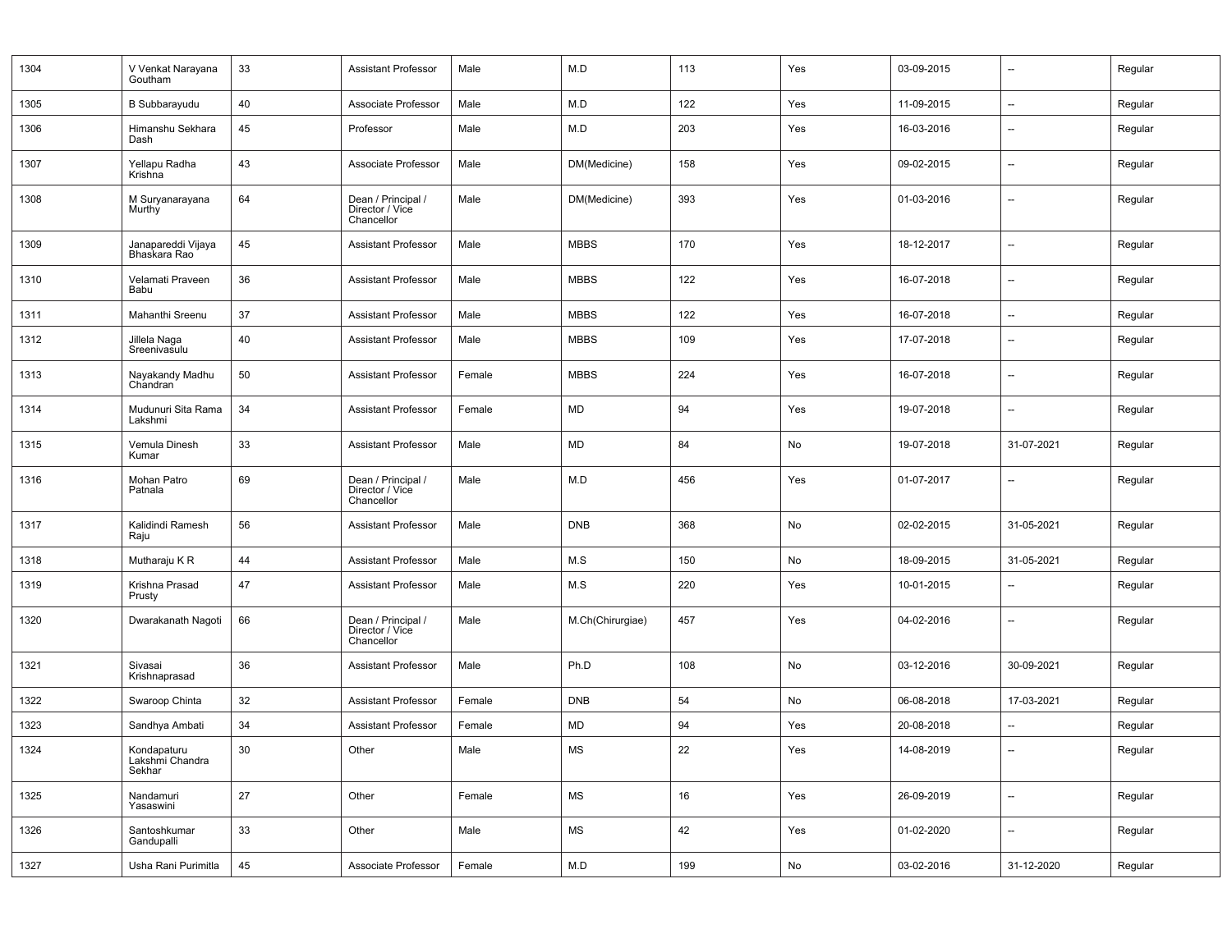| 1304 | V Venkat Narayana Goutham | 33 | Assistant Professor | Male | M.D | 113 | Yes | 03-09-2015 | -- | Regular |
|---|---|---|---|---|---|---|---|---|---|---|
| 1305 | B Subbarayudu | 40 | Associate Professor | Male | M.D | 122 | Yes | 11-09-2015 | -- | Regular |
| 1306 | Himanshu Sekhara Dash | 45 | Professor | Male | M.D | 203 | Yes | 16-03-2016 | -- | Regular |
| 1307 | Yellapu Radha Krishna | 43 | Associate Professor | Male | DM(Medicine) | 158 | Yes | 09-02-2015 | -- | Regular |
| 1308 | M Suryanarayana Murthy | 64 | Dean / Principal / Director / Vice Chancellor | Male | DM(Medicine) | 393 | Yes | 01-03-2016 | -- | Regular |
| 1309 | Janapareddi Vijaya Bhaskara Rao | 45 | Assistant Professor | Male | MBBS | 170 | Yes | 18-12-2017 | -- | Regular |
| 1310 | Velamati Praveen Babu | 36 | Assistant Professor | Male | MBBS | 122 | Yes | 16-07-2018 | -- | Regular |
| 1311 | Mahanthi Sreenu | 37 | Assistant Professor | Male | MBBS | 122 | Yes | 16-07-2018 | -- | Regular |
| 1312 | Jillela Naga Sreenivasulu | 40 | Assistant Professor | Male | MBBS | 109 | Yes | 17-07-2018 | -- | Regular |
| 1313 | Nayakandy Madhu Chandran | 50 | Assistant Professor | Female | MBBS | 224 | Yes | 16-07-2018 | -- | Regular |
| 1314 | Mudunuri Sita Rama Lakshmi | 34 | Assistant Professor | Female | MD | 94 | Yes | 19-07-2018 | -- | Regular |
| 1315 | Vemula Dinesh Kumar | 33 | Assistant Professor | Male | MD | 84 | No | 19-07-2018 | 31-07-2021 | Regular |
| 1316 | Mohan Patro Patnala | 69 | Dean / Principal / Director / Vice Chancellor | Male | M.D | 456 | Yes | 01-07-2017 | -- | Regular |
| 1317 | Kalidindi Ramesh Raju | 56 | Assistant Professor | Male | DNB | 368 | No | 02-02-2015 | 31-05-2021 | Regular |
| 1318 | Mutharaju K R | 44 | Assistant Professor | Male | M.S | 150 | No | 18-09-2015 | 31-05-2021 | Regular |
| 1319 | Krishna Prasad Prusty | 47 | Assistant Professor | Male | M.S | 220 | Yes | 10-01-2015 | -- | Regular |
| 1320 | Dwarakanath Nagoti | 66 | Dean / Principal / Director / Vice Chancellor | Male | M.Ch(Chirurgiae) | 457 | Yes | 04-02-2016 | -- | Regular |
| 1321 | Sivasai Krishnaprasad | 36 | Assistant Professor | Male | Ph.D | 108 | No | 03-12-2016 | 30-09-2021 | Regular |
| 1322 | Swaroop Chinta | 32 | Assistant Professor | Female | DNB | 54 | No | 06-08-2018 | 17-03-2021 | Regular |
| 1323 | Sandhya Ambati | 34 | Assistant Professor | Female | MD | 94 | Yes | 20-08-2018 | -- | Regular |
| 1324 | Kondapaturu Lakshmi Chandra Sekhar | 30 | Other | Male | MS | 22 | Yes | 14-08-2019 | -- | Regular |
| 1325 | Nandamuri Yasaswini | 27 | Other | Female | MS | 16 | Yes | 26-09-2019 | -- | Regular |
| 1326 | Santoshkumar Gandupalli | 33 | Other | Male | MS | 42 | Yes | 01-02-2020 | -- | Regular |
| 1327 | Usha Rani Purimitla | 45 | Associate Professor | Female | M.D | 199 | No | 03-02-2016 | 31-12-2020 | Regular |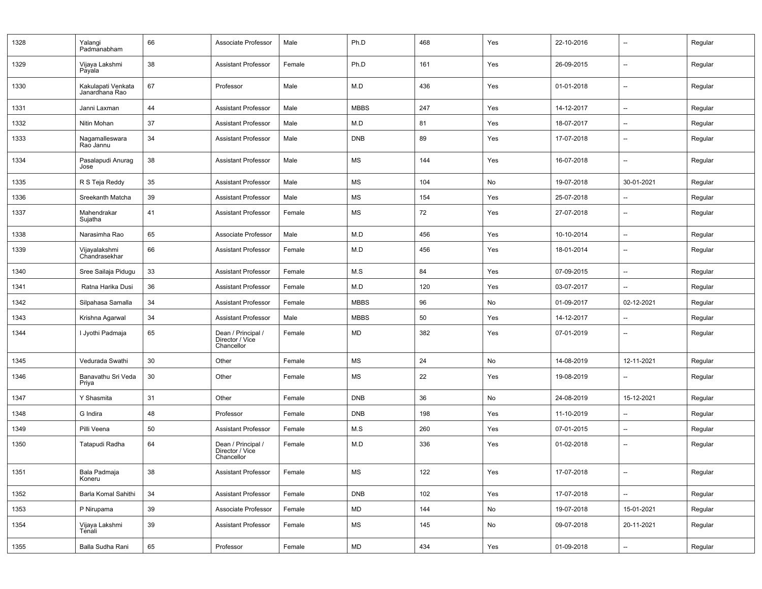| | | | | | | | | | | |
|---|---|---|---|---|---|---|---|---|---|---|
| 1328 | Yalangi Padmanabham | 66 | Associate Professor | Male | Ph.D | 468 | Yes | 22-10-2016 | -- | Regular |
| 1329 | Vijaya Lakshmi Payala | 38 | Assistant Professor | Female | Ph.D | 161 | Yes | 26-09-2015 | -- | Regular |
| 1330 | Kakulapati Venkata Janardhana Rao | 67 | Professor | Male | M.D | 436 | Yes | 01-01-2018 | -- | Regular |
| 1331 | Janni Laxman | 44 | Assistant Professor | Male | MBBS | 247 | Yes | 14-12-2017 | -- | Regular |
| 1332 | Nitin Mohan | 37 | Assistant Professor | Male | M.D | 81 | Yes | 18-07-2017 | -- | Regular |
| 1333 | Nagamalleswara Rao Jannu | 34 | Assistant Professor | Male | DNB | 89 | Yes | 17-07-2018 | -- | Regular |
| 1334 | Pasalapudi Anurag Jose | 38 | Assistant Professor | Male | MS | 144 | Yes | 16-07-2018 | -- | Regular |
| 1335 | R S Teja Reddy | 35 | Assistant Professor | Male | MS | 104 | No | 19-07-2018 | 30-01-2021 | Regular |
| 1336 | Sreekanth Matcha | 39 | Assistant Professor | Male | MS | 154 | Yes | 25-07-2018 | -- | Regular |
| 1337 | Mahendrakar Sujatha | 41 | Assistant Professor | Female | MS | 72 | Yes | 27-07-2018 | -- | Regular |
| 1338 | Narasimha Rao | 65 | Associate Professor | Male | M.D | 456 | Yes | 10-10-2014 | -- | Regular |
| 1339 | Vijayalakshmi Chandrasekhar | 66 | Assistant Professor | Female | M.D | 456 | Yes | 18-01-2014 | -- | Regular |
| 1340 | Sree Sailaja Pidugu | 33 | Assistant Professor | Female | M.S | 84 | Yes | 07-09-2015 | -- | Regular |
| 1341 | Ratna Harika Dusi | 36 | Assistant Professor | Female | M.D | 120 | Yes | 03-07-2017 | -- | Regular |
| 1342 | Silpahasa Samalla | 34 | Assistant Professor | Female | MBBS | 96 | No | 01-09-2017 | 02-12-2021 | Regular |
| 1343 | Krishna Agarwal | 34 | Assistant Professor | Male | MBBS | 50 | Yes | 14-12-2017 | -- | Regular |
| 1344 | I Jyothi Padmaja | 65 | Dean / Principal / Director / Vice Chancellor | Female | MD | 382 | Yes | 07-01-2019 | -- | Regular |
| 1345 | Vedurada Swathi | 30 | Other | Female | MS | 24 | No | 14-08-2019 | 12-11-2021 | Regular |
| 1346 | Banavathu Sri Veda Priya | 30 | Other | Female | MS | 22 | Yes | 19-08-2019 | -- | Regular |
| 1347 | Y Shasmita | 31 | Other | Female | DNB | 36 | No | 24-08-2019 | 15-12-2021 | Regular |
| 1348 | G Indira | 48 | Professor | Female | DNB | 198 | Yes | 11-10-2019 | -- | Regular |
| 1349 | Pilli Veena | 50 | Assistant Professor | Female | M.S | 260 | Yes | 07-01-2015 | -- | Regular |
| 1350 | Tatapudi Radha | 64 | Dean / Principal / Director / Vice Chancellor | Female | M.D | 336 | Yes | 01-02-2018 | -- | Regular |
| 1351 | Bala Padmaja Koneru | 38 | Assistant Professor | Female | MS | 122 | Yes | 17-07-2018 | -- | Regular |
| 1352 | Barla Komal Sahithi | 34 | Assistant Professor | Female | DNB | 102 | Yes | 17-07-2018 | -- | Regular |
| 1353 | P Nirupama | 39 | Associate Professor | Female | MD | 144 | No | 19-07-2018 | 15-01-2021 | Regular |
| 1354 | Vijaya Lakshmi Tenali | 39 | Assistant Professor | Female | MS | 145 | No | 09-07-2018 | 20-11-2021 | Regular |
| 1355 | Balla Sudha Rani | 65 | Professor | Female | MD | 434 | Yes | 01-09-2018 | -- | Regular |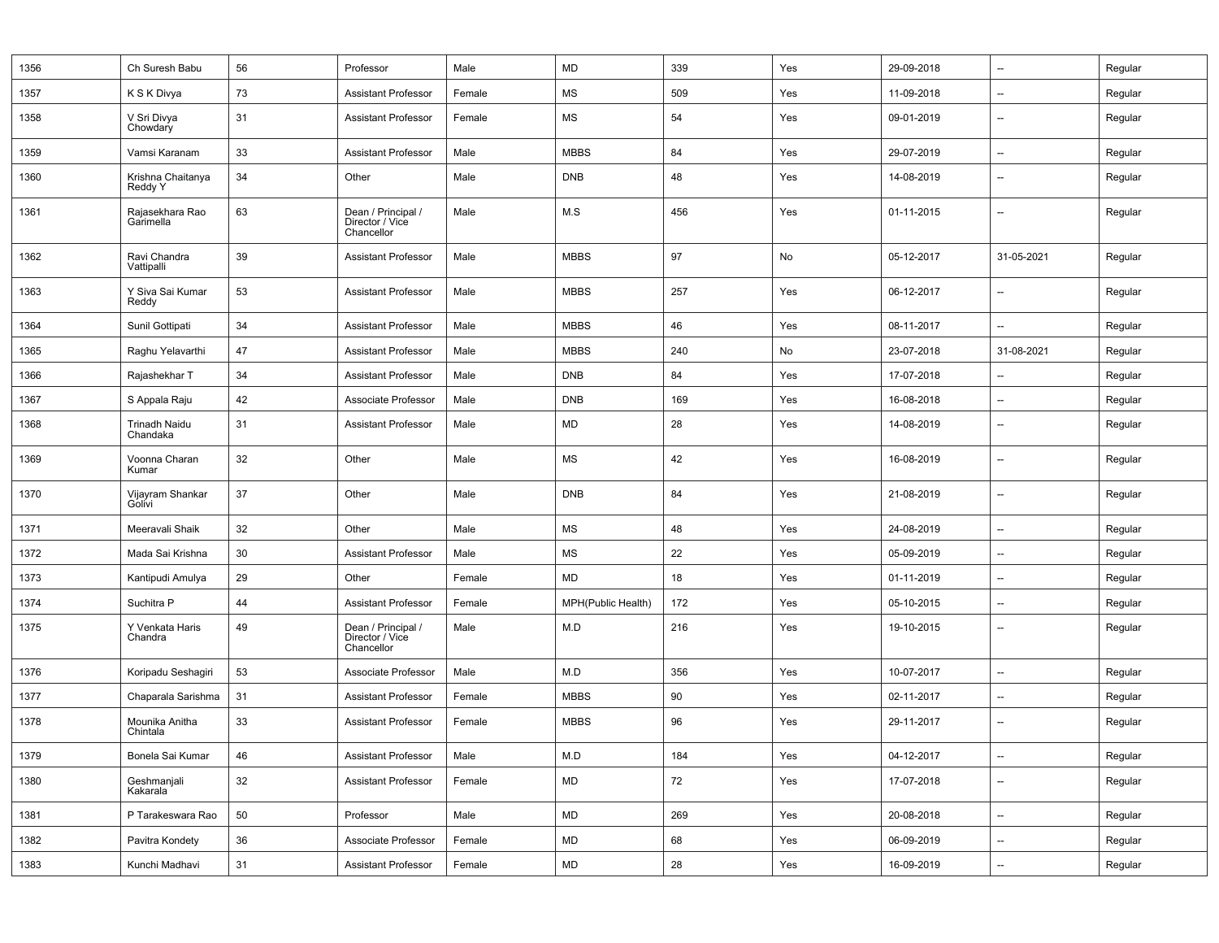| 1356 | Ch Suresh Babu | 56 | Professor | Male | MD | 339 | Yes | 29-09-2018 | -- | Regular |
|---|---|---|---|---|---|---|---|---|---|---|
| 1357 | K S K Divya | 73 | Assistant Professor | Female | MS | 509 | Yes | 11-09-2018 | -- | Regular |
| 1358 | V Sri Divya Chowdary | 31 | Assistant Professor | Female | MS | 54 | Yes | 09-01-2019 | -- | Regular |
| 1359 | Vamsi Karanam | 33 | Assistant Professor | Male | MBBS | 84 | Yes | 29-07-2019 | -- | Regular |
| 1360 | Krishna Chaitanya Reddy Y | 34 | Other | Male | DNB | 48 | Yes | 14-08-2019 | -- | Regular |
| 1361 | Rajasekhara Rao Garimella | 63 | Dean / Principal / Director / Vice Chancellor | Male | M.S | 456 | Yes | 01-11-2015 | -- | Regular |
| 1362 | Ravi Chandra Vattipalli | 39 | Assistant Professor | Male | MBBS | 97 | No | 05-12-2017 | 31-05-2021 | Regular |
| 1363 | Y Siva Sai Kumar Reddy | 53 | Assistant Professor | Male | MBBS | 257 | Yes | 06-12-2017 | -- | Regular |
| 1364 | Sunil Gottipati | 34 | Assistant Professor | Male | MBBS | 46 | Yes | 08-11-2017 | -- | Regular |
| 1365 | Raghu Yelavarthi | 47 | Assistant Professor | Male | MBBS | 240 | No | 23-07-2018 | 31-08-2021 | Regular |
| 1366 | Rajashekhar T | 34 | Assistant Professor | Male | DNB | 84 | Yes | 17-07-2018 | -- | Regular |
| 1367 | S Appala Raju | 42 | Associate Professor | Male | DNB | 169 | Yes | 16-08-2018 | -- | Regular |
| 1368 | Trinadh Naidu Chandaka | 31 | Assistant Professor | Male | MD | 28 | Yes | 14-08-2019 | -- | Regular |
| 1369 | Voonna Charan Kumar | 32 | Other | Male | MS | 42 | Yes | 16-08-2019 | -- | Regular |
| 1370 | Vijayram Shankar Golivi | 37 | Other | Male | DNB | 84 | Yes | 21-08-2019 | -- | Regular |
| 1371 | Meeravali Shaik | 32 | Other | Male | MS | 48 | Yes | 24-08-2019 | -- | Regular |
| 1372 | Mada Sai Krishna | 30 | Assistant Professor | Male | MS | 22 | Yes | 05-09-2019 | -- | Regular |
| 1373 | Kantipudi Amulya | 29 | Other | Female | MD | 18 | Yes | 01-11-2019 | -- | Regular |
| 1374 | Suchitra P | 44 | Assistant Professor | Female | MPH(Public Health) | 172 | Yes | 05-10-2015 | -- | Regular |
| 1375 | Y Venkata Haris Chandra | 49 | Dean / Principal / Director / Vice Chancellor | Male | M.D | 216 | Yes | 19-10-2015 | -- | Regular |
| 1376 | Koripadu Seshagiri | 53 | Associate Professor | Male | M.D | 356 | Yes | 10-07-2017 | -- | Regular |
| 1377 | Chaparala Sarishma | 31 | Assistant Professor | Female | MBBS | 90 | Yes | 02-11-2017 | -- | Regular |
| 1378 | Mounika Anitha Chintala | 33 | Assistant Professor | Female | MBBS | 96 | Yes | 29-11-2017 | -- | Regular |
| 1379 | Bonela Sai Kumar | 46 | Assistant Professor | Male | M.D | 184 | Yes | 04-12-2017 | -- | Regular |
| 1380 | Geshmanjali Kakarala | 32 | Assistant Professor | Female | MD | 72 | Yes | 17-07-2018 | -- | Regular |
| 1381 | P Tarakeswara Rao | 50 | Professor | Male | MD | 269 | Yes | 20-08-2018 | -- | Regular |
| 1382 | Pavitra Kondety | 36 | Associate Professor | Female | MD | 68 | Yes | 06-09-2019 | -- | Regular |
| 1383 | Kunchi Madhavi | 31 | Assistant Professor | Female | MD | 28 | Yes | 16-09-2019 | -- | Regular |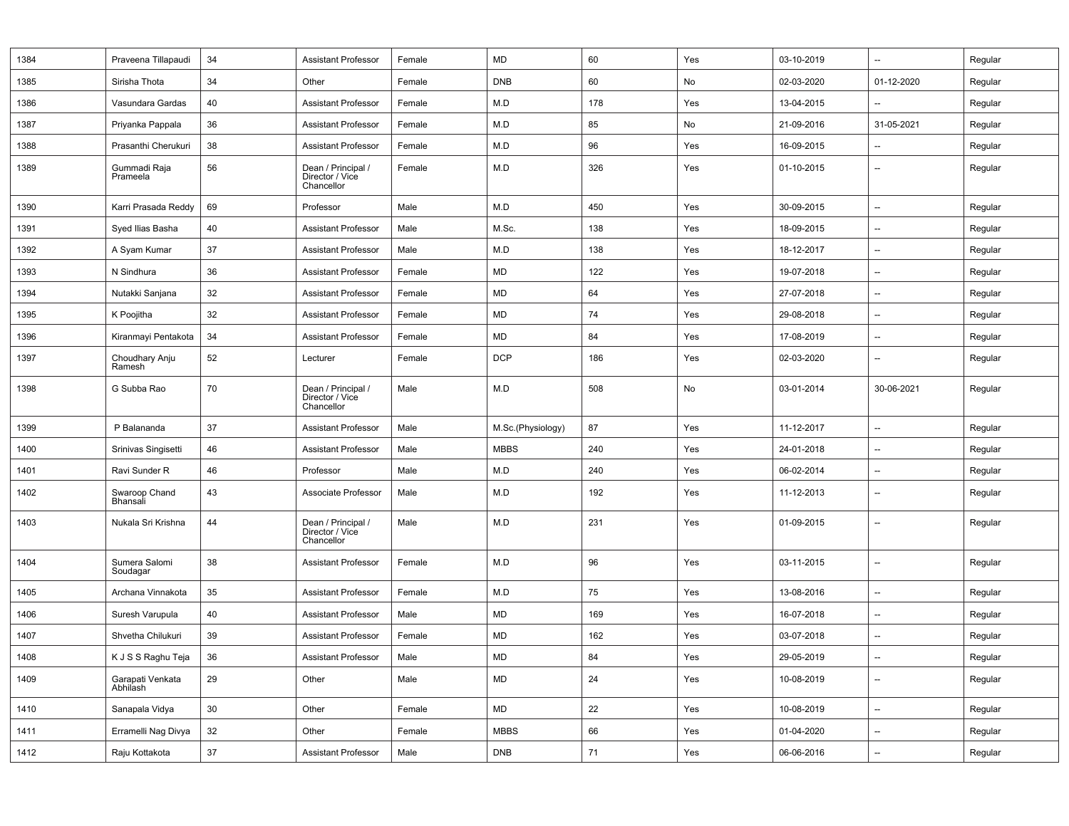| 1384 | Praveena Tillapaudi | 34 | Assistant Professor | Female | MD | 60 | Yes | 03-10-2019 | -- | Regular |
|---|---|---|---|---|---|---|---|---|---|---|
| 1385 | Sirisha Thota | 34 | Other | Female | DNB | 60 | No | 02-03-2020 | 01-12-2020 | Regular |
| 1386 | Vasundara Gardas | 40 | Assistant Professor | Female | M.D | 178 | Yes | 13-04-2015 | -- | Regular |
| 1387 | Priyanka Pappala | 36 | Assistant Professor | Female | M.D | 85 | No | 21-09-2016 | 31-05-2021 | Regular |
| 1388 | Prasanthi Cherukuri | 38 | Assistant Professor | Female | M.D | 96 | Yes | 16-09-2015 | -- | Regular |
| 1389 | Gummadi Raja Prameela | 56 | Dean / Principal / Director / Vice Chancellor | Female | M.D | 326 | Yes | 01-10-2015 | -- | Regular |
| 1390 | Karri Prasada Reddy | 69 | Professor | Male | M.D | 450 | Yes | 30-09-2015 | -- | Regular |
| 1391 | Syed Ilias Basha | 40 | Assistant Professor | Male | M.Sc. | 138 | Yes | 18-09-2015 | -- | Regular |
| 1392 | A Syam Kumar | 37 | Assistant Professor | Male | M.D | 138 | Yes | 18-12-2017 | -- | Regular |
| 1393 | N Sindhura | 36 | Assistant Professor | Female | MD | 122 | Yes | 19-07-2018 | -- | Regular |
| 1394 | Nutakki Sanjana | 32 | Assistant Professor | Female | MD | 64 | Yes | 27-07-2018 | -- | Regular |
| 1395 | K Poojitha | 32 | Assistant Professor | Female | MD | 74 | Yes | 29-08-2018 | -- | Regular |
| 1396 | Kiranmayi Pentakota | 34 | Assistant Professor | Female | MD | 84 | Yes | 17-08-2019 | -- | Regular |
| 1397 | Choudhary Anju Ramesh | 52 | Lecturer | Female | DCP | 186 | Yes | 02-03-2020 | -- | Regular |
| 1398 | G Subba Rao | 70 | Dean / Principal / Director / Vice Chancellor | Male | M.D | 508 | No | 03-01-2014 | 30-06-2021 | Regular |
| 1399 | P Balananda | 37 | Assistant Professor | Male | M.Sc.(Physiology) | 87 | Yes | 11-12-2017 | -- | Regular |
| 1400 | Srinivas Singisetti | 46 | Assistant Professor | Male | MBBS | 240 | Yes | 24-01-2018 | -- | Regular |
| 1401 | Ravi Sunder R | 46 | Professor | Male | M.D | 240 | Yes | 06-02-2014 | -- | Regular |
| 1402 | Swaroop Chand Bhansali | 43 | Associate Professor | Male | M.D | 192 | Yes | 11-12-2013 | -- | Regular |
| 1403 | Nukala Sri Krishna | 44 | Dean / Principal / Director / Vice Chancellor | Male | M.D | 231 | Yes | 01-09-2015 | -- | Regular |
| 1404 | Sumera Salomi Soudagar | 38 | Assistant Professor | Female | M.D | 96 | Yes | 03-11-2015 | -- | Regular |
| 1405 | Archana Vinnakota | 35 | Assistant Professor | Female | M.D | 75 | Yes | 13-08-2016 | -- | Regular |
| 1406 | Suresh Varupula | 40 | Assistant Professor | Male | MD | 169 | Yes | 16-07-2018 | -- | Regular |
| 1407 | Shvetha Chilukuri | 39 | Assistant Professor | Female | MD | 162 | Yes | 03-07-2018 | -- | Regular |
| 1408 | K J S S Raghu Teja | 36 | Assistant Professor | Male | MD | 84 | Yes | 29-05-2019 | -- | Regular |
| 1409 | Garapati Venkata Abhilash | 29 | Other | Male | MD | 24 | Yes | 10-08-2019 | -- | Regular |
| 1410 | Sanapala Vidya | 30 | Other | Female | MD | 22 | Yes | 10-08-2019 | -- | Regular |
| 1411 | Erramelli Nag Divya | 32 | Other | Female | MBBS | 66 | Yes | 01-04-2020 | -- | Regular |
| 1412 | Raju Kottakota | 37 | Assistant Professor | Male | DNB | 71 | Yes | 06-06-2016 | -- | Regular |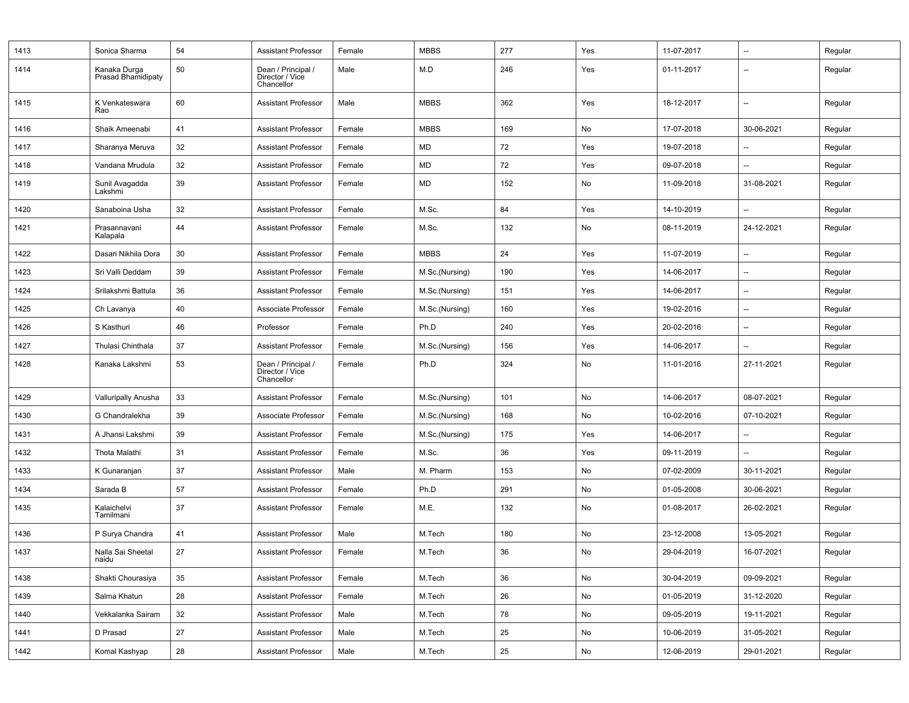| 1413 | Sonica Sharma | 54 | Assistant Professor | Female | MBBS | 277 | Yes | 11-07-2017 | -- | Regular |
|---|---|---|---|---|---|---|---|---|---|---|
| 1414 | Kanaka Durga Prasad Bhamidipaty | 50 | Dean / Principal / Director / Vice Chancellor | Male | M.D | 246 | Yes | 01-11-2017 | -- | Regular |
| 1415 | K Venkateswara Rao | 60 | Assistant Professor | Male | MBBS | 362 | Yes | 18-12-2017 | -- | Regular |
| 1416 | Shaik Ameenabi | 41 | Assistant Professor | Female | MBBS | 169 | No | 17-07-2018 | 30-06-2021 | Regular |
| 1417 | Sharanya Meruva | 32 | Assistant Professor | Female | MD | 72 | Yes | 19-07-2018 | -- | Regular |
| 1418 | Vandana Mrudula | 32 | Assistant Professor | Female | MD | 72 | Yes | 09-07-2018 | -- | Regular |
| 1419 | Sunil Avagadda Lakshmi | 39 | Assistant Professor | Female | MD | 152 | No | 11-09-2018 | 31-08-2021 | Regular |
| 1420 | Sanaboina Usha | 32 | Assistant Professor | Female | M.Sc. | 84 | Yes | 14-10-2019 | -- | Regular |
| 1421 | Prasannavani Kalapala | 44 | Assistant Professor | Female | M.Sc. | 132 | No | 08-11-2019 | 24-12-2021 | Regular |
| 1422 | Dasari Nikhila Dora | 30 | Assistant Professor | Female | MBBS | 24 | Yes | 11-07-2019 | -- | Regular |
| 1423 | Sri Valli Deddam | 39 | Assistant Professor | Female | M.Sc.(Nursing) | 190 | Yes | 14-06-2017 | -- | Regular |
| 1424 | Srilakshmi Battula | 36 | Assistant Professor | Female | M.Sc.(Nursing) | 151 | Yes | 14-06-2017 | -- | Regular |
| 1425 | Ch Lavanya | 40 | Associate Professor | Female | M.Sc.(Nursing) | 160 | Yes | 19-02-2016 | -- | Regular |
| 1426 | S Kasthuri | 46 | Professor | Female | Ph.D | 240 | Yes | 20-02-2016 | -- | Regular |
| 1427 | Thulasi Chinthala | 37 | Assistant Professor | Female | M.Sc.(Nursing) | 156 | Yes | 14-06-2017 | -- | Regular |
| 1428 | Kanaka Lakshmi | 53 | Dean / Principal / Director / Vice Chancellor | Female | Ph.D | 324 | No | 11-01-2016 | 27-11-2021 | Regular |
| 1429 | Valluripally Anusha | 33 | Assistant Professor | Female | M.Sc.(Nursing) | 101 | No | 14-06-2017 | 08-07-2021 | Regular |
| 1430 | G Chandralekha | 39 | Associate Professor | Female | M.Sc.(Nursing) | 168 | No | 10-02-2016 | 07-10-2021 | Regular |
| 1431 | A Jhansi Lakshmi | 39 | Assistant Professor | Female | M.Sc.(Nursing) | 175 | Yes | 14-06-2017 | -- | Regular |
| 1432 | Thota Malathi | 31 | Assistant Professor | Female | M.Sc. | 36 | Yes | 09-11-2019 | -- | Regular |
| 1433 | K Gunaranjan | 37 | Assistant Professor | Male | M. Pharm | 153 | No | 07-02-2009 | 30-11-2021 | Regular |
| 1434 | Sarada B | 57 | Assistant Professor | Female | Ph.D | 291 | No | 01-05-2008 | 30-06-2021 | Regular |
| 1435 | Kalaichelvi Tamilmani | 37 | Assistant Professor | Female | M.E. | 132 | No | 01-08-2017 | 26-02-2021 | Regular |
| 1436 | P Surya Chandra | 41 | Assistant Professor | Male | M.Tech | 180 | No | 23-12-2008 | 13-05-2021 | Regular |
| 1437 | Nalla Sai Sheetal naidu | 27 | Assistant Professor | Female | M.Tech | 36 | No | 29-04-2019 | 16-07-2021 | Regular |
| 1438 | Shakti Chourasiya | 35 | Assistant Professor | Female | M.Tech | 36 | No | 30-04-2019 | 09-09-2021 | Regular |
| 1439 | Salma Khatun | 28 | Assistant Professor | Female | M.Tech | 26 | No | 01-05-2019 | 31-12-2020 | Regular |
| 1440 | Vekkalanka Sairam | 32 | Assistant Professor | Male | M.Tech | 78 | No | 09-05-2019 | 19-11-2021 | Regular |
| 1441 | D Prasad | 27 | Assistant Professor | Male | M.Tech | 25 | No | 10-06-2019 | 31-05-2021 | Regular |
| 1442 | Komal Kashyap | 28 | Assistant Professor | Male | M.Tech | 25 | No | 12-06-2019 | 29-01-2021 | Regular |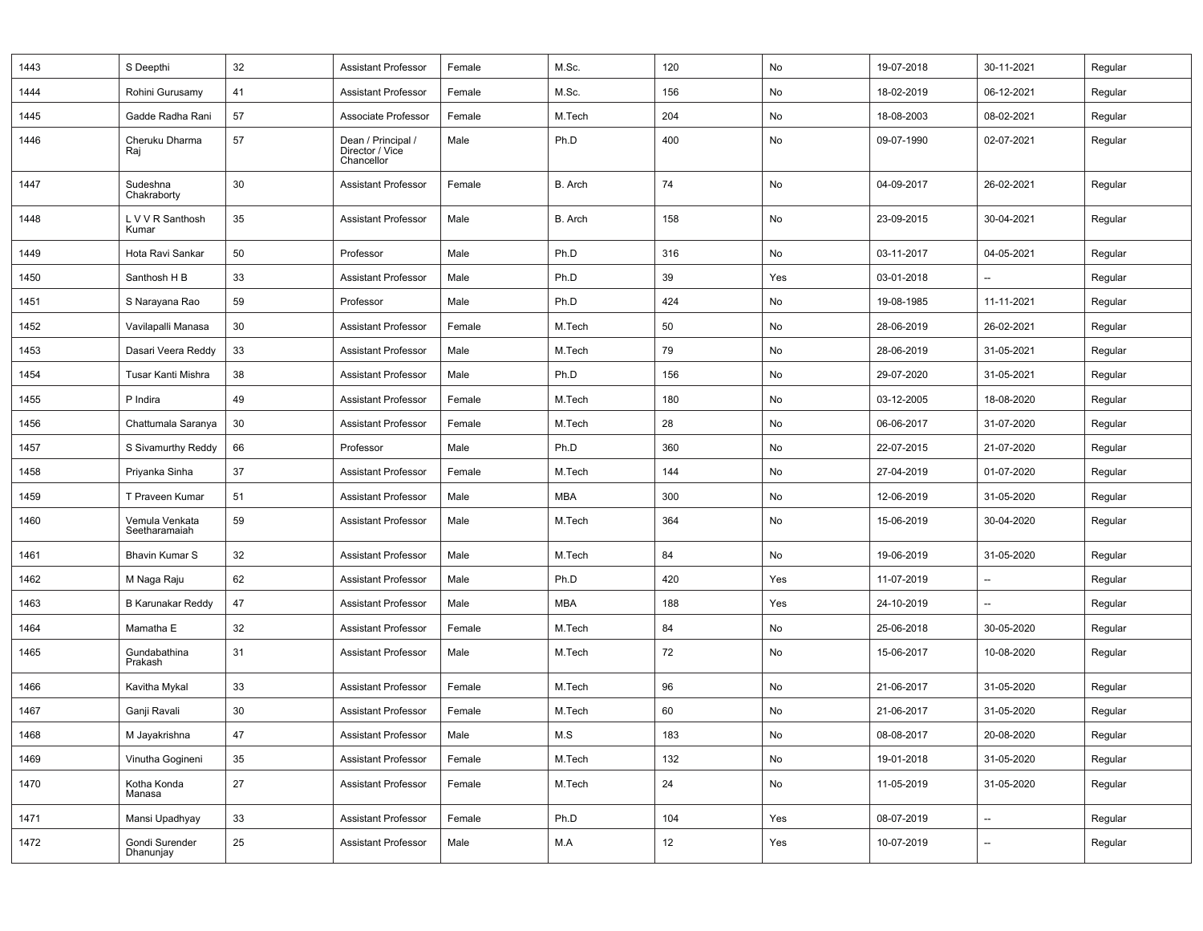| | | | | | | | | | | |
|---|---|---|---|---|---|---|---|---|---|---|
| 1443 | S Deepthi | 32 | Assistant Professor | Female | M.Sc. | 120 | No | 19-07-2018 | 30-11-2021 | Regular |
| 1444 | Rohini Gurusamy | 41 | Assistant Professor | Female | M.Sc. | 156 | No | 18-02-2019 | 06-12-2021 | Regular |
| 1445 | Gadde Radha Rani | 57 | Associate Professor | Female | M.Tech | 204 | No | 18-08-2003 | 08-02-2021 | Regular |
| 1446 | Cheruku Dharma Raj | 57 | Dean / Principal / Director / Vice Chancellor | Male | Ph.D | 400 | No | 09-07-1990 | 02-07-2021 | Regular |
| 1447 | Sudeshna Chakraborty | 30 | Assistant Professor | Female | B. Arch | 74 | No | 04-09-2017 | 26-02-2021 | Regular |
| 1448 | L V V R Santhosh Kumar | 35 | Assistant Professor | Male | B. Arch | 158 | No | 23-09-2015 | 30-04-2021 | Regular |
| 1449 | Hota Ravi Sankar | 50 | Professor | Male | Ph.D | 316 | No | 03-11-2017 | 04-05-2021 | Regular |
| 1450 | Santhosh H B | 33 | Assistant Professor | Male | Ph.D | 39 | Yes | 03-01-2018 | -- | Regular |
| 1451 | S Narayana Rao | 59 | Professor | Male | Ph.D | 424 | No | 19-08-1985 | 11-11-2021 | Regular |
| 1452 | Vavilapalli Manasa | 30 | Assistant Professor | Female | M.Tech | 50 | No | 28-06-2019 | 26-02-2021 | Regular |
| 1453 | Dasari Veera Reddy | 33 | Assistant Professor | Male | M.Tech | 79 | No | 28-06-2019 | 31-05-2021 | Regular |
| 1454 | Tusar Kanti Mishra | 38 | Assistant Professor | Male | Ph.D | 156 | No | 29-07-2020 | 31-05-2021 | Regular |
| 1455 | P Indira | 49 | Assistant Professor | Female | M.Tech | 180 | No | 03-12-2005 | 18-08-2020 | Regular |
| 1456 | Chattumala Saranya | 30 | Assistant Professor | Female | M.Tech | 28 | No | 06-06-2017 | 31-07-2020 | Regular |
| 1457 | S Sivamurthy Reddy | 66 | Professor | Male | Ph.D | 360 | No | 22-07-2015 | 21-07-2020 | Regular |
| 1458 | Priyanka Sinha | 37 | Assistant Professor | Female | M.Tech | 144 | No | 27-04-2019 | 01-07-2020 | Regular |
| 1459 | T Praveen Kumar | 51 | Assistant Professor | Male | MBA | 300 | No | 12-06-2019 | 31-05-2020 | Regular |
| 1460 | Vemula Venkata Seetharamaiah | 59 | Assistant Professor | Male | M.Tech | 364 | No | 15-06-2019 | 30-04-2020 | Regular |
| 1461 | Bhavin Kumar S | 32 | Assistant Professor | Male | M.Tech | 84 | No | 19-06-2019 | 31-05-2020 | Regular |
| 1462 | M Naga Raju | 62 | Assistant Professor | Male | Ph.D | 420 | Yes | 11-07-2019 | -- | Regular |
| 1463 | B Karunakar Reddy | 47 | Assistant Professor | Male | MBA | 188 | Yes | 24-10-2019 | -- | Regular |
| 1464 | Mamatha E | 32 | Assistant Professor | Female | M.Tech | 84 | No | 25-06-2018 | 30-05-2020 | Regular |
| 1465 | Gundabathina Prakash | 31 | Assistant Professor | Male | M.Tech | 72 | No | 15-06-2017 | 10-08-2020 | Regular |
| 1466 | Kavitha Mykal | 33 | Assistant Professor | Female | M.Tech | 96 | No | 21-06-2017 | 31-05-2020 | Regular |
| 1467 | Ganji Ravali | 30 | Assistant Professor | Female | M.Tech | 60 | No | 21-06-2017 | 31-05-2020 | Regular |
| 1468 | M Jayakrishna | 47 | Assistant Professor | Male | M.S | 183 | No | 08-08-2017 | 20-08-2020 | Regular |
| 1469 | Vinutha Gogineni | 35 | Assistant Professor | Female | M.Tech | 132 | No | 19-01-2018 | 31-05-2020 | Regular |
| 1470 | Kotha Konda Manasa | 27 | Assistant Professor | Female | M.Tech | 24 | No | 11-05-2019 | 31-05-2020 | Regular |
| 1471 | Mansi Upadhyay | 33 | Assistant Professor | Female | Ph.D | 104 | Yes | 08-07-2019 | -- | Regular |
| 1472 | Gondi Surender Dhanunjay | 25 | Assistant Professor | Male | M.A | 12 | Yes | 10-07-2019 | -- | Regular |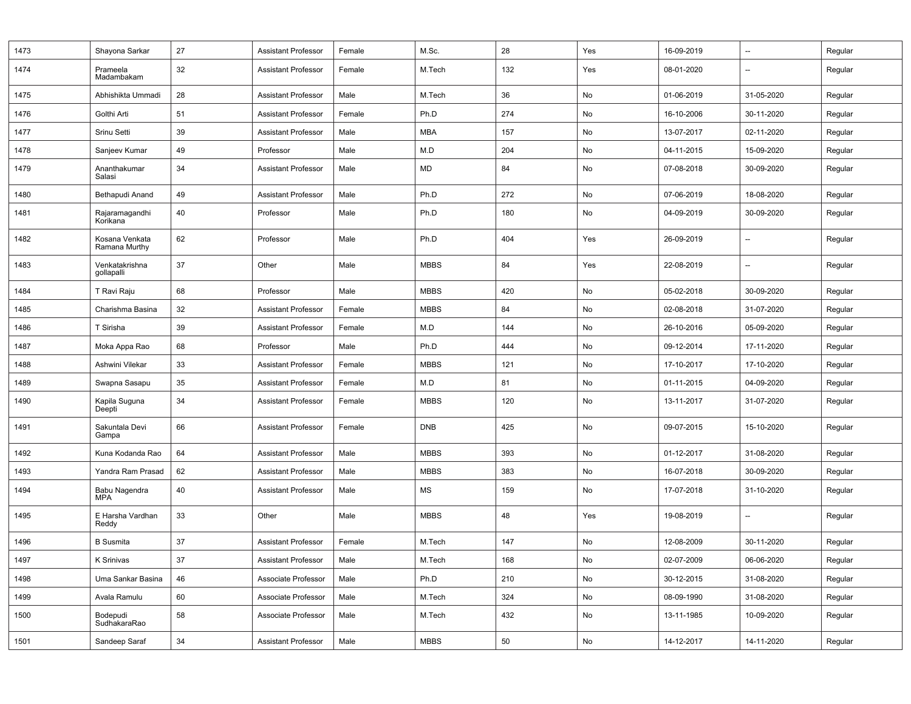| | | | | | | | | | | |
|---|---|---|---|---|---|---|---|---|---|---|
| 1473 | Shayona Sarkar | 27 | Assistant Professor | Female | M.Sc. | 28 | Yes | 16-09-2019 | -- | Regular |
| 1474 | Prameela Madambakam | 32 | Assistant Professor | Female | M.Tech | 132 | Yes | 08-01-2020 | -- | Regular |
| 1475 | Abhishikta Ummadi | 28 | Assistant Professor | Male | M.Tech | 36 | No | 01-06-2019 | 31-05-2020 | Regular |
| 1476 | Golthi Arti | 51 | Assistant Professor | Female | Ph.D | 274 | No | 16-10-2006 | 30-11-2020 | Regular |
| 1477 | Srinu Setti | 39 | Assistant Professor | Male | MBA | 157 | No | 13-07-2017 | 02-11-2020 | Regular |
| 1478 | Sanjeev Kumar | 49 | Professor | Male | M.D | 204 | No | 04-11-2015 | 15-09-2020 | Regular |
| 1479 | Ananthakumar Salasi | 34 | Assistant Professor | Male | MD | 84 | No | 07-08-2018 | 30-09-2020 | Regular |
| 1480 | Bethapudi Anand | 49 | Assistant Professor | Male | Ph.D | 272 | No | 07-06-2019 | 18-08-2020 | Regular |
| 1481 | Rajaramagandhi Korikana | 40 | Professor | Male | Ph.D | 180 | No | 04-09-2019 | 30-09-2020 | Regular |
| 1482 | Kosana Venkata Ramana Murthy | 62 | Professor | Male | Ph.D | 404 | Yes | 26-09-2019 | -- | Regular |
| 1483 | Venkatakrishna gollapalli | 37 | Other | Male | MBBS | 84 | Yes | 22-08-2019 | -- | Regular |
| 1484 | T Ravi Raju | 68 | Professor | Male | MBBS | 420 | No | 05-02-2018 | 30-09-2020 | Regular |
| 1485 | Charishma Basina | 32 | Assistant Professor | Female | MBBS | 84 | No | 02-08-2018 | 31-07-2020 | Regular |
| 1486 | T Sirisha | 39 | Assistant Professor | Female | M.D | 144 | No | 26-10-2016 | 05-09-2020 | Regular |
| 1487 | Moka Appa Rao | 68 | Professor | Male | Ph.D | 444 | No | 09-12-2014 | 17-11-2020 | Regular |
| 1488 | Ashwini Vilekar | 33 | Assistant Professor | Female | MBBS | 121 | No | 17-10-2017 | 17-10-2020 | Regular |
| 1489 | Swapna Sasapu | 35 | Assistant Professor | Female | M.D | 81 | No | 01-11-2015 | 04-09-2020 | Regular |
| 1490 | Kapila Suguna Deepti | 34 | Assistant Professor | Female | MBBS | 120 | No | 13-11-2017 | 31-07-2020 | Regular |
| 1491 | Sakuntala Devi Gampa | 66 | Assistant Professor | Female | DNB | 425 | No | 09-07-2015 | 15-10-2020 | Regular |
| 1492 | Kuna Kodanda Rao | 64 | Assistant Professor | Male | MBBS | 393 | No | 01-12-2017 | 31-08-2020 | Regular |
| 1493 | Yandra Ram Prasad | 62 | Assistant Professor | Male | MBBS | 383 | No | 16-07-2018 | 30-09-2020 | Regular |
| 1494 | Babu Nagendra MPA | 40 | Assistant Professor | Male | MS | 159 | No | 17-07-2018 | 31-10-2020 | Regular |
| 1495 | E Harsha Vardhan Reddy | 33 | Other | Male | MBBS | 48 | Yes | 19-08-2019 | -- | Regular |
| 1496 | B Susmita | 37 | Assistant Professor | Female | M.Tech | 147 | No | 12-08-2009 | 30-11-2020 | Regular |
| 1497 | K Srinivas | 37 | Assistant Professor | Male | M.Tech | 168 | No | 02-07-2009 | 06-06-2020 | Regular |
| 1498 | Uma Sankar Basina | 46 | Associate Professor | Male | Ph.D | 210 | No | 30-12-2015 | 31-08-2020 | Regular |
| 1499 | Avala Ramulu | 60 | Associate Professor | Male | M.Tech | 324 | No | 08-09-1990 | 31-08-2020 | Regular |
| 1500 | Bodepudi SudhakaraRao | 58 | Associate Professor | Male | M.Tech | 432 | No | 13-11-1985 | 10-09-2020 | Regular |
| 1501 | Sandeep Saraf | 34 | Assistant Professor | Male | MBBS | 50 | No | 14-12-2017 | 14-11-2020 | Regular |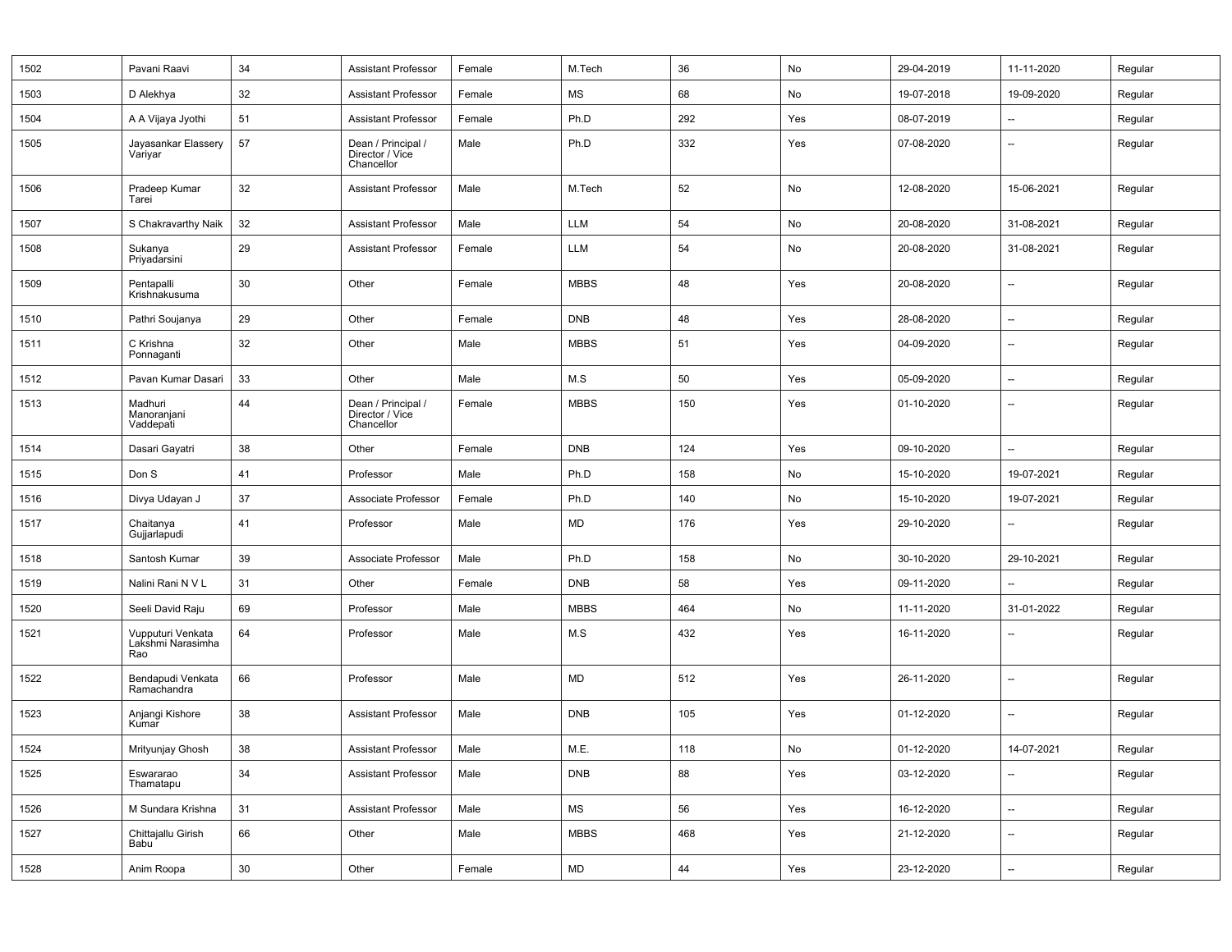| 1502 | Pavani Raavi | 34 | Assistant Professor | Female | M.Tech | 36 | No | 29-04-2019 | 11-11-2020 | Regular |
|---|---|---|---|---|---|---|---|---|---|---|
| 1503 | D Alekhya | 32 | Assistant Professor | Female | MS | 68 | No | 19-07-2018 | 19-09-2020 | Regular |
| 1504 | A A Vijaya Jyothi | 51 | Assistant Professor | Female | Ph.D | 292 | Yes | 08-07-2019 | -- | Regular |
| 1505 | Jayasankar Elassery Variyar | 57 | Dean / Principal / Director / Vice Chancellor | Male | Ph.D | 332 | Yes | 07-08-2020 | -- | Regular |
| 1506 | Pradeep Kumar Tarei | 32 | Assistant Professor | Male | M.Tech | 52 | No | 12-08-2020 | 15-06-2021 | Regular |
| 1507 | S Chakravarthy Naik | 32 | Assistant Professor | Male | LLM | 54 | No | 20-08-2020 | 31-08-2021 | Regular |
| 1508 | Sukanya Priyadarsini | 29 | Assistant Professor | Female | LLM | 54 | No | 20-08-2020 | 31-08-2021 | Regular |
| 1509 | Pentapalli Krishnakusuma | 30 | Other | Female | MBBS | 48 | Yes | 20-08-2020 | -- | Regular |
| 1510 | Pathri Soujanya | 29 | Other | Female | DNB | 48 | Yes | 28-08-2020 | -- | Regular |
| 1511 | C Krishna Ponnaganti | 32 | Other | Male | MBBS | 51 | Yes | 04-09-2020 | -- | Regular |
| 1512 | Pavan Kumar Dasari | 33 | Other | Male | M.S | 50 | Yes | 05-09-2020 | -- | Regular |
| 1513 | Madhuri Manoranjani Vaddepati | 44 | Dean / Principal / Director / Vice Chancellor | Female | MBBS | 150 | Yes | 01-10-2020 | -- | Regular |
| 1514 | Dasari Gayatri | 38 | Other | Female | DNB | 124 | Yes | 09-10-2020 | -- | Regular |
| 1515 | Don S | 41 | Professor | Male | Ph.D | 158 | No | 15-10-2020 | 19-07-2021 | Regular |
| 1516 | Divya Udayan J | 37 | Associate Professor | Female | Ph.D | 140 | No | 15-10-2020 | 19-07-2021 | Regular |
| 1517 | Chaitanya Gujjarlapudi | 41 | Professor | Male | MD | 176 | Yes | 29-10-2020 | -- | Regular |
| 1518 | Santosh Kumar | 39 | Associate Professor | Male | Ph.D | 158 | No | 30-10-2020 | 29-10-2021 | Regular |
| 1519 | Nalini Rani N V L | 31 | Other | Female | DNB | 58 | Yes | 09-11-2020 | -- | Regular |
| 1520 | Seeli David Raju | 69 | Professor | Male | MBBS | 464 | No | 11-11-2020 | 31-01-2022 | Regular |
| 1521 | Vupputuri Venkata Lakshmi Narasimha Rao | 64 | Professor | Male | M.S | 432 | Yes | 16-11-2020 | -- | Regular |
| 1522 | Bendapudi Venkata Ramachandra | 66 | Professor | Male | MD | 512 | Yes | 26-11-2020 | -- | Regular |
| 1523 | Anjangi Kishore Kumar | 38 | Assistant Professor | Male | DNB | 105 | Yes | 01-12-2020 | -- | Regular |
| 1524 | Mrityunjay Ghosh | 38 | Assistant Professor | Male | M.E. | 118 | No | 01-12-2020 | 14-07-2021 | Regular |
| 1525 | Eswararao Thamatapu | 34 | Assistant Professor | Male | DNB | 88 | Yes | 03-12-2020 | -- | Regular |
| 1526 | M Sundara Krishna | 31 | Assistant Professor | Male | MS | 56 | Yes | 16-12-2020 | -- | Regular |
| 1527 | Chittajallu Girish Babu | 66 | Other | Male | MBBS | 468 | Yes | 21-12-2020 | -- | Regular |
| 1528 | Anim Roopa | 30 | Other | Female | MD | 44 | Yes | 23-12-2020 | -- | Regular |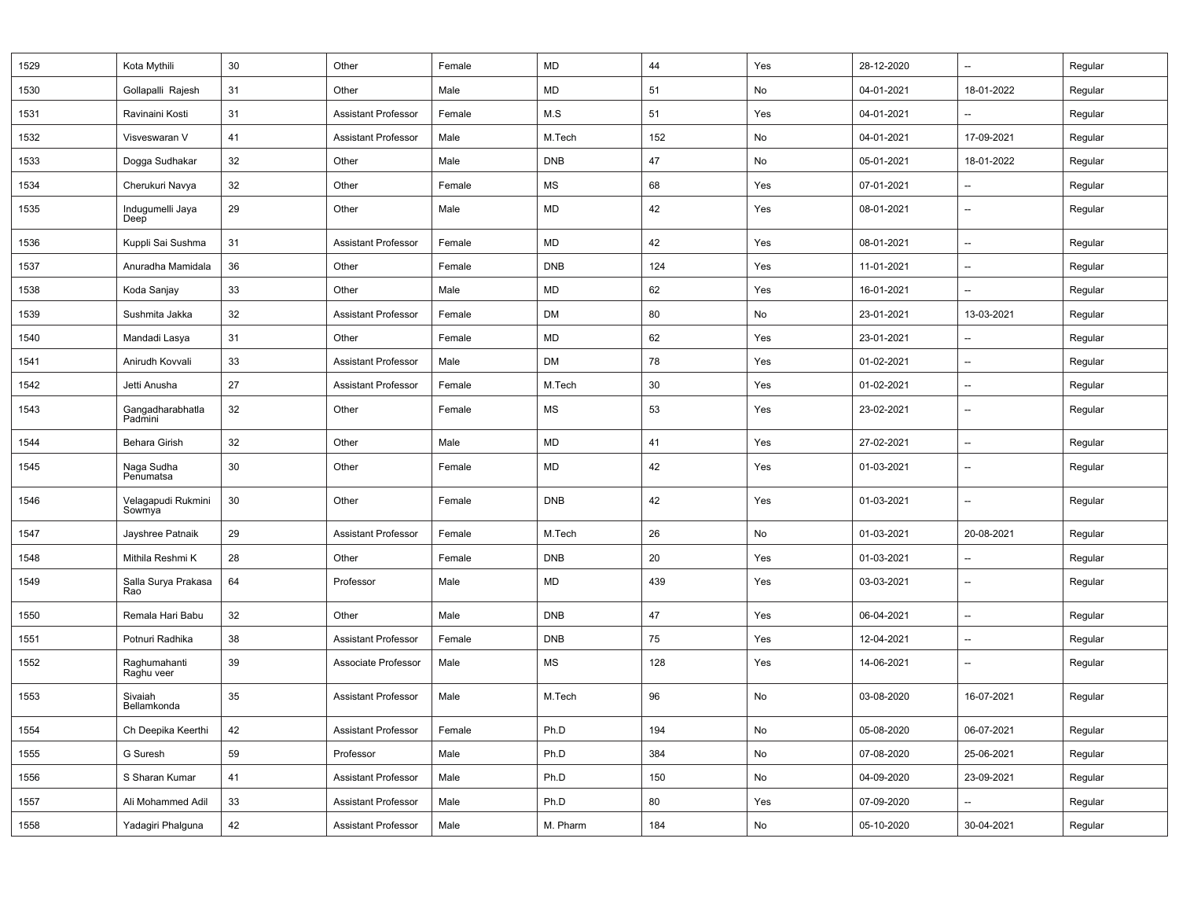| | | | | | | | | | | |
|---|---|---|---|---|---|---|---|---|---|---|
| 1529 | Kota Mythili | 30 | Other | Female | MD | 44 | Yes | 28-12-2020 | -- | Regular |
| 1530 | Gollapalli Rajesh | 31 | Other | Male | MD | 51 | No | 04-01-2021 | 18-01-2022 | Regular |
| 1531 | Ravinaini Kosti | 31 | Assistant Professor | Female | M.S | 51 | Yes | 04-01-2021 | -- | Regular |
| 1532 | Visveswaran V | 41 | Assistant Professor | Male | M.Tech | 152 | No | 04-01-2021 | 17-09-2021 | Regular |
| 1533 | Dogga Sudhakar | 32 | Other | Male | DNB | 47 | No | 05-01-2021 | 18-01-2022 | Regular |
| 1534 | Cherukuri Navya | 32 | Other | Female | MS | 68 | Yes | 07-01-2021 | -- | Regular |
| 1535 | Indugumelli Jaya Deep | 29 | Other | Male | MD | 42 | Yes | 08-01-2021 | -- | Regular |
| 1536 | Kuppli Sai Sushma | 31 | Assistant Professor | Female | MD | 42 | Yes | 08-01-2021 | -- | Regular |
| 1537 | Anuradha Mamidala | 36 | Other | Female | DNB | 124 | Yes | 11-01-2021 | -- | Regular |
| 1538 | Koda Sanjay | 33 | Other | Male | MD | 62 | Yes | 16-01-2021 | -- | Regular |
| 1539 | Sushmita Jakka | 32 | Assistant Professor | Female | DM | 80 | No | 23-01-2021 | 13-03-2021 | Regular |
| 1540 | Mandadi Lasya | 31 | Other | Female | MD | 62 | Yes | 23-01-2021 | -- | Regular |
| 1541 | Anirudh Kovvali | 33 | Assistant Professor | Male | DM | 78 | Yes | 01-02-2021 | -- | Regular |
| 1542 | Jetti Anusha | 27 | Assistant Professor | Female | M.Tech | 30 | Yes | 01-02-2021 | -- | Regular |
| 1543 | Gangadharabhatla Padmini | 32 | Other | Female | MS | 53 | Yes | 23-02-2021 | -- | Regular |
| 1544 | Behara Girish | 32 | Other | Male | MD | 41 | Yes | 27-02-2021 | -- | Regular |
| 1545 | Naga Sudha Penumatsa | 30 | Other | Female | MD | 42 | Yes | 01-03-2021 | -- | Regular |
| 1546 | Velagapudi Rukmini Sowmya | 30 | Other | Female | DNB | 42 | Yes | 01-03-2021 | -- | Regular |
| 1547 | Jayshree Patnaik | 29 | Assistant Professor | Female | M.Tech | 26 | No | 01-03-2021 | 20-08-2021 | Regular |
| 1548 | Mithila Reshmi K | 28 | Other | Female | DNB | 20 | Yes | 01-03-2021 | -- | Regular |
| 1549 | Salla Surya Prakasa Rao | 64 | Professor | Male | MD | 439 | Yes | 03-03-2021 | -- | Regular |
| 1550 | Remala Hari Babu | 32 | Other | Male | DNB | 47 | Yes | 06-04-2021 | -- | Regular |
| 1551 | Potnuri Radhika | 38 | Assistant Professor | Female | DNB | 75 | Yes | 12-04-2021 | -- | Regular |
| 1552 | Raghumahanti Raghu veer | 39 | Associate Professor | Male | MS | 128 | Yes | 14-06-2021 | -- | Regular |
| 1553 | Sivaiah Bellamkonda | 35 | Assistant Professor | Male | M.Tech | 96 | No | 03-08-2020 | 16-07-2021 | Regular |
| 1554 | Ch Deepika Keerthi | 42 | Assistant Professor | Female | Ph.D | 194 | No | 05-08-2020 | 06-07-2021 | Regular |
| 1555 | G Suresh | 59 | Professor | Male | Ph.D | 384 | No | 07-08-2020 | 25-06-2021 | Regular |
| 1556 | S Sharan Kumar | 41 | Assistant Professor | Male | Ph.D | 150 | No | 04-09-2020 | 23-09-2021 | Regular |
| 1557 | Ali Mohammed Adil | 33 | Assistant Professor | Male | Ph.D | 80 | Yes | 07-09-2020 | -- | Regular |
| 1558 | Yadagiri Phalguna | 42 | Assistant Professor | Male | M. Pharm | 184 | No | 05-10-2020 | 30-04-2021 | Regular |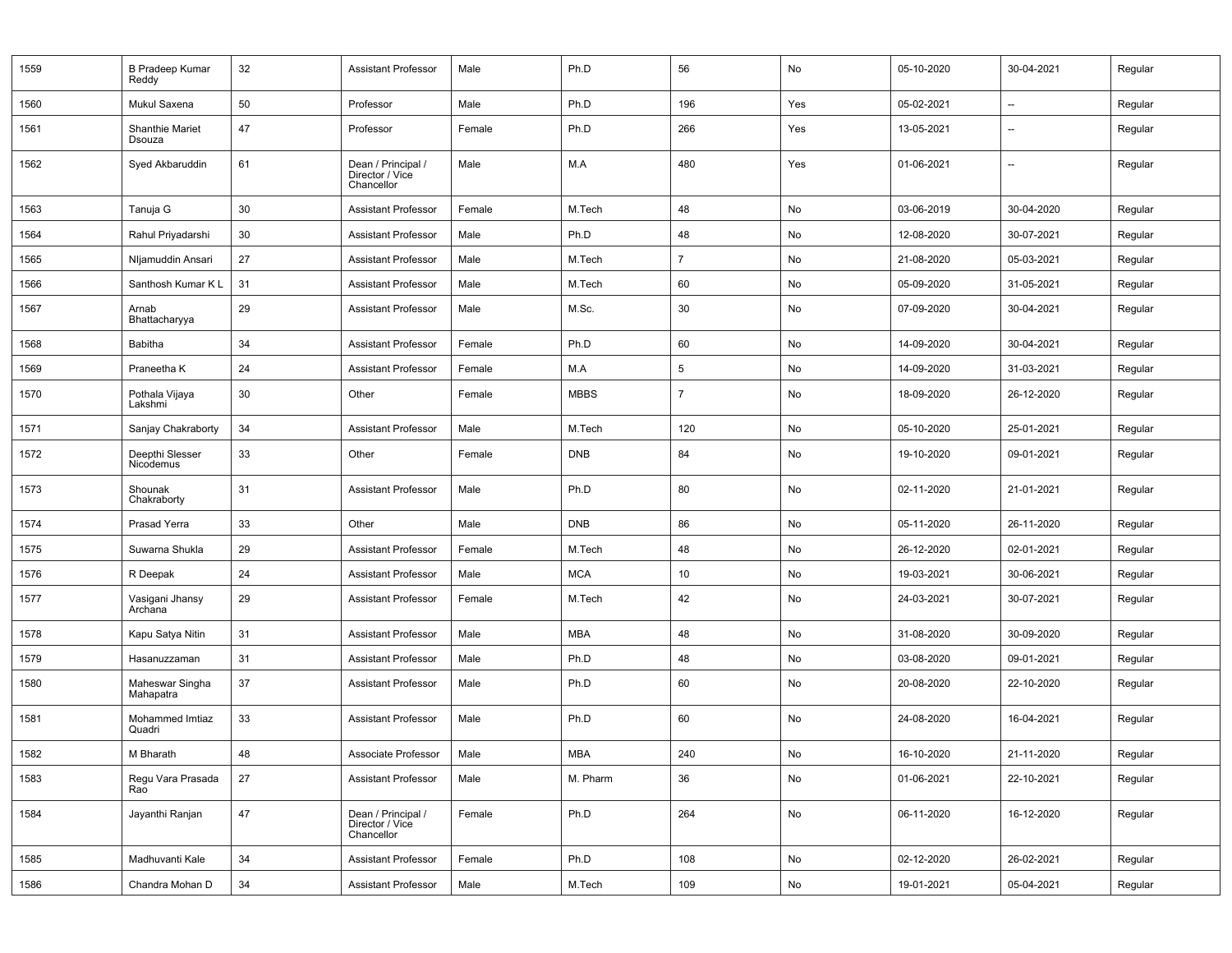| | | | | | | | | | | |
|---|---|---|---|---|---|---|---|---|---|---|
| 1559 | B Pradeep Kumar Reddy | 32 | Assistant Professor | Male | Ph.D | 56 | No | 05-10-2020 | 30-04-2021 | Regular |
| 1560 | Mukul Saxena | 50 | Professor | Male | Ph.D | 196 | Yes | 05-02-2021 | -- | Regular |
| 1561 | Shanthie Mariet Dsouza | 47 | Professor | Female | Ph.D | 266 | Yes | 13-05-2021 | -- | Regular |
| 1562 | Syed Akbaruddin | 61 | Dean / Principal / Director / Vice Chancellor | Male | M.A | 480 | Yes | 01-06-2021 | -- | Regular |
| 1563 | Tanuja G | 30 | Assistant Professor | Female | M.Tech | 48 | No | 03-06-2019 | 30-04-2020 | Regular |
| 1564 | Rahul Priyadarshi | 30 | Assistant Professor | Male | Ph.D | 48 | No | 12-08-2020 | 30-07-2021 | Regular |
| 1565 | NIjamuddin Ansari | 27 | Assistant Professor | Male | M.Tech | 7 | No | 21-08-2020 | 05-03-2021 | Regular |
| 1566 | Santhosh Kumar K L | 31 | Assistant Professor | Male | M.Tech | 60 | No | 05-09-2020 | 31-05-2021 | Regular |
| 1567 | Arnab Bhattacharyya | 29 | Assistant Professor | Male | M.Sc. | 30 | No | 07-09-2020 | 30-04-2021 | Regular |
| 1568 | Babitha | 34 | Assistant Professor | Female | Ph.D | 60 | No | 14-09-2020 | 30-04-2021 | Regular |
| 1569 | Praneetha K | 24 | Assistant Professor | Female | M.A | 5 | No | 14-09-2020 | 31-03-2021 | Regular |
| 1570 | Pothala Vijaya Lakshmi | 30 | Other | Female | MBBS | 7 | No | 18-09-2020 | 26-12-2020 | Regular |
| 1571 | Sanjay Chakraborty | 34 | Assistant Professor | Male | M.Tech | 120 | No | 05-10-2020 | 25-01-2021 | Regular |
| 1572 | Deepthi Slesser Nicodemus | 33 | Other | Female | DNB | 84 | No | 19-10-2020 | 09-01-2021 | Regular |
| 1573 | Shounak Chakraborty | 31 | Assistant Professor | Male | Ph.D | 80 | No | 02-11-2020 | 21-01-2021 | Regular |
| 1574 | Prasad Yerra | 33 | Other | Male | DNB | 86 | No | 05-11-2020 | 26-11-2020 | Regular |
| 1575 | Suwarna Shukla | 29 | Assistant Professor | Female | M.Tech | 48 | No | 26-12-2020 | 02-01-2021 | Regular |
| 1576 | R Deepak | 24 | Assistant Professor | Male | MCA | 10 | No | 19-03-2021 | 30-06-2021 | Regular |
| 1577 | Vasigani Jhansy Archana | 29 | Assistant Professor | Female | M.Tech | 42 | No | 24-03-2021 | 30-07-2021 | Regular |
| 1578 | Kapu Satya Nitin | 31 | Assistant Professor | Male | MBA | 48 | No | 31-08-2020 | 30-09-2020 | Regular |
| 1579 | Hasanuzzaman | 31 | Assistant Professor | Male | Ph.D | 48 | No | 03-08-2020 | 09-01-2021 | Regular |
| 1580 | Maheswar Singha Mahapatra | 37 | Assistant Professor | Male | Ph.D | 60 | No | 20-08-2020 | 22-10-2020 | Regular |
| 1581 | Mohammed Imtiaz Quadri | 33 | Assistant Professor | Male | Ph.D | 60 | No | 24-08-2020 | 16-04-2021 | Regular |
| 1582 | M Bharath | 48 | Associate Professor | Male | MBA | 240 | No | 16-10-2020 | 21-11-2020 | Regular |
| 1583 | Regu Vara Prasada Rao | 27 | Assistant Professor | Male | M. Pharm | 36 | No | 01-06-2021 | 22-10-2021 | Regular |
| 1584 | Jayanthi Ranjan | 47 | Dean / Principal / Director / Vice Chancellor | Female | Ph.D | 264 | No | 06-11-2020 | 16-12-2020 | Regular |
| 1585 | Madhuvanti Kale | 34 | Assistant Professor | Female | Ph.D | 108 | No | 02-12-2020 | 26-02-2021 | Regular |
| 1586 | Chandra Mohan D | 34 | Assistant Professor | Male | M.Tech | 109 | No | 19-01-2021 | 05-04-2021 | Regular |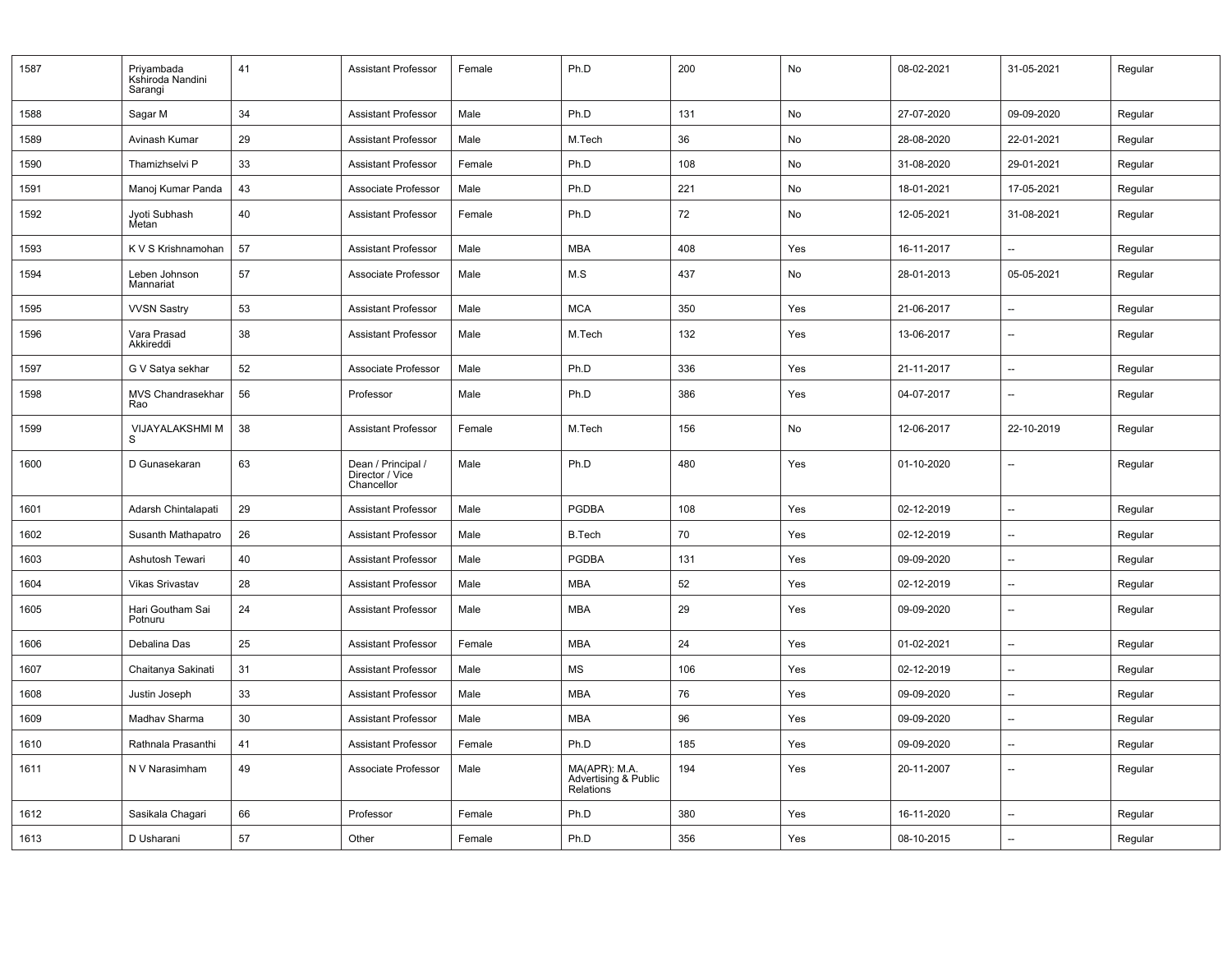| | | | | | | | | | | |
|---|---|---|---|---|---|---|---|---|---|---|
| 1587 | Priyambada Kshiroda Nandini Sarangi | 41 | Assistant Professor | Female | Ph.D | 200 | No | 08-02-2021 | 31-05-2021 | Regular |
| 1588 | Sagar M | 34 | Assistant Professor | Male | Ph.D | 131 | No | 27-07-2020 | 09-09-2020 | Regular |
| 1589 | Avinash Kumar | 29 | Assistant Professor | Male | M.Tech | 36 | No | 28-08-2020 | 22-01-2021 | Regular |
| 1590 | Thamizhselvi P | 33 | Assistant Professor | Female | Ph.D | 108 | No | 31-08-2020 | 29-01-2021 | Regular |
| 1591 | Manoj Kumar Panda | 43 | Associate Professor | Male | Ph.D | 221 | No | 18-01-2021 | 17-05-2021 | Regular |
| 1592 | Jyoti Subhash Metan | 40 | Assistant Professor | Female | Ph.D | 72 | No | 12-05-2021 | 31-08-2021 | Regular |
| 1593 | K V S Krishnamohan | 57 | Assistant Professor | Male | MBA | 408 | Yes | 16-11-2017 | -- | Regular |
| 1594 | Leben Johnson Mannariat | 57 | Associate Professor | Male | M.S | 437 | No | 28-01-2013 | 05-05-2021 | Regular |
| 1595 | VVSN Sastry | 53 | Assistant Professor | Male | MCA | 350 | Yes | 21-06-2017 | -- | Regular |
| 1596 | Vara Prasad Akkireddi | 38 | Assistant Professor | Male | M.Tech | 132 | Yes | 13-06-2017 | -- | Regular |
| 1597 | G V Satya sekhar | 52 | Associate Professor | Male | Ph.D | 336 | Yes | 21-11-2017 | -- | Regular |
| 1598 | MVS Chandrasekhar Rao | 56 | Professor | Male | Ph.D | 386 | Yes | 04-07-2017 | -- | Regular |
| 1599 | VIJAYALAKSHMI M S | 38 | Assistant Professor | Female | M.Tech | 156 | No | 12-06-2017 | 22-10-2019 | Regular |
| 1600 | D Gunasekaran | 63 | Dean / Principal / Director / Vice Chancellor | Male | Ph.D | 480 | Yes | 01-10-2020 | -- | Regular |
| 1601 | Adarsh Chintalapati | 29 | Assistant Professor | Male | PGDBA | 108 | Yes | 02-12-2019 | -- | Regular |
| 1602 | Susanth Mathapatro | 26 | Assistant Professor | Male | B.Tech | 70 | Yes | 02-12-2019 | -- | Regular |
| 1603 | Ashutosh Tewari | 40 | Assistant Professor | Male | PGDBA | 131 | Yes | 09-09-2020 | -- | Regular |
| 1604 | Vikas Srivastav | 28 | Assistant Professor | Male | MBA | 52 | Yes | 02-12-2019 | -- | Regular |
| 1605 | Hari Goutham Sai Potnuru | 24 | Assistant Professor | Male | MBA | 29 | Yes | 09-09-2020 | -- | Regular |
| 1606 | Debalina Das | 25 | Assistant Professor | Female | MBA | 24 | Yes | 01-02-2021 | -- | Regular |
| 1607 | Chaitanya Sakinati | 31 | Assistant Professor | Male | MS | 106 | Yes | 02-12-2019 | -- | Regular |
| 1608 | Justin Joseph | 33 | Assistant Professor | Male | MBA | 76 | Yes | 09-09-2020 | -- | Regular |
| 1609 | Madhav Sharma | 30 | Assistant Professor | Male | MBA | 96 | Yes | 09-09-2020 | -- | Regular |
| 1610 | Rathnala Prasanthi | 41 | Assistant Professor | Female | Ph.D | 185 | Yes | 09-09-2020 | -- | Regular |
| 1611 | N V Narasimham | 49 | Associate Professor | Male | MA(APR): M.A. Advertising & Public Relations | 194 | Yes | 20-11-2007 | -- | Regular |
| 1612 | Sasikala Chagari | 66 | Professor | Female | Ph.D | 380 | Yes | 16-11-2020 | -- | Regular |
| 1613 | D Usharani | 57 | Other | Female | Ph.D | 356 | Yes | 08-10-2015 | -- | Regular |